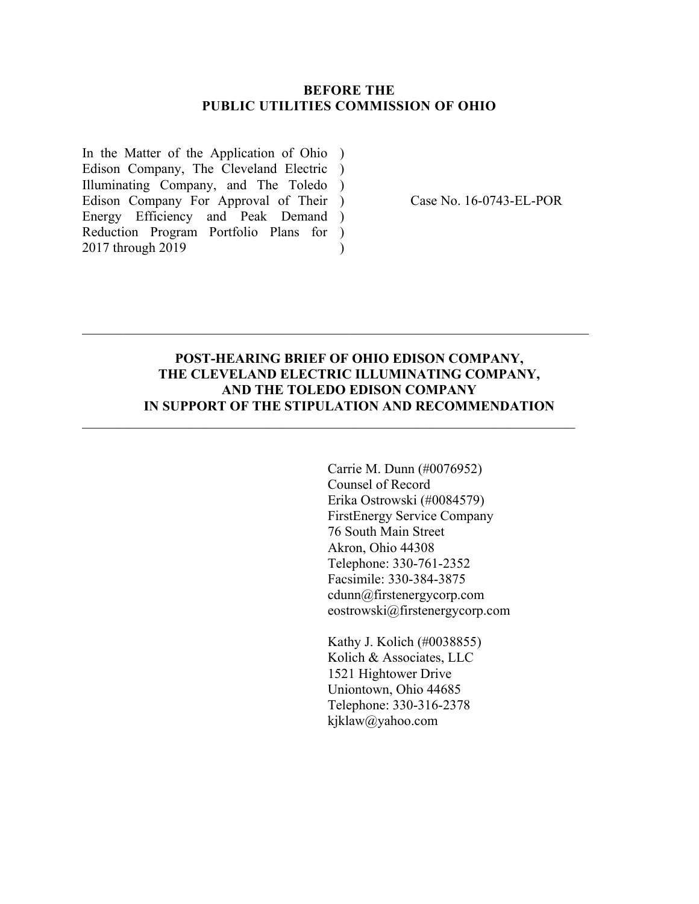**BEFORE THE**
**PUBLIC UTILITIES COMMISSION OF OHIO**

| | | |
|---|---|---|
| In the Matter of the Application of Ohio Edison Company, The Cleveland Electric Illuminating Company, and The Toledo Edison Company For Approval of Their Energy Efficiency and Peak Demand Reduction Program Portfolio Plans for 2017 through 2019 | ) ) ) ) ) ) ) | Case No. 16-0743-EL-POR |

---

**POST-HEARING BRIEF OF OHIO EDISON COMPANY, THE CLEVELAND ELECTRIC ILLUMINATING COMPANY, AND THE TOLEDO EDISON COMPANY IN SUPPORT OF THE STIPULATION AND RECOMMENDATION**

---

Carrie M. Dunn (#0076952)
Counsel of Record
Erika Ostrowski (#0084579)
FirstEnergy Service Company
76 South Main Street
Akron, Ohio 44308
Telephone: 330-761-2352
Facsimile: 330-384-3875
cdunn@firstenergycorp.com
eostrowski@firstenergycorp.com

Kathy J. Kolich (#0038855)
Kolich & Associates, LLC
1521 Hightower Drive
Uniontown, Ohio 44685
Telephone: 330-316-2378
kjklaw@yahoo.com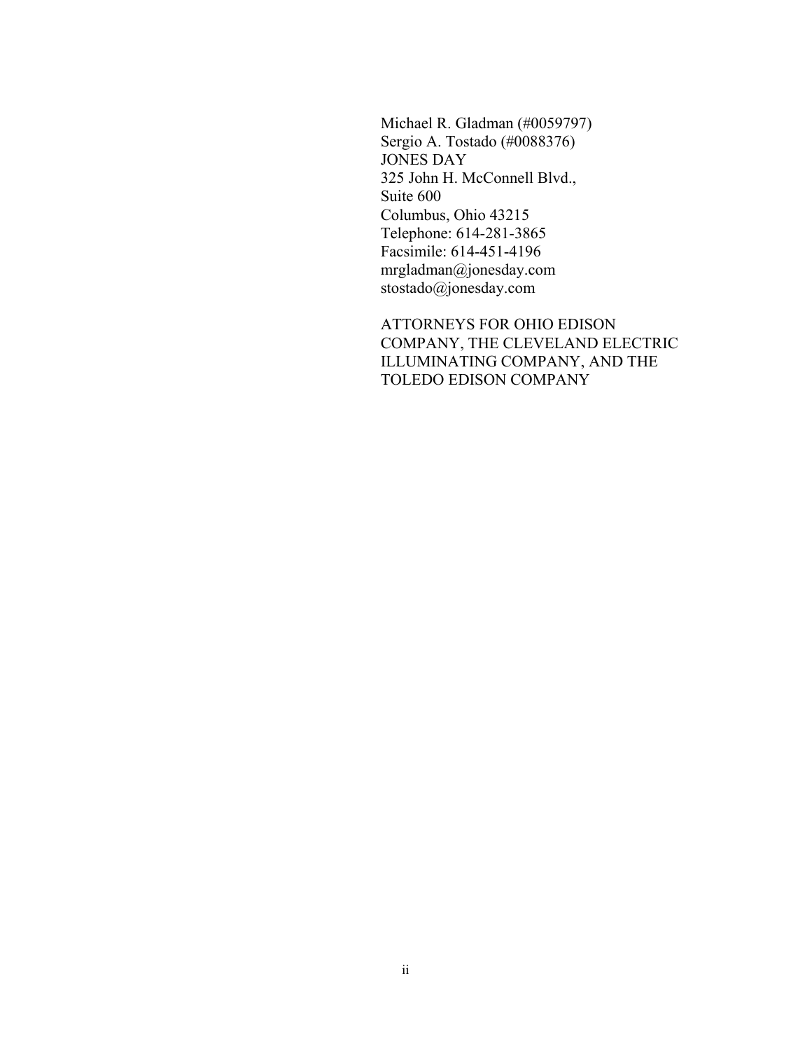Michael R. Gladman (#0059797)
Sergio A. Tostado (#0088376)
JONES DAY
325 John H. McConnell Blvd.,
Suite 600
Columbus, Ohio 43215
Telephone: 614-281-3865
Facsimile: 614-451-4196
mrgladman@jonesday.com
stostado@jonesday.com

ATTORNEYS FOR OHIO EDISON COMPANY, THE CLEVELAND ELECTRIC ILLUMINATING COMPANY, AND THE TOLEDO EDISON COMPANY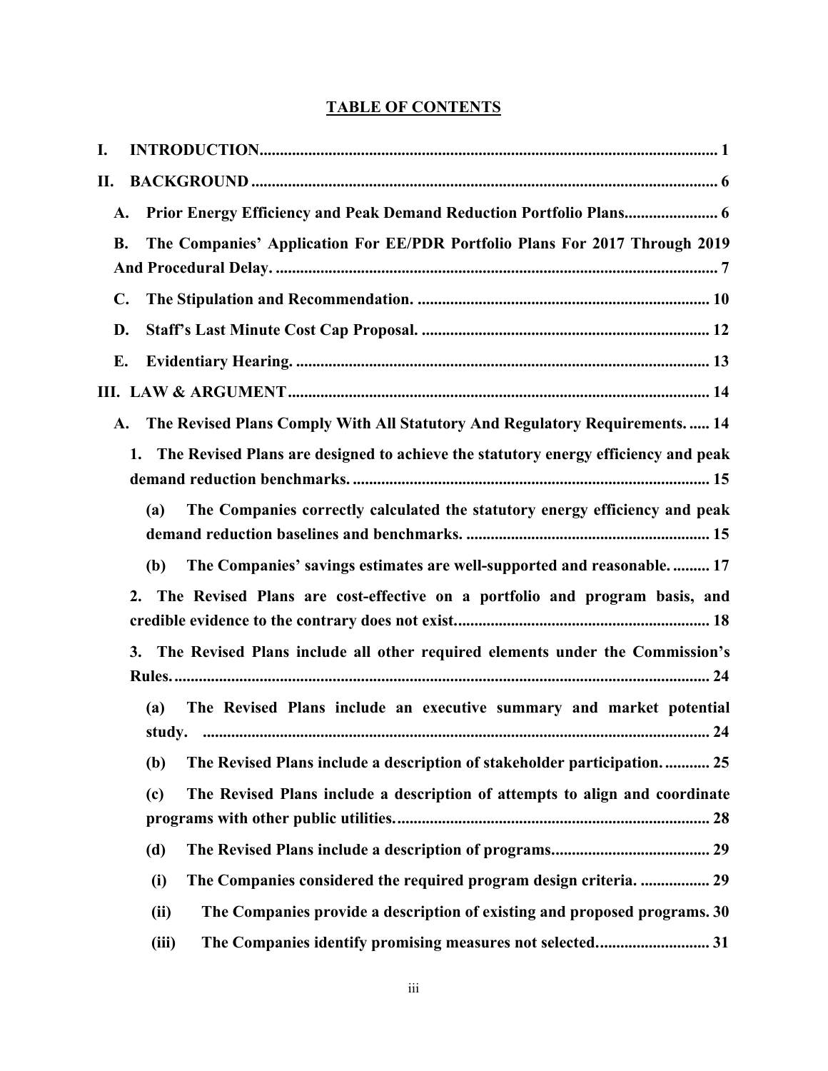## TABLE OF CONTENTS

**I. INTRODUCTION** ............ 1

**II. BACKGROUND** ............ 6

- **A. Prior Energy Efficiency and Peak Demand Reduction Portfolio Plans** ............ 6
- **B. The Companies' Application For EE/PDR Portfolio Plans For 2017 Through 2019 And Procedural Delay.** ............ 7
- **C. The Stipulation and Recommendation.** ............ 10
- **D. Staff's Last Minute Cost Cap Proposal.** ............ 12
- **E. Evidentiary Hearing.** ............ 13

**III. LAW & ARGUMENT** ............ 14

- **A. The Revised Plans Comply With All Statutory And Regulatory Requirements.** ............ 14
  - **1. The Revised Plans are designed to achieve the statutory energy efficiency and peak demand reduction benchmarks.** ............ 15
    - **(a) The Companies correctly calculated the statutory energy efficiency and peak demand reduction baselines and benchmarks.** ............ 15
    - **(b) The Companies' savings estimates are well-supported and reasonable.** ............ 17
  - **2. The Revised Plans are cost-effective on a portfolio and program basis, and credible evidence to the contrary does not exist.** ............ 18
  - **3. The Revised Plans include all other required elements under the Commission's Rules.** ............ 24
    - **(a) The Revised Plans include an executive summary and market potential study.** ............ 24
    - **(b) The Revised Plans include a description of stakeholder participation.** ............ 25
    - **(c) The Revised Plans include a description of attempts to align and coordinate programs with other public utilities.** ............ 28
    - **(d) The Revised Plans include a description of programs.** ............ 29
      - **(i) The Companies considered the required program design criteria.** ............ 29
      - **(ii) The Companies provide a description of existing and proposed programs.** 30
      - **(iii) The Companies identify promising measures not selected.** ............ 31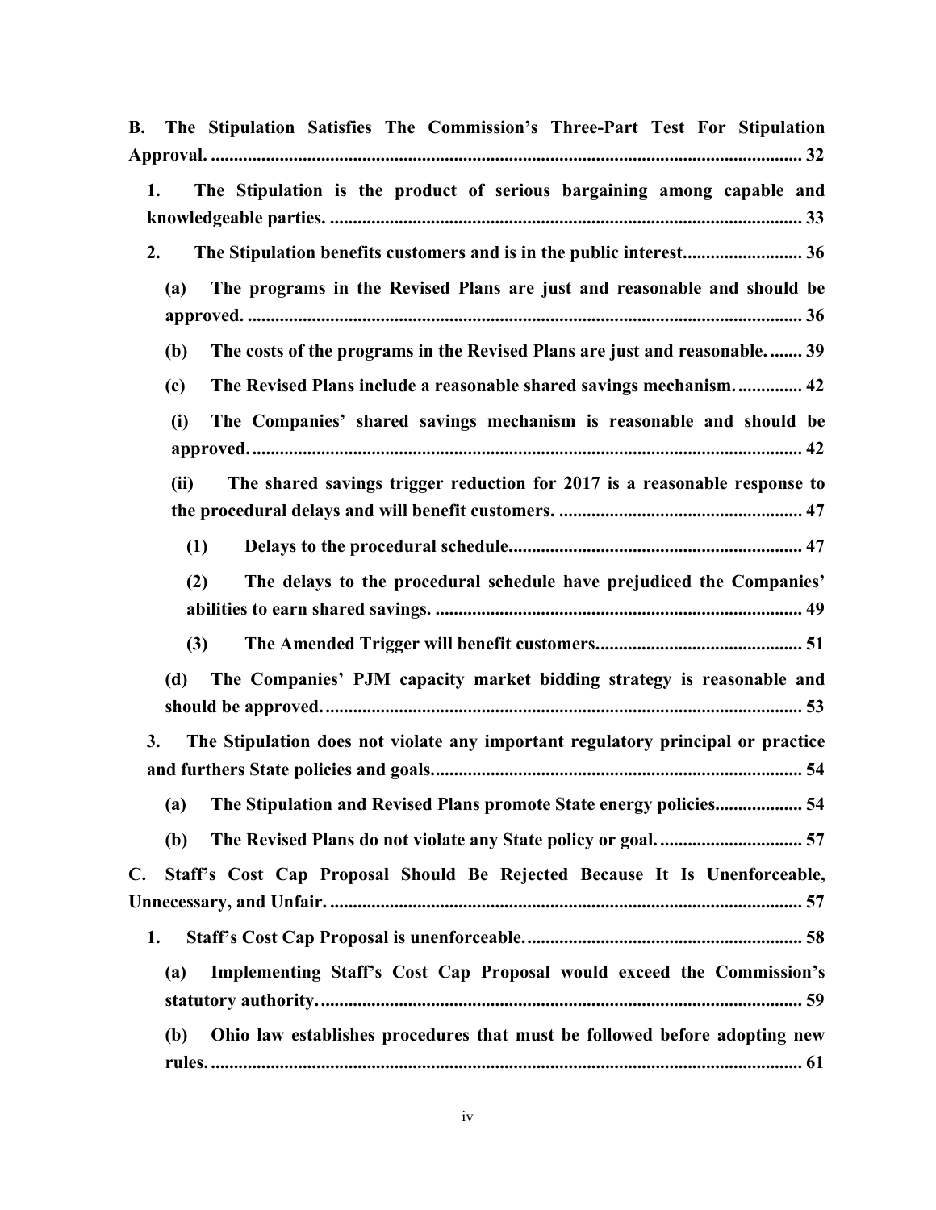**B. The Stipulation Satisfies The Commission's Three-Part Test For Stipulation Approval. .......... 32**

- **1. The Stipulation is the product of serious bargaining among capable and knowledgeable parties. .......... 33**
- **2. The Stipulation benefits customers and is in the public interest.......... 36**
  - **(a) The programs in the Revised Plans are just and reasonable and should be approved. .......... 36**
  - **(b) The costs of the programs in the Revised Plans are just and reasonable. .......... 39**
  - **(c) The Revised Plans include a reasonable shared savings mechanism. .......... 42**
    - **(i) The Companies' shared savings mechanism is reasonable and should be approved. .......... 42**
    - **(ii) The shared savings trigger reduction for 2017 is a reasonable response to the procedural delays and will benefit customers. .......... 47**
      - **(1) Delays to the procedural schedule. .......... 47**
      - **(2) The delays to the procedural schedule have prejudiced the Companies' abilities to earn shared savings. .......... 49**
      - **(3) The Amended Trigger will benefit customers. .......... 51**
  - **(d) The Companies' PJM capacity market bidding strategy is reasonable and should be approved. .......... 53**
- **3. The Stipulation does not violate any important regulatory principal or practice and furthers State policies and goals. .......... 54**
  - **(a) The Stipulation and Revised Plans promote State energy policies. .......... 54**
  - **(b) The Revised Plans do not violate any State policy or goal. .......... 57**

**C. Staff's Cost Cap Proposal Should Be Rejected Because It Is Unenforceable, Unnecessary, and Unfair. .......... 57**

- **1. Staff's Cost Cap Proposal is unenforceable. .......... 58**
  - **(a) Implementing Staff's Cost Cap Proposal would exceed the Commission's statutory authority. .......... 59**
  - **(b) Ohio law establishes procedures that must be followed before adopting new rules. .......... 61**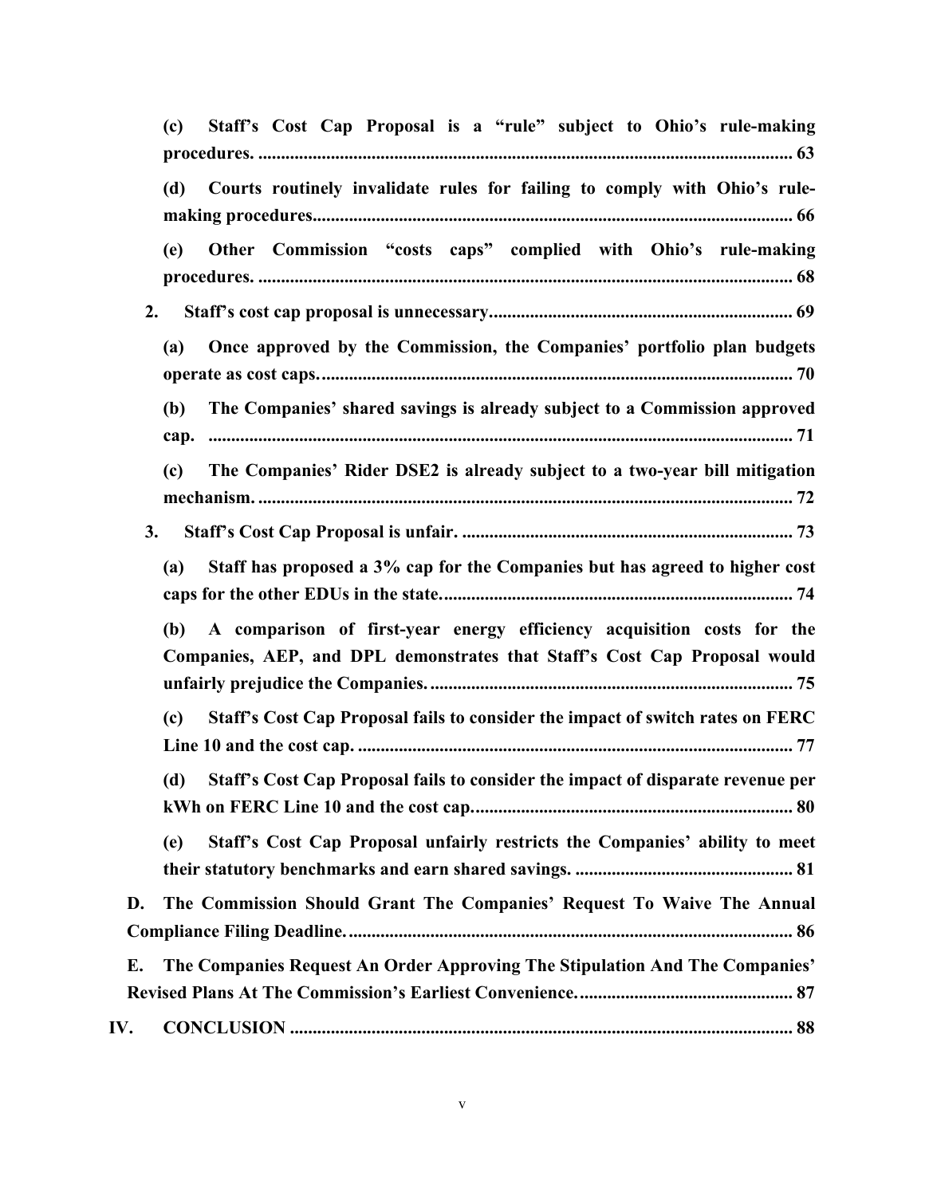(c) **Staff's Cost Cap Proposal is a "rule" subject to Ohio's rule-making procedures.** ....... 63

(d) **Courts routinely invalidate rules for failing to comply with Ohio's rule-making procedures.** ....... 66

(e) **Other Commission "costs caps" complied with Ohio's rule-making procedures.** ....... 68

2. **Staff's cost cap proposal is unnecessary.** ....... 69

(a) **Once approved by the Commission, the Companies' portfolio plan budgets operate as cost caps.** ....... 70

(b) **The Companies' shared savings is already subject to a Commission approved cap.** ....... 71

(c) **The Companies' Rider DSE2 is already subject to a two-year bill mitigation mechanism.** ....... 72

3. **Staff's Cost Cap Proposal is unfair.** ....... 73

(a) **Staff has proposed a 3% cap for the Companies but has agreed to higher cost caps for the other EDUs in the state.** ....... 74

(b) **A comparison of first-year energy efficiency acquisition costs for the Companies, AEP, and DPL demonstrates that Staff's Cost Cap Proposal would unfairly prejudice the Companies.** ....... 75

(c) **Staff's Cost Cap Proposal fails to consider the impact of switch rates on FERC Line 10 and the cost cap.** ....... 77

(d) **Staff's Cost Cap Proposal fails to consider the impact of disparate revenue per kWh on FERC Line 10 and the cost cap.** ....... 80

(e) **Staff's Cost Cap Proposal unfairly restricts the Companies' ability to meet their statutory benchmarks and earn shared savings.** ....... 81

D. **The Commission Should Grant The Companies' Request To Waive The Annual Compliance Filing Deadline.** ....... 86

E. **The Companies Request An Order Approving The Stipulation And The Companies' Revised Plans At The Commission's Earliest Convenience.** ....... 87

IV. **CONCLUSION** ....... 88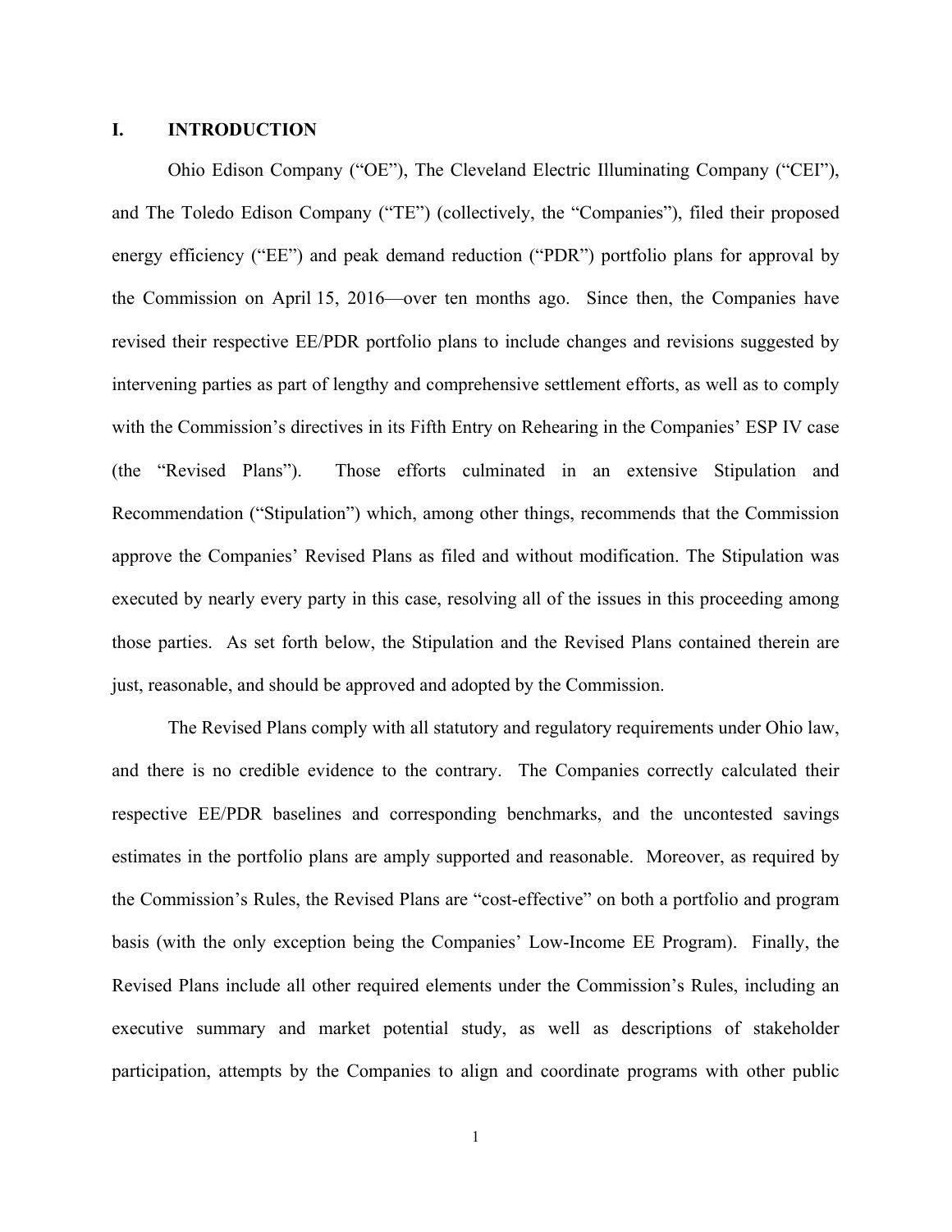## I. INTRODUCTION

Ohio Edison Company ("OE"), The Cleveland Electric Illuminating Company ("CEI"), and The Toledo Edison Company ("TE") (collectively, the "Companies"), filed their proposed energy efficiency ("EE") and peak demand reduction ("PDR") portfolio plans for approval by the Commission on April 15, 2016—over ten months ago. Since then, the Companies have revised their respective EE/PDR portfolio plans to include changes and revisions suggested by intervening parties as part of lengthy and comprehensive settlement efforts, as well as to comply with the Commission's directives in its Fifth Entry on Rehearing in the Companies' ESP IV case (the "Revised Plans"). Those efforts culminated in an extensive Stipulation and Recommendation ("Stipulation") which, among other things, recommends that the Commission approve the Companies' Revised Plans as filed and without modification. The Stipulation was executed by nearly every party in this case, resolving all of the issues in this proceeding among those parties. As set forth below, the Stipulation and the Revised Plans contained therein are just, reasonable, and should be approved and adopted by the Commission.

The Revised Plans comply with all statutory and regulatory requirements under Ohio law, and there is no credible evidence to the contrary. The Companies correctly calculated their respective EE/PDR baselines and corresponding benchmarks, and the uncontested savings estimates in the portfolio plans are amply supported and reasonable. Moreover, as required by the Commission's Rules, the Revised Plans are "cost-effective" on both a portfolio and program basis (with the only exception being the Companies' Low-Income EE Program). Finally, the Revised Plans include all other required elements under the Commission's Rules, including an executive summary and market potential study, as well as descriptions of stakeholder participation, attempts by the Companies to align and coordinate programs with other public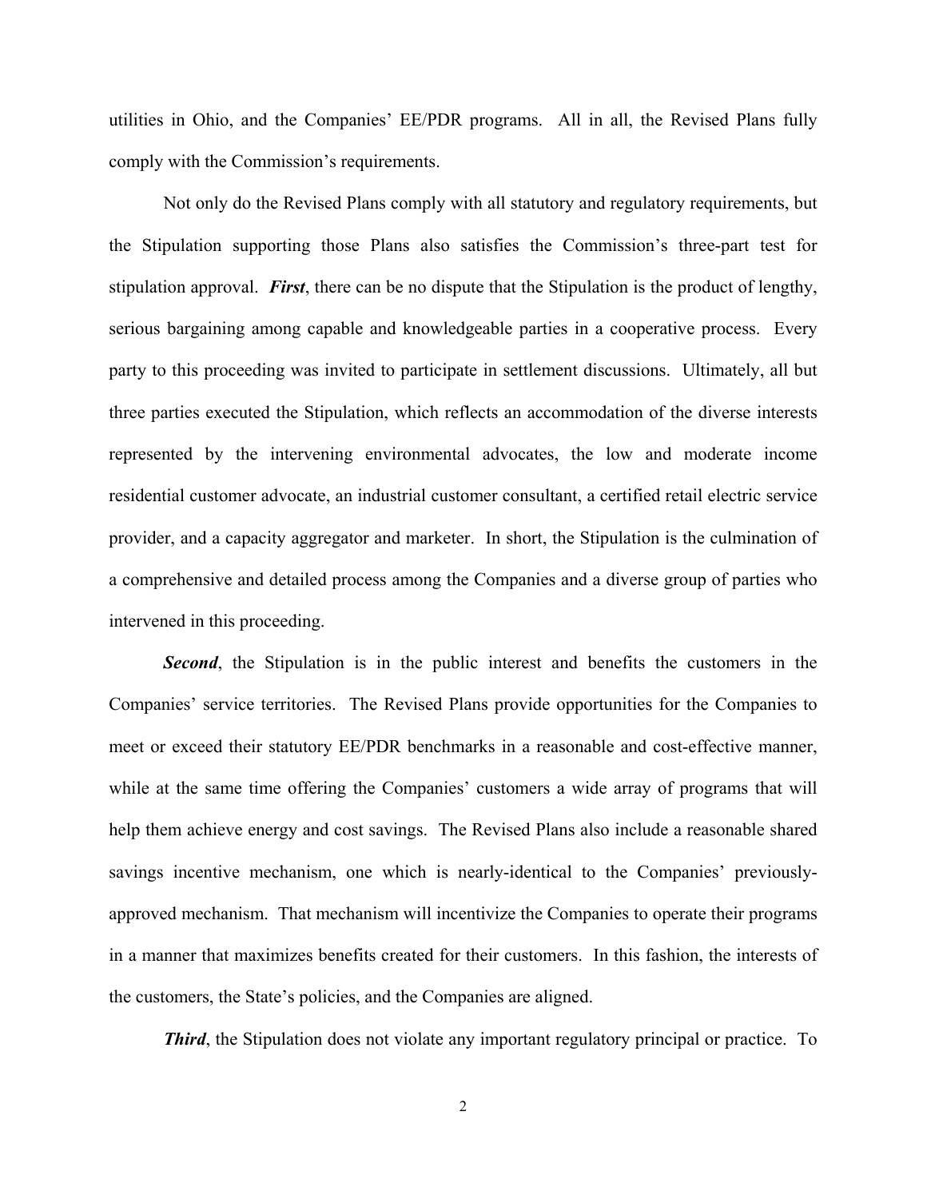utilities in Ohio, and the Companies' EE/PDR programs. All in all, the Revised Plans fully comply with the Commission's requirements.

Not only do the Revised Plans comply with all statutory and regulatory requirements, but the Stipulation supporting those Plans also satisfies the Commission's three-part test for stipulation approval. ***First***, there can be no dispute that the Stipulation is the product of lengthy, serious bargaining among capable and knowledgeable parties in a cooperative process. Every party to this proceeding was invited to participate in settlement discussions. Ultimately, all but three parties executed the Stipulation, which reflects an accommodation of the diverse interests represented by the intervening environmental advocates, the low and moderate income residential customer advocate, an industrial customer consultant, a certified retail electric service provider, and a capacity aggregator and marketer. In short, the Stipulation is the culmination of a comprehensive and detailed process among the Companies and a diverse group of parties who intervened in this proceeding.

***Second***, the Stipulation is in the public interest and benefits the customers in the Companies' service territories. The Revised Plans provide opportunities for the Companies to meet or exceed their statutory EE/PDR benchmarks in a reasonable and cost-effective manner, while at the same time offering the Companies' customers a wide array of programs that will help them achieve energy and cost savings. The Revised Plans also include a reasonable shared savings incentive mechanism, one which is nearly-identical to the Companies' previously-approved mechanism. That mechanism will incentivize the Companies to operate their programs in a manner that maximizes benefits created for their customers. In this fashion, the interests of the customers, the State's policies, and the Companies are aligned.

***Third***, the Stipulation does not violate any important regulatory principal or practice. To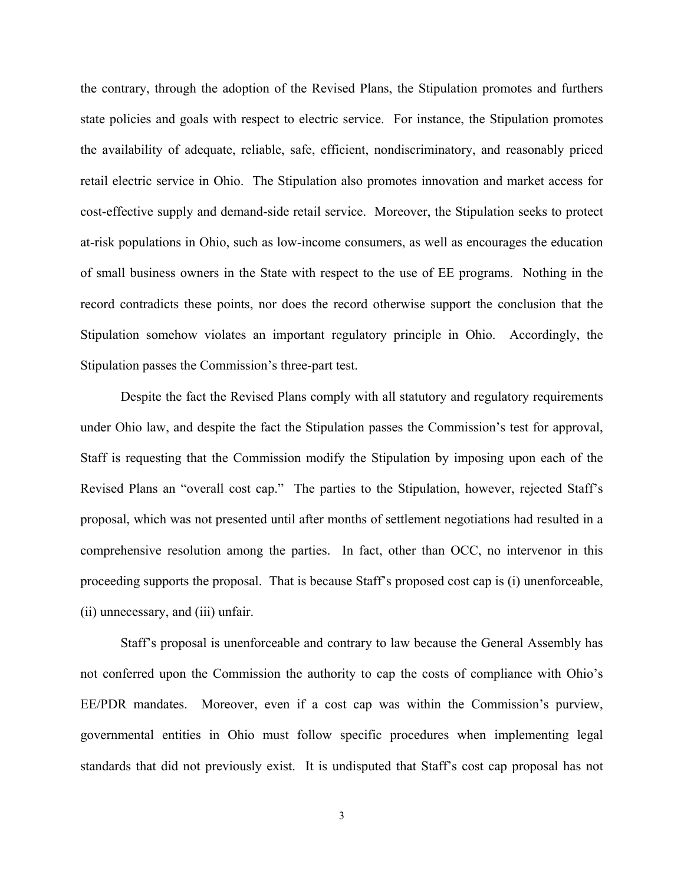the contrary, through the adoption of the Revised Plans, the Stipulation promotes and furthers state policies and goals with respect to electric service. For instance, the Stipulation promotes the availability of adequate, reliable, safe, efficient, nondiscriminatory, and reasonably priced retail electric service in Ohio. The Stipulation also promotes innovation and market access for cost-effective supply and demand-side retail service. Moreover, the Stipulation seeks to protect at-risk populations in Ohio, such as low-income consumers, as well as encourages the education of small business owners in the State with respect to the use of EE programs. Nothing in the record contradicts these points, nor does the record otherwise support the conclusion that the Stipulation somehow violates an important regulatory principle in Ohio. Accordingly, the Stipulation passes the Commission's three-part test.

Despite the fact the Revised Plans comply with all statutory and regulatory requirements under Ohio law, and despite the fact the Stipulation passes the Commission's test for approval, Staff is requesting that the Commission modify the Stipulation by imposing upon each of the Revised Plans an "overall cost cap." The parties to the Stipulation, however, rejected Staff's proposal, which was not presented until after months of settlement negotiations had resulted in a comprehensive resolution among the parties. In fact, other than OCC, no intervenor in this proceeding supports the proposal. That is because Staff's proposed cost cap is (i) unenforceable, (ii) unnecessary, and (iii) unfair.

Staff's proposal is unenforceable and contrary to law because the General Assembly has not conferred upon the Commission the authority to cap the costs of compliance with Ohio's EE/PDR mandates. Moreover, even if a cost cap was within the Commission's purview, governmental entities in Ohio must follow specific procedures when implementing legal standards that did not previously exist. It is undisputed that Staff's cost cap proposal has not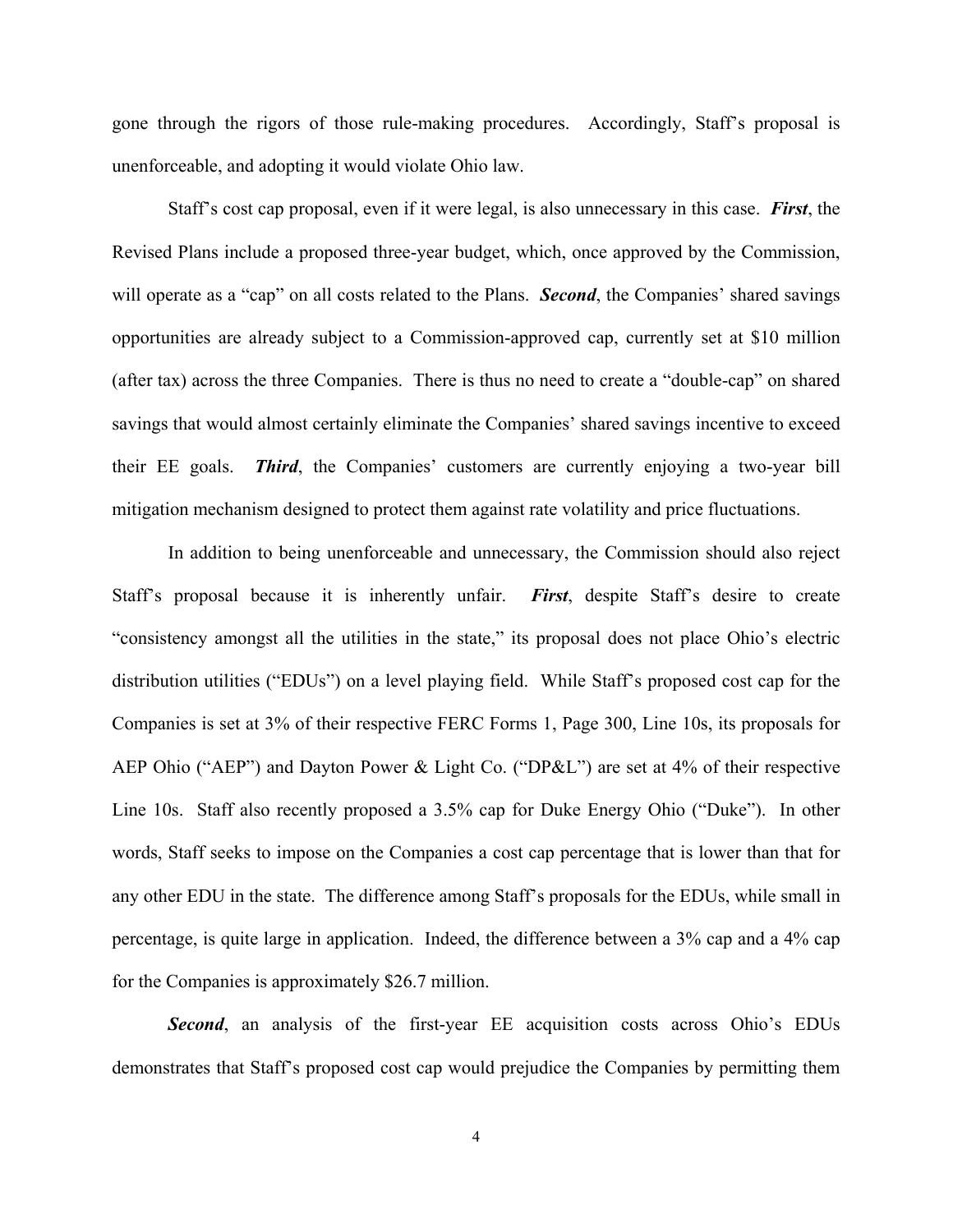gone through the rigors of those rule-making procedures. Accordingly, Staff's proposal is unenforceable, and adopting it would violate Ohio law.

Staff's cost cap proposal, even if it were legal, is also unnecessary in this case. ***First***, the Revised Plans include a proposed three-year budget, which, once approved by the Commission, will operate as a "cap" on all costs related to the Plans. ***Second***, the Companies' shared savings opportunities are already subject to a Commission-approved cap, currently set at $10 million (after tax) across the three Companies. There is thus no need to create a "double-cap" on shared savings that would almost certainly eliminate the Companies' shared savings incentive to exceed their EE goals. ***Third***, the Companies' customers are currently enjoying a two-year bill mitigation mechanism designed to protect them against rate volatility and price fluctuations.

In addition to being unenforceable and unnecessary, the Commission should also reject Staff's proposal because it is inherently unfair. ***First***, despite Staff's desire to create "consistency amongst all the utilities in the state," its proposal does not place Ohio's electric distribution utilities ("EDUs") on a level playing field. While Staff's proposed cost cap for the Companies is set at 3% of their respective FERC Forms 1, Page 300, Line 10s, its proposals for AEP Ohio ("AEP") and Dayton Power & Light Co. ("DP&L") are set at 4% of their respective Line 10s. Staff also recently proposed a 3.5% cap for Duke Energy Ohio ("Duke"). In other words, Staff seeks to impose on the Companies a cost cap percentage that is lower than that for any other EDU in the state. The difference among Staff's proposals for the EDUs, while small in percentage, is quite large in application. Indeed, the difference between a 3% cap and a 4% cap for the Companies is approximately $26.7 million.

***Second***, an analysis of the first-year EE acquisition costs across Ohio's EDUs demonstrates that Staff's proposed cost cap would prejudice the Companies by permitting them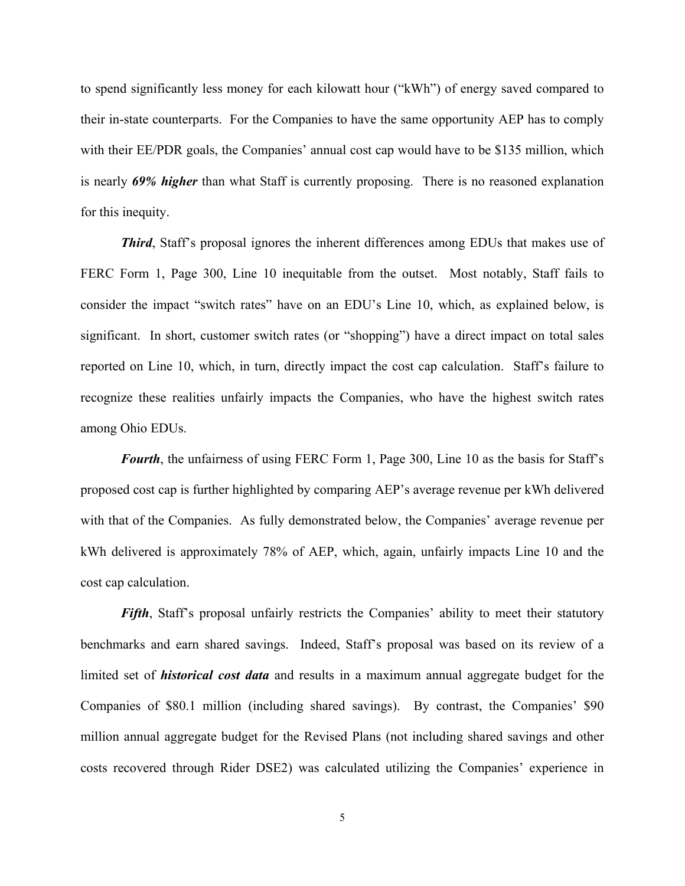to spend significantly less money for each kilowatt hour ("kWh") of energy saved compared to their in-state counterparts. For the Companies to have the same opportunity AEP has to comply with their EE/PDR goals, the Companies' annual cost cap would have to be $135 million, which is nearly ***69% higher*** than what Staff is currently proposing. There is no reasoned explanation for this inequity.

***Third***, Staff's proposal ignores the inherent differences among EDUs that makes use of FERC Form 1, Page 300, Line 10 inequitable from the outset. Most notably, Staff fails to consider the impact "switch rates" have on an EDU's Line 10, which, as explained below, is significant. In short, customer switch rates (or "shopping") have a direct impact on total sales reported on Line 10, which, in turn, directly impact the cost cap calculation. Staff's failure to recognize these realities unfairly impacts the Companies, who have the highest switch rates among Ohio EDUs.

***Fourth***, the unfairness of using FERC Form 1, Page 300, Line 10 as the basis for Staff's proposed cost cap is further highlighted by comparing AEP's average revenue per kWh delivered with that of the Companies. As fully demonstrated below, the Companies' average revenue per kWh delivered is approximately 78% of AEP, which, again, unfairly impacts Line 10 and the cost cap calculation.

***Fifth***, Staff's proposal unfairly restricts the Companies' ability to meet their statutory benchmarks and earn shared savings. Indeed, Staff's proposal was based on its review of a limited set of ***historical cost data*** and results in a maximum annual aggregate budget for the Companies of $80.1 million (including shared savings). By contrast, the Companies' $90 million annual aggregate budget for the Revised Plans (not including shared savings and other costs recovered through Rider DSE2) was calculated utilizing the Companies' experience in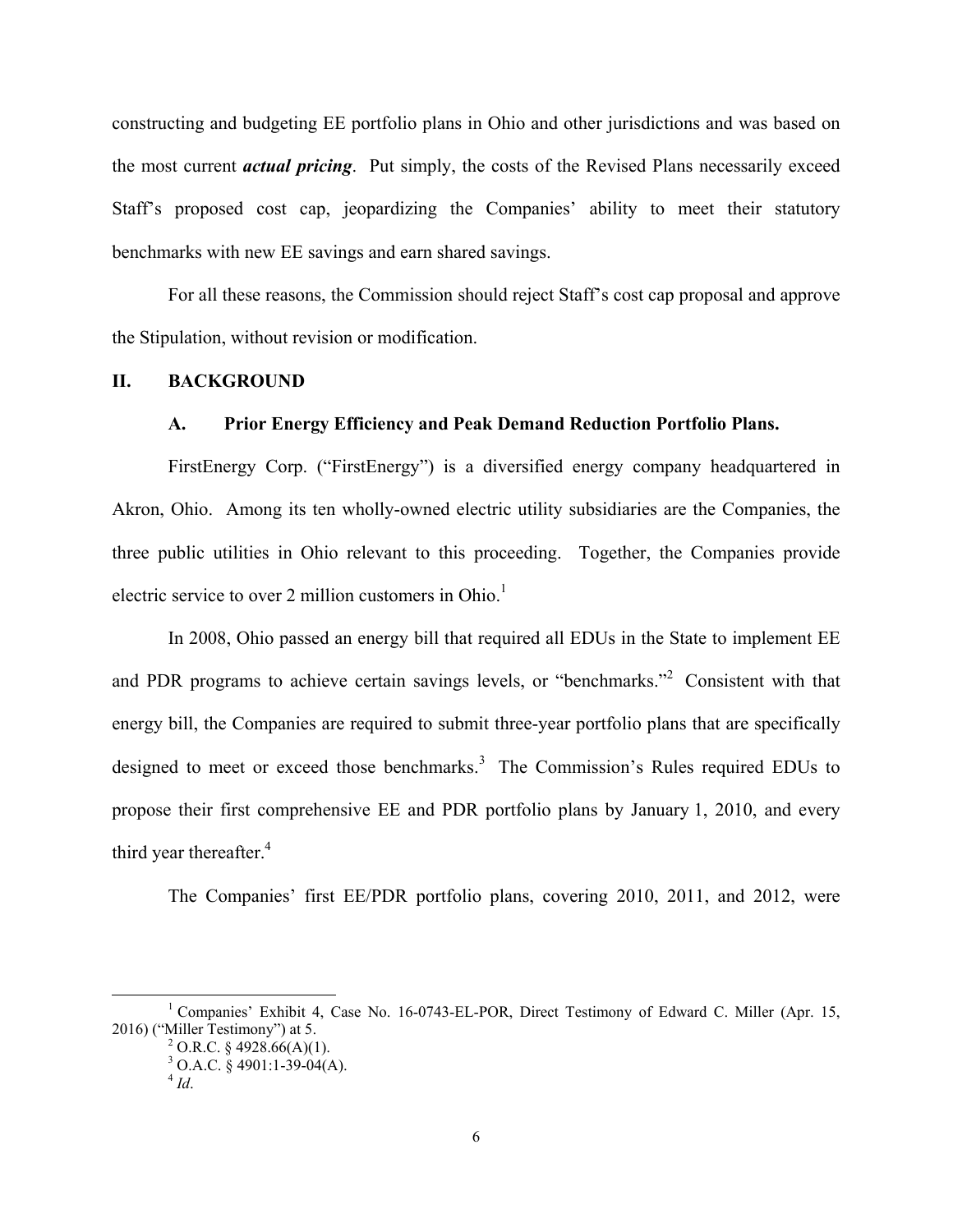constructing and budgeting EE portfolio plans in Ohio and other jurisdictions and was based on the most current ***actual pricing***. Put simply, the costs of the Revised Plans necessarily exceed Staff's proposed cost cap, jeopardizing the Companies' ability to meet their statutory benchmarks with new EE savings and earn shared savings.

For all these reasons, the Commission should reject Staff's cost cap proposal and approve the Stipulation, without revision or modification.

## II. BACKGROUND

### A. Prior Energy Efficiency and Peak Demand Reduction Portfolio Plans.

FirstEnergy Corp. ("FirstEnergy") is a diversified energy company headquartered in Akron, Ohio. Among its ten wholly-owned electric utility subsidiaries are the Companies, the three public utilities in Ohio relevant to this proceeding. Together, the Companies provide electric service to over 2 million customers in Ohio.[1]

In 2008, Ohio passed an energy bill that required all EDUs in the State to implement EE and PDR programs to achieve certain savings levels, or "benchmarks."[2] Consistent with that energy bill, the Companies are required to submit three-year portfolio plans that are specifically designed to meet or exceed those benchmarks.[3] The Commission's Rules required EDUs to propose their first comprehensive EE and PDR portfolio plans by January 1, 2010, and every third year thereafter.[4]

The Companies' first EE/PDR portfolio plans, covering 2010, 2011, and 2012, were

---

[1] Companies' Exhibit 4, Case No. 16-0743-EL-POR, Direct Testimony of Edward C. Miller (Apr. 15, 2016) ("Miller Testimony") at 5.

[2] O.R.C. § 4928.66(A)(1).

[3] O.A.C. § 4901:1-39-04(A).

[4] *Id*.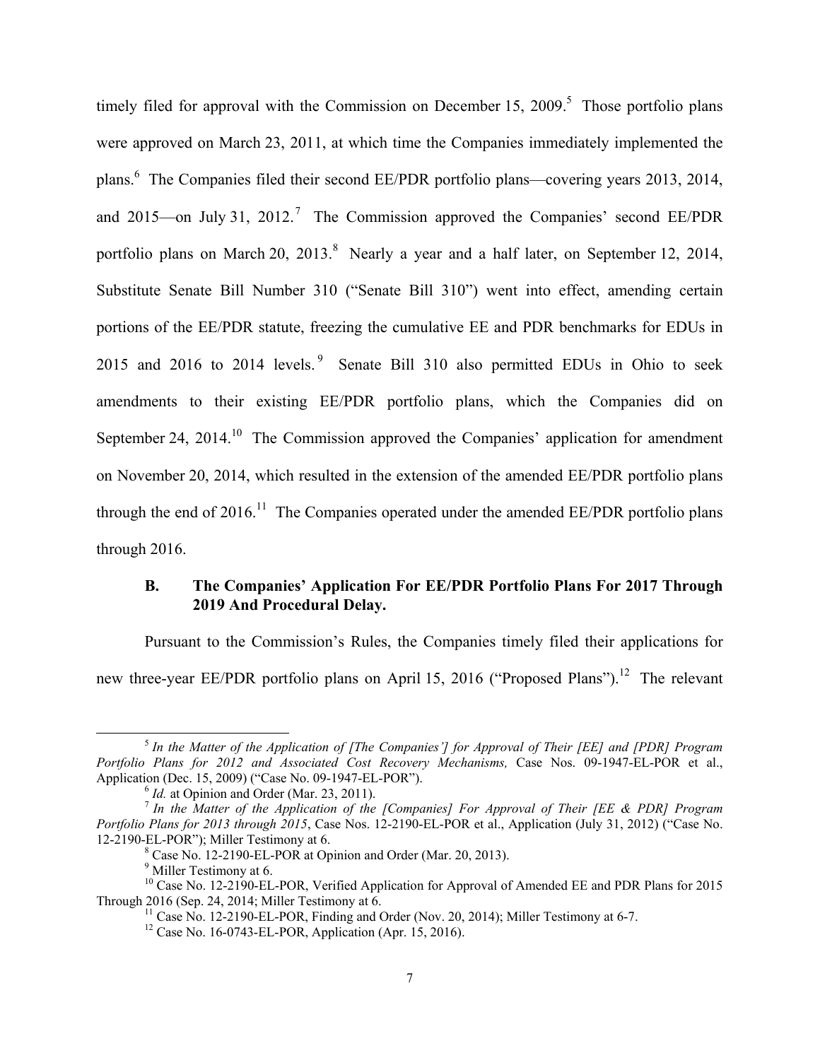timely filed for approval with the Commission on December 15, 2009.[5] Those portfolio plans were approved on March 23, 2011, at which time the Companies immediately implemented the plans.[6] The Companies filed their second EE/PDR portfolio plans—covering years 2013, 2014, and 2015—on July 31, 2012.[7] The Commission approved the Companies' second EE/PDR portfolio plans on March 20, 2013.[8] Nearly a year and a half later, on September 12, 2014, Substitute Senate Bill Number 310 ("Senate Bill 310") went into effect, amending certain portions of the EE/PDR statute, freezing the cumulative EE and PDR benchmarks for EDUs in 2015 and 2016 to 2014 levels.[9] Senate Bill 310 also permitted EDUs in Ohio to seek amendments to their existing EE/PDR portfolio plans, which the Companies did on September 24, 2014.[10] The Commission approved the Companies' application for amendment on November 20, 2014, which resulted in the extension of the amended EE/PDR portfolio plans through the end of 2016.[11] The Companies operated under the amended EE/PDR portfolio plans through 2016.

### B. The Companies' Application For EE/PDR Portfolio Plans For 2017 Through 2019 And Procedural Delay.

Pursuant to the Commission's Rules, the Companies timely filed their applications for new three-year EE/PDR portfolio plans on April 15, 2016 ("Proposed Plans").[12] The relevant

---

[5] *In the Matter of the Application of [The Companies'] for Approval of Their [EE] and [PDR] Program Portfolio Plans for 2012 and Associated Cost Recovery Mechanisms,* Case Nos. 09-1947-EL-POR et al., Application (Dec. 15, 2009) ("Case No. 09-1947-EL-POR").

[6] *Id.* at Opinion and Order (Mar. 23, 2011).

[7] *In the Matter of the Application of the [Companies] For Approval of Their [EE & PDR] Program Portfolio Plans for 2013 through 2015*, Case Nos. 12-2190-EL-POR et al., Application (July 31, 2012) ("Case No. 12-2190-EL-POR"); Miller Testimony at 6.

[8] Case No. 12-2190-EL-POR at Opinion and Order (Mar. 20, 2013).

[9] Miller Testimony at 6.

[10] Case No. 12-2190-EL-POR, Verified Application for Approval of Amended EE and PDR Plans for 2015 Through 2016 (Sep. 24, 2014; Miller Testimony at 6.

[11] Case No. 12-2190-EL-POR, Finding and Order (Nov. 20, 2014); Miller Testimony at 6-7.

[12] Case No. 16-0743-EL-POR, Application (Apr. 15, 2016).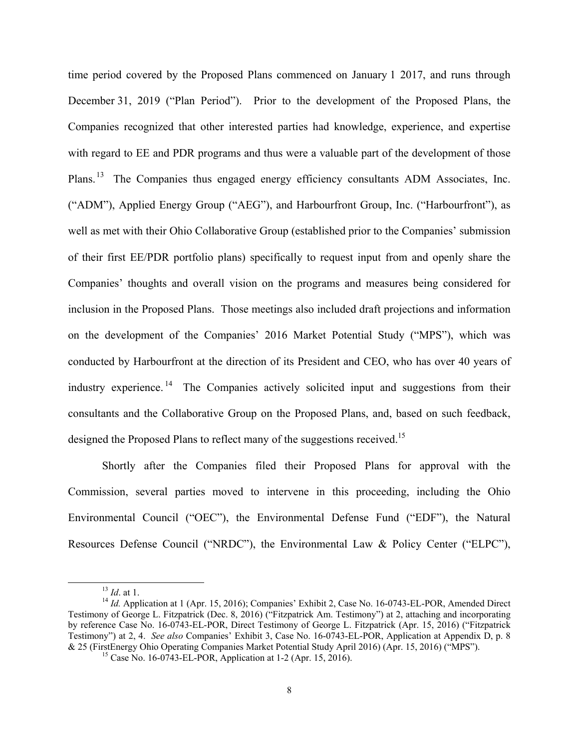time period covered by the Proposed Plans commenced on January 1 2017, and runs through December 31, 2019 ("Plan Period"). Prior to the development of the Proposed Plans, the Companies recognized that other interested parties had knowledge, experience, and expertise with regard to EE and PDR programs and thus were a valuable part of the development of those Plans.[13] The Companies thus engaged energy efficiency consultants ADM Associates, Inc. ("ADM"), Applied Energy Group ("AEG"), and Harbourfront Group, Inc. ("Harbourfront"), as well as met with their Ohio Collaborative Group (established prior to the Companies' submission of their first EE/PDR portfolio plans) specifically to request input from and openly share the Companies' thoughts and overall vision on the programs and measures being considered for inclusion in the Proposed Plans. Those meetings also included draft projections and information on the development of the Companies' 2016 Market Potential Study ("MPS"), which was conducted by Harbourfront at the direction of its President and CEO, who has over 40 years of industry experience.[14] The Companies actively solicited input and suggestions from their consultants and the Collaborative Group on the Proposed Plans, and, based on such feedback, designed the Proposed Plans to reflect many of the suggestions received.[15]

Shortly after the Companies filed their Proposed Plans for approval with the Commission, several parties moved to intervene in this proceeding, including the Ohio Environmental Council ("OEC"), the Environmental Defense Fund ("EDF"), the Natural Resources Defense Council ("NRDC"), the Environmental Law & Policy Center ("ELPC"),

---

[13] *Id*. at 1.

[14] *Id.* Application at 1 (Apr. 15, 2016); Companies' Exhibit 2, Case No. 16-0743-EL-POR, Amended Direct Testimony of George L. Fitzpatrick (Dec. 8, 2016) ("Fitzpatrick Am. Testimony") at 2, attaching and incorporating by reference Case No. 16-0743-EL-POR, Direct Testimony of George L. Fitzpatrick (Apr. 15, 2016) ("Fitzpatrick Testimony") at 2, 4. *See also* Companies' Exhibit 3, Case No. 16-0743-EL-POR, Application at Appendix D, p. 8 & 25 (FirstEnergy Ohio Operating Companies Market Potential Study April 2016) (Apr. 15, 2016) ("MPS").

[15] Case No. 16-0743-EL-POR, Application at 1-2 (Apr. 15, 2016).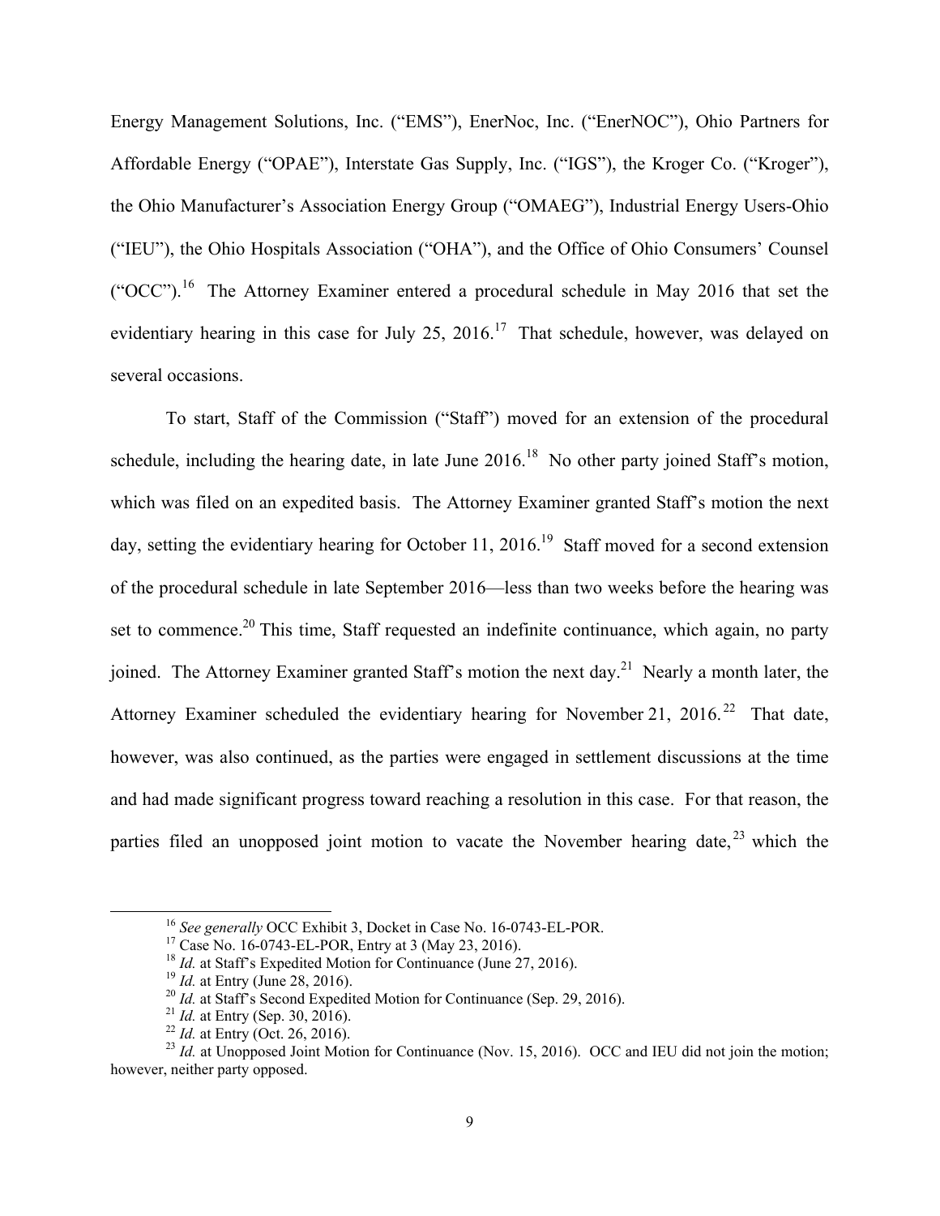Energy Management Solutions, Inc. ("EMS"), EnerNoc, Inc. ("EnerNOC"), Ohio Partners for Affordable Energy ("OPAE"), Interstate Gas Supply, Inc. ("IGS"), the Kroger Co. ("Kroger"), the Ohio Manufacturer's Association Energy Group ("OMAEG"), Industrial Energy Users-Ohio ("IEU"), the Ohio Hospitals Association ("OHA"), and the Office of Ohio Consumers' Counsel ("OCC").[16] The Attorney Examiner entered a procedural schedule in May 2016 that set the evidentiary hearing in this case for July 25, 2016.[17] That schedule, however, was delayed on several occasions.

To start, Staff of the Commission ("Staff") moved for an extension of the procedural schedule, including the hearing date, in late June 2016.[18] No other party joined Staff's motion, which was filed on an expedited basis. The Attorney Examiner granted Staff's motion the next day, setting the evidentiary hearing for October 11, 2016.[19] Staff moved for a second extension of the procedural schedule in late September 2016—less than two weeks before the hearing was set to commence.[20] This time, Staff requested an indefinite continuance, which again, no party joined. The Attorney Examiner granted Staff's motion the next day.[21] Nearly a month later, the Attorney Examiner scheduled the evidentiary hearing for November 21, 2016.[22] That date, however, was also continued, as the parties were engaged in settlement discussions at the time and had made significant progress toward reaching a resolution in this case. For that reason, the parties filed an unopposed joint motion to vacate the November hearing date,[23] which the

---

[16] *See generally* OCC Exhibit 3, Docket in Case No. 16-0743-EL-POR.

[17] Case No. 16-0743-EL-POR, Entry at 3 (May 23, 2016).

[18] *Id.* at Staff's Expedited Motion for Continuance (June 27, 2016).

[19] *Id.* at Entry (June 28, 2016).

[20] *Id.* at Staff's Second Expedited Motion for Continuance (Sep. 29, 2016).

[21] *Id.* at Entry (Sep. 30, 2016).

[22] *Id.* at Entry (Oct. 26, 2016).

[23] *Id.* at Unopposed Joint Motion for Continuance (Nov. 15, 2016). OCC and IEU did not join the motion; however, neither party opposed.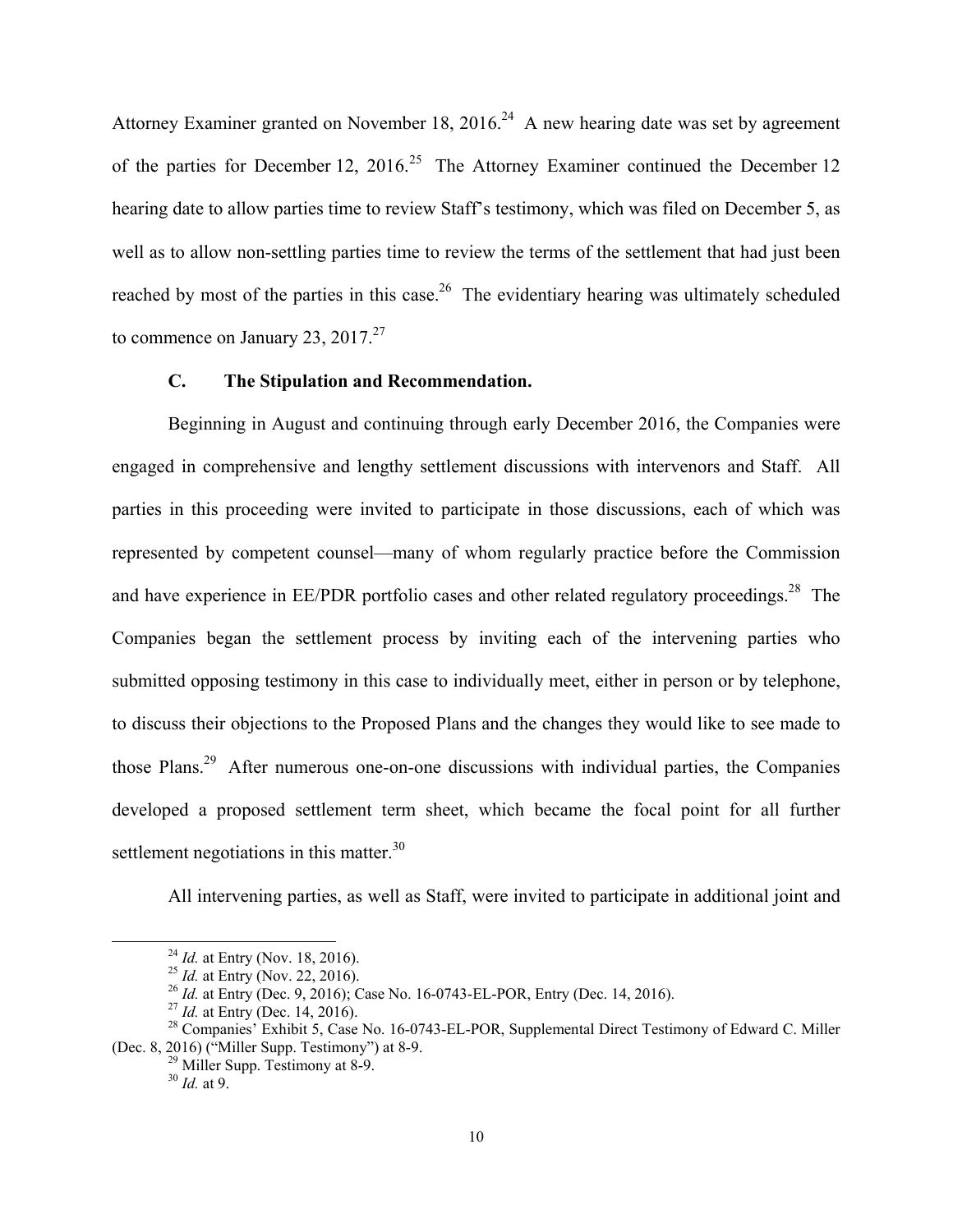Attorney Examiner granted on November 18, 2016.[24] A new hearing date was set by agreement of the parties for December 12, 2016.[25] The Attorney Examiner continued the December 12 hearing date to allow parties time to review Staff's testimony, which was filed on December 5, as well as to allow non-settling parties time to review the terms of the settlement that had just been reached by most of the parties in this case.[26] The evidentiary hearing was ultimately scheduled to commence on January 23, 2017.[27]

### C. The Stipulation and Recommendation.

Beginning in August and continuing through early December 2016, the Companies were engaged in comprehensive and lengthy settlement discussions with intervenors and Staff. All parties in this proceeding were invited to participate in those discussions, each of which was represented by competent counsel—many of whom regularly practice before the Commission and have experience in EE/PDR portfolio cases and other related regulatory proceedings.[28] The Companies began the settlement process by inviting each of the intervening parties who submitted opposing testimony in this case to individually meet, either in person or by telephone, to discuss their objections to the Proposed Plans and the changes they would like to see made to those Plans.[29] After numerous one-on-one discussions with individual parties, the Companies developed a proposed settlement term sheet, which became the focal point for all further settlement negotiations in this matter.[30]

All intervening parties, as well as Staff, were invited to participate in additional joint and

---

[24] *Id.* at Entry (Nov. 18, 2016).

[25] *Id.* at Entry (Nov. 22, 2016).

[26] *Id.* at Entry (Dec. 9, 2016); Case No. 16-0743-EL-POR, Entry (Dec. 14, 2016).

[27] *Id.* at Entry (Dec. 14, 2016).

[28] Companies' Exhibit 5, Case No. 16-0743-EL-POR, Supplemental Direct Testimony of Edward C. Miller (Dec. 8, 2016) ("Miller Supp. Testimony") at 8-9.

[29] Miller Supp. Testimony at 8-9.

[30] *Id.* at 9.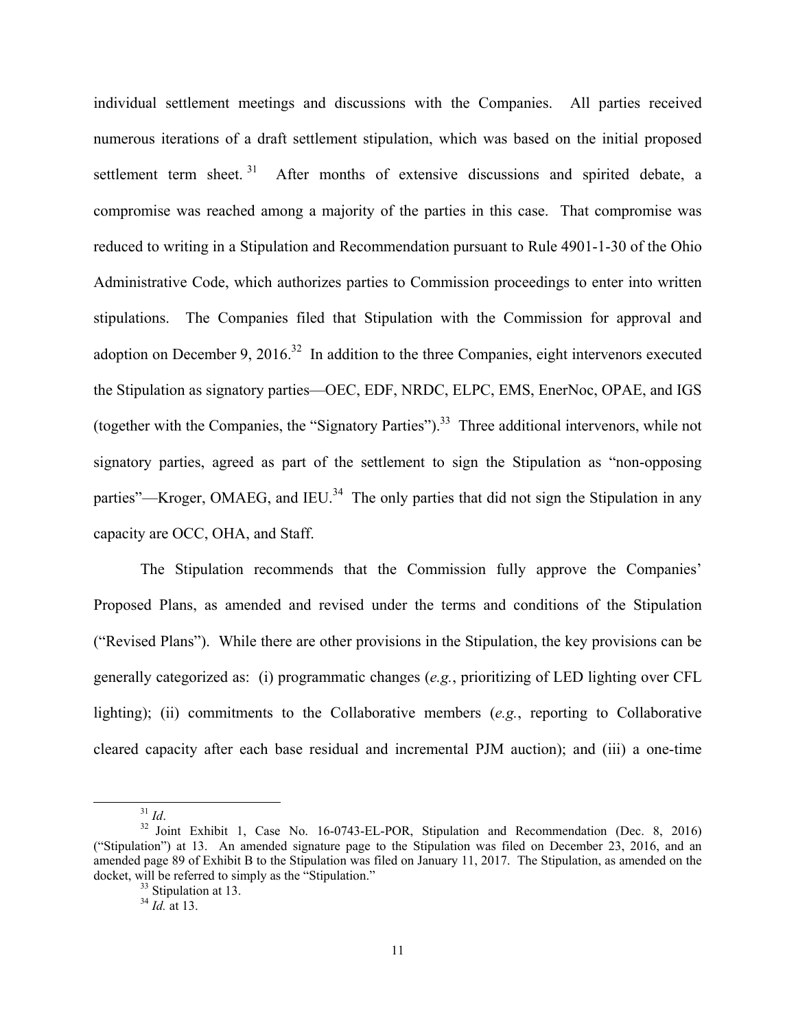individual settlement meetings and discussions with the Companies. All parties received numerous iterations of a draft settlement stipulation, which was based on the initial proposed settlement term sheet.[31] After months of extensive discussions and spirited debate, a compromise was reached among a majority of the parties in this case. That compromise was reduced to writing in a Stipulation and Recommendation pursuant to Rule 4901-1-30 of the Ohio Administrative Code, which authorizes parties to Commission proceedings to enter into written stipulations. The Companies filed that Stipulation with the Commission for approval and adoption on December 9, 2016.[32] In addition to the three Companies, eight intervenors executed the Stipulation as signatory parties—OEC, EDF, NRDC, ELPC, EMS, EnerNoc, OPAE, and IGS (together with the Companies, the "Signatory Parties").[33] Three additional intervenors, while not signatory parties, agreed as part of the settlement to sign the Stipulation as "non-opposing parties"—Kroger, OMAEG, and IEU.[34] The only parties that did not sign the Stipulation in any capacity are OCC, OHA, and Staff.

The Stipulation recommends that the Commission fully approve the Companies' Proposed Plans, as amended and revised under the terms and conditions of the Stipulation ("Revised Plans"). While there are other provisions in the Stipulation, the key provisions can be generally categorized as: (i) programmatic changes (*e.g.*, prioritizing of LED lighting over CFL lighting); (ii) commitments to the Collaborative members (*e.g.*, reporting to Collaborative cleared capacity after each base residual and incremental PJM auction); and (iii) a one-time

---

[31] *Id*.

[32] Joint Exhibit 1, Case No. 16-0743-EL-POR, Stipulation and Recommendation (Dec. 8, 2016) ("Stipulation") at 13. An amended signature page to the Stipulation was filed on December 23, 2016, and an amended page 89 of Exhibit B to the Stipulation was filed on January 11, 2017. The Stipulation, as amended on the docket, will be referred to simply as the "Stipulation."

[33] Stipulation at 13.

[34] *Id.* at 13.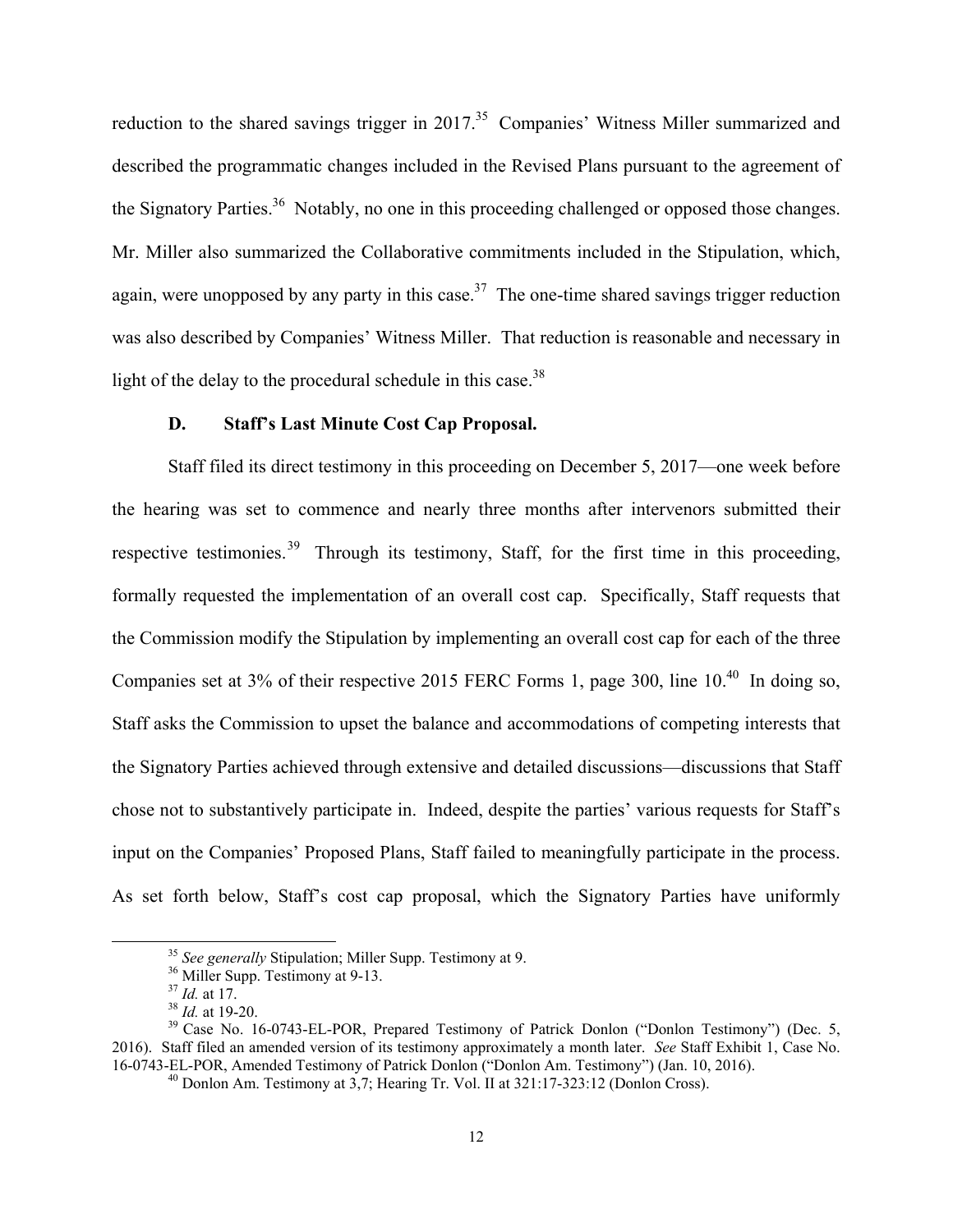reduction to the shared savings trigger in 2017.[35] Companies' Witness Miller summarized and described the programmatic changes included in the Revised Plans pursuant to the agreement of the Signatory Parties.[36] Notably, no one in this proceeding challenged or opposed those changes. Mr. Miller also summarized the Collaborative commitments included in the Stipulation, which, again, were unopposed by any party in this case.[37] The one-time shared savings trigger reduction was also described by Companies' Witness Miller. That reduction is reasonable and necessary in light of the delay to the procedural schedule in this case.[38]

### D. Staff's Last Minute Cost Cap Proposal.

Staff filed its direct testimony in this proceeding on December 5, 2017—one week before the hearing was set to commence and nearly three months after intervenors submitted their respective testimonies.[39] Through its testimony, Staff, for the first time in this proceeding, formally requested the implementation of an overall cost cap. Specifically, Staff requests that the Commission modify the Stipulation by implementing an overall cost cap for each of the three Companies set at 3% of their respective 2015 FERC Forms 1, page 300, line 10.[40] In doing so, Staff asks the Commission to upset the balance and accommodations of competing interests that the Signatory Parties achieved through extensive and detailed discussions—discussions that Staff chose not to substantively participate in. Indeed, despite the parties' various requests for Staff's input on the Companies' Proposed Plans, Staff failed to meaningfully participate in the process. As set forth below, Staff's cost cap proposal, which the Signatory Parties have uniformly

---

[35] *See generally* Stipulation; Miller Supp. Testimony at 9.

[36] Miller Supp. Testimony at 9-13.

[37] *Id.* at 17.

[38] *Id.* at 19-20.

[39] Case No. 16-0743-EL-POR, Prepared Testimony of Patrick Donlon ("Donlon Testimony") (Dec. 5, 2016). Staff filed an amended version of its testimony approximately a month later. *See* Staff Exhibit 1, Case No. 16-0743-EL-POR, Amended Testimony of Patrick Donlon ("Donlon Am. Testimony") (Jan. 10, 2016).

[40] Donlon Am. Testimony at 3,7; Hearing Tr. Vol. II at 321:17-323:12 (Donlon Cross).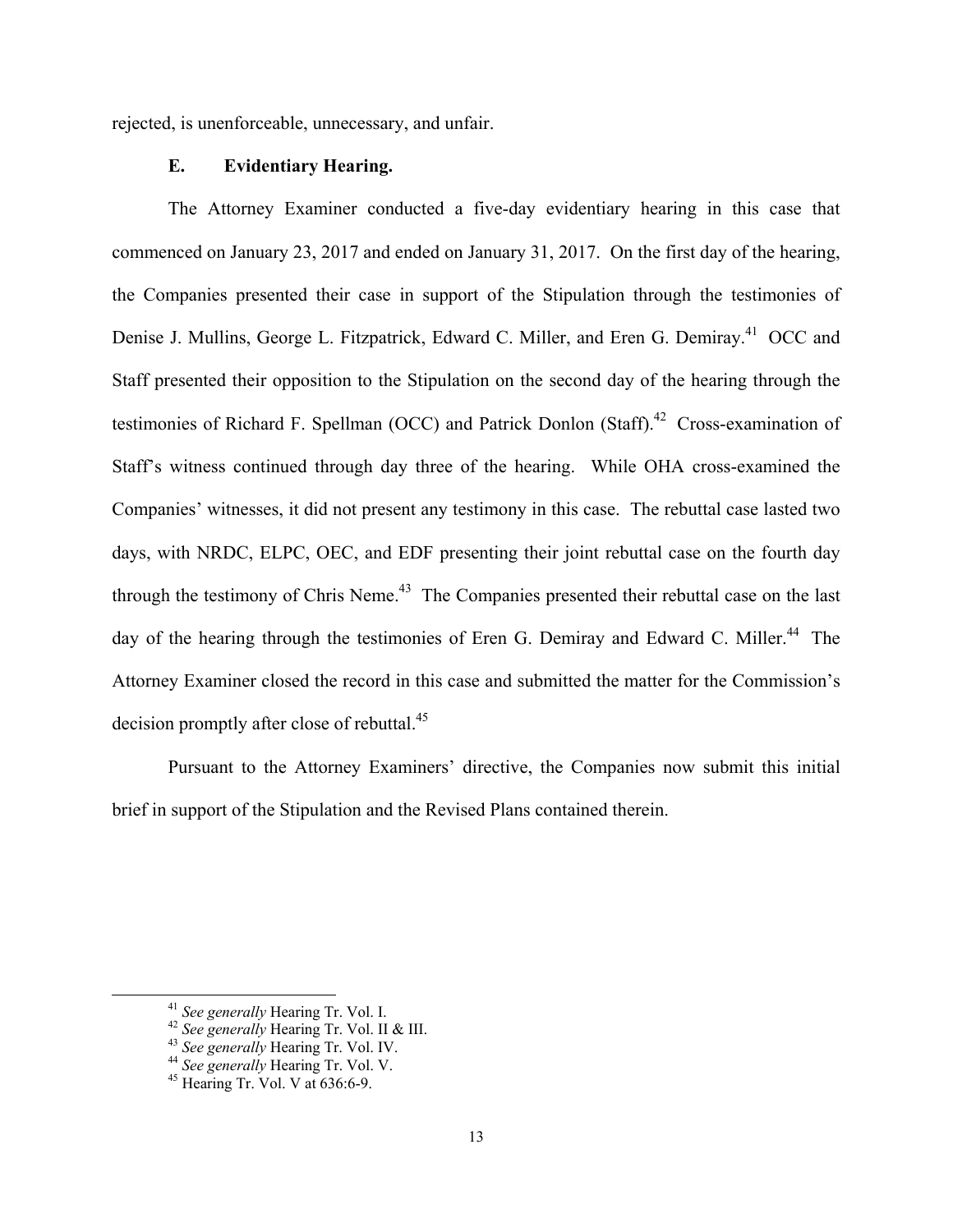rejected, is unenforceable, unnecessary, and unfair.

### E. Evidentiary Hearing.

The Attorney Examiner conducted a five-day evidentiary hearing in this case that commenced on January 23, 2017 and ended on January 31, 2017. On the first day of the hearing, the Companies presented their case in support of the Stipulation through the testimonies of Denise J. Mullins, George L. Fitzpatrick, Edward C. Miller, and Eren G. Demiray.[41] OCC and Staff presented their opposition to the Stipulation on the second day of the hearing through the testimonies of Richard F. Spellman (OCC) and Patrick Donlon (Staff).[42] Cross-examination of Staff's witness continued through day three of the hearing. While OHA cross-examined the Companies' witnesses, it did not present any testimony in this case. The rebuttal case lasted two days, with NRDC, ELPC, OEC, and EDF presenting their joint rebuttal case on the fourth day through the testimony of Chris Neme.[43] The Companies presented their rebuttal case on the last day of the hearing through the testimonies of Eren G. Demiray and Edward C. Miller.[44] The Attorney Examiner closed the record in this case and submitted the matter for the Commission's decision promptly after close of rebuttal.[45]

Pursuant to the Attorney Examiners' directive, the Companies now submit this initial brief in support of the Stipulation and the Revised Plans contained therein.

---

[41] *See generally* Hearing Tr. Vol. I.

[42] *See generally* Hearing Tr. Vol. II & III.

[43] *See generally* Hearing Tr. Vol. IV.

[44] *See generally* Hearing Tr. Vol. V.

[45] Hearing Tr. Vol. V at 636:6-9.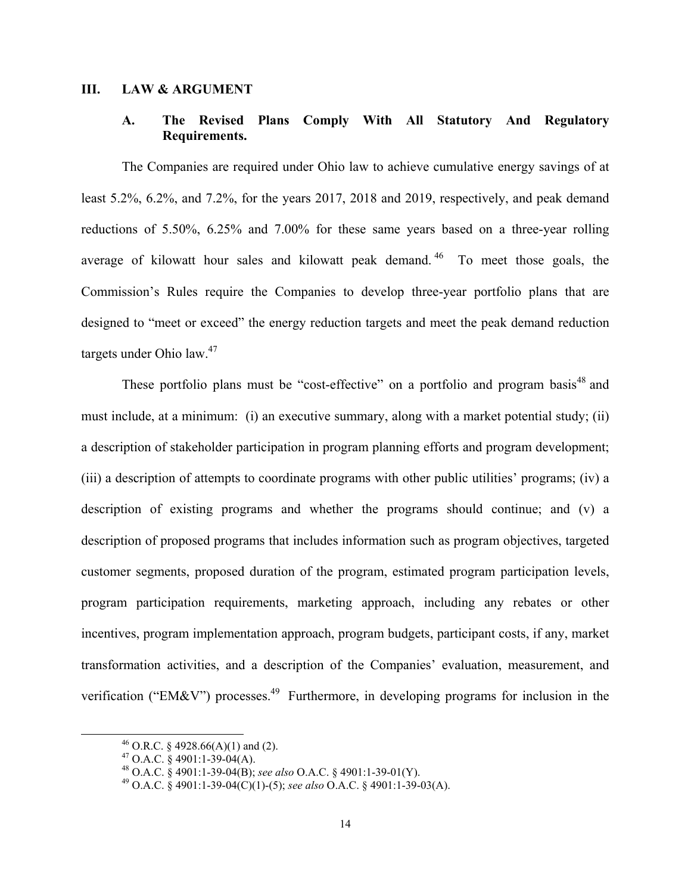## III. LAW & ARGUMENT

### A. The Revised Plans Comply With All Statutory And Regulatory Requirements.

The Companies are required under Ohio law to achieve cumulative energy savings of at least 5.2%, 6.2%, and 7.2%, for the years 2017, 2018 and 2019, respectively, and peak demand reductions of 5.50%, 6.25% and 7.00% for these same years based on a three-year rolling average of kilowatt hour sales and kilowatt peak demand.[46] To meet those goals, the Commission's Rules require the Companies to develop three-year portfolio plans that are designed to "meet or exceed" the energy reduction targets and meet the peak demand reduction targets under Ohio law.[47]

These portfolio plans must be "cost-effective" on a portfolio and program basis[48] and must include, at a minimum: (i) an executive summary, along with a market potential study; (ii) a description of stakeholder participation in program planning efforts and program development; (iii) a description of attempts to coordinate programs with other public utilities' programs; (iv) a description of existing programs and whether the programs should continue; and (v) a description of proposed programs that includes information such as program objectives, targeted customer segments, proposed duration of the program, estimated program participation levels, program participation requirements, marketing approach, including any rebates or other incentives, program implementation approach, program budgets, participant costs, if any, market transformation activities, and a description of the Companies' evaluation, measurement, and verification ("EM&V") processes.[49] Furthermore, in developing programs for inclusion in the

---

[46] O.R.C. § 4928.66(A)(1) and (2).

[47] O.A.C. § 4901:1-39-04(A).

[48] O.A.C. § 4901:1-39-04(B); *see also* O.A.C. § 4901:1-39-01(Y).

[49] O.A.C. § 4901:1-39-04(C)(1)-(5); *see also* O.A.C. § 4901:1-39-03(A).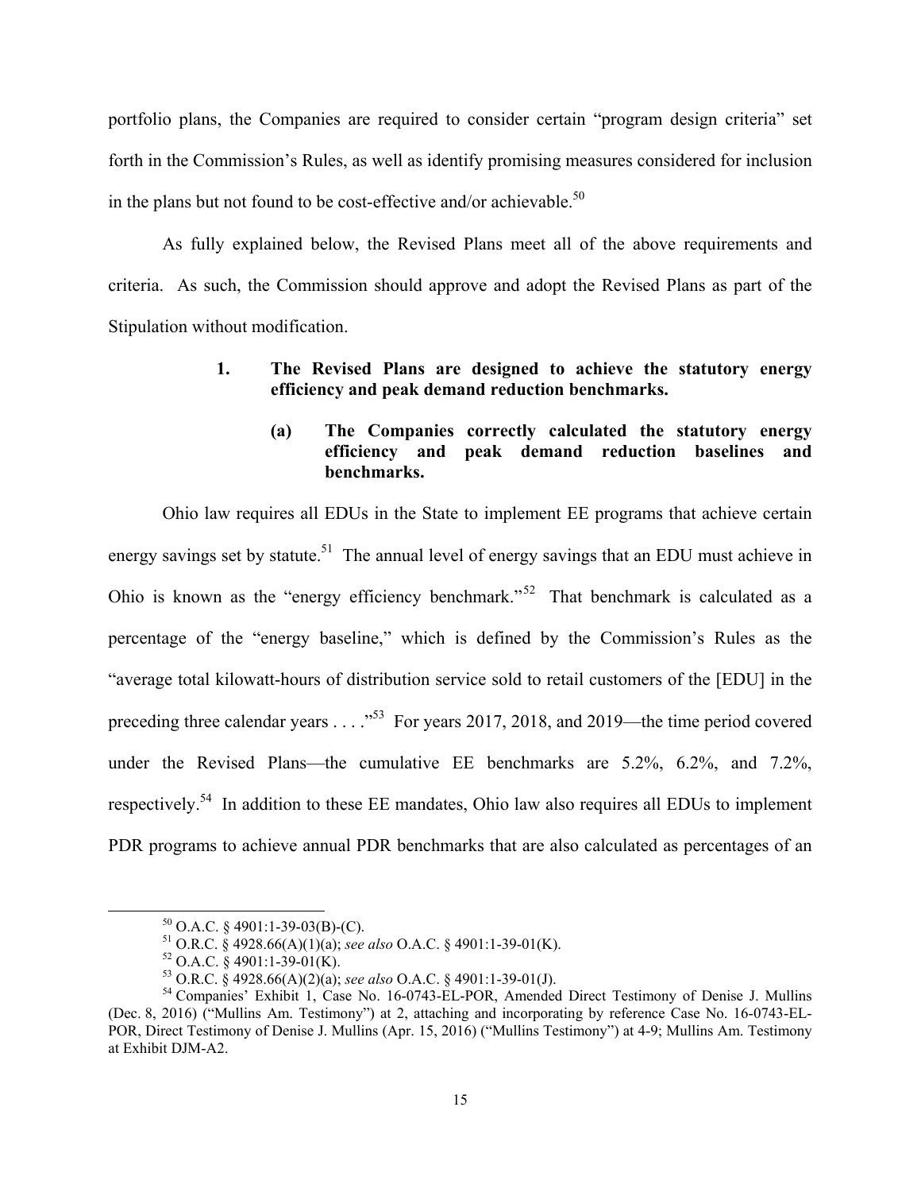portfolio plans, the Companies are required to consider certain "program design criteria" set forth in the Commission's Rules, as well as identify promising measures considered for inclusion in the plans but not found to be cost-effective and/or achievable.[50]

As fully explained below, the Revised Plans meet all of the above requirements and criteria. As such, the Commission should approve and adopt the Revised Plans as part of the Stipulation without modification.

**1. The Revised Plans are designed to achieve the statutory energy efficiency and peak demand reduction benchmarks.**

**(a) The Companies correctly calculated the statutory energy efficiency and peak demand reduction baselines and benchmarks.**

Ohio law requires all EDUs in the State to implement EE programs that achieve certain energy savings set by statute.[51] The annual level of energy savings that an EDU must achieve in Ohio is known as the "energy efficiency benchmark."[52] That benchmark is calculated as a percentage of the "energy baseline," which is defined by the Commission's Rules as the "average total kilowatt-hours of distribution service sold to retail customers of the [EDU] in the preceding three calendar years . . . ."[53] For years 2017, 2018, and 2019—the time period covered under the Revised Plans—the cumulative EE benchmarks are 5.2%, 6.2%, and 7.2%, respectively.[54] In addition to these EE mandates, Ohio law also requires all EDUs to implement PDR programs to achieve annual PDR benchmarks that are also calculated as percentages of an

---

[50] O.A.C. § 4901:1-39-03(B)-(C).

[51] O.R.C. § 4928.66(A)(1)(a); *see also* O.A.C. § 4901:1-39-01(K).

[52] O.A.C. § 4901:1-39-01(K).

[53] O.R.C. § 4928.66(A)(2)(a); *see also* O.A.C. § 4901:1-39-01(J).

[54] Companies' Exhibit 1, Case No. 16-0743-EL-POR, Amended Direct Testimony of Denise J. Mullins (Dec. 8, 2016) ("Mullins Am. Testimony") at 2, attaching and incorporating by reference Case No. 16-0743-EL-POR, Direct Testimony of Denise J. Mullins (Apr. 15, 2016) ("Mullins Testimony") at 4-9; Mullins Am. Testimony at Exhibit DJM-A2.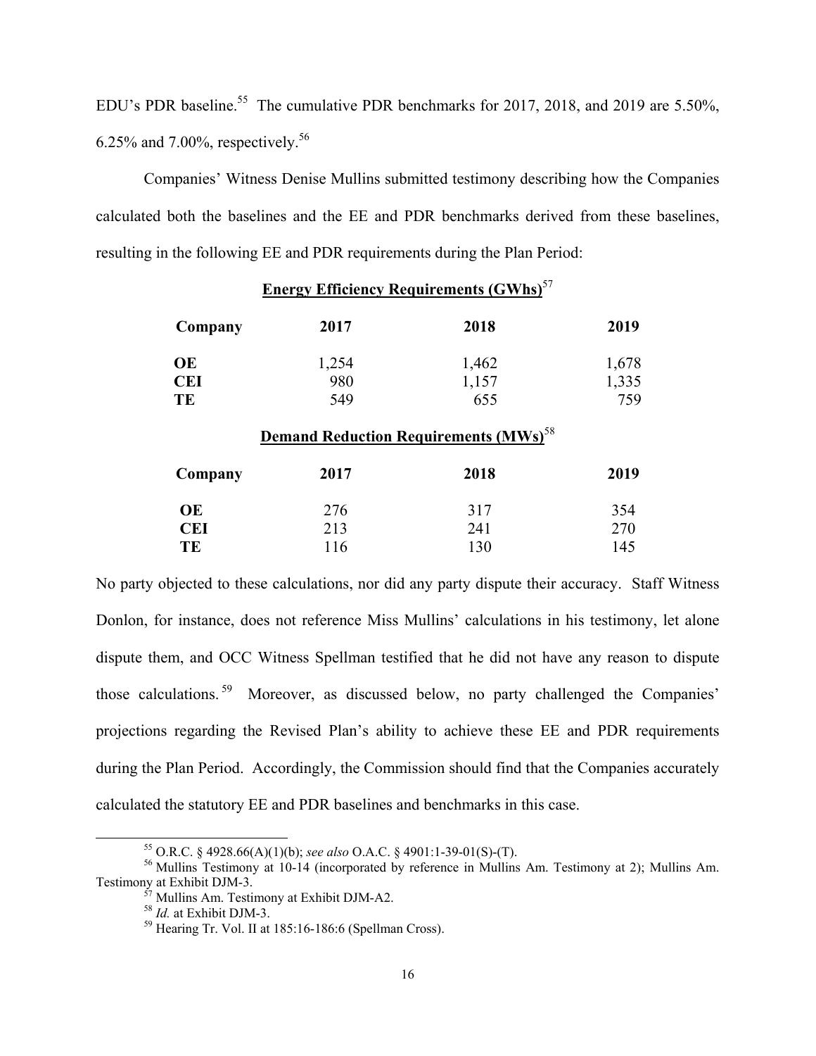EDU's PDR baseline.[55] The cumulative PDR benchmarks for 2017, 2018, and 2019 are 5.50%, 6.25% and 7.00%, respectively.[56]

Companies' Witness Denise Mullins submitted testimony describing how the Companies calculated both the baselines and the EE and PDR benchmarks derived from these baselines, resulting in the following EE and PDR requirements during the Plan Period:

**Energy Efficiency Requirements (GWhs)**[57]

| Company | 2017 | 2018 | 2019 |
|---|---|---|---|
| **OE** | 1,254 | 1,462 | 1,678 |
| **CEI** | 980 | 1,157 | 1,335 |
| **TE** | 549 | 655 | 759 |

**Demand Reduction Requirements (MWs)**[58]

| Company | 2017 | 2018 | 2019 |
|---|---|---|---|
| **OE** | 276 | 317 | 354 |
| **CEI** | 213 | 241 | 270 |
| **TE** | 116 | 130 | 145 |

No party objected to these calculations, nor did any party dispute their accuracy. Staff Witness Donlon, for instance, does not reference Miss Mullins' calculations in his testimony, let alone dispute them, and OCC Witness Spellman testified that he did not have any reason to dispute those calculations.[59] Moreover, as discussed below, no party challenged the Companies' projections regarding the Revised Plan's ability to achieve these EE and PDR requirements during the Plan Period. Accordingly, the Commission should find that the Companies accurately calculated the statutory EE and PDR baselines and benchmarks in this case.

---

[55] O.R.C. § 4928.66(A)(1)(b); *see also* O.A.C. § 4901:1-39-01(S)-(T).

[56] Mullins Testimony at 10-14 (incorporated by reference in Mullins Am. Testimony at 2); Mullins Am. Testimony at Exhibit DJM-3.

[57] Mullins Am. Testimony at Exhibit DJM-A2.

[58] *Id.* at Exhibit DJM-3.

[59] Hearing Tr. Vol. II at 185:16-186:6 (Spellman Cross).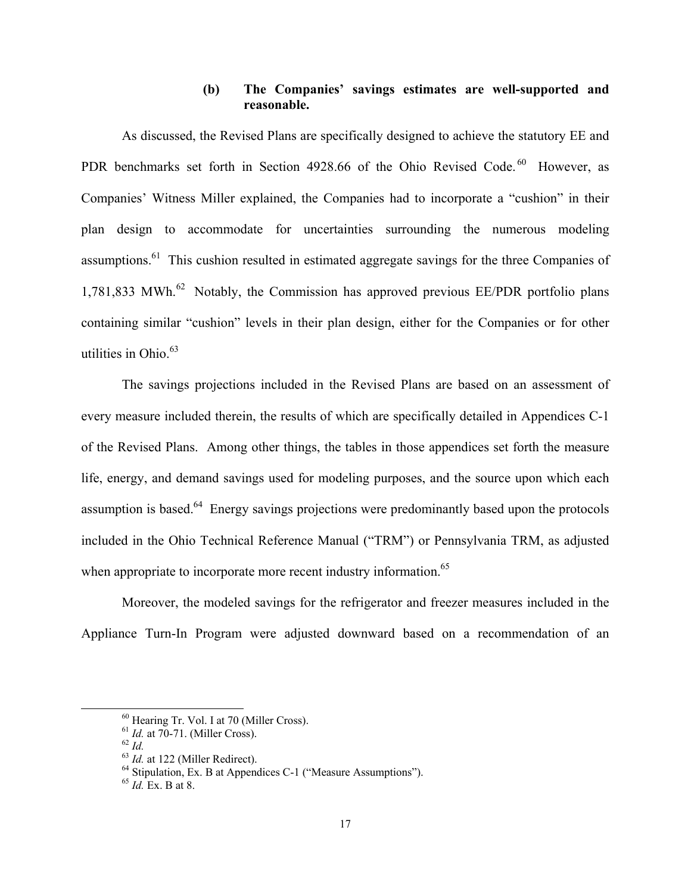#### (b) The Companies' savings estimates are well-supported and reasonable.

As discussed, the Revised Plans are specifically designed to achieve the statutory EE and PDR benchmarks set forth in Section 4928.66 of the Ohio Revised Code.[60] However, as Companies' Witness Miller explained, the Companies had to incorporate a "cushion" in their plan design to accommodate for uncertainties surrounding the numerous modeling assumptions.[61] This cushion resulted in estimated aggregate savings for the three Companies of 1,781,833 MWh.[62] Notably, the Commission has approved previous EE/PDR portfolio plans containing similar "cushion" levels in their plan design, either for the Companies or for other utilities in Ohio.[63]

The savings projections included in the Revised Plans are based on an assessment of every measure included therein, the results of which are specifically detailed in Appendices C-1 of the Revised Plans. Among other things, the tables in those appendices set forth the measure life, energy, and demand savings used for modeling purposes, and the source upon which each assumption is based.[64] Energy savings projections were predominantly based upon the protocols included in the Ohio Technical Reference Manual ("TRM") or Pennsylvania TRM, as adjusted when appropriate to incorporate more recent industry information.[65]

Moreover, the modeled savings for the refrigerator and freezer measures included in the Appliance Turn-In Program were adjusted downward based on a recommendation of an

---

[60] Hearing Tr. Vol. I at 70 (Miller Cross).

[61] *Id.* at 70-71. (Miller Cross).

[62] *Id.*

[63] *Id.* at 122 (Miller Redirect).

[64] Stipulation, Ex. B at Appendices C-1 ("Measure Assumptions").

[65] *Id.* Ex. B at 8.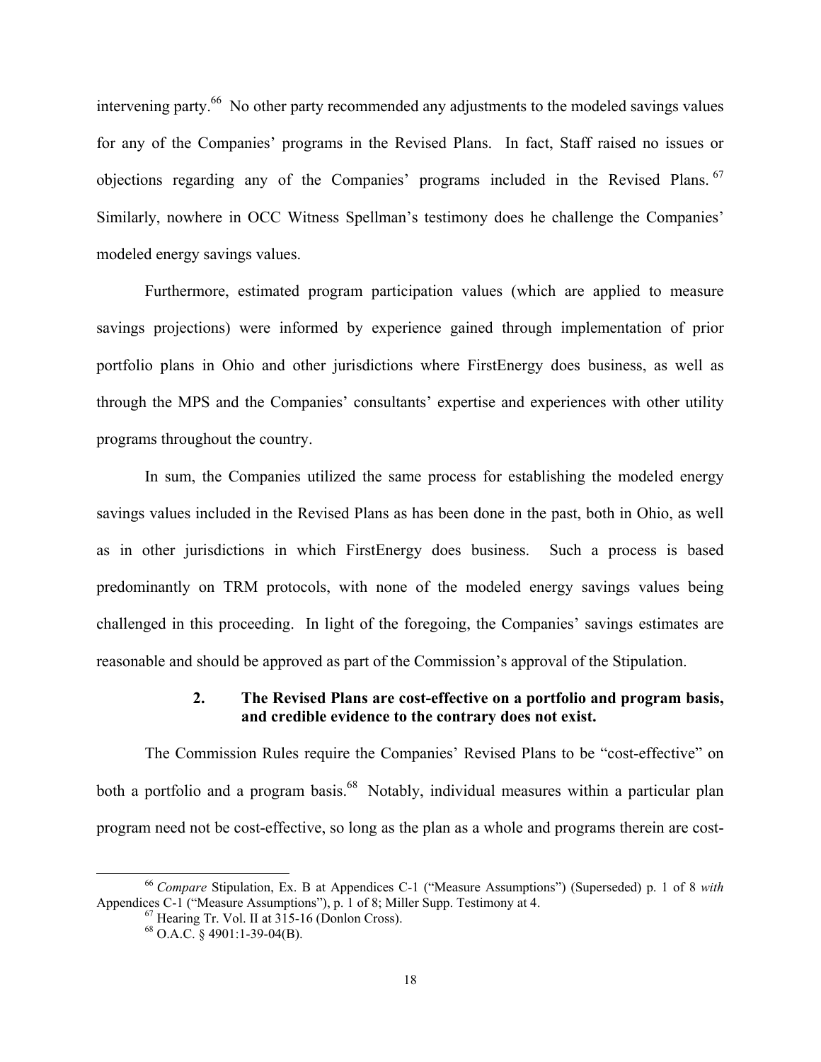intervening party.[66] No other party recommended any adjustments to the modeled savings values for any of the Companies' programs in the Revised Plans. In fact, Staff raised no issues or objections regarding any of the Companies' programs included in the Revised Plans.[67] Similarly, nowhere in OCC Witness Spellman's testimony does he challenge the Companies' modeled energy savings values.

Furthermore, estimated program participation values (which are applied to measure savings projections) were informed by experience gained through implementation of prior portfolio plans in Ohio and other jurisdictions where FirstEnergy does business, as well as through the MPS and the Companies' consultants' expertise and experiences with other utility programs throughout the country.

In sum, the Companies utilized the same process for establishing the modeled energy savings values included in the Revised Plans as has been done in the past, both in Ohio, as well as in other jurisdictions in which FirstEnergy does business. Such a process is based predominantly on TRM protocols, with none of the modeled energy savings values being challenged in this proceeding. In light of the foregoing, the Companies' savings estimates are reasonable and should be approved as part of the Commission's approval of the Stipulation.

#### 2. The Revised Plans are cost-effective on a portfolio and program basis, and credible evidence to the contrary does not exist.

The Commission Rules require the Companies' Revised Plans to be "cost-effective" on both a portfolio and a program basis.[68] Notably, individual measures within a particular plan program need not be cost-effective, so long as the plan as a whole and programs therein are cost-

---

[66] *Compare* Stipulation, Ex. B at Appendices C-1 ("Measure Assumptions") (Superseded) p. 1 of 8 *with* Appendices C-1 ("Measure Assumptions"), p. 1 of 8; Miller Supp. Testimony at 4.

[67] Hearing Tr. Vol. II at 315-16 (Donlon Cross).

[68] O.A.C. § 4901:1-39-04(B).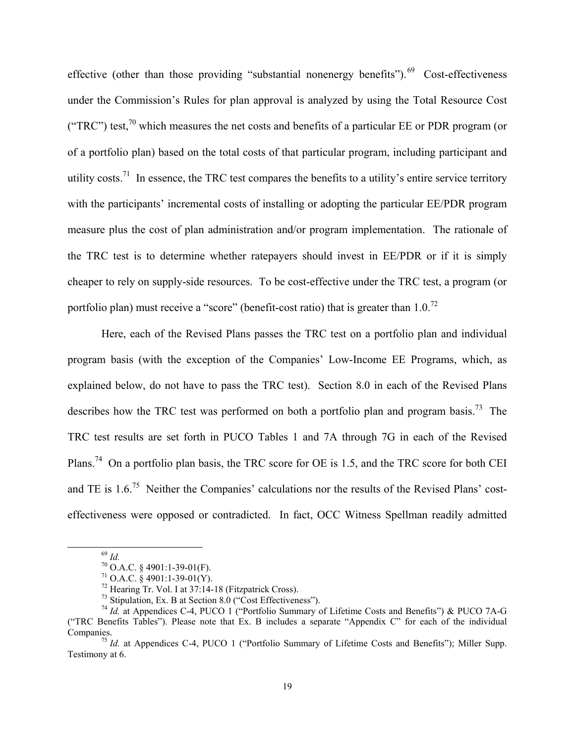effective (other than those providing "substantial nonenergy benefits").[69] Cost-effectiveness under the Commission's Rules for plan approval is analyzed by using the Total Resource Cost ("TRC") test,[70] which measures the net costs and benefits of a particular EE or PDR program (or of a portfolio plan) based on the total costs of that particular program, including participant and utility costs.[71] In essence, the TRC test compares the benefits to a utility's entire service territory with the participants' incremental costs of installing or adopting the particular EE/PDR program measure plus the cost of plan administration and/or program implementation. The rationale of the TRC test is to determine whether ratepayers should invest in EE/PDR or if it is simply cheaper to rely on supply-side resources. To be cost-effective under the TRC test, a program (or portfolio plan) must receive a "score" (benefit-cost ratio) that is greater than 1.0.[72]

Here, each of the Revised Plans passes the TRC test on a portfolio plan and individual program basis (with the exception of the Companies' Low-Income EE Programs, which, as explained below, do not have to pass the TRC test). Section 8.0 in each of the Revised Plans describes how the TRC test was performed on both a portfolio plan and program basis.[73] The TRC test results are set forth in PUCO Tables 1 and 7A through 7G in each of the Revised Plans.[74] On a portfolio plan basis, the TRC score for OE is 1.5, and the TRC score for both CEI and TE is 1.6.[75] Neither the Companies' calculations nor the results of the Revised Plans' cost-effectiveness were opposed or contradicted. In fact, OCC Witness Spellman readily admitted

[69] *Id.*

[70] O.A.C. § 4901:1-39-01(F).

[71] O.A.C. § 4901:1-39-01(Y).

[72] Hearing Tr. Vol. I at 37:14-18 (Fitzpatrick Cross).

[73] Stipulation, Ex. B at Section 8.0 ("Cost Effectiveness").

[74] *Id.* at Appendices C-4, PUCO 1 ("Portfolio Summary of Lifetime Costs and Benefits") & PUCO 7A-G ("TRC Benefits Tables"). Please note that Ex. B includes a separate "Appendix C" for each of the individual Companies.

[75] *Id.* at Appendices C-4, PUCO 1 ("Portfolio Summary of Lifetime Costs and Benefits"); Miller Supp. Testimony at 6.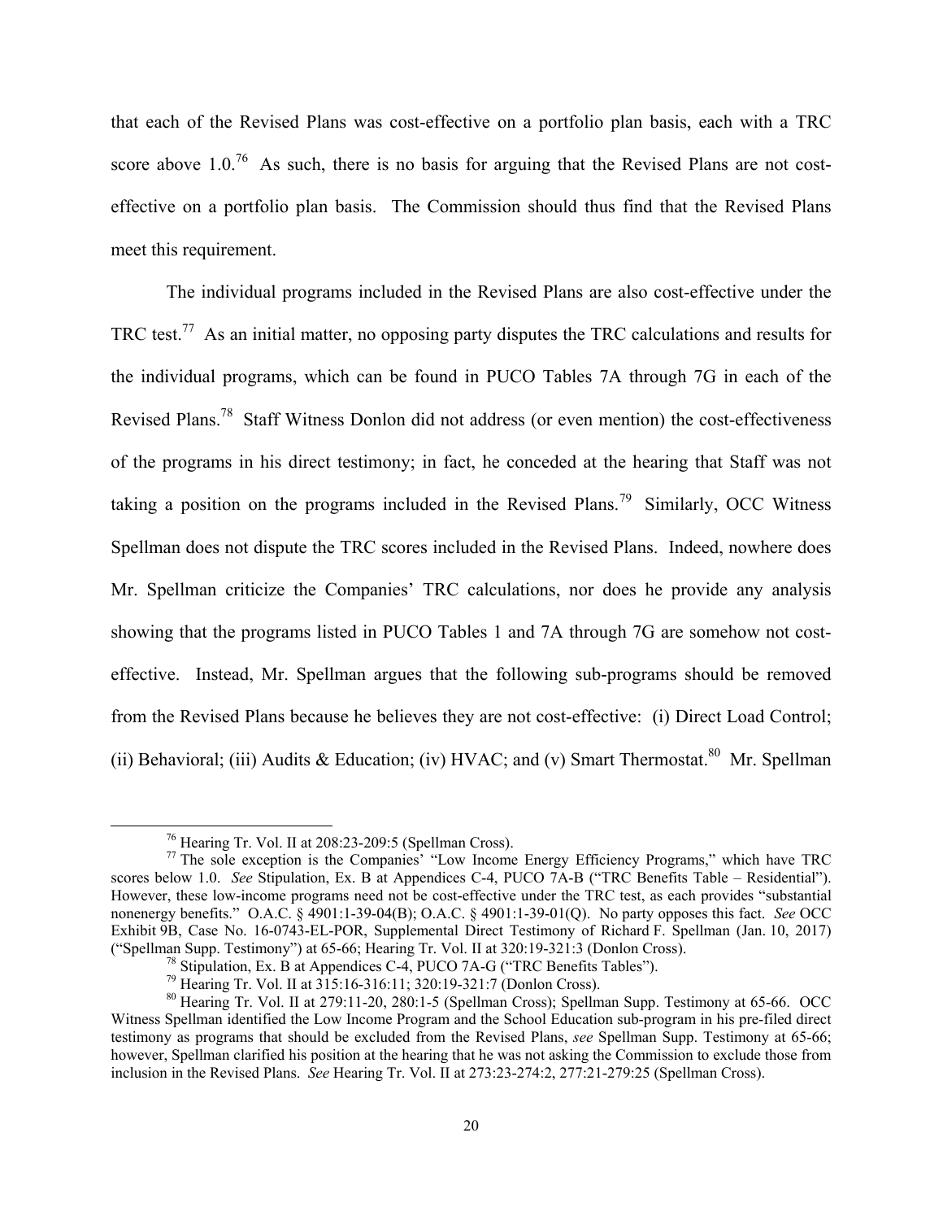that each of the Revised Plans was cost-effective on a portfolio plan basis, each with a TRC score above 1.0.[76] As such, there is no basis for arguing that the Revised Plans are not cost-effective on a portfolio plan basis. The Commission should thus find that the Revised Plans meet this requirement.

The individual programs included in the Revised Plans are also cost-effective under the TRC test.[77] As an initial matter, no opposing party disputes the TRC calculations and results for the individual programs, which can be found in PUCO Tables 7A through 7G in each of the Revised Plans.[78] Staff Witness Donlon did not address (or even mention) the cost-effectiveness of the programs in his direct testimony; in fact, he conceded at the hearing that Staff was not taking a position on the programs included in the Revised Plans.[79] Similarly, OCC Witness Spellman does not dispute the TRC scores included in the Revised Plans. Indeed, nowhere does Mr. Spellman criticize the Companies' TRC calculations, nor does he provide any analysis showing that the programs listed in PUCO Tables 1 and 7A through 7G are somehow not cost-effective. Instead, Mr. Spellman argues that the following sub-programs should be removed from the Revised Plans because he believes they are not cost-effective: (i) Direct Load Control; (ii) Behavioral; (iii) Audits & Education; (iv) HVAC; and (v) Smart Thermostat.[80] Mr. Spellman

---

[76] Hearing Tr. Vol. II at 208:23-209:5 (Spellman Cross).

[77] The sole exception is the Companies' "Low Income Energy Efficiency Programs," which have TRC scores below 1.0. *See* Stipulation, Ex. B at Appendices C-4, PUCO 7A-B ("TRC Benefits Table – Residential"). However, these low-income programs need not be cost-effective under the TRC test, as each provides "substantial nonenergy benefits." O.A.C. § 4901:1-39-04(B); O.A.C. § 4901:1-39-01(Q). No party opposes this fact. *See* OCC Exhibit 9B, Case No. 16-0743-EL-POR, Supplemental Direct Testimony of Richard F. Spellman (Jan. 10, 2017) ("Spellman Supp. Testimony") at 65-66; Hearing Tr. Vol. II at 320:19-321:3 (Donlon Cross).

[78] Stipulation, Ex. B at Appendices C-4, PUCO 7A-G ("TRC Benefits Tables").

[79] Hearing Tr. Vol. II at 315:16-316:11; 320:19-321:7 (Donlon Cross).

[80] Hearing Tr. Vol. II at 279:11-20, 280:1-5 (Spellman Cross); Spellman Supp. Testimony at 65-66. OCC Witness Spellman identified the Low Income Program and the School Education sub-program in his pre-filed direct testimony as programs that should be excluded from the Revised Plans, *see* Spellman Supp. Testimony at 65-66; however, Spellman clarified his position at the hearing that he was not asking the Commission to exclude those from inclusion in the Revised Plans. *See* Hearing Tr. Vol. II at 273:23-274:2, 277:21-279:25 (Spellman Cross).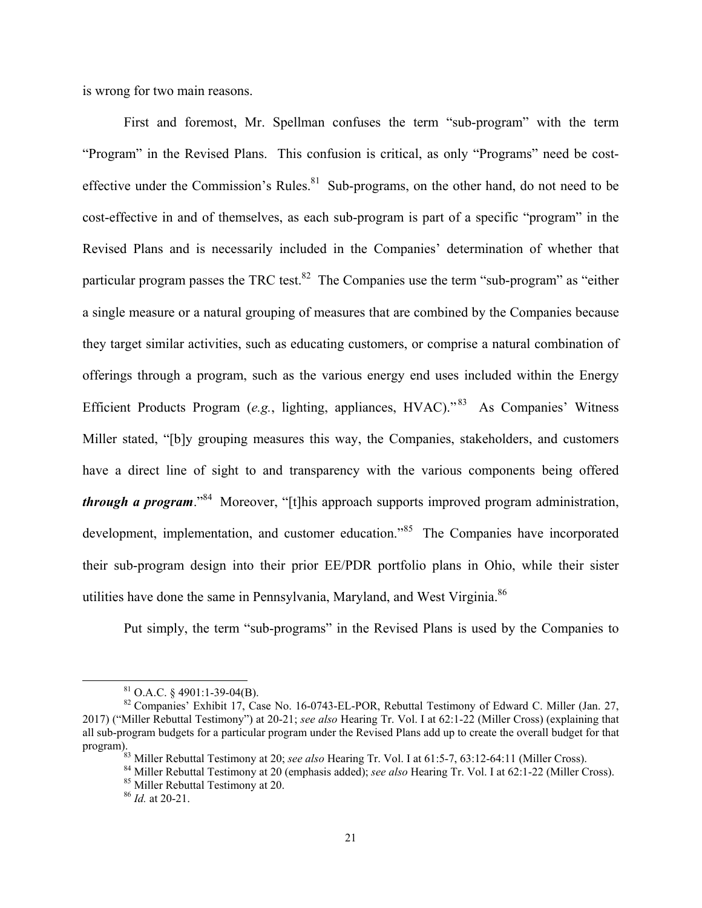is wrong for two main reasons.

First and foremost, Mr. Spellman confuses the term "sub-program" with the term "Program" in the Revised Plans. This confusion is critical, as only "Programs" need be cost-effective under the Commission's Rules.[81] Sub-programs, on the other hand, do not need to be cost-effective in and of themselves, as each sub-program is part of a specific "program" in the Revised Plans and is necessarily included in the Companies' determination of whether that particular program passes the TRC test.[82] The Companies use the term "sub-program" as "either a single measure or a natural grouping of measures that are combined by the Companies because they target similar activities, such as educating customers, or comprise a natural combination of offerings through a program, such as the various energy end uses included within the Energy Efficient Products Program (*e.g.*, lighting, appliances, HVAC)."[83] As Companies' Witness Miller stated, "[b]y grouping measures this way, the Companies, stakeholders, and customers have a direct line of sight to and transparency with the various components being offered ***through a program***."[84] Moreover, "[t]his approach supports improved program administration, development, implementation, and customer education."[85] The Companies have incorporated their sub-program design into their prior EE/PDR portfolio plans in Ohio, while their sister utilities have done the same in Pennsylvania, Maryland, and West Virginia.[86]

Put simply, the term "sub-programs" in the Revised Plans is used by the Companies to

---

[81] O.A.C. § 4901:1-39-04(B).

[82] Companies' Exhibit 17, Case No. 16-0743-EL-POR, Rebuttal Testimony of Edward C. Miller (Jan. 27, 2017) ("Miller Rebuttal Testimony") at 20-21; *see also* Hearing Tr. Vol. I at 62:1-22 (Miller Cross) (explaining that all sub-program budgets for a particular program under the Revised Plans add up to create the overall budget for that program).

[83] Miller Rebuttal Testimony at 20; *see also* Hearing Tr. Vol. I at 61:5-7, 63:12-64:11 (Miller Cross).

[84] Miller Rebuttal Testimony at 20 (emphasis added); *see also* Hearing Tr. Vol. I at 62:1-22 (Miller Cross).

[85] Miller Rebuttal Testimony at 20.

[86] *Id.* at 20-21.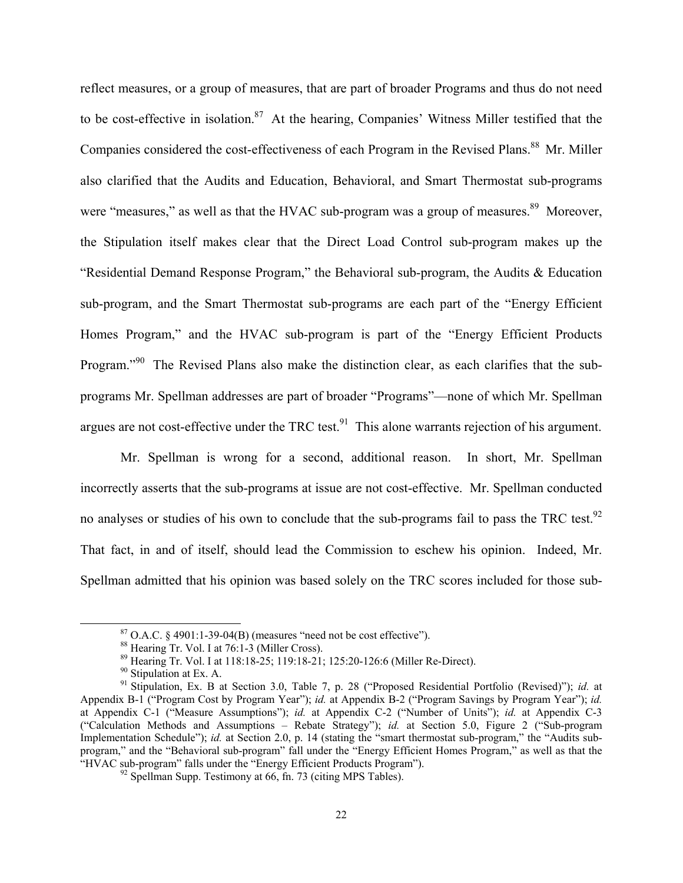reflect measures, or a group of measures, that are part of broader Programs and thus do not need to be cost-effective in isolation.[87] At the hearing, Companies' Witness Miller testified that the Companies considered the cost-effectiveness of each Program in the Revised Plans.[88] Mr. Miller also clarified that the Audits and Education, Behavioral, and Smart Thermostat sub-programs were "measures," as well as that the HVAC sub-program was a group of measures.[89] Moreover, the Stipulation itself makes clear that the Direct Load Control sub-program makes up the "Residential Demand Response Program," the Behavioral sub-program, the Audits & Education sub-program, and the Smart Thermostat sub-programs are each part of the "Energy Efficient Homes Program," and the HVAC sub-program is part of the "Energy Efficient Products Program."[90] The Revised Plans also make the distinction clear, as each clarifies that the sub-programs Mr. Spellman addresses are part of broader "Programs"—none of which Mr. Spellman argues are not cost-effective under the TRC test.[91] This alone warrants rejection of his argument.

Mr. Spellman is wrong for a second, additional reason. In short, Mr. Spellman incorrectly asserts that the sub-programs at issue are not cost-effective. Mr. Spellman conducted no analyses or studies of his own to conclude that the sub-programs fail to pass the TRC test.[92] That fact, in and of itself, should lead the Commission to eschew his opinion. Indeed, Mr. Spellman admitted that his opinion was based solely on the TRC scores included for those sub-

---

[87] O.A.C. § 4901:1-39-04(B) (measures "need not be cost effective").

[88] Hearing Tr. Vol. I at 76:1-3 (Miller Cross).

[89] Hearing Tr. Vol. I at 118:18-25; 119:18-21; 125:20-126:6 (Miller Re-Direct).

[90] Stipulation at Ex. A.

[91] Stipulation, Ex. B at Section 3.0, Table 7, p. 28 ("Proposed Residential Portfolio (Revised)"); *id.* at Appendix B-1 ("Program Cost by Program Year"); *id.* at Appendix B-2 ("Program Savings by Program Year"); *id.* at Appendix C-1 ("Measure Assumptions"); *id.* at Appendix C-2 ("Number of Units"); *id.* at Appendix C-3 ("Calculation Methods and Assumptions – Rebate Strategy"); *id.* at Section 5.0, Figure 2 ("Sub-program Implementation Schedule"); *id.* at Section 2.0, p. 14 (stating the "smart thermostat sub-program," the "Audits sub-program," and the "Behavioral sub-program" fall under the "Energy Efficient Homes Program," as well as that the "HVAC sub-program" falls under the "Energy Efficient Products Program").

[92] Spellman Supp. Testimony at 66, fn. 73 (citing MPS Tables).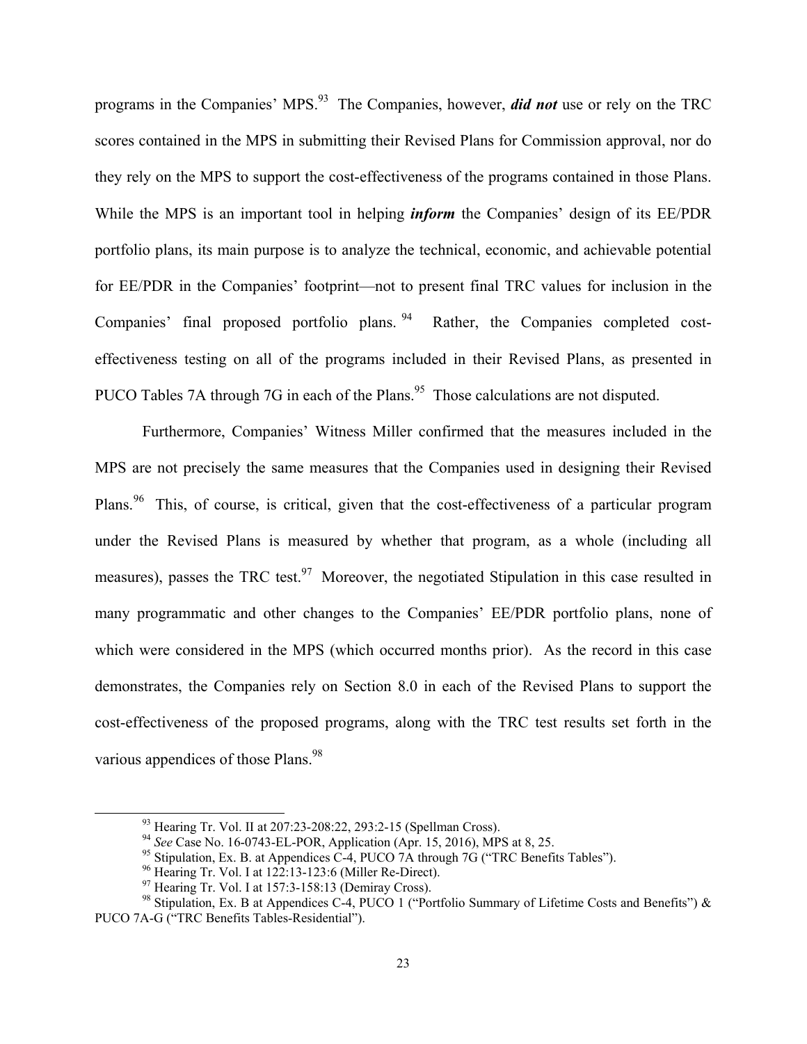programs in the Companies' MPS.[93] The Companies, however, ***did not*** use or rely on the TRC scores contained in the MPS in submitting their Revised Plans for Commission approval, nor do they rely on the MPS to support the cost-effectiveness of the programs contained in those Plans. While the MPS is an important tool in helping ***inform*** the Companies' design of its EE/PDR portfolio plans, its main purpose is to analyze the technical, economic, and achievable potential for EE/PDR in the Companies' footprint—not to present final TRC values for inclusion in the Companies' final proposed portfolio plans.[94] Rather, the Companies completed cost-effectiveness testing on all of the programs included in their Revised Plans, as presented in PUCO Tables 7A through 7G in each of the Plans.[95] Those calculations are not disputed.

Furthermore, Companies' Witness Miller confirmed that the measures included in the MPS are not precisely the same measures that the Companies used in designing their Revised Plans.[96] This, of course, is critical, given that the cost-effectiveness of a particular program under the Revised Plans is measured by whether that program, as a whole (including all measures), passes the TRC test.[97] Moreover, the negotiated Stipulation in this case resulted in many programmatic and other changes to the Companies' EE/PDR portfolio plans, none of which were considered in the MPS (which occurred months prior). As the record in this case demonstrates, the Companies rely on Section 8.0 in each of the Revised Plans to support the cost-effectiveness of the proposed programs, along with the TRC test results set forth in the various appendices of those Plans.[98]

---

[93] Hearing Tr. Vol. II at 207:23-208:22, 293:2-15 (Spellman Cross).

[94] *See* Case No. 16-0743-EL-POR, Application (Apr. 15, 2016), MPS at 8, 25.

[95] Stipulation, Ex. B. at Appendices C-4, PUCO 7A through 7G ("TRC Benefits Tables").

[96] Hearing Tr. Vol. I at 122:13-123:6 (Miller Re-Direct).

[97] Hearing Tr. Vol. I at 157:3-158:13 (Demiray Cross).

[98] Stipulation, Ex. B at Appendices C-4, PUCO 1 ("Portfolio Summary of Lifetime Costs and Benefits") & PUCO 7A-G ("TRC Benefits Tables-Residential").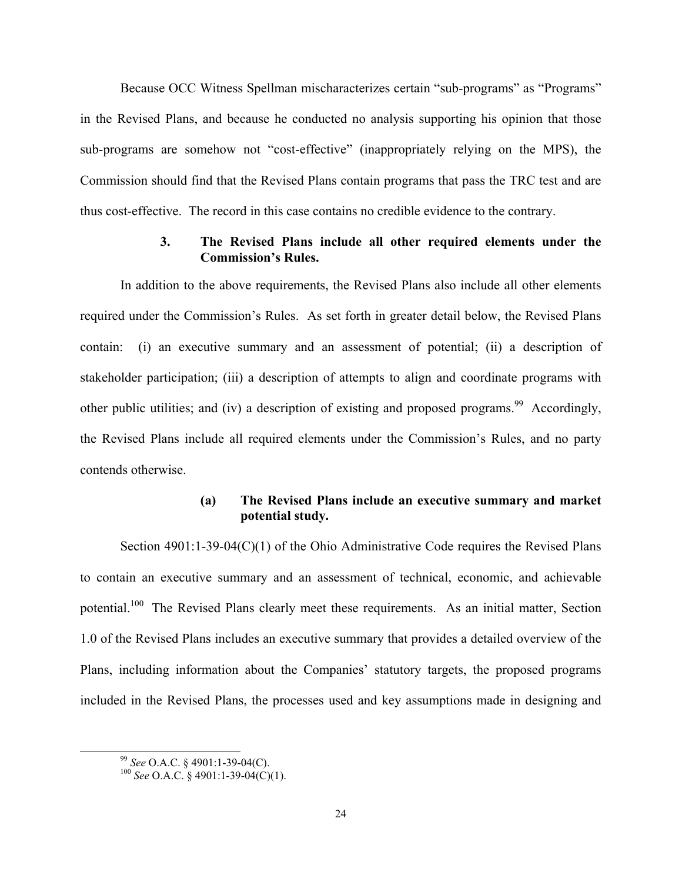Because OCC Witness Spellman mischaracterizes certain "sub-programs" as "Programs" in the Revised Plans, and because he conducted no analysis supporting his opinion that those sub-programs are somehow not "cost-effective" (inappropriately relying on the MPS), the Commission should find that the Revised Plans contain programs that pass the TRC test and are thus cost-effective. The record in this case contains no credible evidence to the contrary.

### 3. The Revised Plans include all other required elements under the Commission's Rules.

In addition to the above requirements, the Revised Plans also include all other elements required under the Commission's Rules. As set forth in greater detail below, the Revised Plans contain: (i) an executive summary and an assessment of potential; (ii) a description of stakeholder participation; (iii) a description of attempts to align and coordinate programs with other public utilities; and (iv) a description of existing and proposed programs.[99] Accordingly, the Revised Plans include all required elements under the Commission's Rules, and no party contends otherwise.

#### (a) The Revised Plans include an executive summary and market potential study.

Section 4901:1-39-04(C)(1) of the Ohio Administrative Code requires the Revised Plans to contain an executive summary and an assessment of technical, economic, and achievable potential.[100] The Revised Plans clearly meet these requirements. As an initial matter, Section 1.0 of the Revised Plans includes an executive summary that provides a detailed overview of the Plans, including information about the Companies' statutory targets, the proposed programs included in the Revised Plans, the processes used and key assumptions made in designing and

---

[99] *See* O.A.C. § 4901:1-39-04(C).

[100] *See* O.A.C. § 4901:1-39-04(C)(1).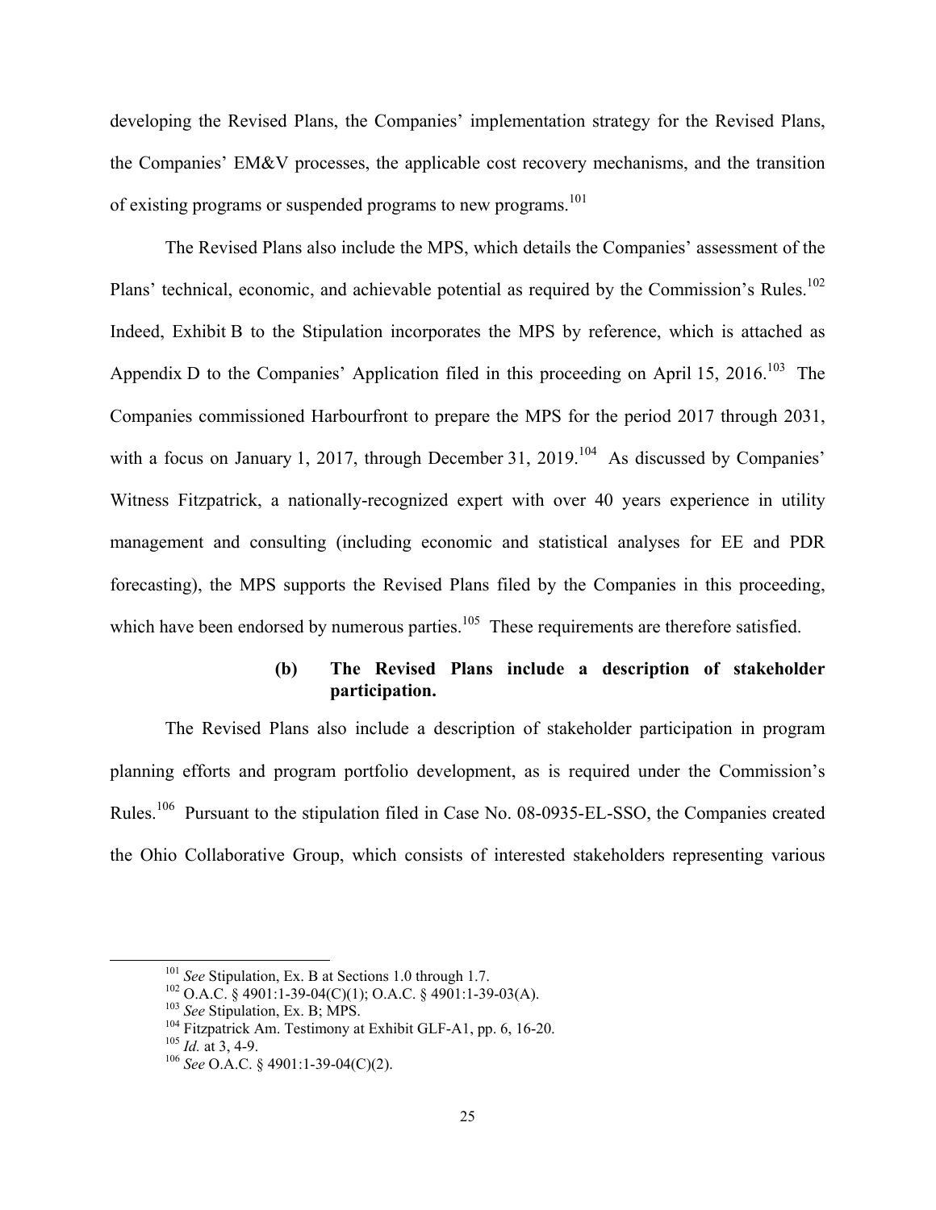developing the Revised Plans, the Companies' implementation strategy for the Revised Plans, the Companies' EM&V processes, the applicable cost recovery mechanisms, and the transition of existing programs or suspended programs to new programs.[101]

The Revised Plans also include the MPS, which details the Companies' assessment of the Plans' technical, economic, and achievable potential as required by the Commission's Rules.[102] Indeed, Exhibit B to the Stipulation incorporates the MPS by reference, which is attached as Appendix D to the Companies' Application filed in this proceeding on April 15, 2016.[103] The Companies commissioned Harbourfront to prepare the MPS for the period 2017 through 2031, with a focus on January 1, 2017, through December 31, 2019.[104] As discussed by Companies' Witness Fitzpatrick, a nationally-recognized expert with over 40 years experience in utility management and consulting (including economic and statistical analyses for EE and PDR forecasting), the MPS supports the Revised Plans filed by the Companies in this proceeding, which have been endorsed by numerous parties.[105] These requirements are therefore satisfied.

**(b) The Revised Plans include a description of stakeholder participation.**

The Revised Plans also include a description of stakeholder participation in program planning efforts and program portfolio development, as is required under the Commission's Rules.[106] Pursuant to the stipulation filed in Case No. 08-0935-EL-SSO, the Companies created the Ohio Collaborative Group, which consists of interested stakeholders representing various

---

[101] *See* Stipulation, Ex. B at Sections 1.0 through 1.7.

[102] O.A.C. § 4901:1-39-04(C)(1); O.A.C. § 4901:1-39-03(A).

[103] *See* Stipulation, Ex. B; MPS.

[104] Fitzpatrick Am. Testimony at Exhibit GLF-A1, pp. 6, 16-20.

[105] *Id.* at 3, 4-9.

[106] *See* O.A.C. § 4901:1-39-04(C)(2).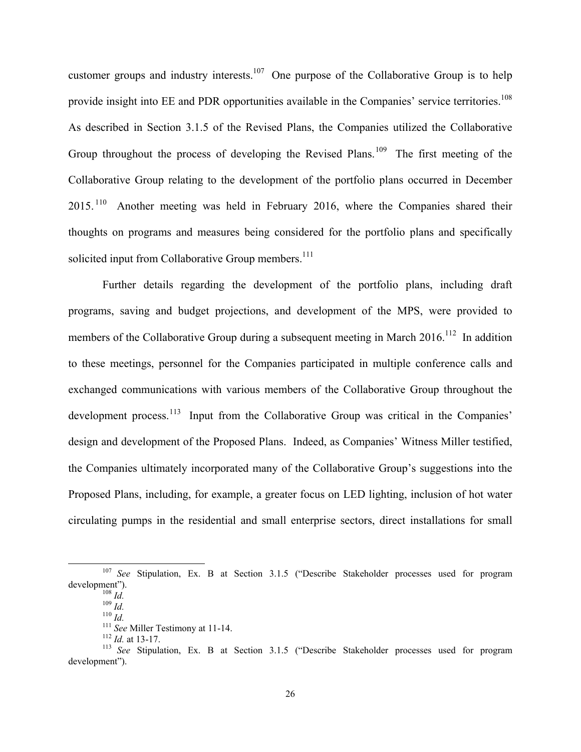customer groups and industry interests.[107] One purpose of the Collaborative Group is to help provide insight into EE and PDR opportunities available in the Companies' service territories.[108] As described in Section 3.1.5 of the Revised Plans, the Companies utilized the Collaborative Group throughout the process of developing the Revised Plans.[109] The first meeting of the Collaborative Group relating to the development of the portfolio plans occurred in December 2015.[110] Another meeting was held in February 2016, where the Companies shared their thoughts on programs and measures being considered for the portfolio plans and specifically solicited input from Collaborative Group members.[111]

Further details regarding the development of the portfolio plans, including draft programs, saving and budget projections, and development of the MPS, were provided to members of the Collaborative Group during a subsequent meeting in March 2016.[112] In addition to these meetings, personnel for the Companies participated in multiple conference calls and exchanged communications with various members of the Collaborative Group throughout the development process.[113] Input from the Collaborative Group was critical in the Companies' design and development of the Proposed Plans. Indeed, as Companies' Witness Miller testified, the Companies ultimately incorporated many of the Collaborative Group's suggestions into the Proposed Plans, including, for example, a greater focus on LED lighting, inclusion of hot water circulating pumps in the residential and small enterprise sectors, direct installations for small

---

[107] *See* Stipulation, Ex. B at Section 3.1.5 ("Describe Stakeholder processes used for program development").

[108] *Id.*

[109] *Id.*

[110] *Id.*

[111] *See* Miller Testimony at 11-14.

[112] *Id.* at 13-17.

[113] *See* Stipulation, Ex. B at Section 3.1.5 ("Describe Stakeholder processes used for program development").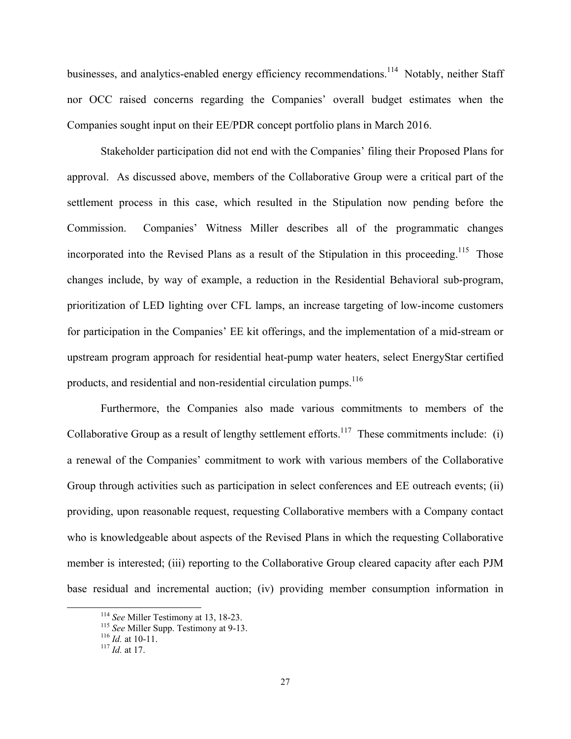businesses, and analytics-enabled energy efficiency recommendations.[114] Notably, neither Staff nor OCC raised concerns regarding the Companies' overall budget estimates when the Companies sought input on their EE/PDR concept portfolio plans in March 2016.

Stakeholder participation did not end with the Companies' filing their Proposed Plans for approval. As discussed above, members of the Collaborative Group were a critical part of the settlement process in this case, which resulted in the Stipulation now pending before the Commission. Companies' Witness Miller describes all of the programmatic changes incorporated into the Revised Plans as a result of the Stipulation in this proceeding.[115] Those changes include, by way of example, a reduction in the Residential Behavioral sub-program, prioritization of LED lighting over CFL lamps, an increase targeting of low-income customers for participation in the Companies' EE kit offerings, and the implementation of a mid-stream or upstream program approach for residential heat-pump water heaters, select EnergyStar certified products, and residential and non-residential circulation pumps.[116]

Furthermore, the Companies also made various commitments to members of the Collaborative Group as a result of lengthy settlement efforts.[117] These commitments include: (i) a renewal of the Companies' commitment to work with various members of the Collaborative Group through activities such as participation in select conferences and EE outreach events; (ii) providing, upon reasonable request, requesting Collaborative members with a Company contact who is knowledgeable about aspects of the Revised Plans in which the requesting Collaborative member is interested; (iii) reporting to the Collaborative Group cleared capacity after each PJM base residual and incremental auction; (iv) providing member consumption information in

---

[114] *See* Miller Testimony at 13, 18-23.

[115] *See* Miller Supp. Testimony at 9-13.

[116] *Id.* at 10-11.

[117] *Id.* at 17.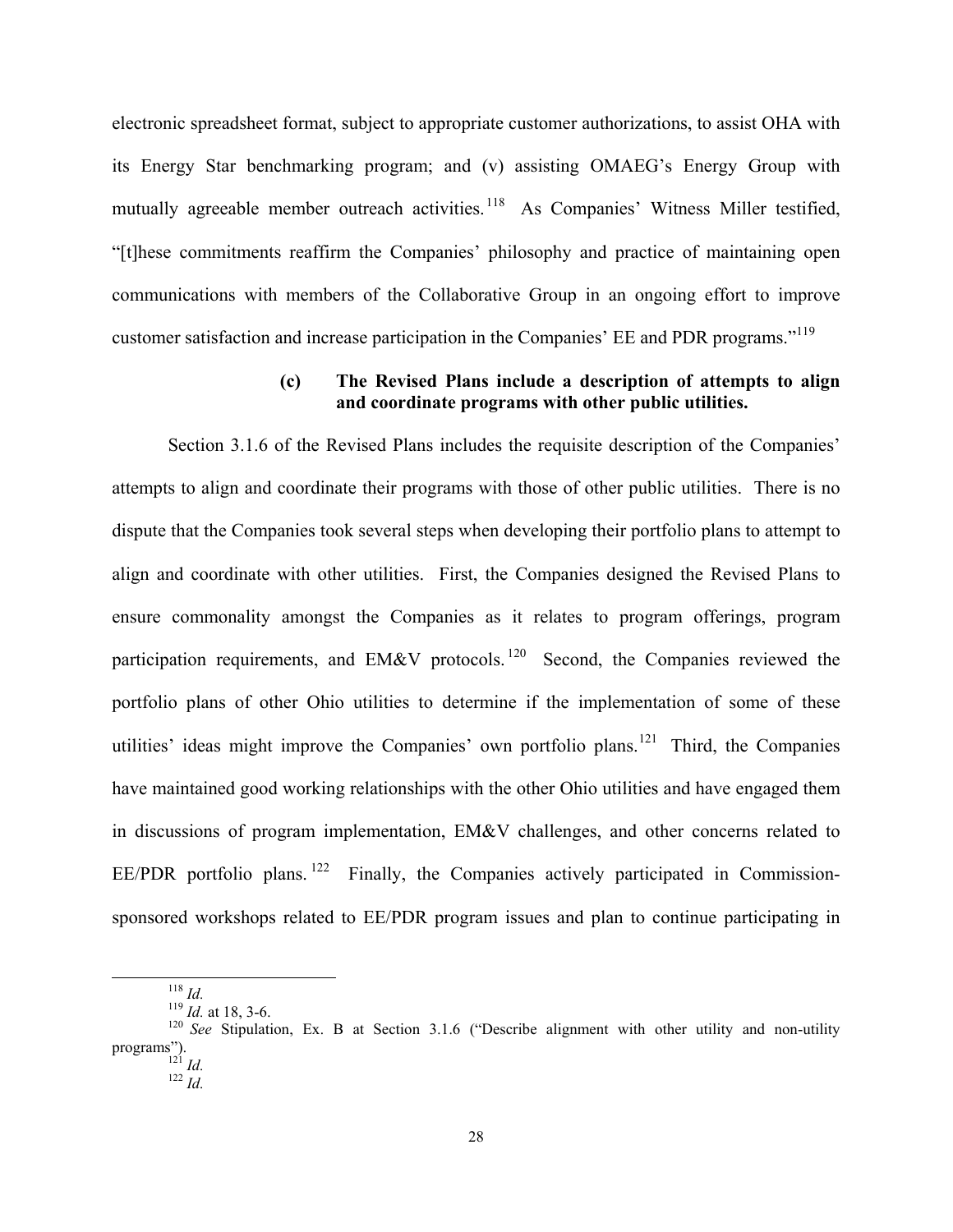electronic spreadsheet format, subject to appropriate customer authorizations, to assist OHA with its Energy Star benchmarking program; and (v) assisting OMAEG's Energy Group with mutually agreeable member outreach activities.[118] As Companies' Witness Miller testified, "[t]hese commitments reaffirm the Companies' philosophy and practice of maintaining open communications with members of the Collaborative Group in an ongoing effort to improve customer satisfaction and increase participation in the Companies' EE and PDR programs."[119]

### (c) The Revised Plans include a description of attempts to align and coordinate programs with other public utilities.

Section 3.1.6 of the Revised Plans includes the requisite description of the Companies' attempts to align and coordinate their programs with those of other public utilities. There is no dispute that the Companies took several steps when developing their portfolio plans to attempt to align and coordinate with other utilities. First, the Companies designed the Revised Plans to ensure commonality amongst the Companies as it relates to program offerings, program participation requirements, and EM&V protocols.[120] Second, the Companies reviewed the portfolio plans of other Ohio utilities to determine if the implementation of some of these utilities' ideas might improve the Companies' own portfolio plans.[121] Third, the Companies have maintained good working relationships with the other Ohio utilities and have engaged them in discussions of program implementation, EM&V challenges, and other concerns related to EE/PDR portfolio plans.[122] Finally, the Companies actively participated in Commission-sponsored workshops related to EE/PDR program issues and plan to continue participating in

---

[118] *Id.*

[119] *Id.* at 18, 3-6.

[120] *See* Stipulation, Ex. B at Section 3.1.6 ("Describe alignment with other utility and non-utility programs").

[121] *Id.*

[122] *Id.*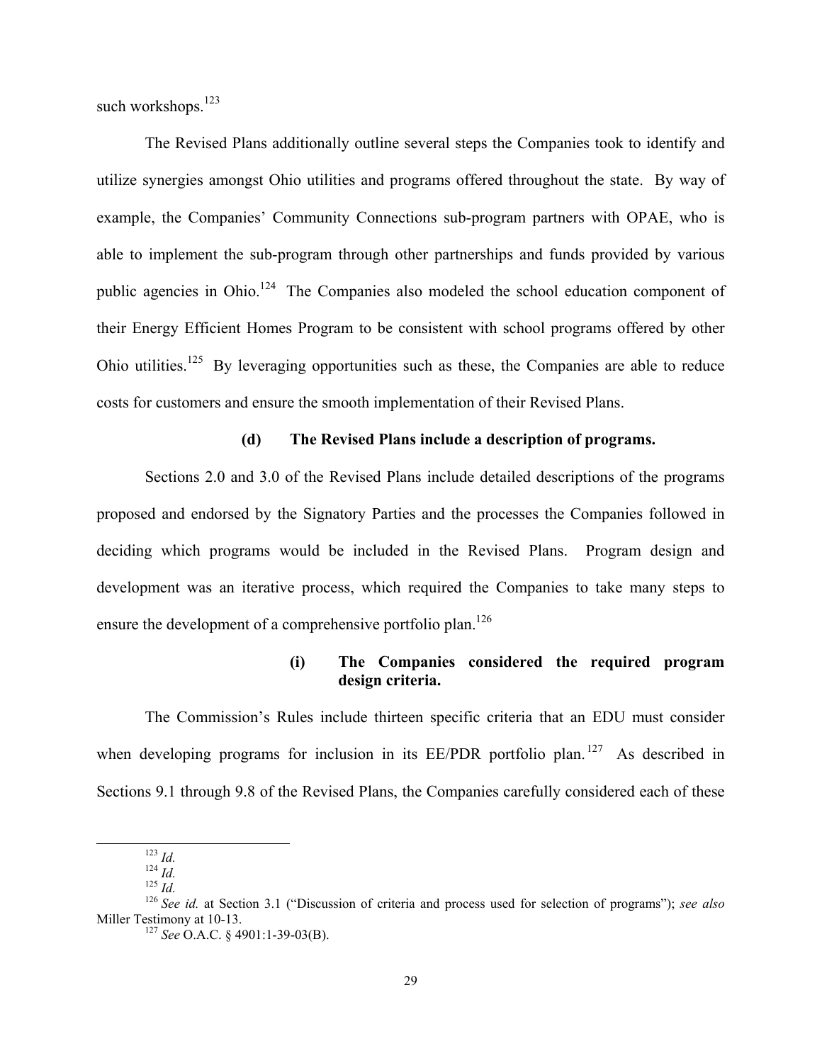such workshops.[123]

The Revised Plans additionally outline several steps the Companies took to identify and utilize synergies amongst Ohio utilities and programs offered throughout the state. By way of example, the Companies' Community Connections sub-program partners with OPAE, who is able to implement the sub-program through other partnerships and funds provided by various public agencies in Ohio.[124] The Companies also modeled the school education component of their Energy Efficient Homes Program to be consistent with school programs offered by other Ohio utilities.[125] By leveraging opportunities such as these, the Companies are able to reduce costs for customers and ensure the smooth implementation of their Revised Plans.

#### (d) The Revised Plans include a description of programs.

Sections 2.0 and 3.0 of the Revised Plans include detailed descriptions of the programs proposed and endorsed by the Signatory Parties and the processes the Companies followed in deciding which programs would be included in the Revised Plans. Program design and development was an iterative process, which required the Companies to take many steps to ensure the development of a comprehensive portfolio plan.[126]

##### (i) The Companies considered the required program design criteria.

The Commission's Rules include thirteen specific criteria that an EDU must consider when developing programs for inclusion in its EE/PDR portfolio plan.[127] As described in Sections 9.1 through 9.8 of the Revised Plans, the Companies carefully considered each of these

---

[123] *Id.*

[124] *Id.*

[125] *Id.*

[126] *See id.* at Section 3.1 ("Discussion of criteria and process used for selection of programs"); *see also* Miller Testimony at 10-13.

[127] *See* O.A.C. § 4901:1-39-03(B).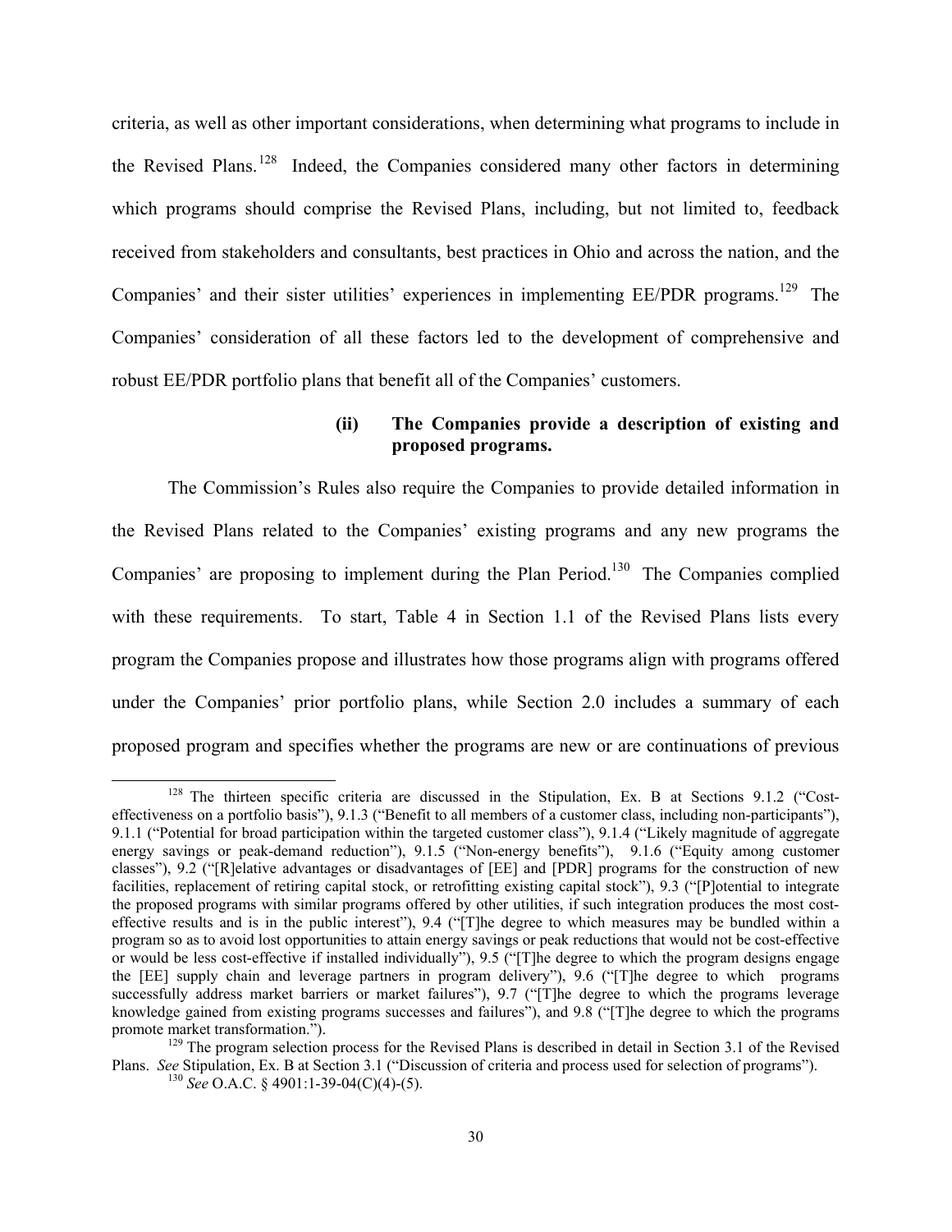criteria, as well as other important considerations, when determining what programs to include in the Revised Plans.[128] Indeed, the Companies considered many other factors in determining which programs should comprise the Revised Plans, including, but not limited to, feedback received from stakeholders and consultants, best practices in Ohio and across the nation, and the Companies' and their sister utilities' experiences in implementing EE/PDR programs.[129] The Companies' consideration of all these factors led to the development of comprehensive and robust EE/PDR portfolio plans that benefit all of the Companies' customers.

#### (ii) The Companies provide a description of existing and proposed programs.

The Commission's Rules also require the Companies to provide detailed information in the Revised Plans related to the Companies' existing programs and any new programs the Companies' are proposing to implement during the Plan Period.[130] The Companies complied with these requirements. To start, Table 4 in Section 1.1 of the Revised Plans lists every program the Companies propose and illustrates how those programs align with programs offered under the Companies' prior portfolio plans, while Section 2.0 includes a summary of each proposed program and specifies whether the programs are new or are continuations of previous

---

[128] The thirteen specific criteria are discussed in the Stipulation, Ex. B at Sections 9.1.2 ("Cost-effectiveness on a portfolio basis"), 9.1.3 ("Benefit to all members of a customer class, including non-participants"), 9.1.1 ("Potential for broad participation within the targeted customer class"), 9.1.4 ("Likely magnitude of aggregate energy savings or peak-demand reduction"), 9.1.5 ("Non-energy benefits"), 9.1.6 ("Equity among customer classes"), 9.2 ("[R]elative advantages or disadvantages of [EE] and [PDR] programs for the construction of new facilities, replacement of retiring capital stock, or retrofitting existing capital stock"), 9.3 ("[P]otential to integrate the proposed programs with similar programs offered by other utilities, if such integration produces the most cost-effective results and is in the public interest"), 9.4 ("[T]he degree to which measures may be bundled within a program so as to avoid lost opportunities to attain energy savings or peak reductions that would not be cost-effective or would be less cost-effective if installed individually"), 9.5 ("[T]he degree to which the program designs engage the [EE] supply chain and leverage partners in program delivery"), 9.6 ("[T]he degree to which programs successfully address market barriers or market failures"), 9.7 ("[T]he degree to which the programs leverage knowledge gained from existing programs successes and failures"), and 9.8 ("[T]he degree to which the programs promote market transformation.").

[129] The program selection process for the Revised Plans is described in detail in Section 3.1 of the Revised Plans. *See* Stipulation, Ex. B at Section 3.1 ("Discussion of criteria and process used for selection of programs").

[130] *See* O.A.C. § 4901:1-39-04(C)(4)-(5).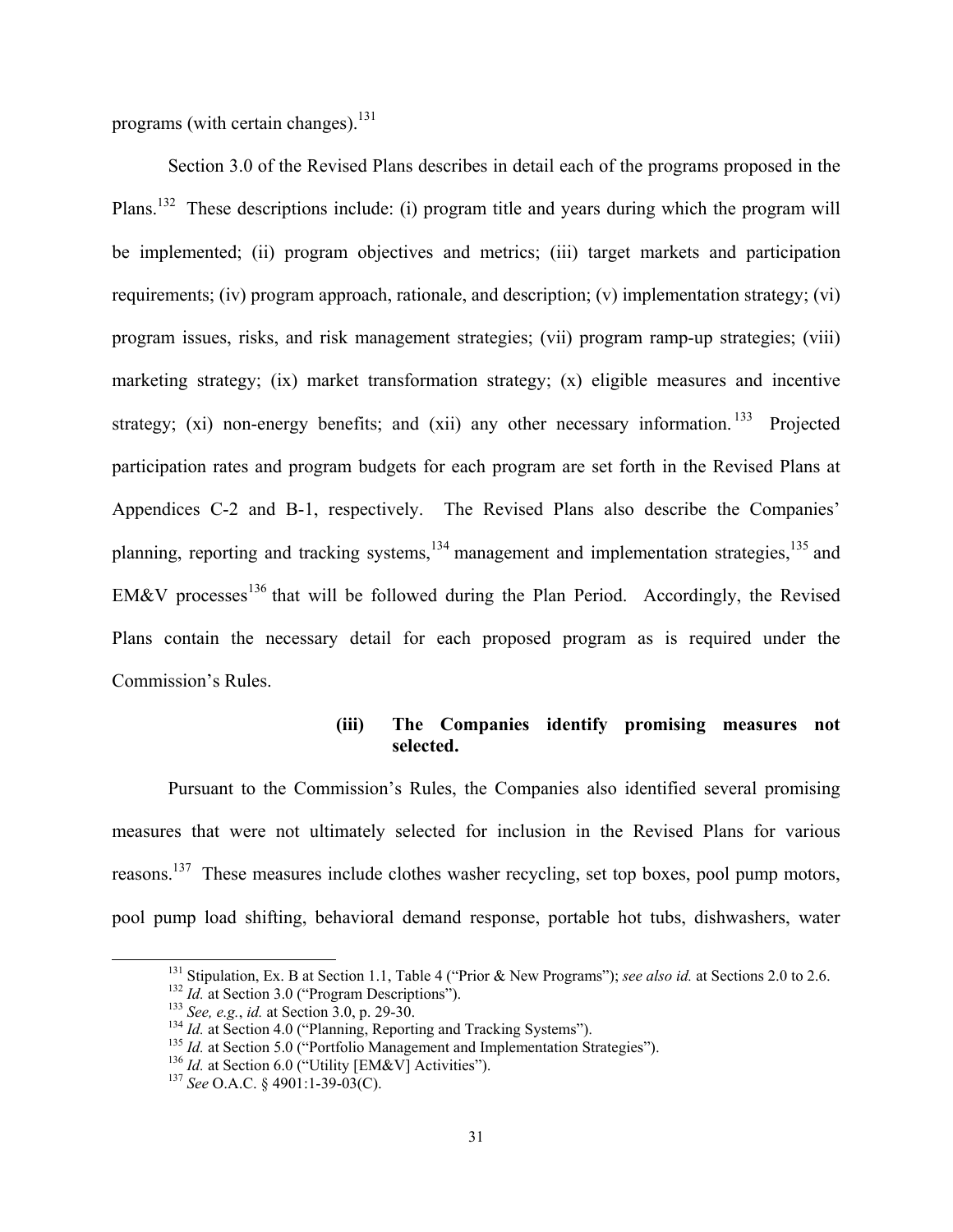programs (with certain changes).[131]

Section 3.0 of the Revised Plans describes in detail each of the programs proposed in the Plans.[132] These descriptions include: (i) program title and years during which the program will be implemented; (ii) program objectives and metrics; (iii) target markets and participation requirements; (iv) program approach, rationale, and description; (v) implementation strategy; (vi) program issues, risks, and risk management strategies; (vii) program ramp-up strategies; (viii) marketing strategy; (ix) market transformation strategy; (x) eligible measures and incentive strategy; (xi) non-energy benefits; and (xii) any other necessary information.[133] Projected participation rates and program budgets for each program are set forth in the Revised Plans at Appendices C-2 and B-1, respectively. The Revised Plans also describe the Companies' planning, reporting and tracking systems,[134] management and implementation strategies,[135] and EM&V processes[136] that will be followed during the Plan Period. Accordingly, the Revised Plans contain the necessary detail for each proposed program as is required under the Commission's Rules.

**(iii) The Companies identify promising measures not selected.**

Pursuant to the Commission's Rules, the Companies also identified several promising measures that were not ultimately selected for inclusion in the Revised Plans for various reasons.[137] These measures include clothes washer recycling, set top boxes, pool pump motors, pool pump load shifting, behavioral demand response, portable hot tubs, dishwashers, water

---

[131] Stipulation, Ex. B at Section 1.1, Table 4 ("Prior & New Programs"); *see also id.* at Sections 2.0 to 2.6.

[132] *Id.* at Section 3.0 ("Program Descriptions").

[133] *See, e.g.*, *id.* at Section 3.0, p. 29-30.

[134] *Id.* at Section 4.0 ("Planning, Reporting and Tracking Systems").

[135] *Id.* at Section 5.0 ("Portfolio Management and Implementation Strategies").

[136] *Id.* at Section 6.0 ("Utility [EM&V] Activities").

[137] *See* O.A.C. § 4901:1-39-03(C).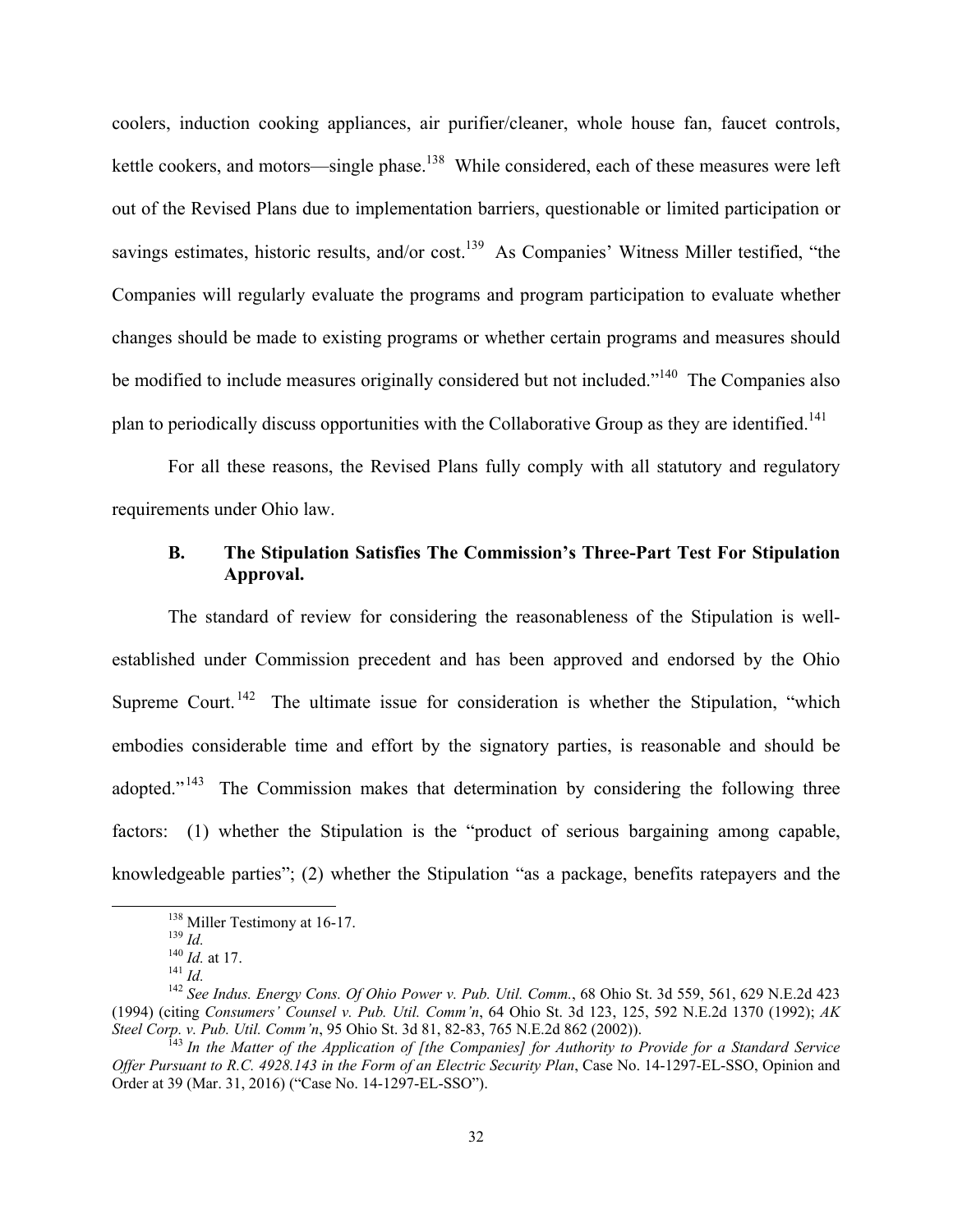coolers, induction cooking appliances, air purifier/cleaner, whole house fan, faucet controls, kettle cookers, and motors—single phase.[138] While considered, each of these measures were left out of the Revised Plans due to implementation barriers, questionable or limited participation or savings estimates, historic results, and/or cost.[139] As Companies' Witness Miller testified, "the Companies will regularly evaluate the programs and program participation to evaluate whether changes should be made to existing programs or whether certain programs and measures should be modified to include measures originally considered but not included."[140] The Companies also plan to periodically discuss opportunities with the Collaborative Group as they are identified.[141]

For all these reasons, the Revised Plans fully comply with all statutory and regulatory requirements under Ohio law.

### B. The Stipulation Satisfies The Commission's Three-Part Test For Stipulation Approval.

The standard of review for considering the reasonableness of the Stipulation is well-established under Commission precedent and has been approved and endorsed by the Ohio Supreme Court.[142] The ultimate issue for consideration is whether the Stipulation, "which embodies considerable time and effort by the signatory parties, is reasonable and should be adopted."[143] The Commission makes that determination by considering the following three factors: (1) whether the Stipulation is the "product of serious bargaining among capable, knowledgeable parties"; (2) whether the Stipulation "as a package, benefits ratepayers and the

---

[138] Miller Testimony at 16-17.

[139] *Id.*

[140] *Id.* at 17.

[141] *Id.*

[142] *See Indus. Energy Cons. Of Ohio Power v. Pub. Util. Comm.*, 68 Ohio St. 3d 559, 561, 629 N.E.2d 423 (1994) (citing *Consumers' Counsel v. Pub. Util. Comm'n*, 64 Ohio St. 3d 123, 125, 592 N.E.2d 1370 (1992); *AK Steel Corp. v. Pub. Util. Comm'n*, 95 Ohio St. 3d 81, 82-83, 765 N.E.2d 862 (2002)).

[143] *In the Matter of the Application of [the Companies] for Authority to Provide for a Standard Service Offer Pursuant to R.C. 4928.143 in the Form of an Electric Security Plan*, Case No. 14-1297-EL-SSO, Opinion and Order at 39 (Mar. 31, 2016) ("Case No. 14-1297-EL-SSO").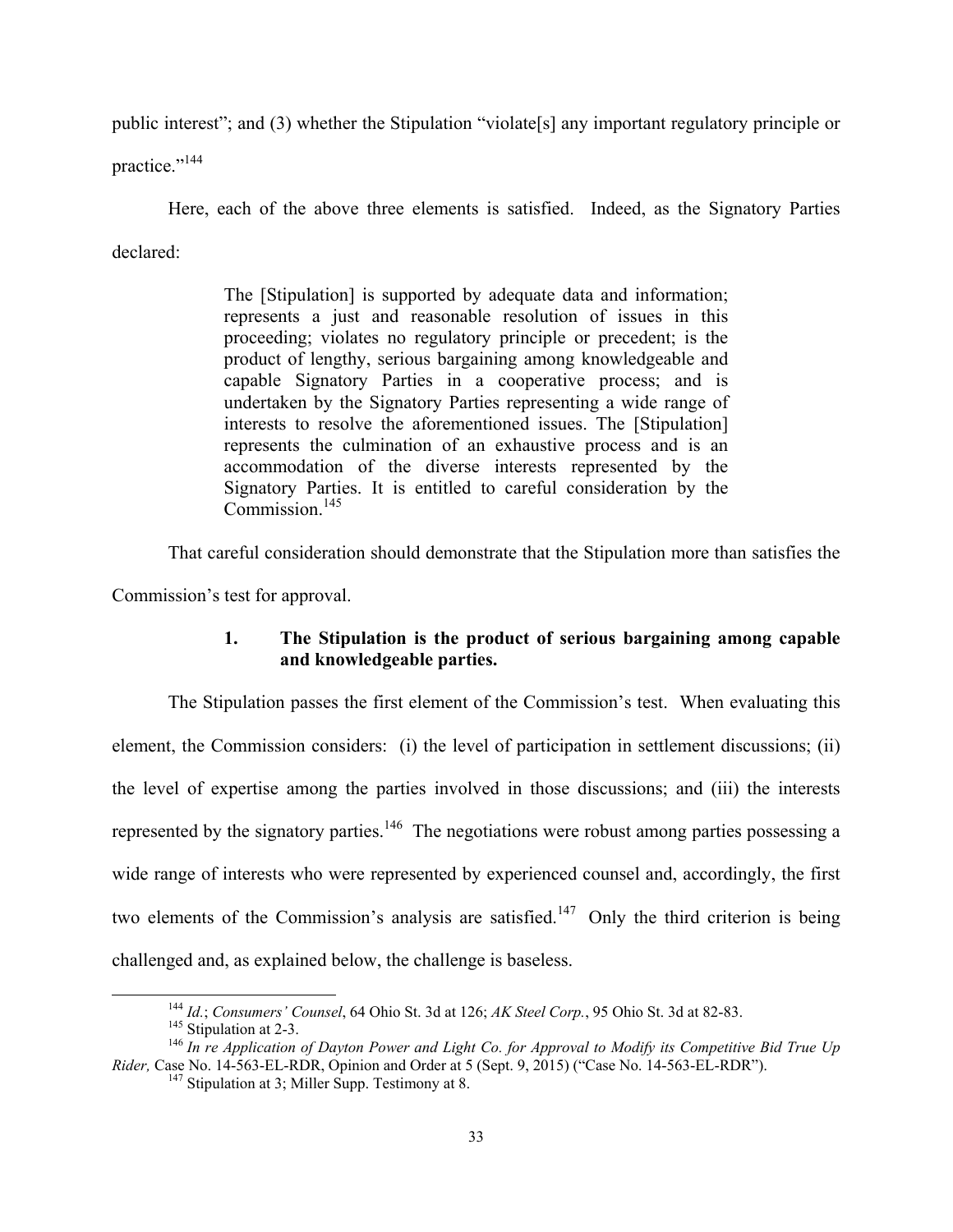public interest"; and (3) whether the Stipulation "violate[s] any important regulatory principle or practice."[144]

Here, each of the above three elements is satisfied. Indeed, as the Signatory Parties declared:

> The [Stipulation] is supported by adequate data and information; represents a just and reasonable resolution of issues in this proceeding; violates no regulatory principle or precedent; is the product of lengthy, serious bargaining among knowledgeable and capable Signatory Parties in a cooperative process; and is undertaken by the Signatory Parties representing a wide range of interests to resolve the aforementioned issues. The [Stipulation] represents the culmination of an exhaustive process and is an accommodation of the diverse interests represented by the Signatory Parties. It is entitled to careful consideration by the Commission.[145]

That careful consideration should demonstrate that the Stipulation more than satisfies the Commission's test for approval.

### 1. The Stipulation is the product of serious bargaining among capable and knowledgeable parties.

The Stipulation passes the first element of the Commission's test. When evaluating this element, the Commission considers: (i) the level of participation in settlement discussions; (ii) the level of expertise among the parties involved in those discussions; and (iii) the interests represented by the signatory parties.[146] The negotiations were robust among parties possessing a wide range of interests who were represented by experienced counsel and, accordingly, the first two elements of the Commission's analysis are satisfied.[147] Only the third criterion is being challenged and, as explained below, the challenge is baseless.

---

[144] *Id.*; *Consumers' Counsel*, 64 Ohio St. 3d at 126; *AK Steel Corp.*, 95 Ohio St. 3d at 82-83.

[145] Stipulation at 2-3.

[146] *In re Application of Dayton Power and Light Co. for Approval to Modify its Competitive Bid True Up Rider,* Case No. 14-563-EL-RDR, Opinion and Order at 5 (Sept. 9, 2015) ("Case No. 14-563-EL-RDR").

[147] Stipulation at 3; Miller Supp. Testimony at 8.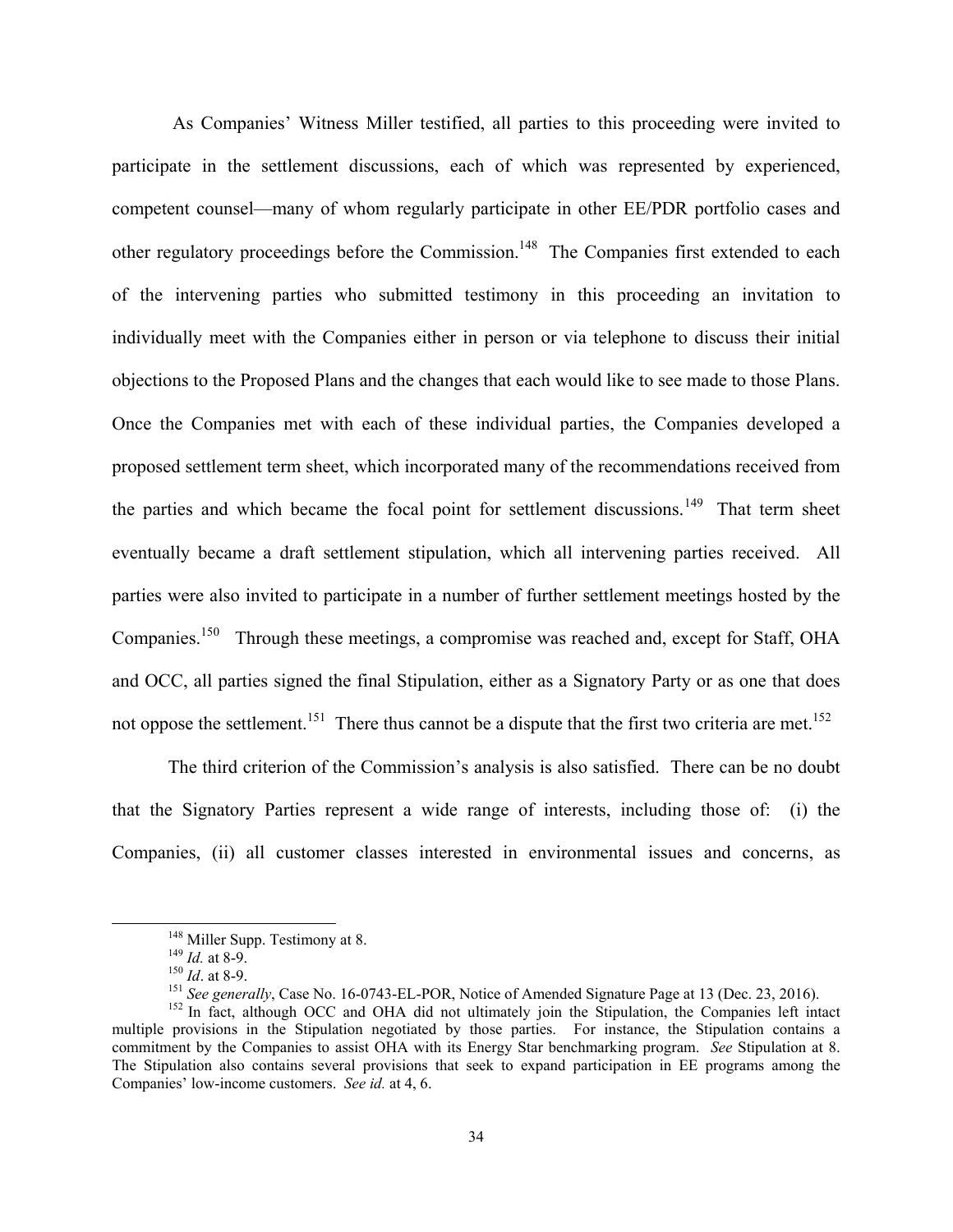As Companies' Witness Miller testified, all parties to this proceeding were invited to participate in the settlement discussions, each of which was represented by experienced, competent counsel—many of whom regularly participate in other EE/PDR portfolio cases and other regulatory proceedings before the Commission.[148] The Companies first extended to each of the intervening parties who submitted testimony in this proceeding an invitation to individually meet with the Companies either in person or via telephone to discuss their initial objections to the Proposed Plans and the changes that each would like to see made to those Plans. Once the Companies met with each of these individual parties, the Companies developed a proposed settlement term sheet, which incorporated many of the recommendations received from the parties and which became the focal point for settlement discussions.[149] That term sheet eventually became a draft settlement stipulation, which all intervening parties received. All parties were also invited to participate in a number of further settlement meetings hosted by the Companies.[150] Through these meetings, a compromise was reached and, except for Staff, OHA and OCC, all parties signed the final Stipulation, either as a Signatory Party or as one that does not oppose the settlement.[151] There thus cannot be a dispute that the first two criteria are met.[152]

The third criterion of the Commission's analysis is also satisfied. There can be no doubt that the Signatory Parties represent a wide range of interests, including those of: (i) the Companies, (ii) all customer classes interested in environmental issues and concerns, as

---

[148] Miller Supp. Testimony at 8.

[149] *Id.* at 8-9.

[150] *Id*. at 8-9.

[151] *See generally*, Case No. 16-0743-EL-POR, Notice of Amended Signature Page at 13 (Dec. 23, 2016).

[152] In fact, although OCC and OHA did not ultimately join the Stipulation, the Companies left intact multiple provisions in the Stipulation negotiated by those parties. For instance, the Stipulation contains a commitment by the Companies to assist OHA with its Energy Star benchmarking program. *See* Stipulation at 8. The Stipulation also contains several provisions that seek to expand participation in EE programs among the Companies' low-income customers. *See id.* at 4, 6.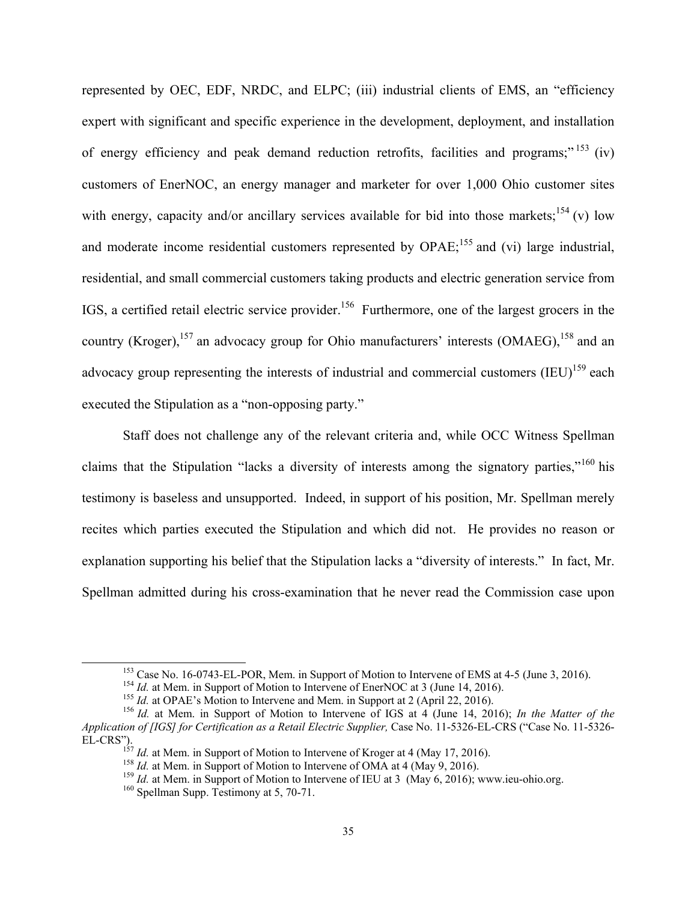represented by OEC, EDF, NRDC, and ELPC; (iii) industrial clients of EMS, an "efficiency expert with significant and specific experience in the development, deployment, and installation of energy efficiency and peak demand reduction retrofits, facilities and programs;"[153] (iv) customers of EnerNOC, an energy manager and marketer for over 1,000 Ohio customer sites with energy, capacity and/or ancillary services available for bid into those markets;[154] (v) low and moderate income residential customers represented by OPAE;[155] and (vi) large industrial, residential, and small commercial customers taking products and electric generation service from IGS, a certified retail electric service provider.[156] Furthermore, one of the largest grocers in the country (Kroger),[157] an advocacy group for Ohio manufacturers' interests (OMAEG),[158] and an advocacy group representing the interests of industrial and commercial customers (IEU)[159] each executed the Stipulation as a "non-opposing party."

Staff does not challenge any of the relevant criteria and, while OCC Witness Spellman claims that the Stipulation "lacks a diversity of interests among the signatory parties,"[160] his testimony is baseless and unsupported. Indeed, in support of his position, Mr. Spellman merely recites which parties executed the Stipulation and which did not. He provides no reason or explanation supporting his belief that the Stipulation lacks a "diversity of interests." In fact, Mr. Spellman admitted during his cross-examination that he never read the Commission case upon

---

[153] Case No. 16-0743-EL-POR, Mem. in Support of Motion to Intervene of EMS at 4-5 (June 3, 2016).

[154] *Id.* at Mem. in Support of Motion to Intervene of EnerNOC at 3 (June 14, 2016).

[155] *Id.* at OPAE's Motion to Intervene and Mem. in Support at 2 (April 22, 2016).

[156] *Id.* at Mem. in Support of Motion to Intervene of IGS at 4 (June 14, 2016); *In the Matter of the Application of [IGS] for Certification as a Retail Electric Supplier,* Case No. 11-5326-EL-CRS ("Case No. 11-5326-EL-CRS").

[157] *Id.* at Mem. in Support of Motion to Intervene of Kroger at 4 (May 17, 2016).

[158] *Id.* at Mem. in Support of Motion to Intervene of OMA at 4 (May 9, 2016).

[159] *Id.* at Mem. in Support of Motion to Intervene of IEU at 3 (May 6, 2016); www.ieu-ohio.org.

[160] Spellman Supp. Testimony at 5, 70-71.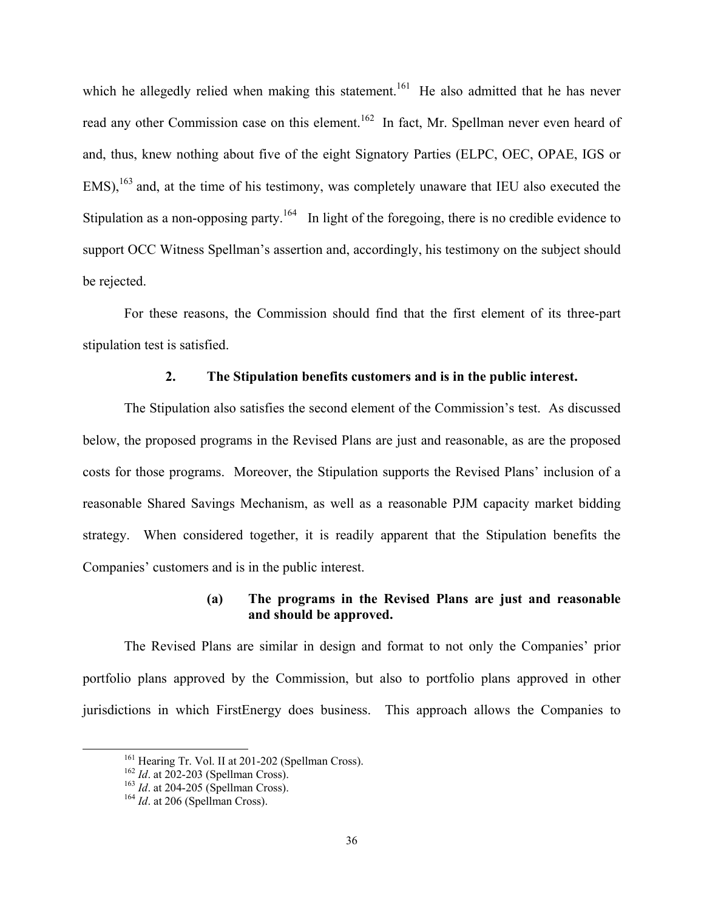which he allegedly relied when making this statement.[161] He also admitted that he has never read any other Commission case on this element.[162] In fact, Mr. Spellman never even heard of and, thus, knew nothing about five of the eight Signatory Parties (ELPC, OEC, OPAE, IGS or EMS),[163] and, at the time of his testimony, was completely unaware that IEU also executed the Stipulation as a non-opposing party.[164] In light of the foregoing, there is no credible evidence to support OCC Witness Spellman's assertion and, accordingly, his testimony on the subject should be rejected.

For these reasons, the Commission should find that the first element of its three-part stipulation test is satisfied.

### 2. The Stipulation benefits customers and is in the public interest.

The Stipulation also satisfies the second element of the Commission's test. As discussed below, the proposed programs in the Revised Plans are just and reasonable, as are the proposed costs for those programs. Moreover, the Stipulation supports the Revised Plans' inclusion of a reasonable Shared Savings Mechanism, as well as a reasonable PJM capacity market bidding strategy. When considered together, it is readily apparent that the Stipulation benefits the Companies' customers and is in the public interest.

#### (a) The programs in the Revised Plans are just and reasonable and should be approved.

The Revised Plans are similar in design and format to not only the Companies' prior portfolio plans approved by the Commission, but also to portfolio plans approved in other jurisdictions in which FirstEnergy does business. This approach allows the Companies to

---

[161] Hearing Tr. Vol. II at 201-202 (Spellman Cross).

[162] *Id*. at 202-203 (Spellman Cross).

[163] *Id*. at 204-205 (Spellman Cross).

[164] *Id*. at 206 (Spellman Cross).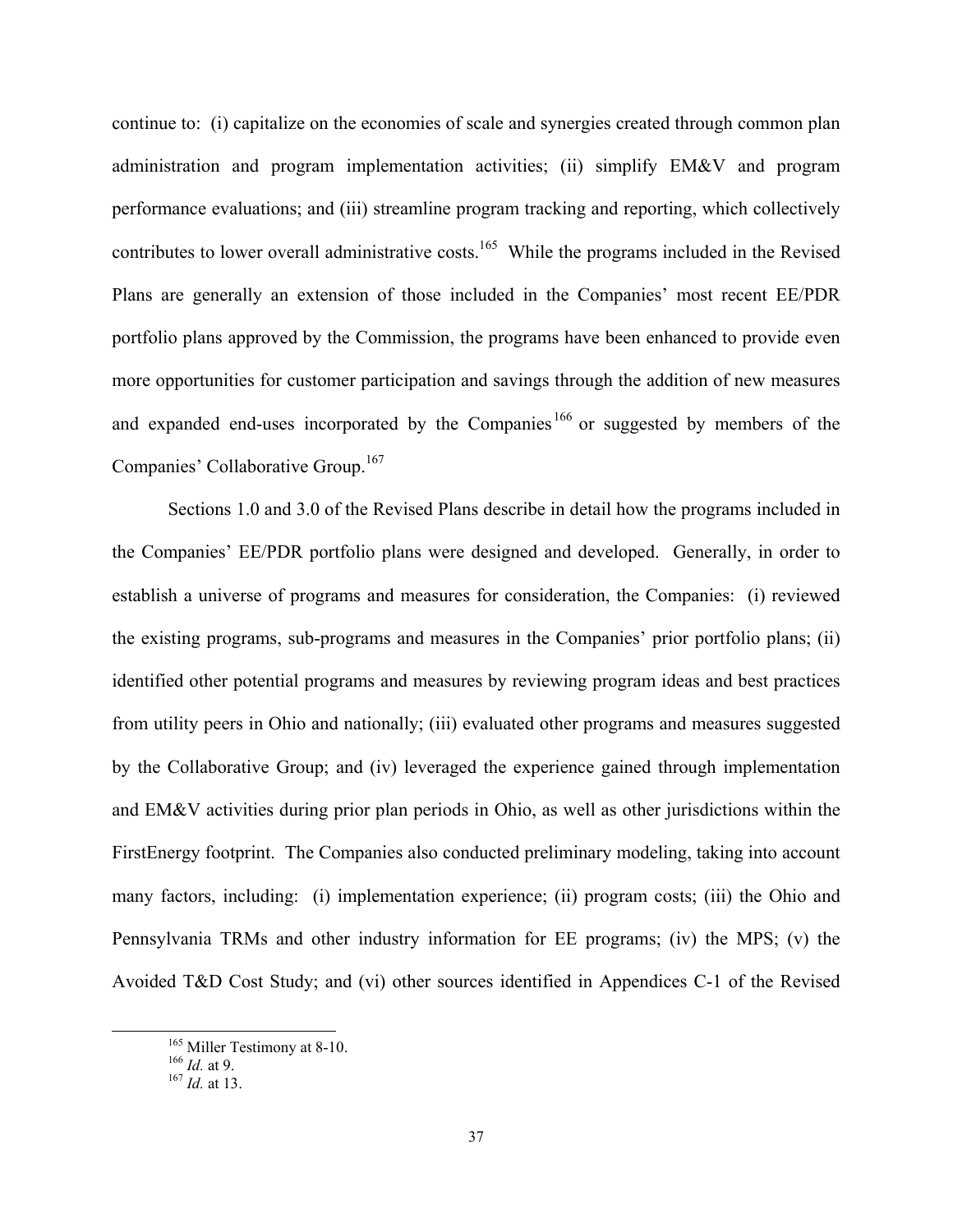continue to: (i) capitalize on the economies of scale and synergies created through common plan administration and program implementation activities; (ii) simplify EM&V and program performance evaluations; and (iii) streamline program tracking and reporting, which collectively contributes to lower overall administrative costs.[165] While the programs included in the Revised Plans are generally an extension of those included in the Companies' most recent EE/PDR portfolio plans approved by the Commission, the programs have been enhanced to provide even more opportunities for customer participation and savings through the addition of new measures and expanded end-uses incorporated by the Companies[166] or suggested by members of the Companies' Collaborative Group.[167]

Sections 1.0 and 3.0 of the Revised Plans describe in detail how the programs included in the Companies' EE/PDR portfolio plans were designed and developed. Generally, in order to establish a universe of programs and measures for consideration, the Companies: (i) reviewed the existing programs, sub-programs and measures in the Companies' prior portfolio plans; (ii) identified other potential programs and measures by reviewing program ideas and best practices from utility peers in Ohio and nationally; (iii) evaluated other programs and measures suggested by the Collaborative Group; and (iv) leveraged the experience gained through implementation and EM&V activities during prior plan periods in Ohio, as well as other jurisdictions within the FirstEnergy footprint. The Companies also conducted preliminary modeling, taking into account many factors, including: (i) implementation experience; (ii) program costs; (iii) the Ohio and Pennsylvania TRMs and other industry information for EE programs; (iv) the MPS; (v) the Avoided T&D Cost Study; and (vi) other sources identified in Appendices C-1 of the Revised

---

[165] Miller Testimony at 8-10.

[166] *Id.* at 9.

[167] *Id.* at 13.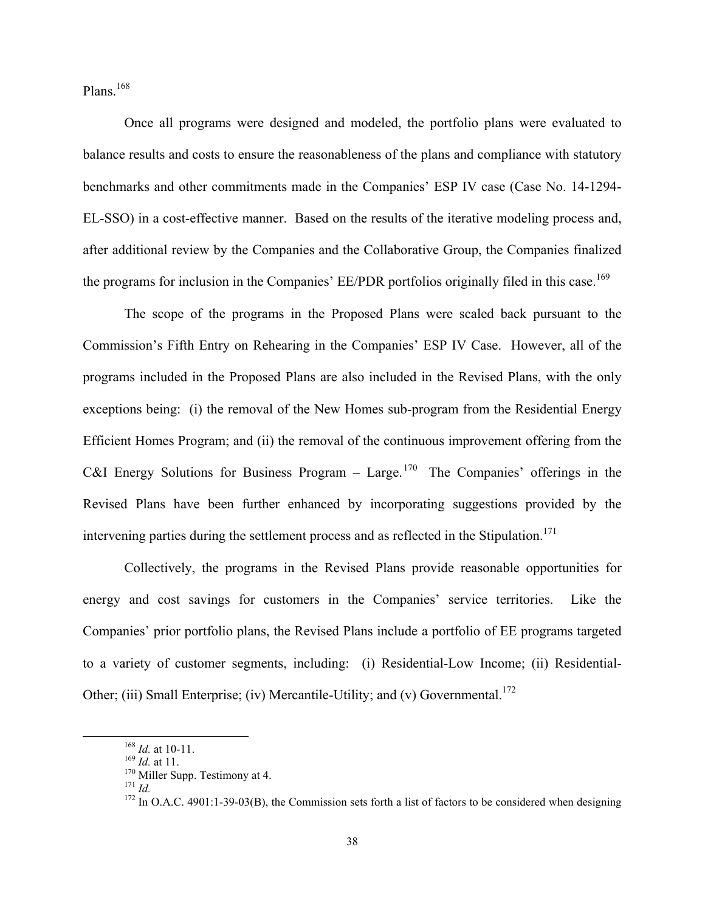Plans.[168]

Once all programs were designed and modeled, the portfolio plans were evaluated to balance results and costs to ensure the reasonableness of the plans and compliance with statutory benchmarks and other commitments made in the Companies' ESP IV case (Case No. 14-1294-EL-SSO) in a cost-effective manner. Based on the results of the iterative modeling process and, after additional review by the Companies and the Collaborative Group, the Companies finalized the programs for inclusion in the Companies' EE/PDR portfolios originally filed in this case.[169]

The scope of the programs in the Proposed Plans were scaled back pursuant to the Commission's Fifth Entry on Rehearing in the Companies' ESP IV Case. However, all of the programs included in the Proposed Plans are also included in the Revised Plans, with the only exceptions being: (i) the removal of the New Homes sub-program from the Residential Energy Efficient Homes Program; and (ii) the removal of the continuous improvement offering from the C&I Energy Solutions for Business Program – Large.[170] The Companies' offerings in the Revised Plans have been further enhanced by incorporating suggestions provided by the intervening parties during the settlement process and as reflected in the Stipulation.[171]

Collectively, the programs in the Revised Plans provide reasonable opportunities for energy and cost savings for customers in the Companies' service territories. Like the Companies' prior portfolio plans, the Revised Plans include a portfolio of EE programs targeted to a variety of customer segments, including: (i) Residential-Low Income; (ii) Residential-Other; (iii) Small Enterprise; (iv) Mercantile-Utility; and (v) Governmental.[172]

---

[168] *Id.* at 10-11.

[169] *Id.* at 11.

[170] Miller Supp. Testimony at 4.

[171] *Id.*

[172] In O.A.C. 4901:1-39-03(B), the Commission sets forth a list of factors to be considered when designing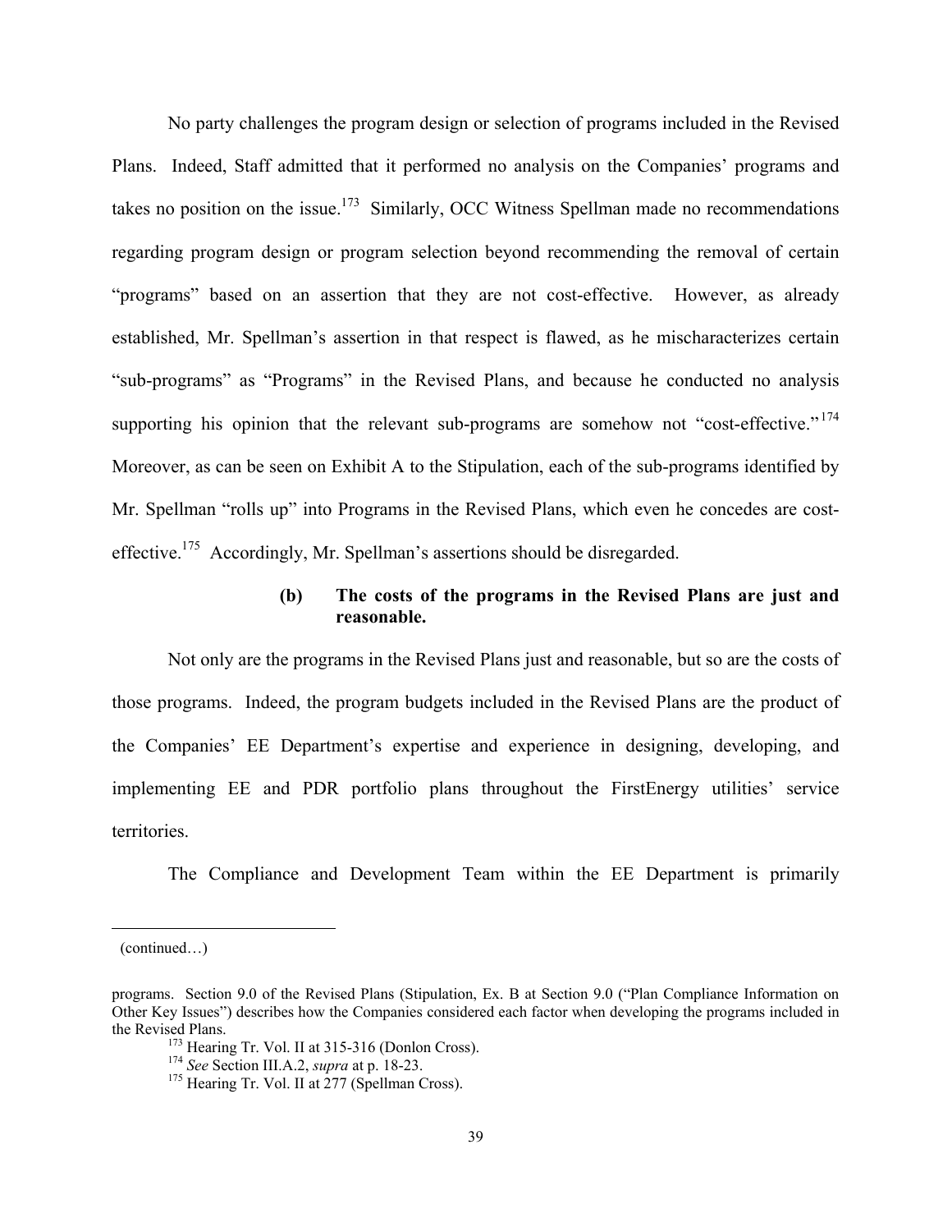No party challenges the program design or selection of programs included in the Revised Plans. Indeed, Staff admitted that it performed no analysis on the Companies' programs and takes no position on the issue.[173] Similarly, OCC Witness Spellman made no recommendations regarding program design or program selection beyond recommending the removal of certain "programs" based on an assertion that they are not cost-effective. However, as already established, Mr. Spellman's assertion in that respect is flawed, as he mischaracterizes certain "sub-programs" as "Programs" in the Revised Plans, and because he conducted no analysis supporting his opinion that the relevant sub-programs are somehow not "cost-effective."[174] Moreover, as can be seen on Exhibit A to the Stipulation, each of the sub-programs identified by Mr. Spellman "rolls up" into Programs in the Revised Plans, which even he concedes are cost-effective.[175] Accordingly, Mr. Spellman's assertions should be disregarded.

**(b) The costs of the programs in the Revised Plans are just and reasonable.**

Not only are the programs in the Revised Plans just and reasonable, but so are the costs of those programs. Indeed, the program budgets included in the Revised Plans are the product of the Companies' EE Department's expertise and experience in designing, developing, and implementing EE and PDR portfolio plans throughout the FirstEnergy utilities' service territories.

The Compliance and Development Team within the EE Department is primarily

---

(continued…)

programs. Section 9.0 of the Revised Plans (Stipulation, Ex. B at Section 9.0 ("Plan Compliance Information on Other Key Issues") describes how the Companies considered each factor when developing the programs included in the Revised Plans.

[173] Hearing Tr. Vol. II at 315-316 (Donlon Cross).

[174] *See* Section III.A.2, *supra* at p. 18-23.

[175] Hearing Tr. Vol. II at 277 (Spellman Cross).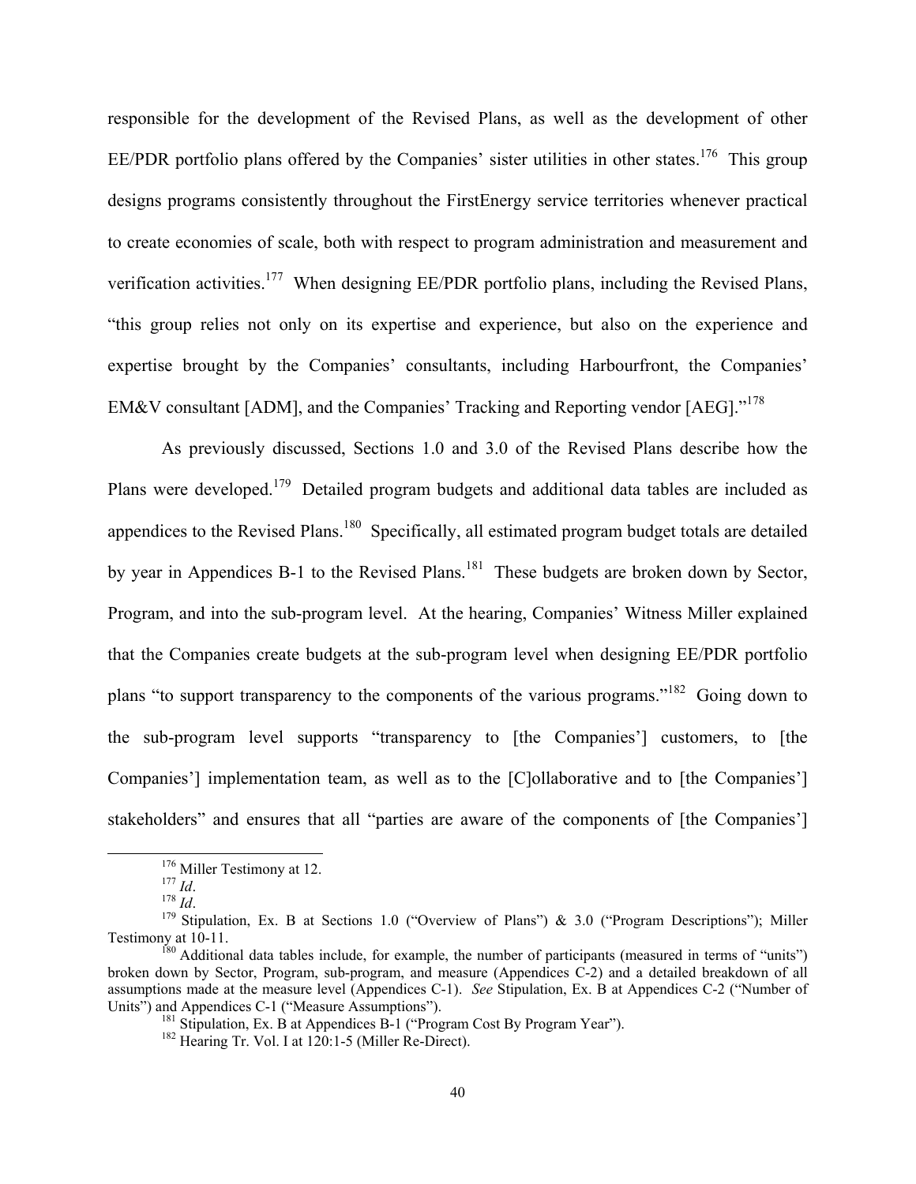responsible for the development of the Revised Plans, as well as the development of other EE/PDR portfolio plans offered by the Companies' sister utilities in other states.[176] This group designs programs consistently throughout the FirstEnergy service territories whenever practical to create economies of scale, both with respect to program administration and measurement and verification activities.[177] When designing EE/PDR portfolio plans, including the Revised Plans, "this group relies not only on its expertise and experience, but also on the experience and expertise brought by the Companies' consultants, including Harbourfront, the Companies' EM&V consultant [ADM], and the Companies' Tracking and Reporting vendor [AEG]."[178]

As previously discussed, Sections 1.0 and 3.0 of the Revised Plans describe how the Plans were developed.[179] Detailed program budgets and additional data tables are included as appendices to the Revised Plans.[180] Specifically, all estimated program budget totals are detailed by year in Appendices B-1 to the Revised Plans.[181] These budgets are broken down by Sector, Program, and into the sub-program level. At the hearing, Companies' Witness Miller explained that the Companies create budgets at the sub-program level when designing EE/PDR portfolio plans "to support transparency to the components of the various programs."[182] Going down to the sub-program level supports "transparency to [the Companies'] customers, to [the Companies'] implementation team, as well as to the [C]ollaborative and to [the Companies'] stakeholders" and ensures that all "parties are aware of the components of [the Companies']

---

[176] Miller Testimony at 12.

[177] *Id*.

[178] *Id*.

[179] Stipulation, Ex. B at Sections 1.0 ("Overview of Plans") & 3.0 ("Program Descriptions"); Miller Testimony at 10-11.

[180] Additional data tables include, for example, the number of participants (measured in terms of "units") broken down by Sector, Program, sub-program, and measure (Appendices C-2) and a detailed breakdown of all assumptions made at the measure level (Appendices C-1). *See* Stipulation, Ex. B at Appendices C-2 ("Number of Units") and Appendices C-1 ("Measure Assumptions").

[181] Stipulation, Ex. B at Appendices B-1 ("Program Cost By Program Year").

[182] Hearing Tr. Vol. I at 120:1-5 (Miller Re-Direct).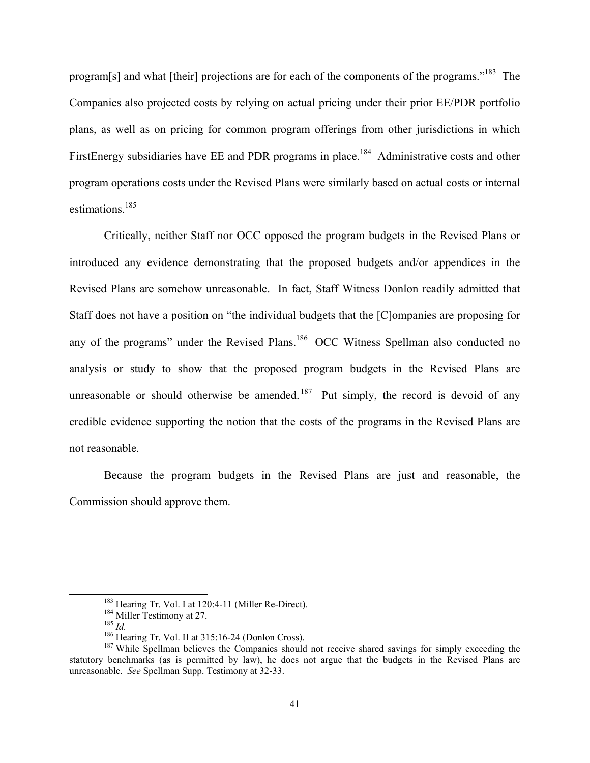program[s] and what [their] projections are for each of the components of the programs."[183] The Companies also projected costs by relying on actual pricing under their prior EE/PDR portfolio plans, as well as on pricing for common program offerings from other jurisdictions in which FirstEnergy subsidiaries have EE and PDR programs in place.[184] Administrative costs and other program operations costs under the Revised Plans were similarly based on actual costs or internal estimations.[185]

Critically, neither Staff nor OCC opposed the program budgets in the Revised Plans or introduced any evidence demonstrating that the proposed budgets and/or appendices in the Revised Plans are somehow unreasonable. In fact, Staff Witness Donlon readily admitted that Staff does not have a position on "the individual budgets that the [C]ompanies are proposing for any of the programs" under the Revised Plans.[186] OCC Witness Spellman also conducted no analysis or study to show that the proposed program budgets in the Revised Plans are unreasonable or should otherwise be amended.[187] Put simply, the record is devoid of any credible evidence supporting the notion that the costs of the programs in the Revised Plans are not reasonable.

Because the program budgets in the Revised Plans are just and reasonable, the Commission should approve them.

---

[183] Hearing Tr. Vol. I at 120:4-11 (Miller Re-Direct).

[184] Miller Testimony at 27.

[185] *Id.*

[186] Hearing Tr. Vol. II at 315:16-24 (Donlon Cross).

[187] While Spellman believes the Companies should not receive shared savings for simply exceeding the statutory benchmarks (as is permitted by law), he does not argue that the budgets in the Revised Plans are unreasonable. *See* Spellman Supp. Testimony at 32-33.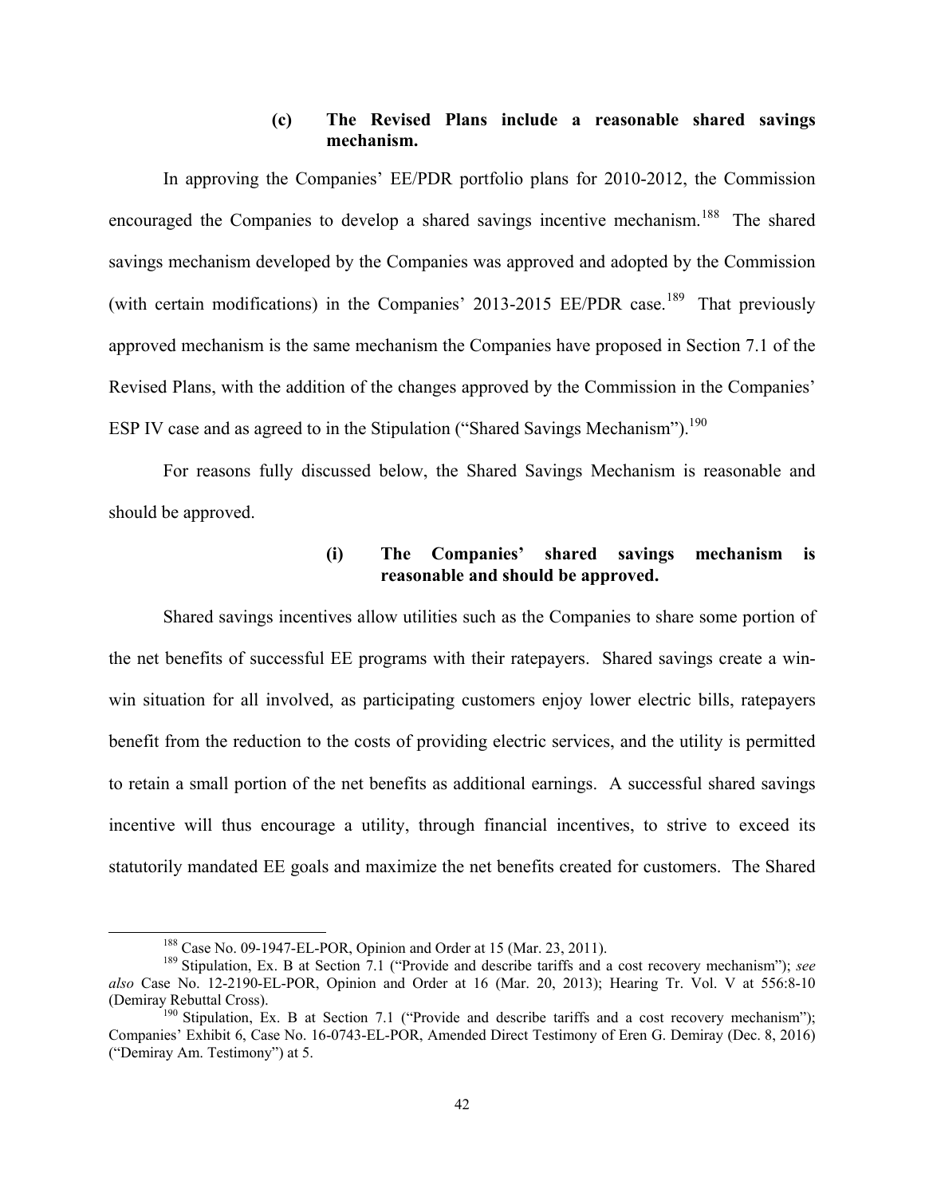#### (c) The Revised Plans include a reasonable shared savings mechanism.

In approving the Companies' EE/PDR portfolio plans for 2010-2012, the Commission encouraged the Companies to develop a shared savings incentive mechanism.[188] The shared savings mechanism developed by the Companies was approved and adopted by the Commission (with certain modifications) in the Companies' 2013-2015 EE/PDR case.[189] That previously approved mechanism is the same mechanism the Companies have proposed in Section 7.1 of the Revised Plans, with the addition of the changes approved by the Commission in the Companies' ESP IV case and as agreed to in the Stipulation ("Shared Savings Mechanism").[190]

For reasons fully discussed below, the Shared Savings Mechanism is reasonable and should be approved.

##### (i) The Companies' shared savings mechanism is reasonable and should be approved.

Shared savings incentives allow utilities such as the Companies to share some portion of the net benefits of successful EE programs with their ratepayers. Shared savings create a win-win situation for all involved, as participating customers enjoy lower electric bills, ratepayers benefit from the reduction to the costs of providing electric services, and the utility is permitted to retain a small portion of the net benefits as additional earnings. A successful shared savings incentive will thus encourage a utility, through financial incentives, to strive to exceed its statutorily mandated EE goals and maximize the net benefits created for customers. The Shared

---

[188] Case No. 09-1947-EL-POR, Opinion and Order at 15 (Mar. 23, 2011).

[189] Stipulation, Ex. B at Section 7.1 ("Provide and describe tariffs and a cost recovery mechanism"); *see also* Case No. 12-2190-EL-POR, Opinion and Order at 16 (Mar. 20, 2013); Hearing Tr. Vol. V at 556:8-10 (Demiray Rebuttal Cross).

[190] Stipulation, Ex. B at Section 7.1 ("Provide and describe tariffs and a cost recovery mechanism"); Companies' Exhibit 6, Case No. 16-0743-EL-POR, Amended Direct Testimony of Eren G. Demiray (Dec. 8, 2016) ("Demiray Am. Testimony") at 5.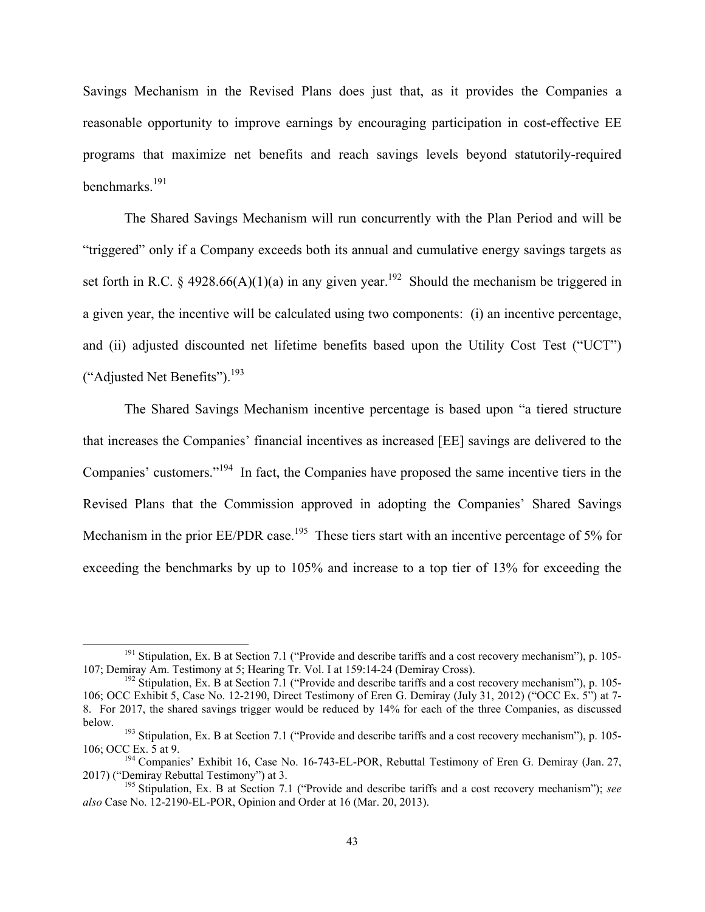Savings Mechanism in the Revised Plans does just that, as it provides the Companies a reasonable opportunity to improve earnings by encouraging participation in cost-effective EE programs that maximize net benefits and reach savings levels beyond statutorily-required benchmarks.[191]

The Shared Savings Mechanism will run concurrently with the Plan Period and will be "triggered" only if a Company exceeds both its annual and cumulative energy savings targets as set forth in R.C. § 4928.66(A)(1)(a) in any given year.[192] Should the mechanism be triggered in a given year, the incentive will be calculated using two components: (i) an incentive percentage, and (ii) adjusted discounted net lifetime benefits based upon the Utility Cost Test ("UCT") ("Adjusted Net Benefits").[193]

The Shared Savings Mechanism incentive percentage is based upon "a tiered structure that increases the Companies' financial incentives as increased [EE] savings are delivered to the Companies' customers."[194] In fact, the Companies have proposed the same incentive tiers in the Revised Plans that the Commission approved in adopting the Companies' Shared Savings Mechanism in the prior EE/PDR case.[195] These tiers start with an incentive percentage of 5% for exceeding the benchmarks by up to 105% and increase to a top tier of 13% for exceeding the

---

[191] Stipulation, Ex. B at Section 7.1 ("Provide and describe tariffs and a cost recovery mechanism"), p. 105-107; Demiray Am. Testimony at 5; Hearing Tr. Vol. I at 159:14-24 (Demiray Cross).

[192] Stipulation, Ex. B at Section 7.1 ("Provide and describe tariffs and a cost recovery mechanism"), p. 105-106; OCC Exhibit 5, Case No. 12-2190, Direct Testimony of Eren G. Demiray (July 31, 2012) ("OCC Ex. 5") at 7-8. For 2017, the shared savings trigger would be reduced by 14% for each of the three Companies, as discussed below.

[193] Stipulation, Ex. B at Section 7.1 ("Provide and describe tariffs and a cost recovery mechanism"), p. 105-106; OCC Ex. 5 at 9.

[194] Companies' Exhibit 16, Case No. 16-743-EL-POR, Rebuttal Testimony of Eren G. Demiray (Jan. 27, 2017) ("Demiray Rebuttal Testimony") at 3.

[195] Stipulation, Ex. B at Section 7.1 ("Provide and describe tariffs and a cost recovery mechanism"); *see also* Case No. 12-2190-EL-POR, Opinion and Order at 16 (Mar. 20, 2013).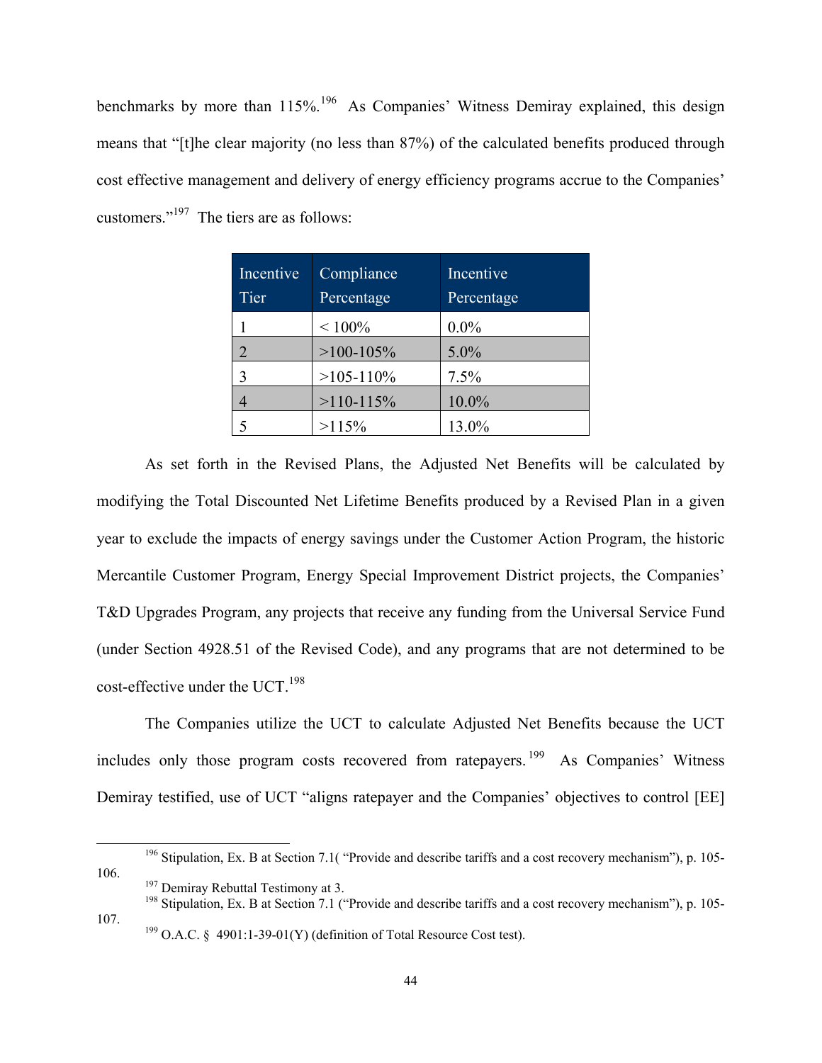benchmarks by more than 115%.[196] As Companies' Witness Demiray explained, this design means that "[t]he clear majority (no less than 87%) of the calculated benefits produced through cost effective management and delivery of energy efficiency programs accrue to the Companies' customers."[197] The tiers are as follows:

| Incentive Tier | Compliance Percentage | Incentive Percentage |
|---|---|---|
| 1 | < 100% | 0.0% |
| 2 | >100-105% | 5.0% |
| 3 | >105-110% | 7.5% |
| 4 | >110-115% | 10.0% |
| 5 | >115% | 13.0% |

As set forth in the Revised Plans, the Adjusted Net Benefits will be calculated by modifying the Total Discounted Net Lifetime Benefits produced by a Revised Plan in a given year to exclude the impacts of energy savings under the Customer Action Program, the historic Mercantile Customer Program, Energy Special Improvement District projects, the Companies' T&D Upgrades Program, any projects that receive any funding from the Universal Service Fund (under Section 4928.51 of the Revised Code), and any programs that are not determined to be cost-effective under the UCT.[198]

The Companies utilize the UCT to calculate Adjusted Net Benefits because the UCT includes only those program costs recovered from ratepayers.[199] As Companies' Witness Demiray testified, use of UCT "aligns ratepayer and the Companies' objectives to control [EE]

---

[196] Stipulation, Ex. B at Section 7.1( "Provide and describe tariffs and a cost recovery mechanism"), p. 105-106.

[197] Demiray Rebuttal Testimony at 3.

[198] Stipulation, Ex. B at Section 7.1 ("Provide and describe tariffs and a cost recovery mechanism"), p. 105-107.

[199] O.A.C. § 4901:1-39-01(Y) (definition of Total Resource Cost test).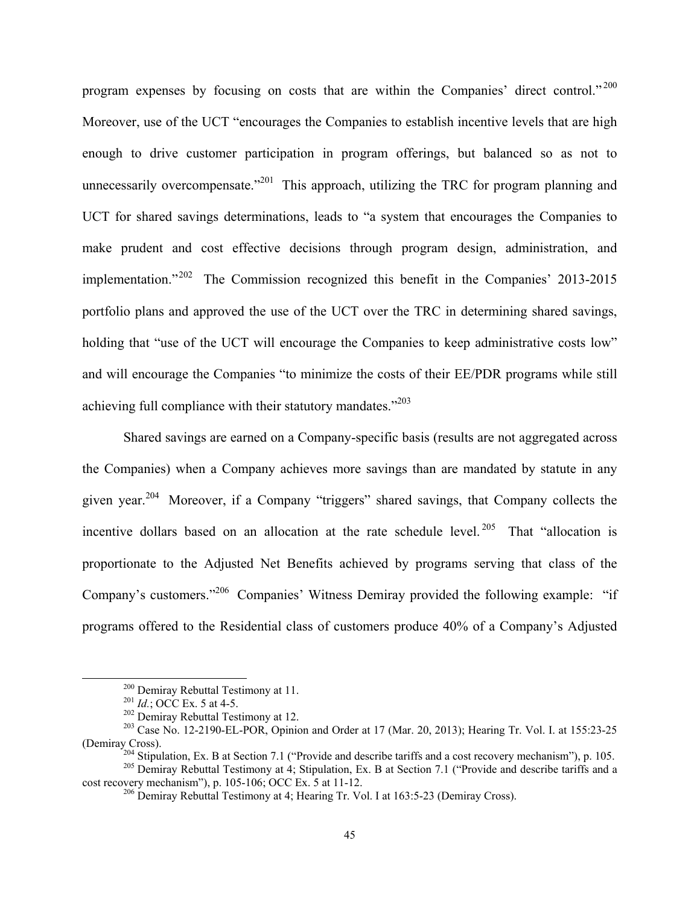program expenses by focusing on costs that are within the Companies' direct control."[200] Moreover, use of the UCT "encourages the Companies to establish incentive levels that are high enough to drive customer participation in program offerings, but balanced so as not to unnecessarily overcompensate."[201] This approach, utilizing the TRC for program planning and UCT for shared savings determinations, leads to "a system that encourages the Companies to make prudent and cost effective decisions through program design, administration, and implementation."[202] The Commission recognized this benefit in the Companies' 2013-2015 portfolio plans and approved the use of the UCT over the TRC in determining shared savings, holding that "use of the UCT will encourage the Companies to keep administrative costs low" and will encourage the Companies "to minimize the costs of their EE/PDR programs while still achieving full compliance with their statutory mandates."[203]

Shared savings are earned on a Company-specific basis (results are not aggregated across the Companies) when a Company achieves more savings than are mandated by statute in any given year.[204] Moreover, if a Company "triggers" shared savings, that Company collects the incentive dollars based on an allocation at the rate schedule level.[205] That "allocation is proportionate to the Adjusted Net Benefits achieved by programs serving that class of the Company's customers."[206] Companies' Witness Demiray provided the following example: "if programs offered to the Residential class of customers produce 40% of a Company's Adjusted

---

[200] Demiray Rebuttal Testimony at 11.

[201] *Id.*; OCC Ex. 5 at 4-5.

[202] Demiray Rebuttal Testimony at 12.

[203] Case No. 12-2190-EL-POR, Opinion and Order at 17 (Mar. 20, 2013); Hearing Tr. Vol. I. at 155:23-25 (Demiray Cross).

[204] Stipulation, Ex. B at Section 7.1 ("Provide and describe tariffs and a cost recovery mechanism"), p. 105.

[205] Demiray Rebuttal Testimony at 4; Stipulation, Ex. B at Section 7.1 ("Provide and describe tariffs and a cost recovery mechanism"), p. 105-106; OCC Ex. 5 at 11-12.

[206] Demiray Rebuttal Testimony at 4; Hearing Tr. Vol. I at 163:5-23 (Demiray Cross).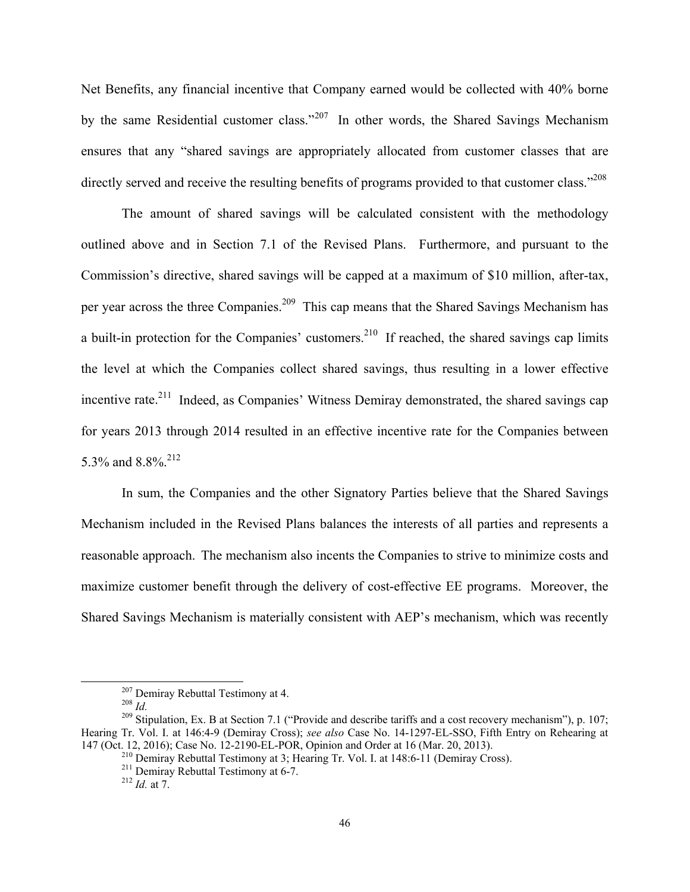Net Benefits, any financial incentive that Company earned would be collected with 40% borne by the same Residential customer class."[207] In other words, the Shared Savings Mechanism ensures that any "shared savings are appropriately allocated from customer classes that are directly served and receive the resulting benefits of programs provided to that customer class."[208]

The amount of shared savings will be calculated consistent with the methodology outlined above and in Section 7.1 of the Revised Plans. Furthermore, and pursuant to the Commission's directive, shared savings will be capped at a maximum of $10 million, after-tax, per year across the three Companies.[209] This cap means that the Shared Savings Mechanism has a built-in protection for the Companies' customers.[210] If reached, the shared savings cap limits the level at which the Companies collect shared savings, thus resulting in a lower effective incentive rate.[211] Indeed, as Companies' Witness Demiray demonstrated, the shared savings cap for years 2013 through 2014 resulted in an effective incentive rate for the Companies between 5.3% and 8.8%.[212]

In sum, the Companies and the other Signatory Parties believe that the Shared Savings Mechanism included in the Revised Plans balances the interests of all parties and represents a reasonable approach. The mechanism also incents the Companies to strive to minimize costs and maximize customer benefit through the delivery of cost-effective EE programs. Moreover, the Shared Savings Mechanism is materially consistent with AEP's mechanism, which was recently

---

[207] Demiray Rebuttal Testimony at 4.

[208] *Id.*

[209] Stipulation, Ex. B at Section 7.1 ("Provide and describe tariffs and a cost recovery mechanism"), p. 107; Hearing Tr. Vol. I. at 146:4-9 (Demiray Cross); *see also* Case No. 14-1297-EL-SSO, Fifth Entry on Rehearing at 147 (Oct. 12, 2016); Case No. 12-2190-EL-POR, Opinion and Order at 16 (Mar. 20, 2013).

[210] Demiray Rebuttal Testimony at 3; Hearing Tr. Vol. I. at 148:6-11 (Demiray Cross).

[211] Demiray Rebuttal Testimony at 6-7.

[212] *Id.* at 7.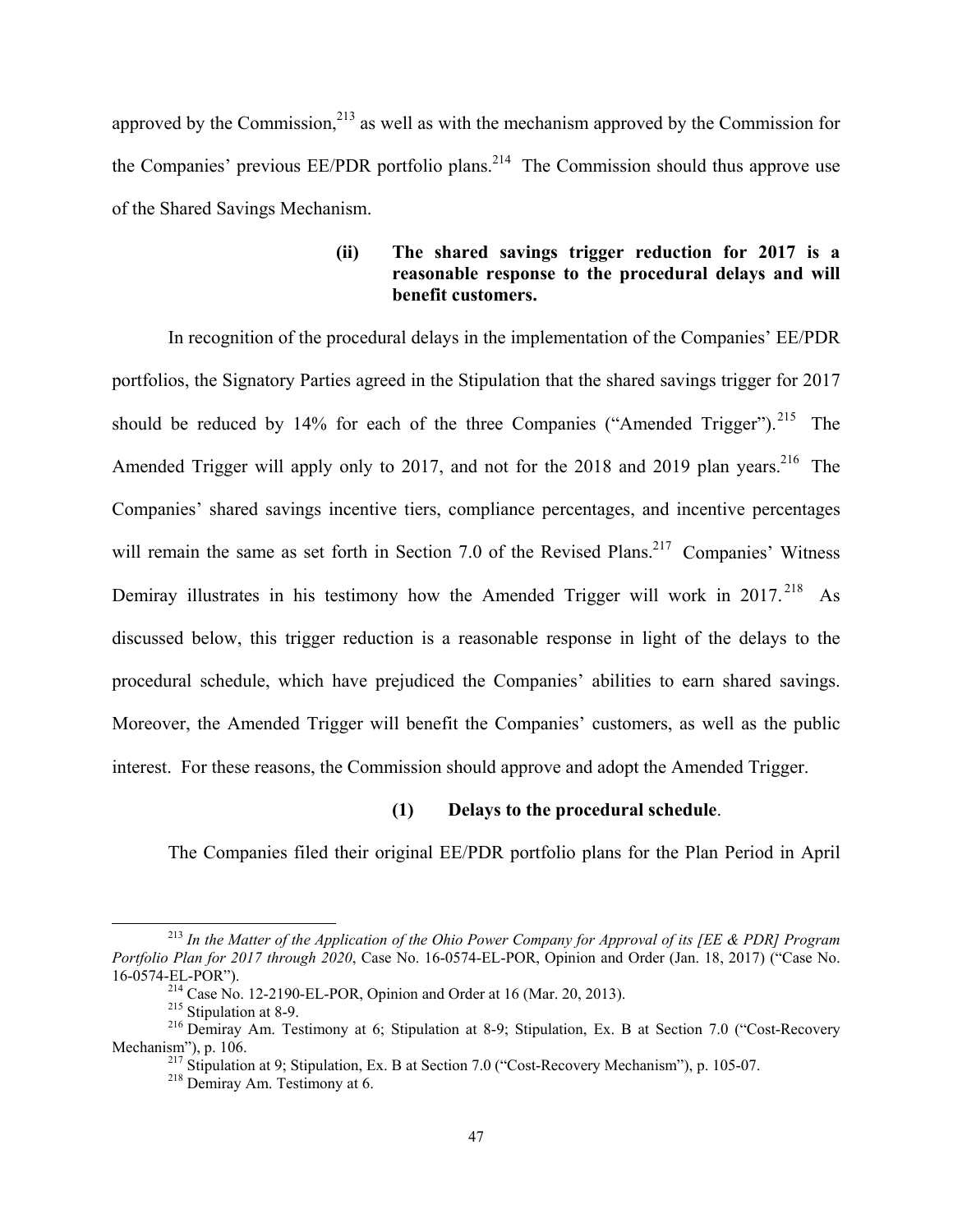approved by the Commission,[213] as well as with the mechanism approved by the Commission for the Companies' previous EE/PDR portfolio plans.[214] The Commission should thus approve use of the Shared Savings Mechanism.

#### (ii) The shared savings trigger reduction for 2017 is a reasonable response to the procedural delays and will benefit customers.

In recognition of the procedural delays in the implementation of the Companies' EE/PDR portfolios, the Signatory Parties agreed in the Stipulation that the shared savings trigger for 2017 should be reduced by 14% for each of the three Companies ("Amended Trigger").[215] The Amended Trigger will apply only to 2017, and not for the 2018 and 2019 plan years.[216] The Companies' shared savings incentive tiers, compliance percentages, and incentive percentages will remain the same as set forth in Section 7.0 of the Revised Plans.[217] Companies' Witness Demiray illustrates in his testimony how the Amended Trigger will work in 2017.[218] As discussed below, this trigger reduction is a reasonable response in light of the delays to the procedural schedule, which have prejudiced the Companies' abilities to earn shared savings. Moreover, the Amended Trigger will benefit the Companies' customers, as well as the public interest. For these reasons, the Commission should approve and adopt the Amended Trigger.

##### (1) Delays to the procedural schedule.

The Companies filed their original EE/PDR portfolio plans for the Plan Period in April

---

[213] *In the Matter of the Application of the Ohio Power Company for Approval of its [EE & PDR] Program Portfolio Plan for 2017 through 2020*, Case No. 16-0574-EL-POR, Opinion and Order (Jan. 18, 2017) ("Case No. 16-0574-EL-POR").

[214] Case No. 12-2190-EL-POR, Opinion and Order at 16 (Mar. 20, 2013).

[215] Stipulation at 8-9.

[216] Demiray Am. Testimony at 6; Stipulation at 8-9; Stipulation, Ex. B at Section 7.0 ("Cost-Recovery Mechanism"), p. 106.

[217] Stipulation at 9; Stipulation, Ex. B at Section 7.0 ("Cost-Recovery Mechanism"), p. 105-07.

[218] Demiray Am. Testimony at 6.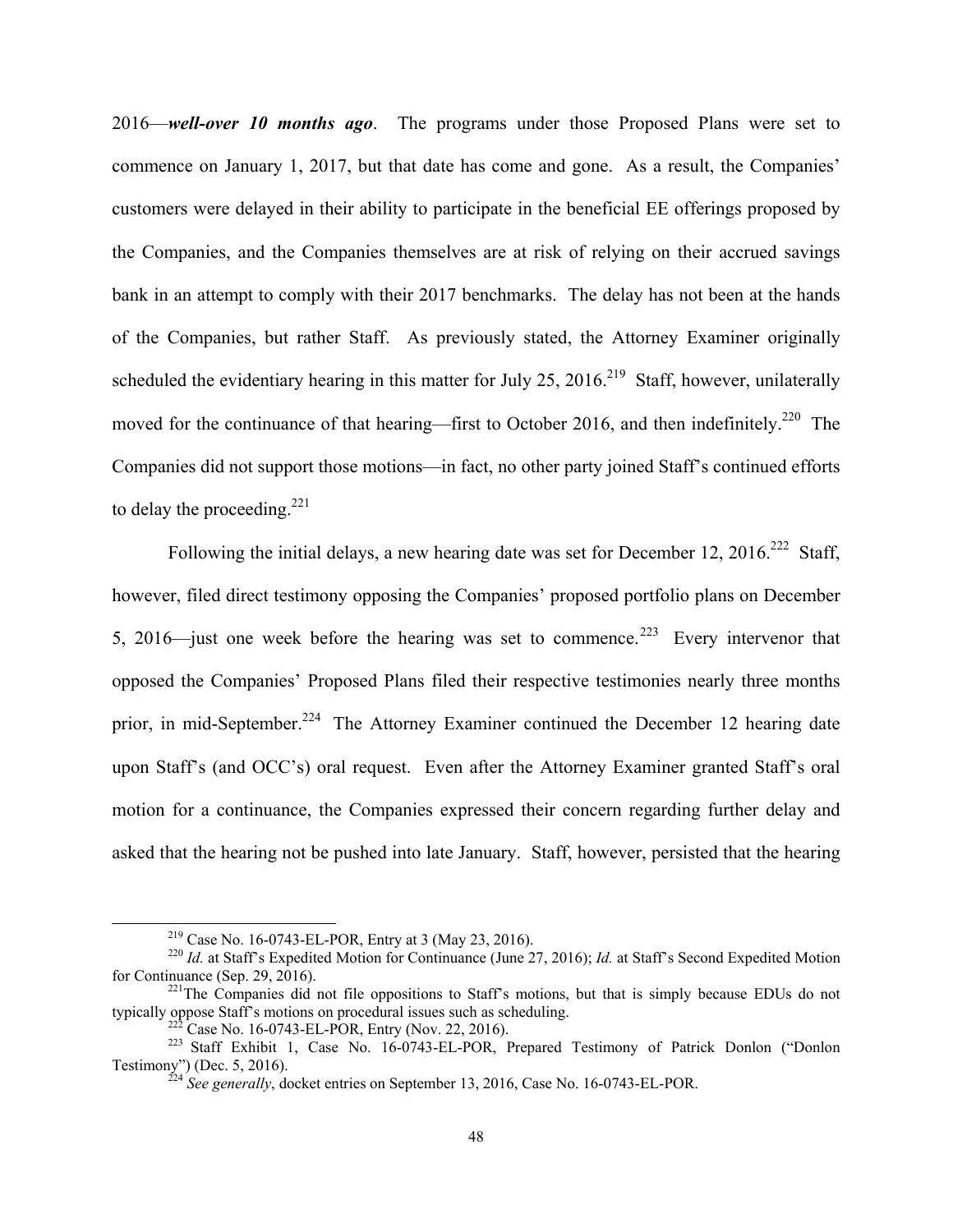2016—***well-over 10 months ago***. The programs under those Proposed Plans were set to commence on January 1, 2017, but that date has come and gone. As a result, the Companies' customers were delayed in their ability to participate in the beneficial EE offerings proposed by the Companies, and the Companies themselves are at risk of relying on their accrued savings bank in an attempt to comply with their 2017 benchmarks. The delay has not been at the hands of the Companies, but rather Staff. As previously stated, the Attorney Examiner originally scheduled the evidentiary hearing in this matter for July 25, 2016.[219] Staff, however, unilaterally moved for the continuance of that hearing—first to October 2016, and then indefinitely.[220] The Companies did not support those motions—in fact, no other party joined Staff's continued efforts to delay the proceeding.[221]

Following the initial delays, a new hearing date was set for December 12, 2016.[222] Staff, however, filed direct testimony opposing the Companies' proposed portfolio plans on December 5, 2016—just one week before the hearing was set to commence.[223] Every intervenor that opposed the Companies' Proposed Plans filed their respective testimonies nearly three months prior, in mid-September.[224] The Attorney Examiner continued the December 12 hearing date upon Staff's (and OCC's) oral request. Even after the Attorney Examiner granted Staff's oral motion for a continuance, the Companies expressed their concern regarding further delay and asked that the hearing not be pushed into late January. Staff, however, persisted that the hearing

---

[219] Case No. 16-0743-EL-POR, Entry at 3 (May 23, 2016).

[220] *Id.* at Staff's Expedited Motion for Continuance (June 27, 2016); *Id.* at Staff's Second Expedited Motion for Continuance (Sep. 29, 2016).

[221] The Companies did not file oppositions to Staff's motions, but that is simply because EDUs do not typically oppose Staff's motions on procedural issues such as scheduling.

[222] Case No. 16-0743-EL-POR, Entry (Nov. 22, 2016).

[223] Staff Exhibit 1, Case No. 16-0743-EL-POR, Prepared Testimony of Patrick Donlon ("Donlon Testimony") (Dec. 5, 2016).

[224] *See generally*, docket entries on September 13, 2016, Case No. 16-0743-EL-POR.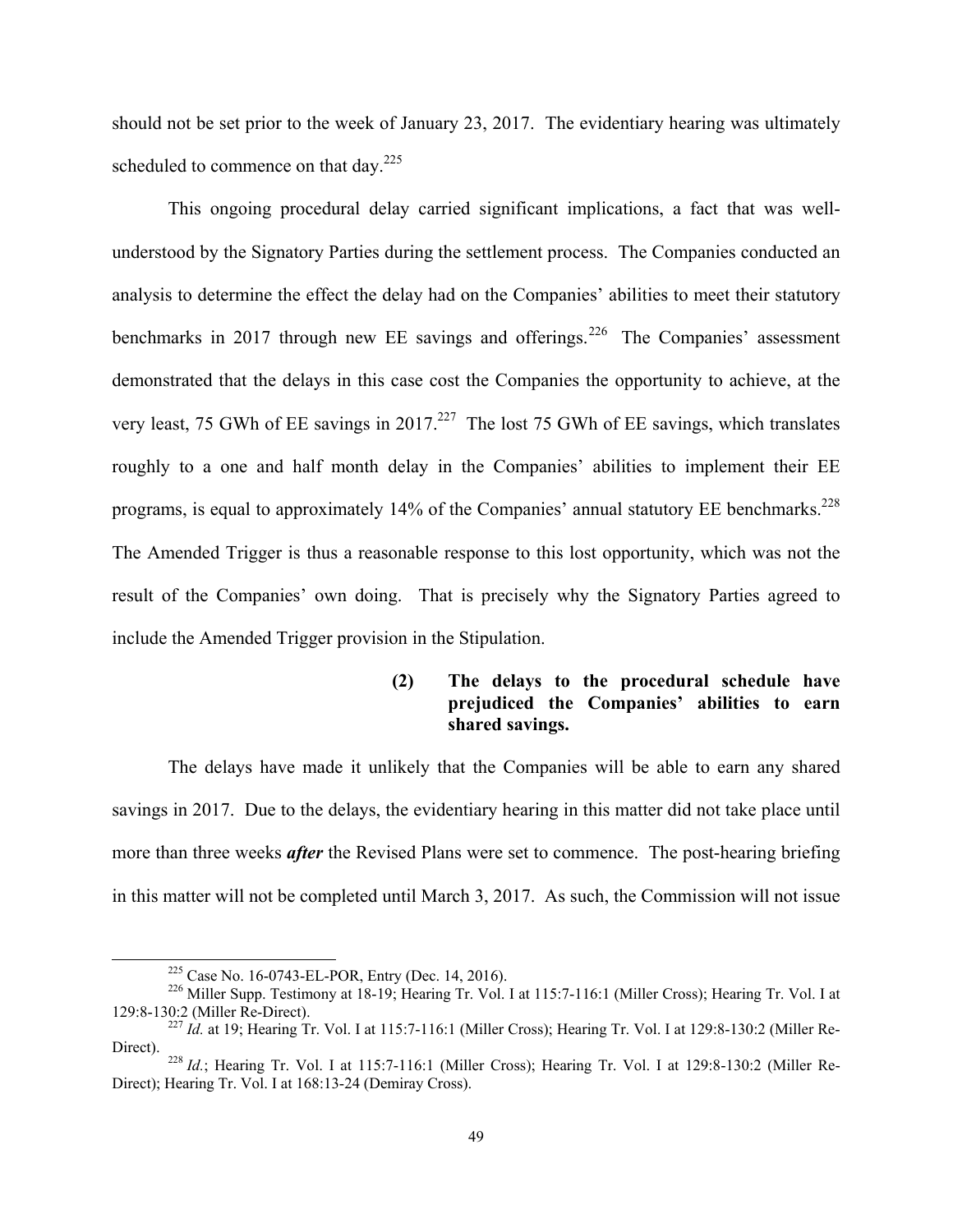should not be set prior to the week of January 23, 2017. The evidentiary hearing was ultimately scheduled to commence on that day.[225]

This ongoing procedural delay carried significant implications, a fact that was well-understood by the Signatory Parties during the settlement process. The Companies conducted an analysis to determine the effect the delay had on the Companies' abilities to meet their statutory benchmarks in 2017 through new EE savings and offerings.[226] The Companies' assessment demonstrated that the delays in this case cost the Companies the opportunity to achieve, at the very least, 75 GWh of EE savings in 2017.[227] The lost 75 GWh of EE savings, which translates roughly to a one and half month delay in the Companies' abilities to implement their EE programs, is equal to approximately 14% of the Companies' annual statutory EE benchmarks.[228] The Amended Trigger is thus a reasonable response to this lost opportunity, which was not the result of the Companies' own doing. That is precisely why the Signatory Parties agreed to include the Amended Trigger provision in the Stipulation.

**(2) The delays to the procedural schedule have prejudiced the Companies' abilities to earn shared savings.**

The delays have made it unlikely that the Companies will be able to earn any shared savings in 2017. Due to the delays, the evidentiary hearing in this matter did not take place until more than three weeks ***after*** the Revised Plans were set to commence. The post-hearing briefing in this matter will not be completed until March 3, 2017. As such, the Commission will not issue

---

[225] Case No. 16-0743-EL-POR, Entry (Dec. 14, 2016).

[226] Miller Supp. Testimony at 18-19; Hearing Tr. Vol. I at 115:7-116:1 (Miller Cross); Hearing Tr. Vol. I at 129:8-130:2 (Miller Re-Direct).

[227] *Id.* at 19; Hearing Tr. Vol. I at 115:7-116:1 (Miller Cross); Hearing Tr. Vol. I at 129:8-130:2 (Miller Re-Direct).

[228] *Id.*; Hearing Tr. Vol. I at 115:7-116:1 (Miller Cross); Hearing Tr. Vol. I at 129:8-130:2 (Miller Re-Direct); Hearing Tr. Vol. I at 168:13-24 (Demiray Cross).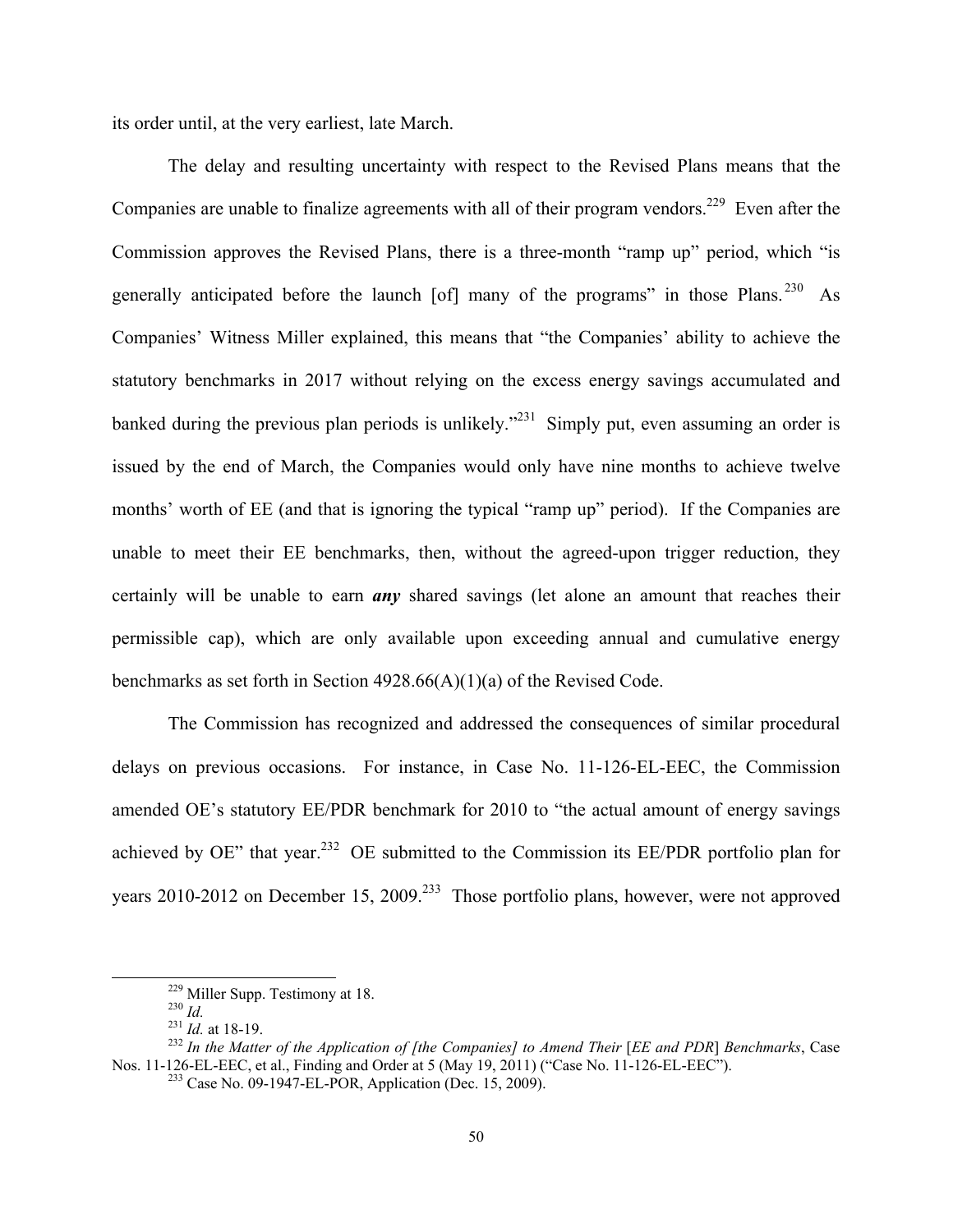its order until, at the very earliest, late March.

The delay and resulting uncertainty with respect to the Revised Plans means that the Companies are unable to finalize agreements with all of their program vendors.[229] Even after the Commission approves the Revised Plans, there is a three-month "ramp up" period, which "is generally anticipated before the launch [of] many of the programs" in those Plans.[230] As Companies' Witness Miller explained, this means that "the Companies' ability to achieve the statutory benchmarks in 2017 without relying on the excess energy savings accumulated and banked during the previous plan periods is unlikely."[231] Simply put, even assuming an order is issued by the end of March, the Companies would only have nine months to achieve twelve months' worth of EE (and that is ignoring the typical "ramp up" period). If the Companies are unable to meet their EE benchmarks, then, without the agreed-upon trigger reduction, they certainly will be unable to earn ***any*** shared savings (let alone an amount that reaches their permissible cap), which are only available upon exceeding annual and cumulative energy benchmarks as set forth in Section 4928.66(A)(1)(a) of the Revised Code.

The Commission has recognized and addressed the consequences of similar procedural delays on previous occasions. For instance, in Case No. 11-126-EL-EEC, the Commission amended OE's statutory EE/PDR benchmark for 2010 to "the actual amount of energy savings achieved by OE" that year.[232] OE submitted to the Commission its EE/PDR portfolio plan for years 2010-2012 on December 15, 2009.[233] Those portfolio plans, however, were not approved

---

[229] Miller Supp. Testimony at 18.

[230] *Id.*

[231] *Id.* at 18-19.

[232] *In the Matter of the Application of [the Companies] to Amend Their* [*EE and PDR*] *Benchmarks*, Case Nos. 11-126-EL-EEC, et al., Finding and Order at 5 (May 19, 2011) ("Case No. 11-126-EL-EEC").

[233] Case No. 09-1947-EL-POR, Application (Dec. 15, 2009).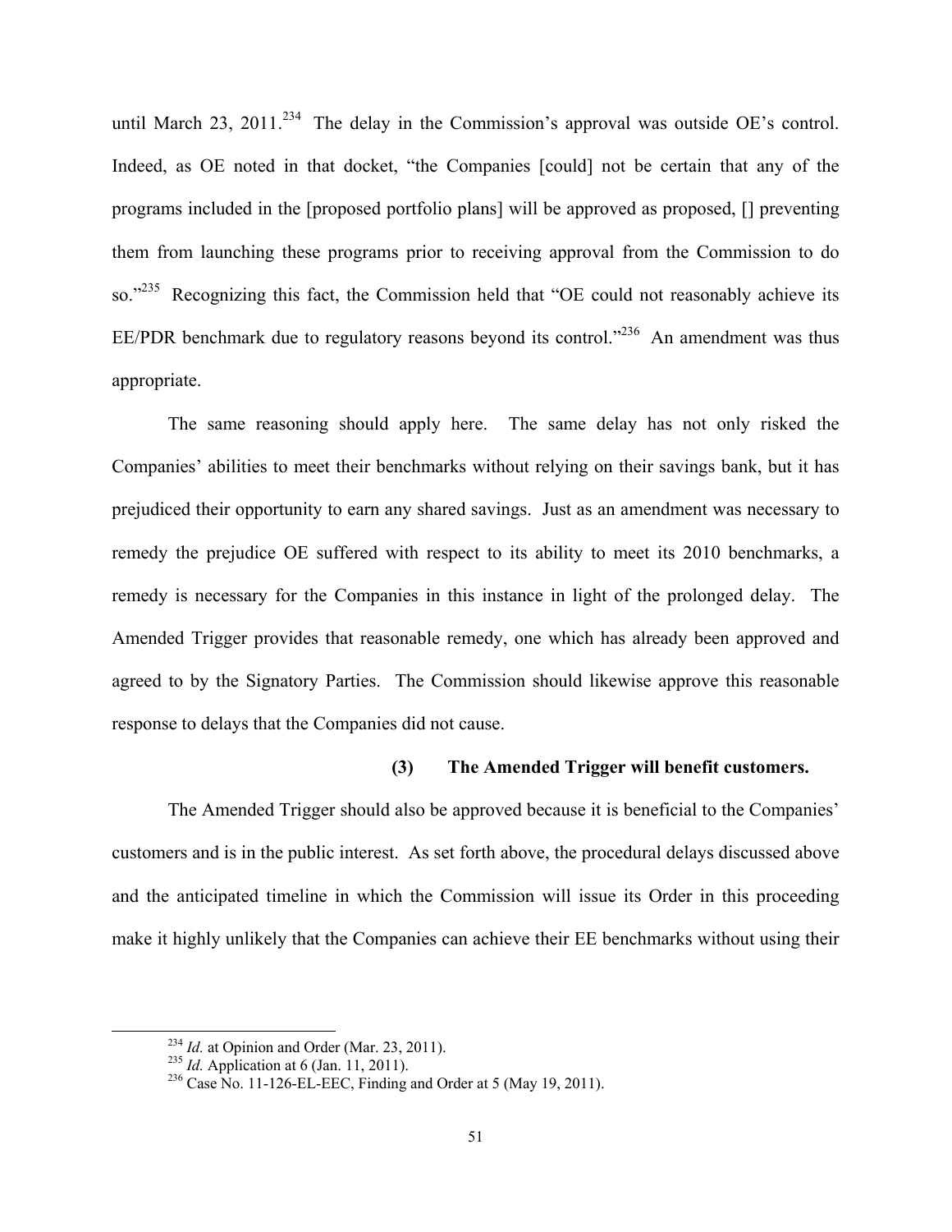until March 23, 2011.[234] The delay in the Commission's approval was outside OE's control. Indeed, as OE noted in that docket, "the Companies [could] not be certain that any of the programs included in the [proposed portfolio plans] will be approved as proposed, [] preventing them from launching these programs prior to receiving approval from the Commission to do so."[235] Recognizing this fact, the Commission held that "OE could not reasonably achieve its EE/PDR benchmark due to regulatory reasons beyond its control."[236] An amendment was thus appropriate.

The same reasoning should apply here. The same delay has not only risked the Companies' abilities to meet their benchmarks without relying on their savings bank, but it has prejudiced their opportunity to earn any shared savings. Just as an amendment was necessary to remedy the prejudice OE suffered with respect to its ability to meet its 2010 benchmarks, a remedy is necessary for the Companies in this instance in light of the prolonged delay. The Amended Trigger provides that reasonable remedy, one which has already been approved and agreed to by the Signatory Parties. The Commission should likewise approve this reasonable response to delays that the Companies did not cause.

**(3) The Amended Trigger will benefit customers.**

The Amended Trigger should also be approved because it is beneficial to the Companies' customers and is in the public interest. As set forth above, the procedural delays discussed above and the anticipated timeline in which the Commission will issue its Order in this proceeding make it highly unlikely that the Companies can achieve their EE benchmarks without using their

---

[234] *Id.* at Opinion and Order (Mar. 23, 2011).

[235] *Id.* Application at 6 (Jan. 11, 2011).

[236] Case No. 11-126-EL-EEC, Finding and Order at 5 (May 19, 2011).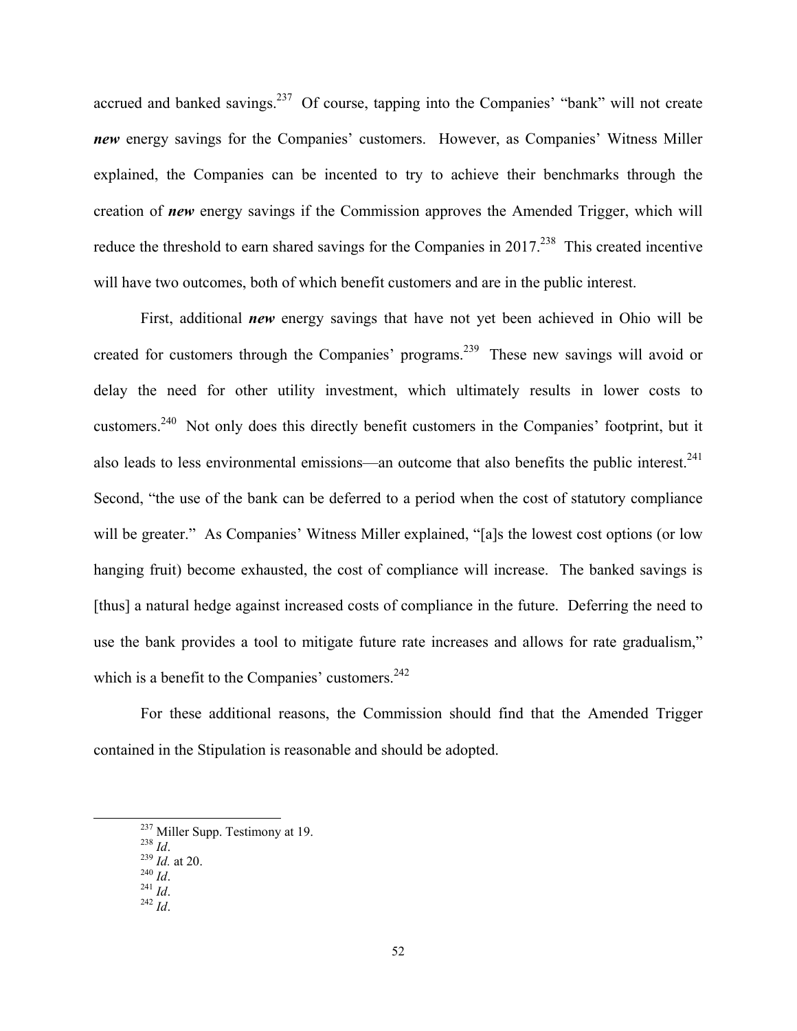accrued and banked savings.[237] Of course, tapping into the Companies' "bank" will not create ***new*** energy savings for the Companies' customers. However, as Companies' Witness Miller explained, the Companies can be incented to try to achieve their benchmarks through the creation of ***new*** energy savings if the Commission approves the Amended Trigger, which will reduce the threshold to earn shared savings for the Companies in 2017.[238] This created incentive will have two outcomes, both of which benefit customers and are in the public interest.

First, additional ***new*** energy savings that have not yet been achieved in Ohio will be created for customers through the Companies' programs.[239] These new savings will avoid or delay the need for other utility investment, which ultimately results in lower costs to customers.[240] Not only does this directly benefit customers in the Companies' footprint, but it also leads to less environmental emissions—an outcome that also benefits the public interest.[241] Second, "the use of the bank can be deferred to a period when the cost of statutory compliance will be greater." As Companies' Witness Miller explained, "[a]s the lowest cost options (or low hanging fruit) become exhausted, the cost of compliance will increase. The banked savings is [thus] a natural hedge against increased costs of compliance in the future. Deferring the need to use the bank provides a tool to mitigate future rate increases and allows for rate gradualism," which is a benefit to the Companies' customers.[242]

For these additional reasons, the Commission should find that the Amended Trigger contained in the Stipulation is reasonable and should be adopted.

---

[237] Miller Supp. Testimony at 19.
[238] *Id*.
[239] *Id.* at 20.
[240] *Id*.
[241] *Id*.
[242] *Id*.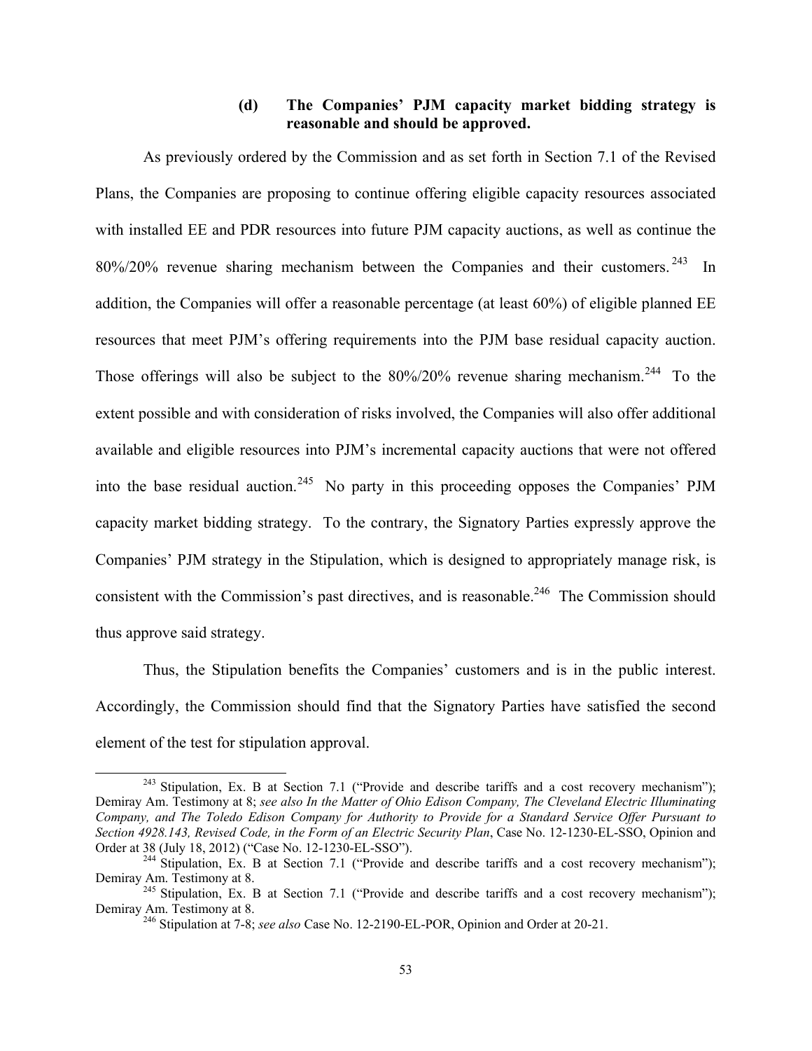#### (d) The Companies' PJM capacity market bidding strategy is reasonable and should be approved.

As previously ordered by the Commission and as set forth in Section 7.1 of the Revised Plans, the Companies are proposing to continue offering eligible capacity resources associated with installed EE and PDR resources into future PJM capacity auctions, as well as continue the 80%/20% revenue sharing mechanism between the Companies and their customers.[243] In addition, the Companies will offer a reasonable percentage (at least 60%) of eligible planned EE resources that meet PJM's offering requirements into the PJM base residual capacity auction. Those offerings will also be subject to the 80%/20% revenue sharing mechanism.[244] To the extent possible and with consideration of risks involved, the Companies will also offer additional available and eligible resources into PJM's incremental capacity auctions that were not offered into the base residual auction.[245] No party in this proceeding opposes the Companies' PJM capacity market bidding strategy. To the contrary, the Signatory Parties expressly approve the Companies' PJM strategy in the Stipulation, which is designed to appropriately manage risk, is consistent with the Commission's past directives, and is reasonable.[246] The Commission should thus approve said strategy.

Thus, the Stipulation benefits the Companies' customers and is in the public interest. Accordingly, the Commission should find that the Signatory Parties have satisfied the second element of the test for stipulation approval.

---

[243] Stipulation, Ex. B at Section 7.1 ("Provide and describe tariffs and a cost recovery mechanism"); Demiray Am. Testimony at 8; *see also In the Matter of Ohio Edison Company, The Cleveland Electric Illuminating Company, and The Toledo Edison Company for Authority to Provide for a Standard Service Offer Pursuant to Section 4928.143, Revised Code, in the Form of an Electric Security Plan*, Case No. 12-1230-EL-SSO, Opinion and Order at 38 (July 18, 2012) ("Case No. 12-1230-EL-SSO").

[244] Stipulation, Ex. B at Section 7.1 ("Provide and describe tariffs and a cost recovery mechanism"); Demiray Am. Testimony at 8.

[245] Stipulation, Ex. B at Section 7.1 ("Provide and describe tariffs and a cost recovery mechanism"); Demiray Am. Testimony at 8.

[246] Stipulation at 7-8; *see also* Case No. 12-2190-EL-POR, Opinion and Order at 20-21.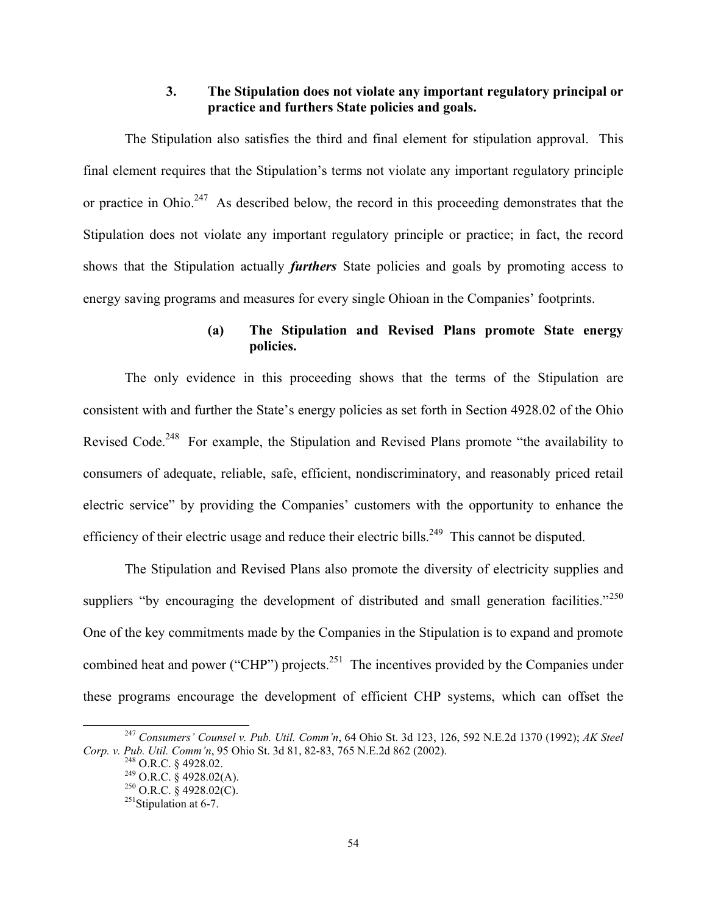### 3. The Stipulation does not violate any important regulatory principal or practice and furthers State policies and goals.

The Stipulation also satisfies the third and final element for stipulation approval. This final element requires that the Stipulation's terms not violate any important regulatory principle or practice in Ohio.[247] As described below, the record in this proceeding demonstrates that the Stipulation does not violate any important regulatory principle or practice; in fact, the record shows that the Stipulation actually ***furthers*** State policies and goals by promoting access to energy saving programs and measures for every single Ohioan in the Companies' footprints.

#### (a) The Stipulation and Revised Plans promote State energy policies.

The only evidence in this proceeding shows that the terms of the Stipulation are consistent with and further the State's energy policies as set forth in Section 4928.02 of the Ohio Revised Code.[248] For example, the Stipulation and Revised Plans promote "the availability to consumers of adequate, reliable, safe, efficient, nondiscriminatory, and reasonably priced retail electric service" by providing the Companies' customers with the opportunity to enhance the efficiency of their electric usage and reduce their electric bills.[249] This cannot be disputed.

The Stipulation and Revised Plans also promote the diversity of electricity supplies and suppliers "by encouraging the development of distributed and small generation facilities."[250] One of the key commitments made by the Companies in the Stipulation is to expand and promote combined heat and power ("CHP") projects.[251] The incentives provided by the Companies under these programs encourage the development of efficient CHP systems, which can offset the

---

[247] *Consumers' Counsel v. Pub. Util. Comm'n*, 64 Ohio St. 3d 123, 126, 592 N.E.2d 1370 (1992); *AK Steel Corp. v. Pub. Util. Comm'n*, 95 Ohio St. 3d 81, 82-83, 765 N.E.2d 862 (2002).

[248] O.R.C. § 4928.02.

[249] O.R.C. § 4928.02(A).

[250] O.R.C. § 4928.02(C).

[251] Stipulation at 6-7.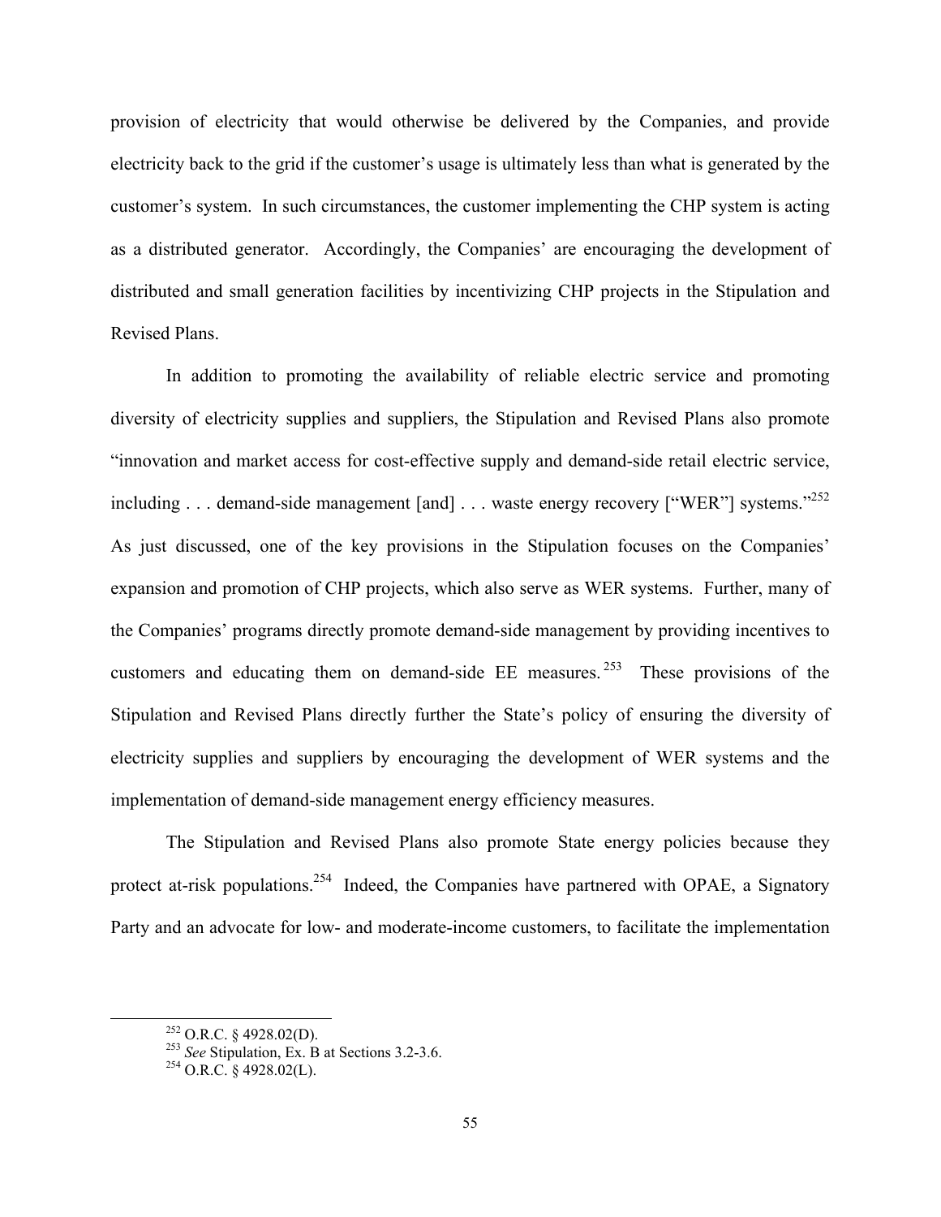provision of electricity that would otherwise be delivered by the Companies, and provide electricity back to the grid if the customer's usage is ultimately less than what is generated by the customer's system. In such circumstances, the customer implementing the CHP system is acting as a distributed generator. Accordingly, the Companies' are encouraging the development of distributed and small generation facilities by incentivizing CHP projects in the Stipulation and Revised Plans.

In addition to promoting the availability of reliable electric service and promoting diversity of electricity supplies and suppliers, the Stipulation and Revised Plans also promote "innovation and market access for cost-effective supply and demand-side retail electric service, including . . . demand-side management [and] . . . waste energy recovery ["WER"] systems."[252] As just discussed, one of the key provisions in the Stipulation focuses on the Companies' expansion and promotion of CHP projects, which also serve as WER systems. Further, many of the Companies' programs directly promote demand-side management by providing incentives to customers and educating them on demand-side EE measures.[253] These provisions of the Stipulation and Revised Plans directly further the State's policy of ensuring the diversity of electricity supplies and suppliers by encouraging the development of WER systems and the implementation of demand-side management energy efficiency measures.

The Stipulation and Revised Plans also promote State energy policies because they protect at-risk populations.[254] Indeed, the Companies have partnered with OPAE, a Signatory Party and an advocate for low- and moderate-income customers, to facilitate the implementation

---

[252] O.R.C. § 4928.02(D).

[253] *See* Stipulation, Ex. B at Sections 3.2-3.6.

[254] O.R.C. § 4928.02(L).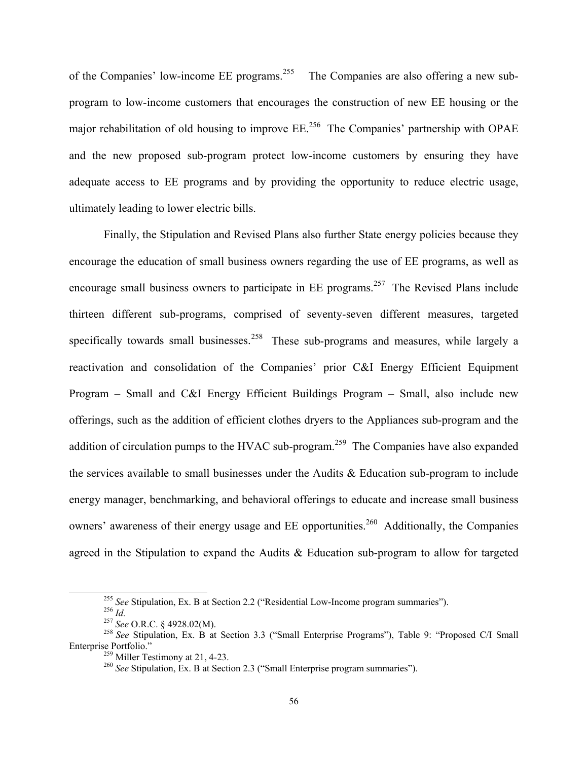of the Companies' low-income EE programs.[255] The Companies are also offering a new sub-program to low-income customers that encourages the construction of new EE housing or the major rehabilitation of old housing to improve EE.[256] The Companies' partnership with OPAE and the new proposed sub-program protect low-income customers by ensuring they have adequate access to EE programs and by providing the opportunity to reduce electric usage, ultimately leading to lower electric bills.

Finally, the Stipulation and Revised Plans also further State energy policies because they encourage the education of small business owners regarding the use of EE programs, as well as encourage small business owners to participate in EE programs.[257] The Revised Plans include thirteen different sub-programs, comprised of seventy-seven different measures, targeted specifically towards small businesses.[258] These sub-programs and measures, while largely a reactivation and consolidation of the Companies' prior C&I Energy Efficient Equipment Program – Small and C&I Energy Efficient Buildings Program – Small, also include new offerings, such as the addition of efficient clothes dryers to the Appliances sub-program and the addition of circulation pumps to the HVAC sub-program.[259] The Companies have also expanded the services available to small businesses under the Audits & Education sub-program to include energy manager, benchmarking, and behavioral offerings to educate and increase small business owners' awareness of their energy usage and EE opportunities.[260] Additionally, the Companies agreed in the Stipulation to expand the Audits & Education sub-program to allow for targeted

---

[255] *See* Stipulation, Ex. B at Section 2.2 ("Residential Low-Income program summaries").

[256] *Id.*

[257] *See* O.R.C. § 4928.02(M).

[258] *See* Stipulation, Ex. B at Section 3.3 ("Small Enterprise Programs"), Table 9: "Proposed C/I Small Enterprise Portfolio."

[259] Miller Testimony at 21, 4-23.

[260] *See* Stipulation, Ex. B at Section 2.3 ("Small Enterprise program summaries").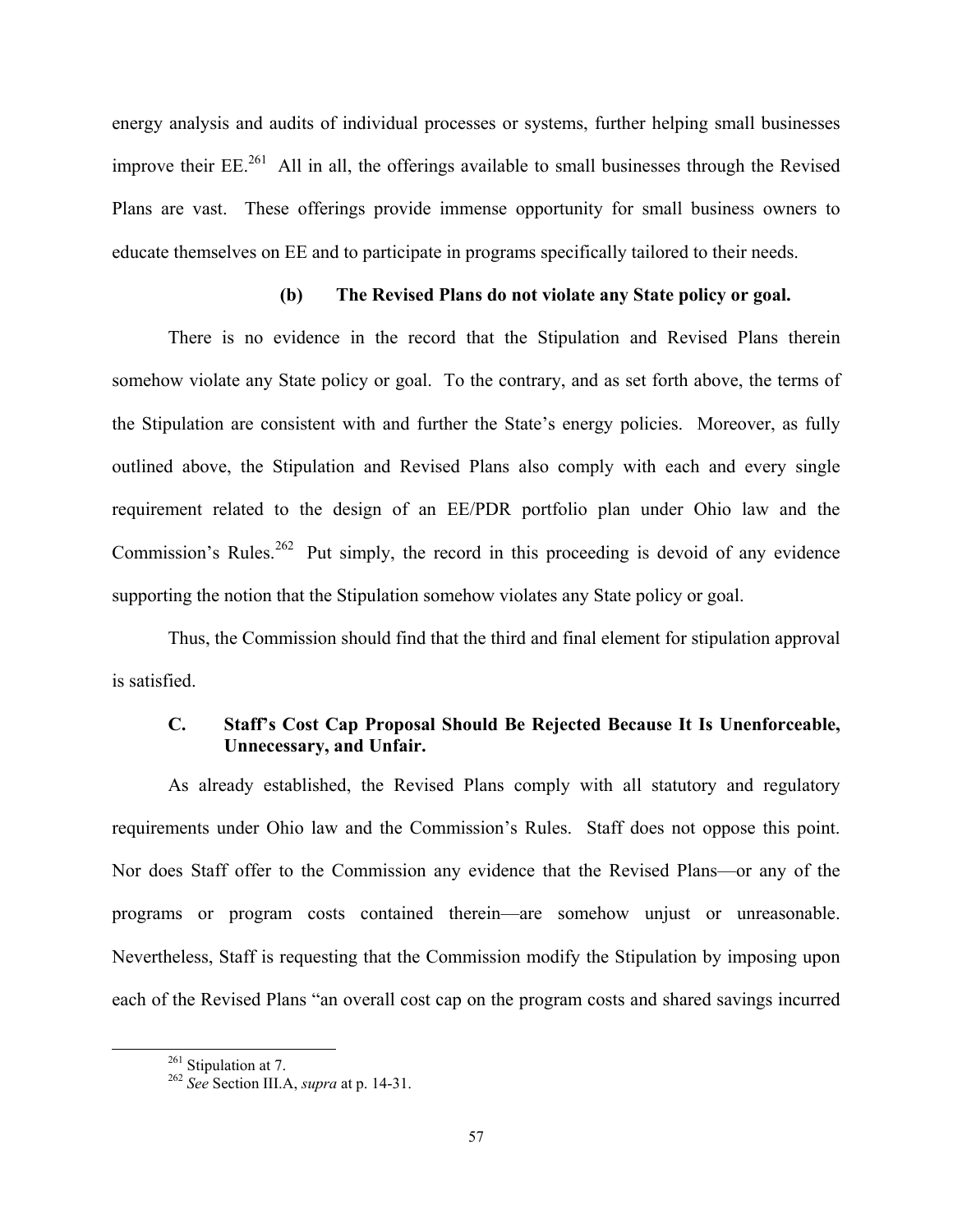energy analysis and audits of individual processes or systems, further helping small businesses improve their EE.[261] All in all, the offerings available to small businesses through the Revised Plans are vast. These offerings provide immense opportunity for small business owners to educate themselves on EE and to participate in programs specifically tailored to their needs.

#### (b) The Revised Plans do not violate any State policy or goal.

There is no evidence in the record that the Stipulation and Revised Plans therein somehow violate any State policy or goal. To the contrary, and as set forth above, the terms of the Stipulation are consistent with and further the State's energy policies. Moreover, as fully outlined above, the Stipulation and Revised Plans also comply with each and every single requirement related to the design of an EE/PDR portfolio plan under Ohio law and the Commission's Rules.[262] Put simply, the record in this proceeding is devoid of any evidence supporting the notion that the Stipulation somehow violates any State policy or goal.

Thus, the Commission should find that the third and final element for stipulation approval is satisfied.

### C. Staff's Cost Cap Proposal Should Be Rejected Because It Is Unenforceable, Unnecessary, and Unfair.

As already established, the Revised Plans comply with all statutory and regulatory requirements under Ohio law and the Commission's Rules. Staff does not oppose this point. Nor does Staff offer to the Commission any evidence that the Revised Plans—or any of the programs or program costs contained therein—are somehow unjust or unreasonable. Nevertheless, Staff is requesting that the Commission modify the Stipulation by imposing upon each of the Revised Plans "an overall cost cap on the program costs and shared savings incurred

---

[261] Stipulation at 7.

[262] *See* Section III.A, *supra* at p. 14-31.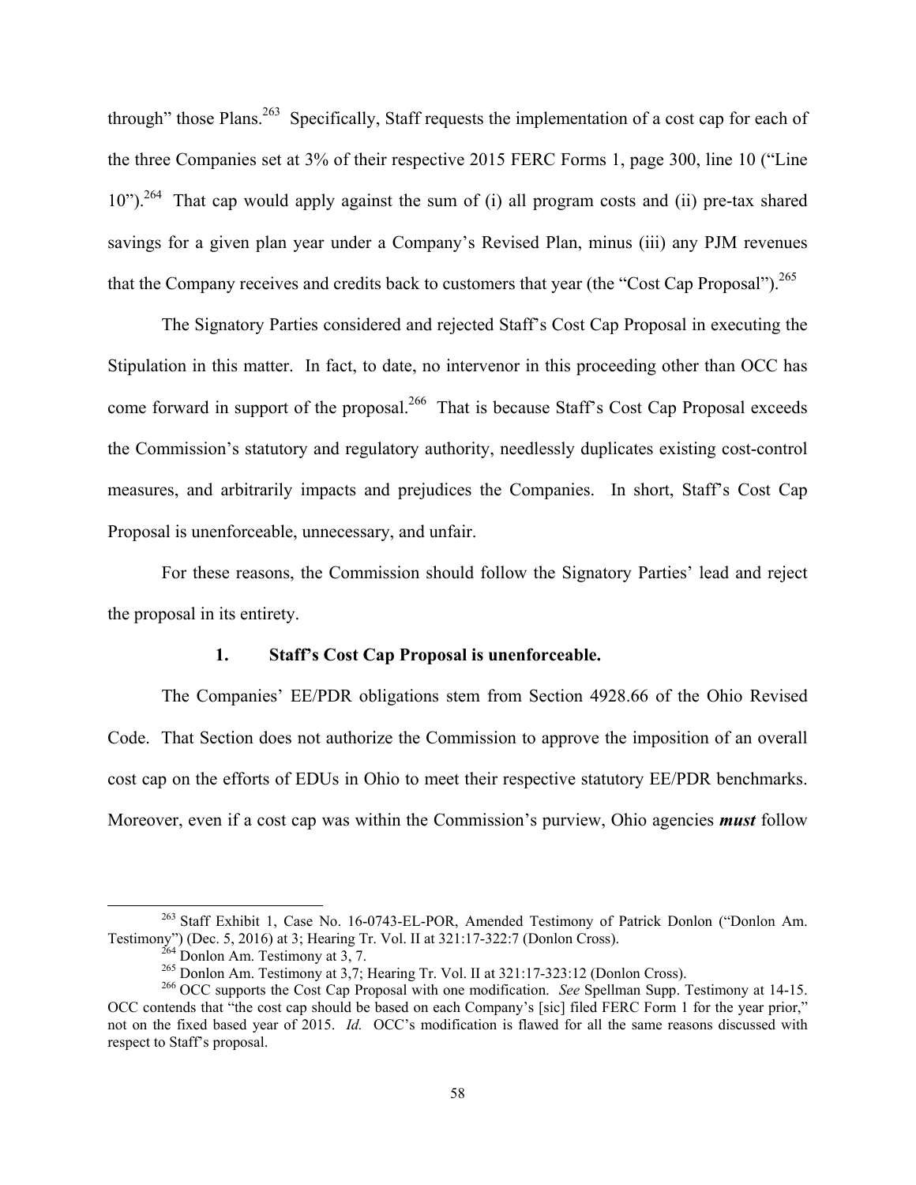through" those Plans.[263] Specifically, Staff requests the implementation of a cost cap for each of the three Companies set at 3% of their respective 2015 FERC Forms 1, page 300, line 10 ("Line 10").[264] That cap would apply against the sum of (i) all program costs and (ii) pre-tax shared savings for a given plan year under a Company's Revised Plan, minus (iii) any PJM revenues that the Company receives and credits back to customers that year (the "Cost Cap Proposal").[265]

The Signatory Parties considered and rejected Staff's Cost Cap Proposal in executing the Stipulation in this matter. In fact, to date, no intervenor in this proceeding other than OCC has come forward in support of the proposal.[266] That is because Staff's Cost Cap Proposal exceeds the Commission's statutory and regulatory authority, needlessly duplicates existing cost-control measures, and arbitrarily impacts and prejudices the Companies. In short, Staff's Cost Cap Proposal is unenforceable, unnecessary, and unfair.

For these reasons, the Commission should follow the Signatory Parties' lead and reject the proposal in its entirety.

### 1. Staff's Cost Cap Proposal is unenforceable.

The Companies' EE/PDR obligations stem from Section 4928.66 of the Ohio Revised Code. That Section does not authorize the Commission to approve the imposition of an overall cost cap on the efforts of EDUs in Ohio to meet their respective statutory EE/PDR benchmarks. Moreover, even if a cost cap was within the Commission's purview, Ohio agencies ***must*** follow

---

[263] Staff Exhibit 1, Case No. 16-0743-EL-POR, Amended Testimony of Patrick Donlon ("Donlon Am. Testimony") (Dec. 5, 2016) at 3; Hearing Tr. Vol. II at 321:17-322:7 (Donlon Cross).

[264] Donlon Am. Testimony at 3, 7.

[265] Donlon Am. Testimony at 3,7; Hearing Tr. Vol. II at 321:17-323:12 (Donlon Cross).

[266] OCC supports the Cost Cap Proposal with one modification. *See* Spellman Supp. Testimony at 14-15. OCC contends that "the cost cap should be based on each Company's [sic] filed FERC Form 1 for the year prior," not on the fixed based year of 2015. *Id.* OCC's modification is flawed for all the same reasons discussed with respect to Staff's proposal.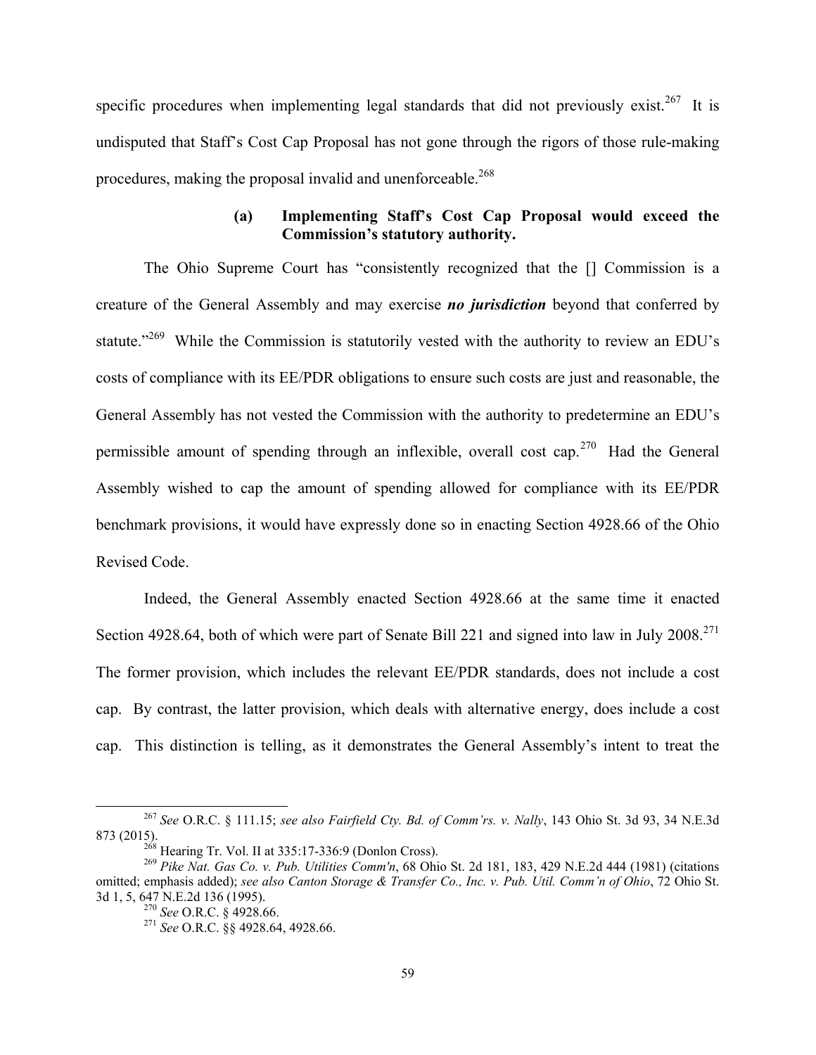specific procedures when implementing legal standards that did not previously exist.[267] It is undisputed that Staff's Cost Cap Proposal has not gone through the rigors of those rule-making procedures, making the proposal invalid and unenforceable.[268]

#### (a) Implementing Staff's Cost Cap Proposal would exceed the Commission's statutory authority.

The Ohio Supreme Court has "consistently recognized that the [] Commission is a creature of the General Assembly and may exercise ***no jurisdiction*** beyond that conferred by statute."[269] While the Commission is statutorily vested with the authority to review an EDU's costs of compliance with its EE/PDR obligations to ensure such costs are just and reasonable, the General Assembly has not vested the Commission with the authority to predetermine an EDU's permissible amount of spending through an inflexible, overall cost cap.[270] Had the General Assembly wished to cap the amount of spending allowed for compliance with its EE/PDR benchmark provisions, it would have expressly done so in enacting Section 4928.66 of the Ohio Revised Code.

Indeed, the General Assembly enacted Section 4928.66 at the same time it enacted Section 4928.64, both of which were part of Senate Bill 221 and signed into law in July 2008.[271] The former provision, which includes the relevant EE/PDR standards, does not include a cost cap. By contrast, the latter provision, which deals with alternative energy, does include a cost cap. This distinction is telling, as it demonstrates the General Assembly's intent to treat the

---

[267] *See* O.R.C. § 111.15; *see also Fairfield Cty. Bd. of Comm'rs. v. Nally*, 143 Ohio St. 3d 93, 34 N.E.3d 873 (2015).

[268] Hearing Tr. Vol. II at 335:17-336:9 (Donlon Cross).

[269] *Pike Nat. Gas Co. v. Pub. Utilities Comm'n*, 68 Ohio St. 2d 181, 183, 429 N.E.2d 444 (1981) (citations omitted; emphasis added); *see also Canton Storage & Transfer Co., Inc. v. Pub. Util. Comm'n of Ohio*, 72 Ohio St. 3d 1, 5, 647 N.E.2d 136 (1995).

[270] *See* O.R.C. § 4928.66.

[271] *See* O.R.C. §§ 4928.64, 4928.66.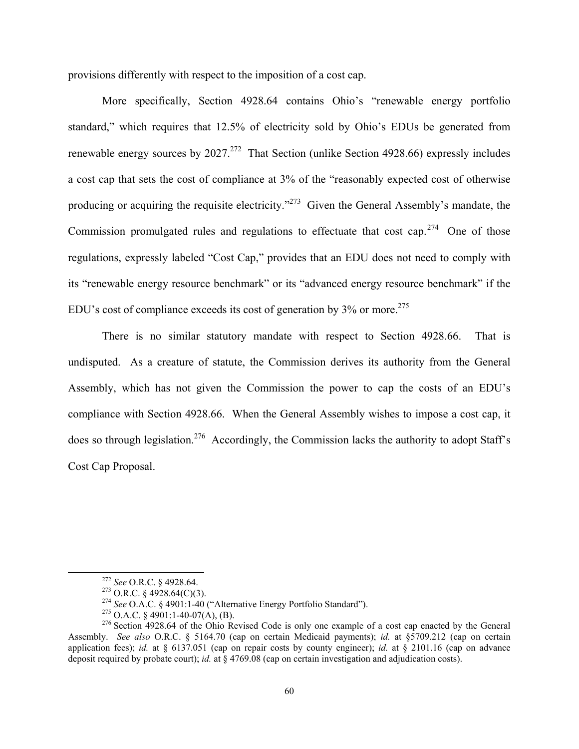provisions differently with respect to the imposition of a cost cap.

More specifically, Section 4928.64 contains Ohio's "renewable energy portfolio standard," which requires that 12.5% of electricity sold by Ohio's EDUs be generated from renewable energy sources by 2027.[272] That Section (unlike Section 4928.66) expressly includes a cost cap that sets the cost of compliance at 3% of the "reasonably expected cost of otherwise producing or acquiring the requisite electricity."[273] Given the General Assembly's mandate, the Commission promulgated rules and regulations to effectuate that cost cap.[274] One of those regulations, expressly labeled "Cost Cap," provides that an EDU does not need to comply with its "renewable energy resource benchmark" or its "advanced energy resource benchmark" if the EDU's cost of compliance exceeds its cost of generation by 3% or more.[275]

There is no similar statutory mandate with respect to Section 4928.66. That is undisputed. As a creature of statute, the Commission derives its authority from the General Assembly, which has not given the Commission the power to cap the costs of an EDU's compliance with Section 4928.66. When the General Assembly wishes to impose a cost cap, it does so through legislation.[276] Accordingly, the Commission lacks the authority to adopt Staff's Cost Cap Proposal.

---

[272] *See* O.R.C. § 4928.64.

[273] O.R.C. § 4928.64(C)(3).

[274] *See* O.A.C. § 4901:1-40 ("Alternative Energy Portfolio Standard").

[275] O.A.C. § 4901:1-40-07(A), (B).

[276] Section 4928.64 of the Ohio Revised Code is only one example of a cost cap enacted by the General Assembly. *See also* O.R.C. § 5164.70 (cap on certain Medicaid payments); *id.* at §5709.212 (cap on certain application fees); *id.* at § 6137.051 (cap on repair costs by county engineer); *id.* at § 2101.16 (cap on advance deposit required by probate court); *id.* at § 4769.08 (cap on certain investigation and adjudication costs).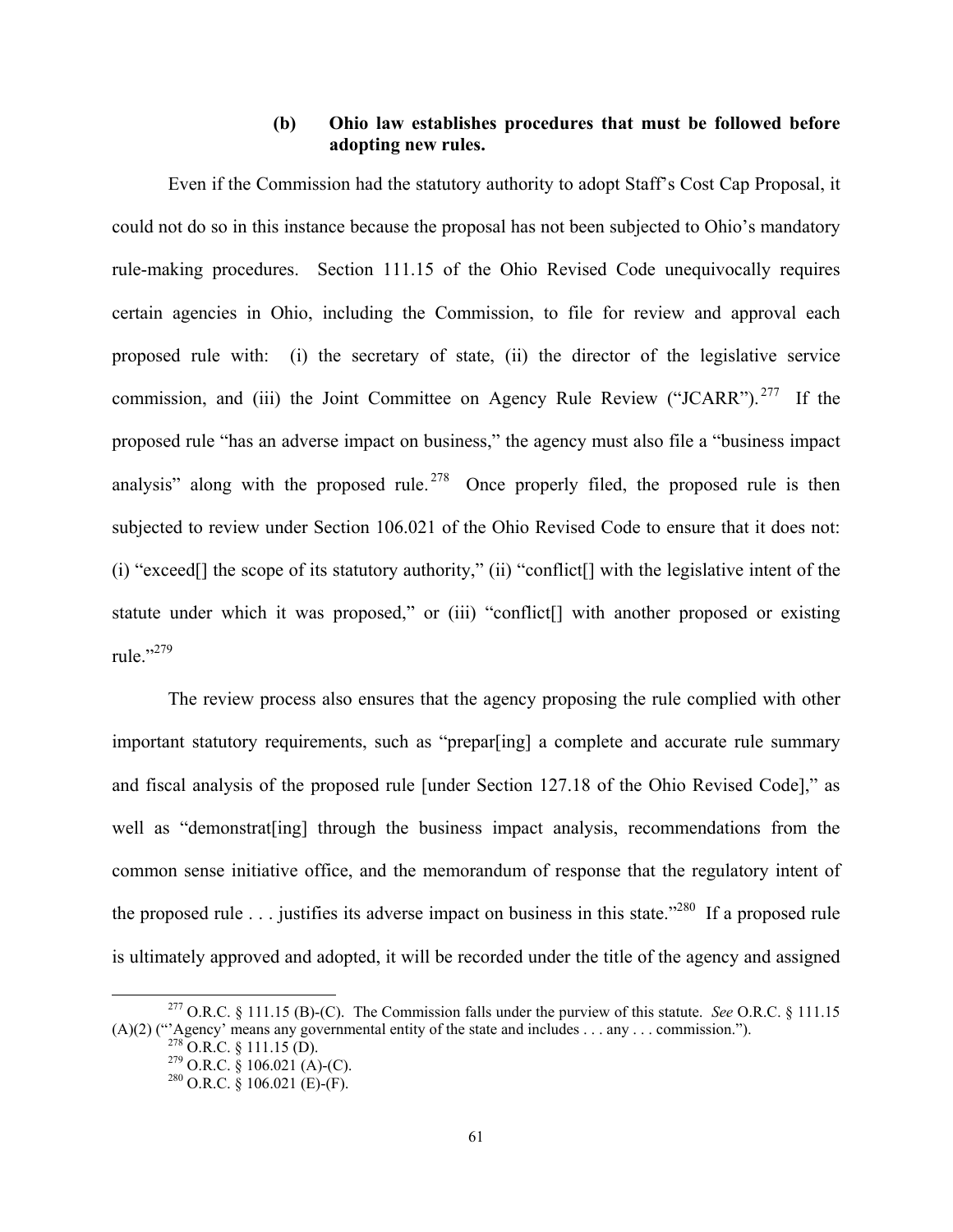### (b) Ohio law establishes procedures that must be followed before adopting new rules.

Even if the Commission had the statutory authority to adopt Staff's Cost Cap Proposal, it could not do so in this instance because the proposal has not been subjected to Ohio's mandatory rule-making procedures. Section 111.15 of the Ohio Revised Code unequivocally requires certain agencies in Ohio, including the Commission, to file for review and approval each proposed rule with: (i) the secretary of state, (ii) the director of the legislative service commission, and (iii) the Joint Committee on Agency Rule Review ("JCARR").[277] If the proposed rule "has an adverse impact on business," the agency must also file a "business impact analysis" along with the proposed rule.[278] Once properly filed, the proposed rule is then subjected to review under Section 106.021 of the Ohio Revised Code to ensure that it does not: (i) "exceed[] the scope of its statutory authority," (ii) "conflict[] with the legislative intent of the statute under which it was proposed," or (iii) "conflict[] with another proposed or existing rule."[279]

The review process also ensures that the agency proposing the rule complied with other important statutory requirements, such as "prepar[ing] a complete and accurate rule summary and fiscal analysis of the proposed rule [under Section 127.18 of the Ohio Revised Code]," as well as "demonstrat[ing] through the business impact analysis, recommendations from the common sense initiative office, and the memorandum of response that the regulatory intent of the proposed rule . . . justifies its adverse impact on business in this state."[280] If a proposed rule is ultimately approved and adopted, it will be recorded under the title of the agency and assigned

---

[277] O.R.C. § 111.15 (B)-(C). The Commission falls under the purview of this statute. *See* O.R.C. § 111.15 (A)(2) ("'Agency' means any governmental entity of the state and includes . . . any . . . commission.").

[278] O.R.C. § 111.15 (D).

[279] O.R.C. § 106.021 (A)-(C).

[280] O.R.C. § 106.021 (E)-(F).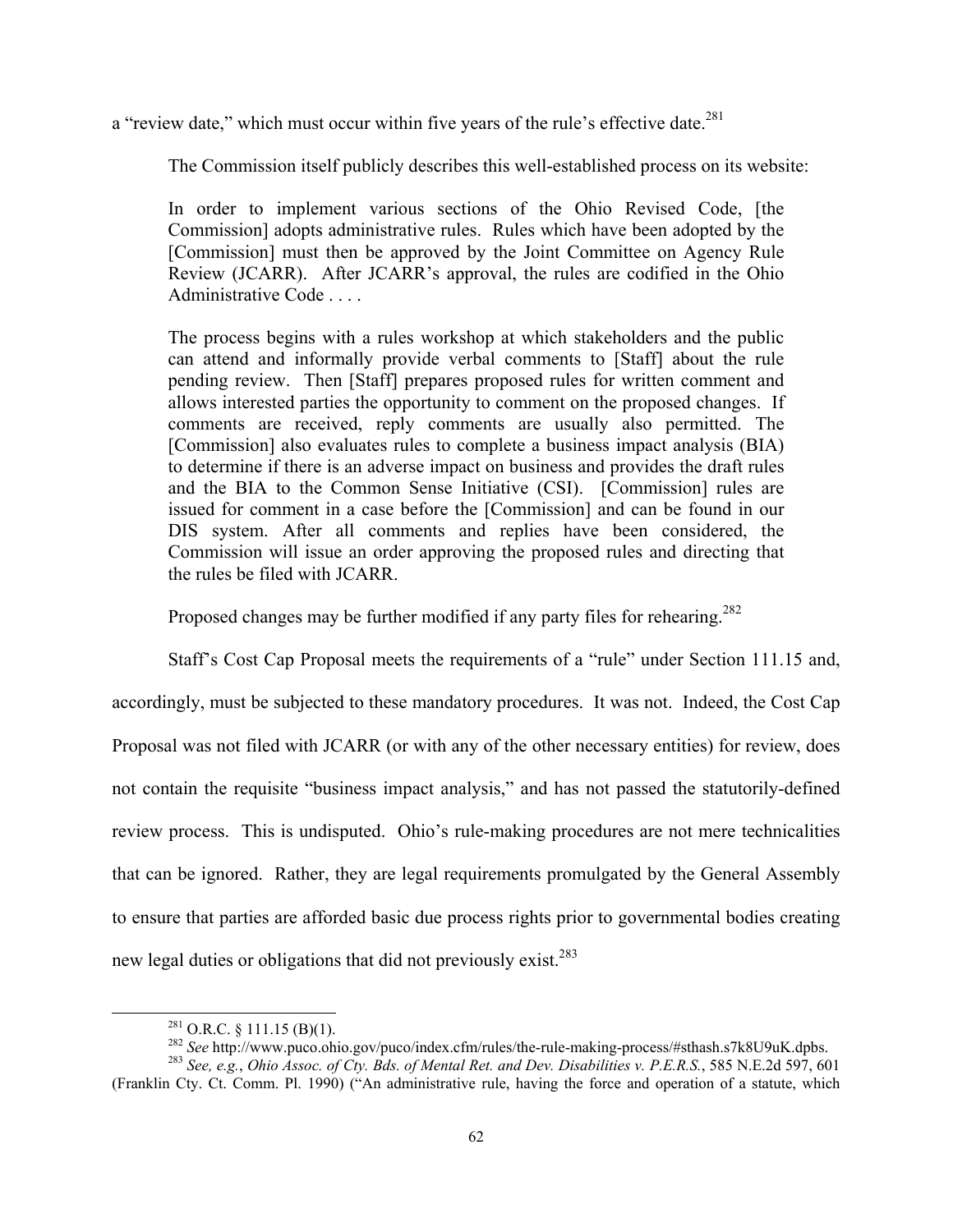a "review date," which must occur within five years of the rule's effective date.[281]

The Commission itself publicly describes this well-established process on its website:

> In order to implement various sections of the Ohio Revised Code, [the Commission] adopts administrative rules. Rules which have been adopted by the [Commission] must then be approved by the Joint Committee on Agency Rule Review (JCARR). After JCARR's approval, the rules are codified in the Ohio Administrative Code . . . .
>
> The process begins with a rules workshop at which stakeholders and the public can attend and informally provide verbal comments to [Staff] about the rule pending review. Then [Staff] prepares proposed rules for written comment and allows interested parties the opportunity to comment on the proposed changes. If comments are received, reply comments are usually also permitted. The [Commission] also evaluates rules to complete a business impact analysis (BIA) to determine if there is an adverse impact on business and provides the draft rules and the BIA to the Common Sense Initiative (CSI). [Commission] rules are issued for comment in a case before the [Commission] and can be found in our DIS system. After all comments and replies have been considered, the Commission will issue an order approving the proposed rules and directing that the rules be filed with JCARR.
>
> Proposed changes may be further modified if any party files for rehearing.[282]

Staff's Cost Cap Proposal meets the requirements of a "rule" under Section 111.15 and, accordingly, must be subjected to these mandatory procedures. It was not. Indeed, the Cost Cap Proposal was not filed with JCARR (or with any of the other necessary entities) for review, does not contain the requisite "business impact analysis," and has not passed the statutorily-defined review process. This is undisputed. Ohio's rule-making procedures are not mere technicalities that can be ignored. Rather, they are legal requirements promulgated by the General Assembly to ensure that parties are afforded basic due process rights prior to governmental bodies creating new legal duties or obligations that did not previously exist.[283]

---

[281] O.R.C. § 111.15 (B)(1).

[282] *See* http://www.puco.ohio.gov/puco/index.cfm/rules/the-rule-making-process/#sthash.s7k8U9uK.dpbs.

[283] *See, e.g.*, *Ohio Assoc. of Cty. Bds. of Mental Ret. and Dev. Disabilities v. P.E.R.S.*, 585 N.E.2d 597, 601 (Franklin Cty. Ct. Comm. Pl. 1990) ("An administrative rule, having the force and operation of a statute, which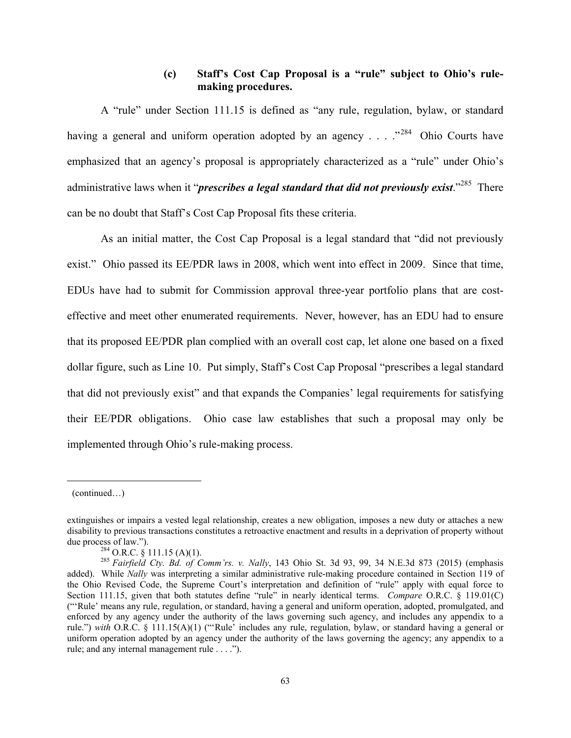#### (c) Staff's Cost Cap Proposal is a "rule" subject to Ohio's rule-making procedures.

A "rule" under Section 111.15 is defined as "any rule, regulation, bylaw, or standard having a general and uniform operation adopted by an agency . . . ."[284] Ohio Courts have emphasized that an agency's proposal is appropriately characterized as a "rule" under Ohio's administrative laws when it "***prescribes a legal standard that did not previously exist***."[285] There can be no doubt that Staff's Cost Cap Proposal fits these criteria.

As an initial matter, the Cost Cap Proposal is a legal standard that "did not previously exist." Ohio passed its EE/PDR laws in 2008, which went into effect in 2009. Since that time, EDUs have had to submit for Commission approval three-year portfolio plans that are cost-effective and meet other enumerated requirements. Never, however, has an EDU had to ensure that its proposed EE/PDR plan complied with an overall cost cap, let alone one based on a fixed dollar figure, such as Line 10. Put simply, Staff's Cost Cap Proposal "prescribes a legal standard that did not previously exist" and that expands the Companies' legal requirements for satisfying their EE/PDR obligations. Ohio case law establishes that such a proposal may only be implemented through Ohio's rule-making process.

---

(continued…)

extinguishes or impairs a vested legal relationship, creates a new obligation, imposes a new duty or attaches a new disability to previous transactions constitutes a retroactive enactment and results in a deprivation of property without due process of law.").

[284] O.R.C. § 111.15 (A)(1).

[285] *Fairfield Cty. Bd. of Comm'rs. v. Nally*, 143 Ohio St. 3d 93, 99, 34 N.E.3d 873 (2015) (emphasis added). While *Nally* was interpreting a similar administrative rule-making procedure contained in Section 119 of the Ohio Revised Code, the Supreme Court's interpretation and definition of "rule" apply with equal force to Section 111.15, given that both statutes define "rule" in nearly identical terms. *Compare* O.R.C. § 119.01(C) ("'Rule' means any rule, regulation, or standard, having a general and uniform operation, adopted, promulgated, and enforced by any agency under the authority of the laws governing such agency, and includes any appendix to a rule.") *with* O.R.C. § 111.15(A)(1) ("'Rule' includes any rule, regulation, bylaw, or standard having a general or uniform operation adopted by an agency under the authority of the laws governing the agency; any appendix to a rule; and any internal management rule . . . .").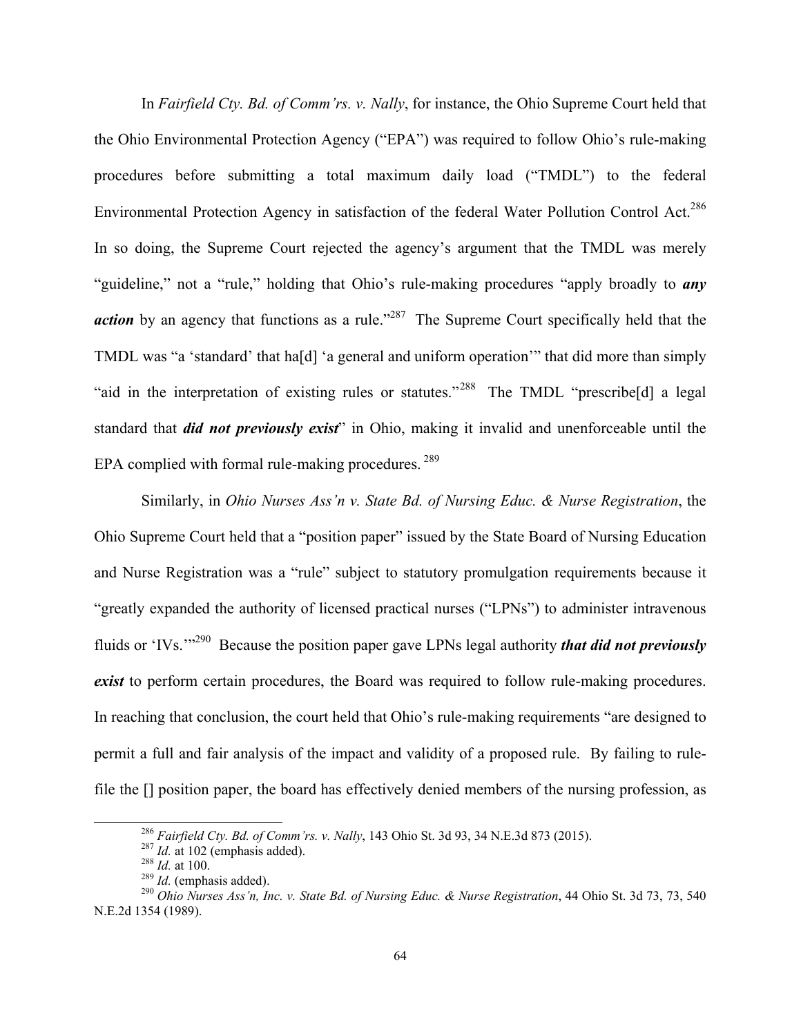In *Fairfield Cty. Bd. of Comm'rs. v. Nally*, for instance, the Ohio Supreme Court held that the Ohio Environmental Protection Agency ("EPA") was required to follow Ohio's rule-making procedures before submitting a total maximum daily load ("TMDL") to the federal Environmental Protection Agency in satisfaction of the federal Water Pollution Control Act.[286] In so doing, the Supreme Court rejected the agency's argument that the TMDL was merely "guideline," not a "rule," holding that Ohio's rule-making procedures "apply broadly to ***any action*** by an agency that functions as a rule."[287] The Supreme Court specifically held that the TMDL was "a 'standard' that ha[d] 'a general and uniform operation'" that did more than simply "aid in the interpretation of existing rules or statutes."[288] The TMDL "prescribe[d] a legal standard that ***did not previously exist***" in Ohio, making it invalid and unenforceable until the EPA complied with formal rule-making procedures.[289]

Similarly, in *Ohio Nurses Ass'n v. State Bd. of Nursing Educ. & Nurse Registration*, the Ohio Supreme Court held that a "position paper" issued by the State Board of Nursing Education and Nurse Registration was a "rule" subject to statutory promulgation requirements because it "greatly expanded the authority of licensed practical nurses ("LPNs") to administer intravenous fluids or 'IVs.'"[290] Because the position paper gave LPNs legal authority ***that did not previously exist*** to perform certain procedures, the Board was required to follow rule-making procedures. In reaching that conclusion, the court held that Ohio's rule-making requirements "are designed to permit a full and fair analysis of the impact and validity of a proposed rule. By failing to rule-file the [] position paper, the board has effectively denied members of the nursing profession, as

---

[286] *Fairfield Cty. Bd. of Comm'rs. v. Nally*, 143 Ohio St. 3d 93, 34 N.E.3d 873 (2015).

[287] *Id.* at 102 (emphasis added).

[288] *Id.* at 100.

[289] *Id.* (emphasis added).

[290] *Ohio Nurses Ass'n, Inc. v. State Bd. of Nursing Educ. & Nurse Registration*, 44 Ohio St. 3d 73, 73, 540 N.E.2d 1354 (1989).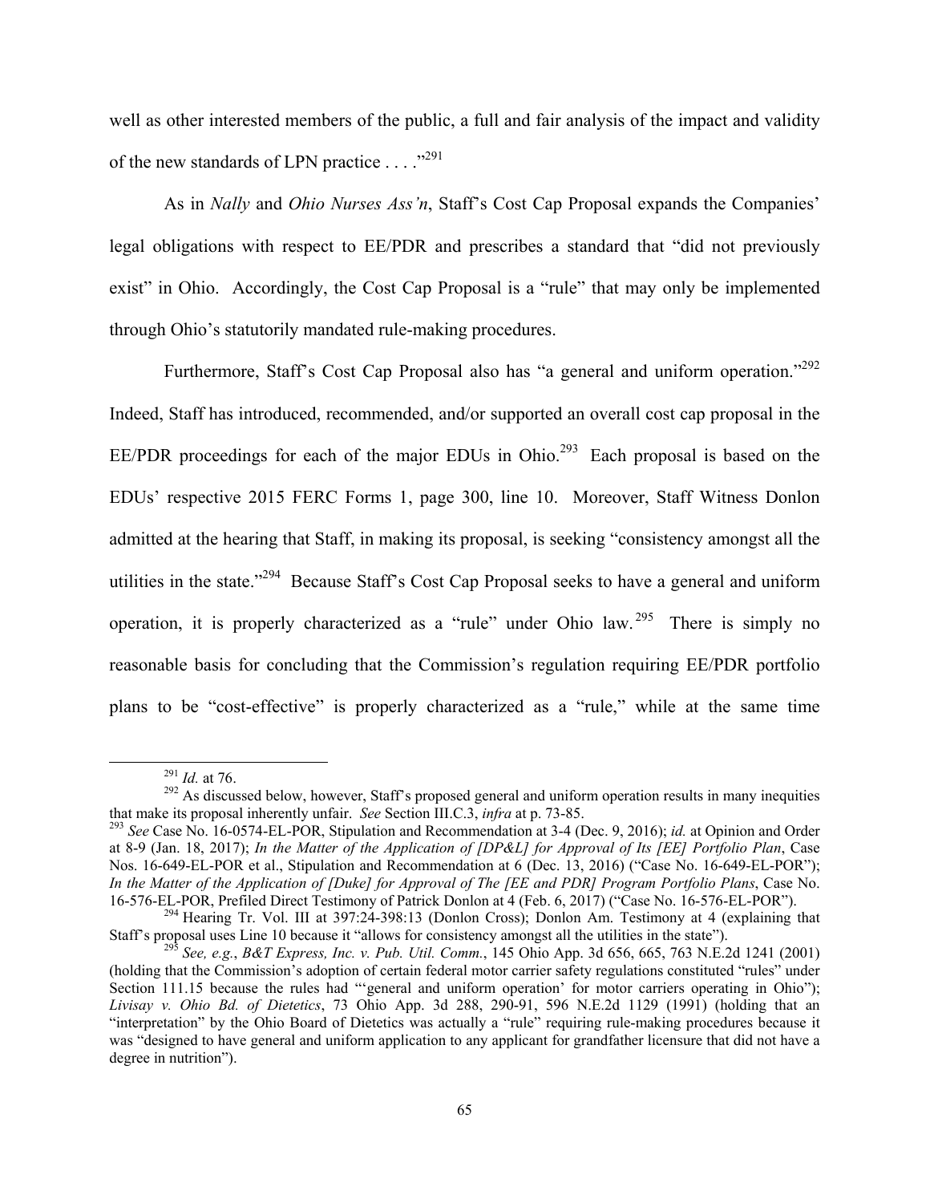well as other interested members of the public, a full and fair analysis of the impact and validity of the new standards of LPN practice . . . ."[291]

As in *Nally* and *Ohio Nurses Ass'n*, Staff's Cost Cap Proposal expands the Companies' legal obligations with respect to EE/PDR and prescribes a standard that "did not previously exist" in Ohio. Accordingly, the Cost Cap Proposal is a "rule" that may only be implemented through Ohio's statutorily mandated rule-making procedures.

Furthermore, Staff's Cost Cap Proposal also has "a general and uniform operation."[292] Indeed, Staff has introduced, recommended, and/or supported an overall cost cap proposal in the EE/PDR proceedings for each of the major EDUs in Ohio.[293] Each proposal is based on the EDUs' respective 2015 FERC Forms 1, page 300, line 10. Moreover, Staff Witness Donlon admitted at the hearing that Staff, in making its proposal, is seeking "consistency amongst all the utilities in the state."[294] Because Staff's Cost Cap Proposal seeks to have a general and uniform operation, it is properly characterized as a "rule" under Ohio law.[295] There is simply no reasonable basis for concluding that the Commission's regulation requiring EE/PDR portfolio plans to be "cost-effective" is properly characterized as a "rule," while at the same time

---

[291] *Id.* at 76.

[292] As discussed below, however, Staff's proposed general and uniform operation results in many inequities that make its proposal inherently unfair. *See* Section III.C.3, *infra* at p. 73-85.

[293] *See* Case No. 16-0574-EL-POR, Stipulation and Recommendation at 3-4 (Dec. 9, 2016); *id.* at Opinion and Order at 8-9 (Jan. 18, 2017); *In the Matter of the Application of [DP&L] for Approval of Its [EE] Portfolio Plan*, Case Nos. 16-649-EL-POR et al., Stipulation and Recommendation at 6 (Dec. 13, 2016) ("Case No. 16-649-EL-POR"); *In the Matter of the Application of [Duke] for Approval of The [EE and PDR] Program Portfolio Plans*, Case No. 16-576-EL-POR, Prefiled Direct Testimony of Patrick Donlon at 4 (Feb. 6, 2017) ("Case No. 16-576-EL-POR").

[294] Hearing Tr. Vol. III at 397:24-398:13 (Donlon Cross); Donlon Am. Testimony at 4 (explaining that Staff's proposal uses Line 10 because it "allows for consistency amongst all the utilities in the state").

[295] *See, e.g.*, *B&T Express, Inc. v. Pub. Util. Comm.*, 145 Ohio App. 3d 656, 665, 763 N.E.2d 1241 (2001) (holding that the Commission's adoption of certain federal motor carrier safety regulations constituted "rules" under Section 111.15 because the rules had "'general and uniform operation' for motor carriers operating in Ohio"); *Livisay v. Ohio Bd. of Dietetics*, 73 Ohio App. 3d 288, 290-91, 596 N.E.2d 1129 (1991) (holding that an "interpretation" by the Ohio Board of Dietetics was actually a "rule" requiring rule-making procedures because it was "designed to have general and uniform application to any applicant for grandfather licensure that did not have a degree in nutrition").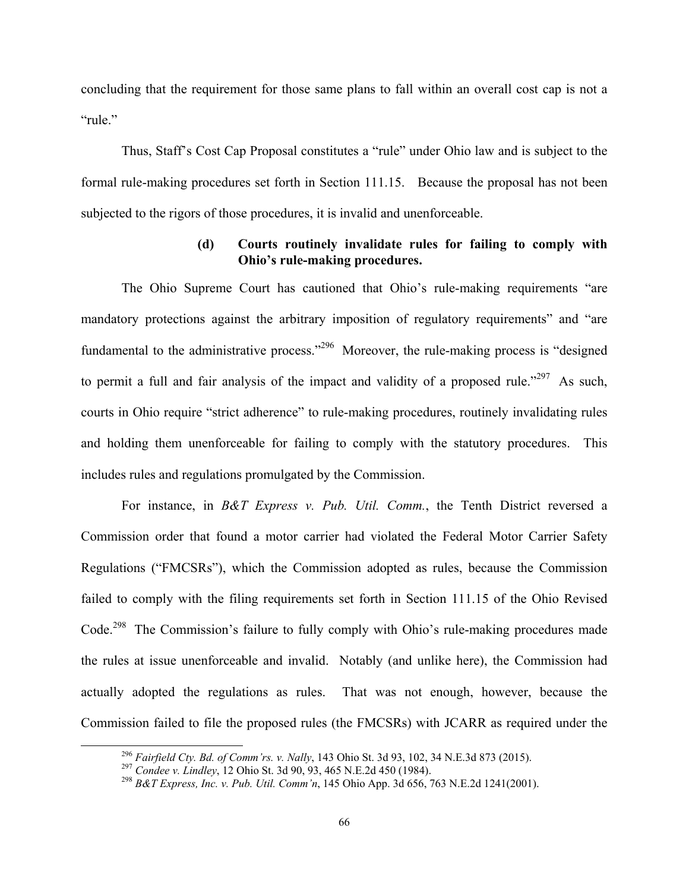concluding that the requirement for those same plans to fall within an overall cost cap is not a "rule."

Thus, Staff's Cost Cap Proposal constitutes a "rule" under Ohio law and is subject to the formal rule-making procedures set forth in Section 111.15. Because the proposal has not been subjected to the rigors of those procedures, it is invalid and unenforceable.

#### (d) Courts routinely invalidate rules for failing to comply with Ohio's rule-making procedures.

The Ohio Supreme Court has cautioned that Ohio's rule-making requirements "are mandatory protections against the arbitrary imposition of regulatory requirements" and "are fundamental to the administrative process."[296] Moreover, the rule-making process is "designed to permit a full and fair analysis of the impact and validity of a proposed rule."[297] As such, courts in Ohio require "strict adherence" to rule-making procedures, routinely invalidating rules and holding them unenforceable for failing to comply with the statutory procedures. This includes rules and regulations promulgated by the Commission.

For instance, in *B&T Express v. Pub. Util. Comm.*, the Tenth District reversed a Commission order that found a motor carrier had violated the Federal Motor Carrier Safety Regulations ("FMCSRs"), which the Commission adopted as rules, because the Commission failed to comply with the filing requirements set forth in Section 111.15 of the Ohio Revised Code.[298] The Commission's failure to fully comply with Ohio's rule-making procedures made the rules at issue unenforceable and invalid. Notably (and unlike here), the Commission had actually adopted the regulations as rules. That was not enough, however, because the Commission failed to file the proposed rules (the FMCSRs) with JCARR as required under the

---

[296] *Fairfield Cty. Bd. of Comm'rs. v. Nally*, 143 Ohio St. 3d 93, 102, 34 N.E.3d 873 (2015).

[297] *Condee v. Lindley*, 12 Ohio St. 3d 90, 93, 465 N.E.2d 450 (1984).

[298] *B&T Express, Inc. v. Pub. Util. Comm'n*, 145 Ohio App. 3d 656, 763 N.E.2d 1241(2001).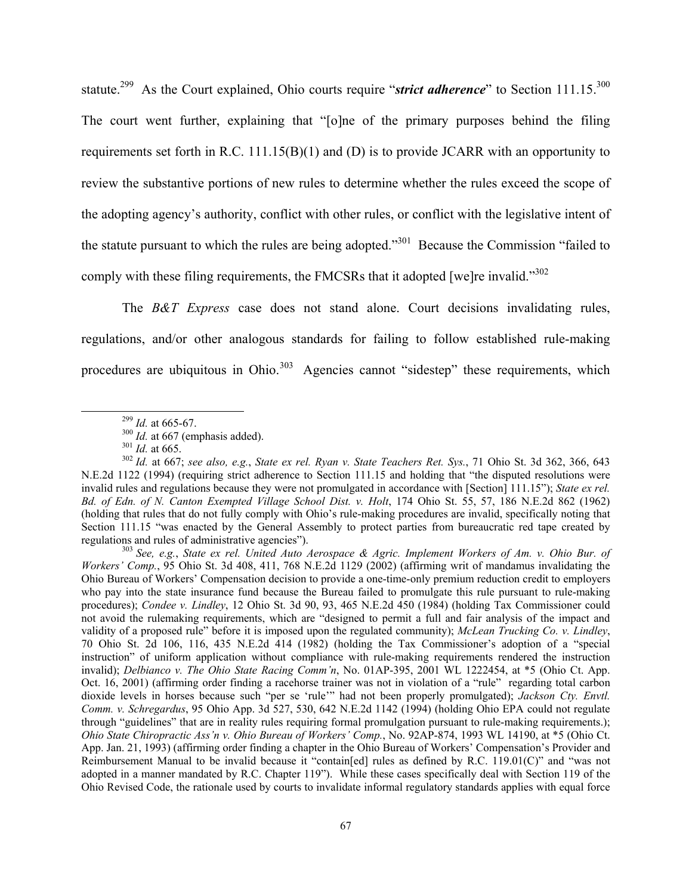statute.[299] As the Court explained, Ohio courts require "***strict adherence***" to Section 111.15.[300] The court went further, explaining that "[o]ne of the primary purposes behind the filing requirements set forth in R.C. 111.15(B)(1) and (D) is to provide JCARR with an opportunity to review the substantive portions of new rules to determine whether the rules exceed the scope of the adopting agency's authority, conflict with other rules, or conflict with the legislative intent of the statute pursuant to which the rules are being adopted."[301] Because the Commission "failed to comply with these filing requirements, the FMCSRs that it adopted [we]re invalid."[302]

The *B&T Express* case does not stand alone. Court decisions invalidating rules, regulations, and/or other analogous standards for failing to follow established rule-making procedures are ubiquitous in Ohio.[303] Agencies cannot "sidestep" these requirements, which

---

[299] *Id.* at 665-67.

[300] *Id.* at 667 (emphasis added).

[301] *Id.* at 665.

[302] *Id.* at 667; *see also, e.g.*, *State ex rel. Ryan v. State Teachers Ret. Sys.*, 71 Ohio St. 3d 362, 366, 643 N.E.2d 1122 (1994) (requiring strict adherence to Section 111.15 and holding that "the disputed resolutions were invalid rules and regulations because they were not promulgated in accordance with [Section] 111.15"); *State ex rel. Bd. of Edn. of N. Canton Exempted Village School Dist. v. Holt*, 174 Ohio St. 55, 57, 186 N.E.2d 862 (1962) (holding that rules that do not fully comply with Ohio's rule-making procedures are invalid, specifically noting that Section 111.15 "was enacted by the General Assembly to protect parties from bureaucratic red tape created by regulations and rules of administrative agencies").

[303] *See, e.g.*, *State ex rel. United Auto Aerospace & Agric. Implement Workers of Am. v. Ohio Bur. of Workers' Comp.*, 95 Ohio St. 3d 408, 411, 768 N.E.2d 1129 (2002) (affirming writ of mandamus invalidating the Ohio Bureau of Workers' Compensation decision to provide a one-time-only premium reduction credit to employers who pay into the state insurance fund because the Bureau failed to promulgate this rule pursuant to rule-making procedures); *Condee v. Lindley*, 12 Ohio St. 3d 90, 93, 465 N.E.2d 450 (1984) (holding Tax Commissioner could not avoid the rulemaking requirements, which are "designed to permit a full and fair analysis of the impact and validity of a proposed rule" before it is imposed upon the regulated community); *McLean Trucking Co. v. Lindley*, 70 Ohio St. 2d 106, 116, 435 N.E.2d 414 (1982) (holding the Tax Commissioner's adoption of a "special instruction" of uniform application without compliance with rule-making requirements rendered the instruction invalid); *Delbianco v. The Ohio State Racing Comm'n*, No. 01AP-395, 2001 WL 1222454, at *5 (Ohio Ct. App. Oct. 16, 2001) (affirming order finding a racehorse trainer was not in violation of a "rule" regarding total carbon dioxide levels in horses because such "per se 'rule'" had not been properly promulgated); *Jackson Cty. Envtl. Comm. v. Schregardus*, 95 Ohio App. 3d 527, 530, 642 N.E.2d 1142 (1994) (holding Ohio EPA could not regulate through "guidelines" that are in reality rules requiring formal promulgation pursuant to rule-making requirements.); *Ohio State Chiropractic Ass'n v. Ohio Bureau of Workers' Comp.*, No. 92AP-874, 1993 WL 14190, at *5 (Ohio Ct. App. Jan. 21, 1993) (affirming order finding a chapter in the Ohio Bureau of Workers' Compensation's Provider and Reimbursement Manual to be invalid because it "contain[ed] rules as defined by R.C. 119.01(C)" and "was not adopted in a manner mandated by R.C. Chapter 119"). While these cases specifically deal with Section 119 of the Ohio Revised Code, the rationale used by courts to invalidate informal regulatory standards applies with equal force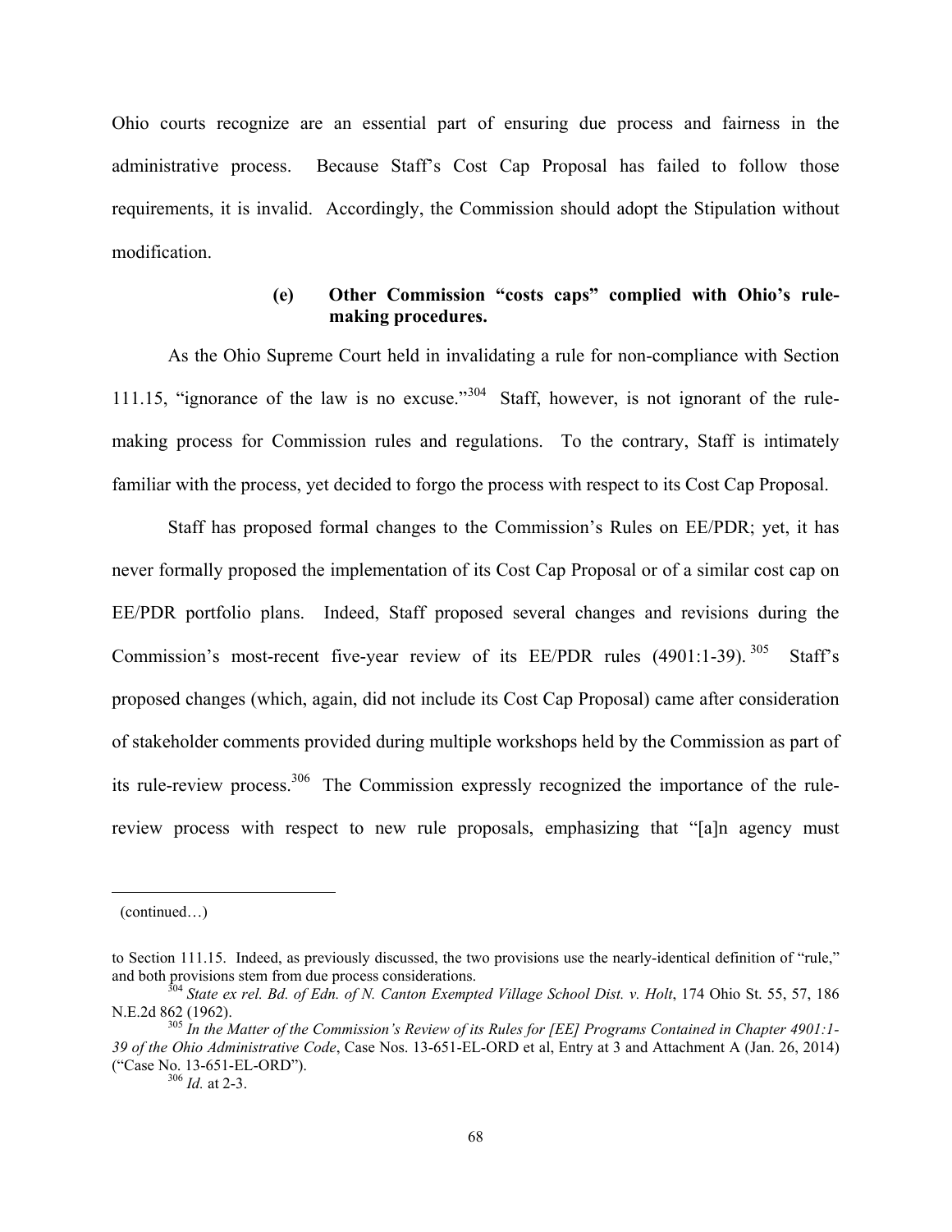Ohio courts recognize are an essential part of ensuring due process and fairness in the administrative process. Because Staff's Cost Cap Proposal has failed to follow those requirements, it is invalid. Accordingly, the Commission should adopt the Stipulation without modification.

**(e) Other Commission "costs caps" complied with Ohio's rule-making procedures.**

As the Ohio Supreme Court held in invalidating a rule for non-compliance with Section 111.15, "ignorance of the law is no excuse."[304] Staff, however, is not ignorant of the rule-making process for Commission rules and regulations. To the contrary, Staff is intimately familiar with the process, yet decided to forgo the process with respect to its Cost Cap Proposal.

Staff has proposed formal changes to the Commission's Rules on EE/PDR; yet, it has never formally proposed the implementation of its Cost Cap Proposal or of a similar cost cap on EE/PDR portfolio plans. Indeed, Staff proposed several changes and revisions during the Commission's most-recent five-year review of its EE/PDR rules (4901:1-39).[305] Staff's proposed changes (which, again, did not include its Cost Cap Proposal) came after consideration of stakeholder comments provided during multiple workshops held by the Commission as part of its rule-review process.[306] The Commission expressly recognized the importance of the rule-review process with respect to new rule proposals, emphasizing that "[a]n agency must

---

(continued…)

to Section 111.15. Indeed, as previously discussed, the two provisions use the nearly-identical definition of "rule," and both provisions stem from due process considerations.

[304] *State ex rel. Bd. of Edn. of N. Canton Exempted Village School Dist. v. Holt*, 174 Ohio St. 55, 57, 186 N.E.2d 862 (1962).

[305] *In the Matter of the Commission's Review of its Rules for [EE] Programs Contained in Chapter 4901:1-39 of the Ohio Administrative Code*, Case Nos. 13-651-EL-ORD et al, Entry at 3 and Attachment A (Jan. 26, 2014) ("Case No. 13-651-EL-ORD").

[306] *Id.* at 2-3.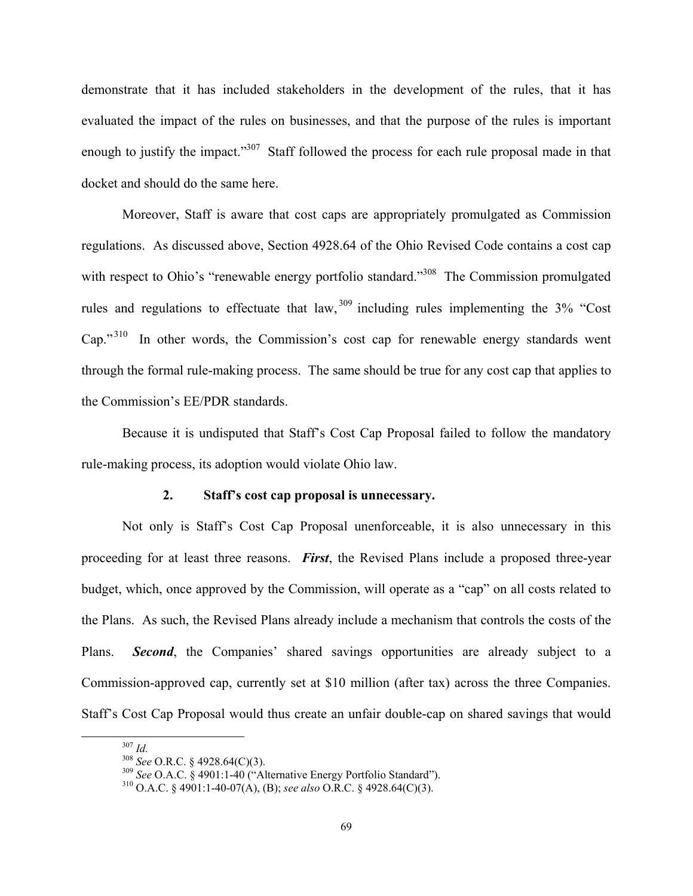demonstrate that it has included stakeholders in the development of the rules, that it has evaluated the impact of the rules on businesses, and that the purpose of the rules is important enough to justify the impact."[307] Staff followed the process for each rule proposal made in that docket and should do the same here.

Moreover, Staff is aware that cost caps are appropriately promulgated as Commission regulations. As discussed above, Section 4928.64 of the Ohio Revised Code contains a cost cap with respect to Ohio's "renewable energy portfolio standard."[308] The Commission promulgated rules and regulations to effectuate that law,[309] including rules implementing the 3% "Cost Cap."[310] In other words, the Commission's cost cap for renewable energy standards went through the formal rule-making process. The same should be true for any cost cap that applies to the Commission's EE/PDR standards.

Because it is undisputed that Staff's Cost Cap Proposal failed to follow the mandatory rule-making process, its adoption would violate Ohio law.

#### 2. Staff's cost cap proposal is unnecessary.

Not only is Staff's Cost Cap Proposal unenforceable, it is also unnecessary in this proceeding for at least three reasons. ***First***, the Revised Plans include a proposed three-year budget, which, once approved by the Commission, will operate as a "cap" on all costs related to the Plans. As such, the Revised Plans already include a mechanism that controls the costs of the Plans. ***Second***, the Companies' shared savings opportunities are already subject to a Commission-approved cap, currently set at $10 million (after tax) across the three Companies. Staff's Cost Cap Proposal would thus create an unfair double-cap on shared savings that would

---

[307] *Id.*

[308] *See* O.R.C. § 4928.64(C)(3).

[309] *See* O.A.C. § 4901:1-40 ("Alternative Energy Portfolio Standard").

[310] O.A.C. § 4901:1-40-07(A), (B); *see also* O.R.C. § 4928.64(C)(3).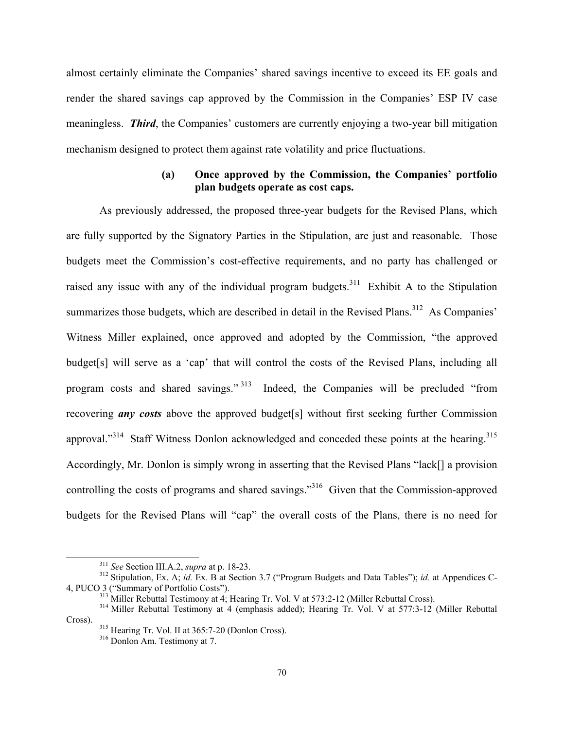almost certainly eliminate the Companies' shared savings incentive to exceed its EE goals and render the shared savings cap approved by the Commission in the Companies' ESP IV case meaningless. ***Third***, the Companies' customers are currently enjoying a two-year bill mitigation mechanism designed to protect them against rate volatility and price fluctuations.

#### (a) Once approved by the Commission, the Companies' portfolio plan budgets operate as cost caps.

As previously addressed, the proposed three-year budgets for the Revised Plans, which are fully supported by the Signatory Parties in the Stipulation, are just and reasonable. Those budgets meet the Commission's cost-effective requirements, and no party has challenged or raised any issue with any of the individual program budgets.[311] Exhibit A to the Stipulation summarizes those budgets, which are described in detail in the Revised Plans.[312] As Companies' Witness Miller explained, once approved and adopted by the Commission, "the approved budget[s] will serve as a 'cap' that will control the costs of the Revised Plans, including all program costs and shared savings."[313] Indeed, the Companies will be precluded "from recovering ***any costs*** above the approved budget[s] without first seeking further Commission approval."[314] Staff Witness Donlon acknowledged and conceded these points at the hearing.[315] Accordingly, Mr. Donlon is simply wrong in asserting that the Revised Plans "lack[] a provision controlling the costs of programs and shared savings."[316] Given that the Commission-approved budgets for the Revised Plans will "cap" the overall costs of the Plans, there is no need for

---

[311] *See* Section III.A.2, *supra* at p. 18-23.

[312] Stipulation, Ex. A; *id.* Ex. B at Section 3.7 ("Program Budgets and Data Tables"); *id.* at Appendices C-4, PUCO 3 ("Summary of Portfolio Costs").

[313] Miller Rebuttal Testimony at 4; Hearing Tr. Vol. V at 573:2-12 (Miller Rebuttal Cross).

[314] Miller Rebuttal Testimony at 4 (emphasis added); Hearing Tr. Vol. V at 577:3-12 (Miller Rebuttal Cross).

[315] Hearing Tr. Vol. II at 365:7-20 (Donlon Cross).

[316] Donlon Am. Testimony at 7.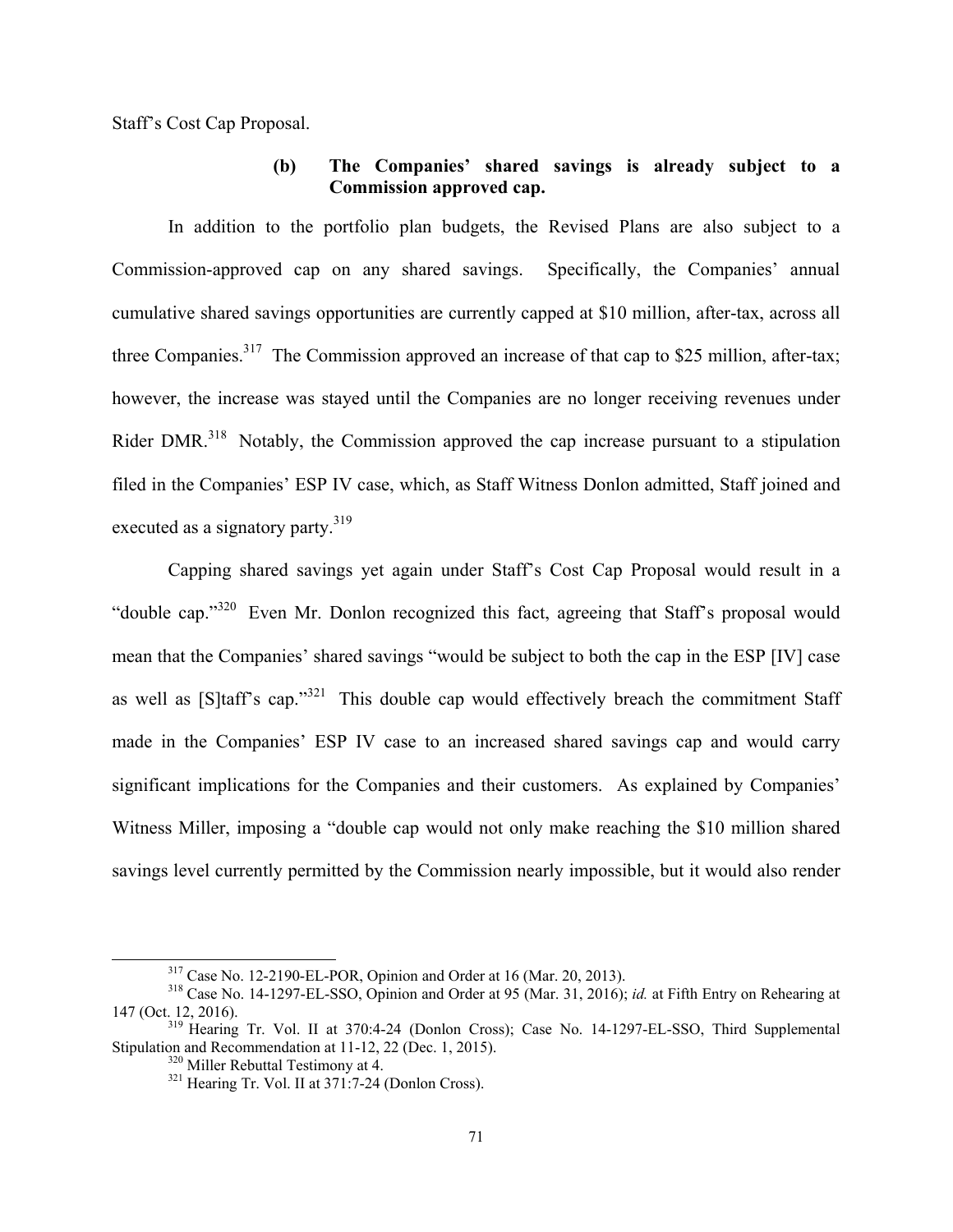Staff's Cost Cap Proposal.

#### (b) The Companies' shared savings is already subject to a Commission approved cap.

In addition to the portfolio plan budgets, the Revised Plans are also subject to a Commission-approved cap on any shared savings. Specifically, the Companies' annual cumulative shared savings opportunities are currently capped at $10 million, after-tax, across all three Companies.[317] The Commission approved an increase of that cap to $25 million, after-tax; however, the increase was stayed until the Companies are no longer receiving revenues under Rider DMR.[318] Notably, the Commission approved the cap increase pursuant to a stipulation filed in the Companies' ESP IV case, which, as Staff Witness Donlon admitted, Staff joined and executed as a signatory party.[319]

Capping shared savings yet again under Staff's Cost Cap Proposal would result in a "double cap."[320] Even Mr. Donlon recognized this fact, agreeing that Staff's proposal would mean that the Companies' shared savings "would be subject to both the cap in the ESP [IV] case as well as [S]taff's cap."[321] This double cap would effectively breach the commitment Staff made in the Companies' ESP IV case to an increased shared savings cap and would carry significant implications for the Companies and their customers. As explained by Companies' Witness Miller, imposing a "double cap would not only make reaching the $10 million shared savings level currently permitted by the Commission nearly impossible, but it would also render

---

[317] Case No. 12-2190-EL-POR, Opinion and Order at 16 (Mar. 20, 2013).

[318] Case No. 14-1297-EL-SSO, Opinion and Order at 95 (Mar. 31, 2016); *id.* at Fifth Entry on Rehearing at 147 (Oct. 12, 2016).

[319] Hearing Tr. Vol. II at 370:4-24 (Donlon Cross); Case No. 14-1297-EL-SSO, Third Supplemental Stipulation and Recommendation at 11-12, 22 (Dec. 1, 2015).

[320] Miller Rebuttal Testimony at 4.

[321] Hearing Tr. Vol. II at 371:7-24 (Donlon Cross).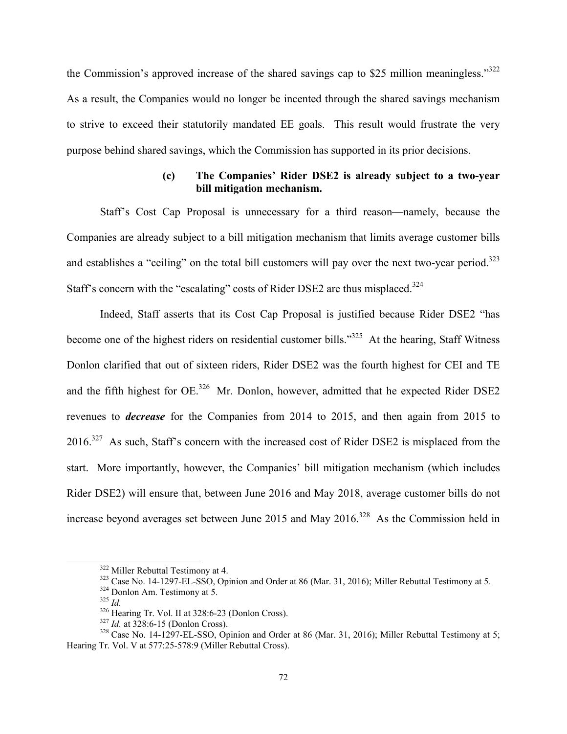the Commission's approved increase of the shared savings cap to $25 million meaningless."[322] As a result, the Companies would no longer be incented through the shared savings mechanism to strive to exceed their statutorily mandated EE goals. This result would frustrate the very purpose behind shared savings, which the Commission has supported in its prior decisions.

**(c) The Companies' Rider DSE2 is already subject to a two-year bill mitigation mechanism.**

Staff's Cost Cap Proposal is unnecessary for a third reason—namely, because the Companies are already subject to a bill mitigation mechanism that limits average customer bills and establishes a "ceiling" on the total bill customers will pay over the next two-year period.[323] Staff's concern with the "escalating" costs of Rider DSE2 are thus misplaced.[324]

Indeed, Staff asserts that its Cost Cap Proposal is justified because Rider DSE2 "has become one of the highest riders on residential customer bills."[325] At the hearing, Staff Witness Donlon clarified that out of sixteen riders, Rider DSE2 was the fourth highest for CEI and TE and the fifth highest for OE.[326] Mr. Donlon, however, admitted that he expected Rider DSE2 revenues to ***decrease*** for the Companies from 2014 to 2015, and then again from 2015 to 2016.[327] As such, Staff's concern with the increased cost of Rider DSE2 is misplaced from the start. More importantly, however, the Companies' bill mitigation mechanism (which includes Rider DSE2) will ensure that, between June 2016 and May 2018, average customer bills do not increase beyond averages set between June 2015 and May 2016.[328] As the Commission held in

---

[322] Miller Rebuttal Testimony at 4.

[323] Case No. 14-1297-EL-SSO, Opinion and Order at 86 (Mar. 31, 2016); Miller Rebuttal Testimony at 5.

[324] Donlon Am. Testimony at 5.

[325] *Id.*

[326] Hearing Tr. Vol. II at 328:6-23 (Donlon Cross).

[327] *Id.* at 328:6-15 (Donlon Cross).

[328] Case No. 14-1297-EL-SSO, Opinion and Order at 86 (Mar. 31, 2016); Miller Rebuttal Testimony at 5; Hearing Tr. Vol. V at 577:25-578:9 (Miller Rebuttal Cross).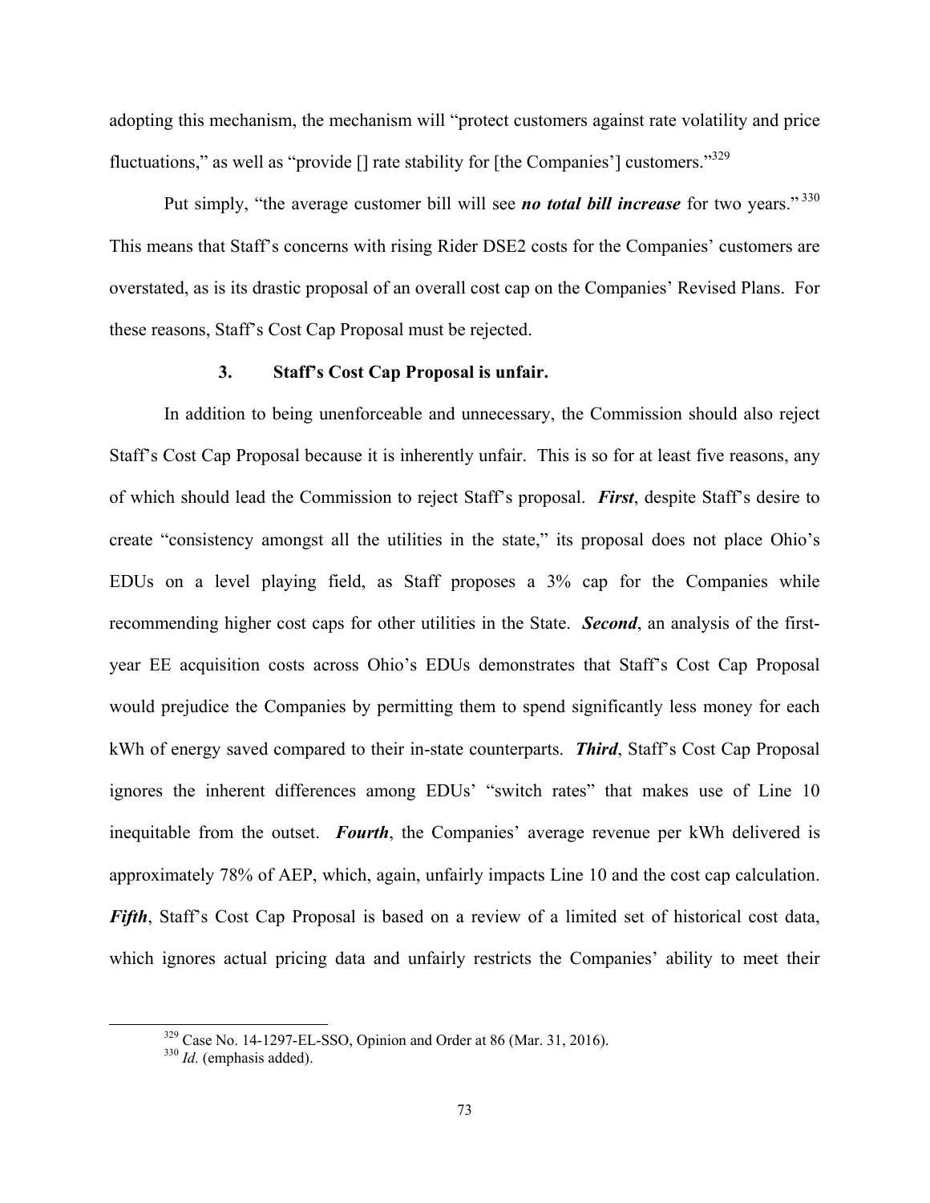adopting this mechanism, the mechanism will "protect customers against rate volatility and price fluctuations," as well as "provide [] rate stability for [the Companies'] customers."[329]

Put simply, "the average customer bill will see ***no total bill increase*** for two years."[330] This means that Staff's concerns with rising Rider DSE2 costs for the Companies' customers are overstated, as is its drastic proposal of an overall cost cap on the Companies' Revised Plans. For these reasons, Staff's Cost Cap Proposal must be rejected.

### 3. Staff's Cost Cap Proposal is unfair.

In addition to being unenforceable and unnecessary, the Commission should also reject Staff's Cost Cap Proposal because it is inherently unfair. This is so for at least five reasons, any of which should lead the Commission to reject Staff's proposal. ***First***, despite Staff's desire to create "consistency amongst all the utilities in the state," its proposal does not place Ohio's EDUs on a level playing field, as Staff proposes a 3% cap for the Companies while recommending higher cost caps for other utilities in the State. ***Second***, an analysis of the first-year EE acquisition costs across Ohio's EDUs demonstrates that Staff's Cost Cap Proposal would prejudice the Companies by permitting them to spend significantly less money for each kWh of energy saved compared to their in-state counterparts. ***Third***, Staff's Cost Cap Proposal ignores the inherent differences among EDUs' "switch rates" that makes use of Line 10 inequitable from the outset. ***Fourth***, the Companies' average revenue per kWh delivered is approximately 78% of AEP, which, again, unfairly impacts Line 10 and the cost cap calculation. ***Fifth***, Staff's Cost Cap Proposal is based on a review of a limited set of historical cost data, which ignores actual pricing data and unfairly restricts the Companies' ability to meet their

---

[329] Case No. 14-1297-EL-SSO, Opinion and Order at 86 (Mar. 31, 2016).

[330] *Id.* (emphasis added).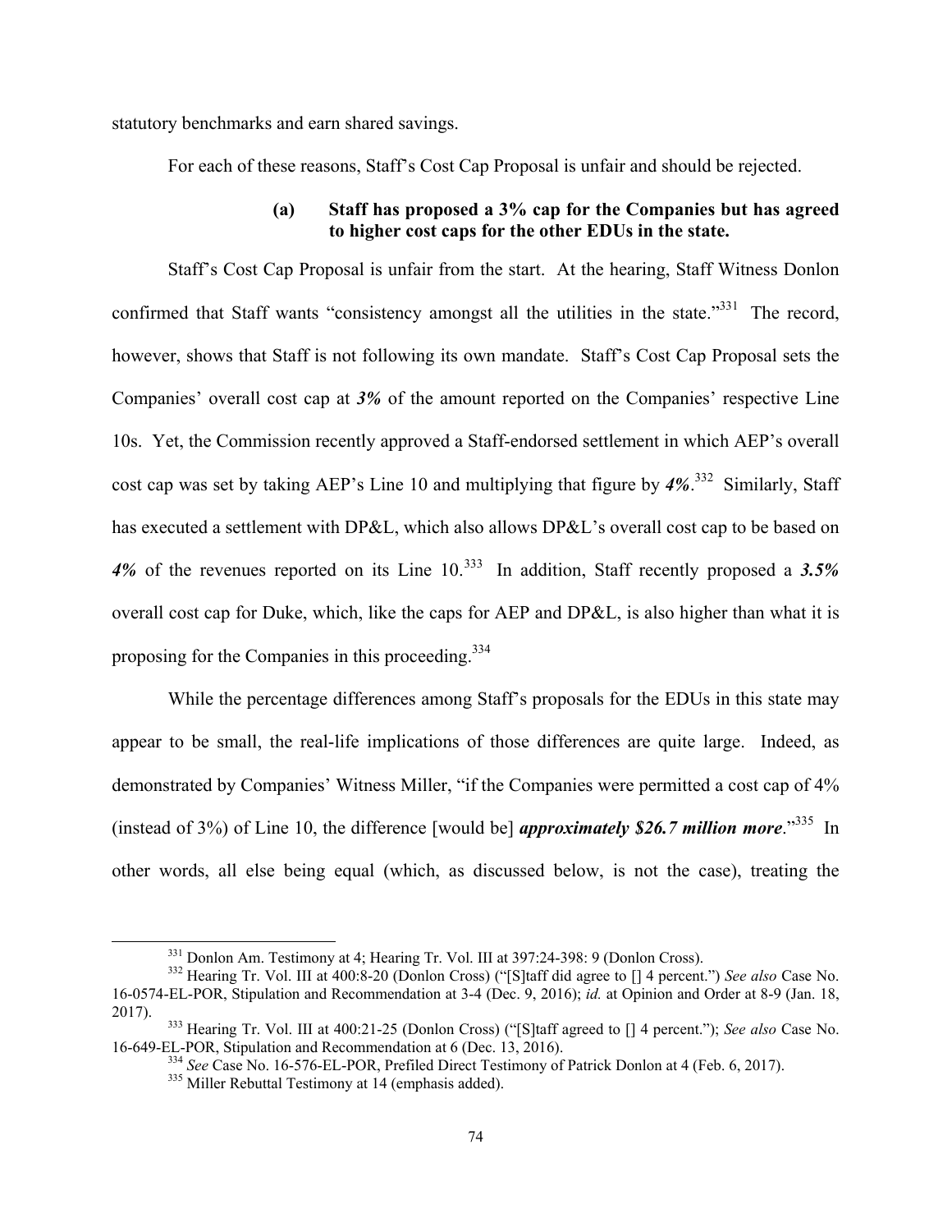statutory benchmarks and earn shared savings.

For each of these reasons, Staff's Cost Cap Proposal is unfair and should be rejected.

#### (a) Staff has proposed a 3% cap for the Companies but has agreed to higher cost caps for the other EDUs in the state.

Staff's Cost Cap Proposal is unfair from the start. At the hearing, Staff Witness Donlon confirmed that Staff wants "consistency amongst all the utilities in the state."[331] The record, however, shows that Staff is not following its own mandate. Staff's Cost Cap Proposal sets the Companies' overall cost cap at ***3%*** of the amount reported on the Companies' respective Line 10s. Yet, the Commission recently approved a Staff-endorsed settlement in which AEP's overall cost cap was set by taking AEP's Line 10 and multiplying that figure by ***4%***.[332] Similarly, Staff has executed a settlement with DP&L, which also allows DP&L's overall cost cap to be based on ***4%*** of the revenues reported on its Line 10.[333] In addition, Staff recently proposed a ***3.5%*** overall cost cap for Duke, which, like the caps for AEP and DP&L, is also higher than what it is proposing for the Companies in this proceeding.[334]

While the percentage differences among Staff's proposals for the EDUs in this state may appear to be small, the real-life implications of those differences are quite large. Indeed, as demonstrated by Companies' Witness Miller, "if the Companies were permitted a cost cap of 4% (instead of 3%) of Line 10, the difference [would be] ***approximately $26.7 million more***."[335] In other words, all else being equal (which, as discussed below, is not the case), treating the

---

[331] Donlon Am. Testimony at 4; Hearing Tr. Vol. III at 397:24-398: 9 (Donlon Cross).

[332] Hearing Tr. Vol. III at 400:8-20 (Donlon Cross) ("[S]taff did agree to [] 4 percent.") *See also* Case No. 16-0574-EL-POR, Stipulation and Recommendation at 3-4 (Dec. 9, 2016); *id.* at Opinion and Order at 8-9 (Jan. 18, 2017).

[333] Hearing Tr. Vol. III at 400:21-25 (Donlon Cross) ("[S]taff agreed to [] 4 percent."); *See also* Case No. 16-649-EL-POR, Stipulation and Recommendation at 6 (Dec. 13, 2016).

[334] *See* Case No. 16-576-EL-POR, Prefiled Direct Testimony of Patrick Donlon at 4 (Feb. 6, 2017).

[335] Miller Rebuttal Testimony at 14 (emphasis added).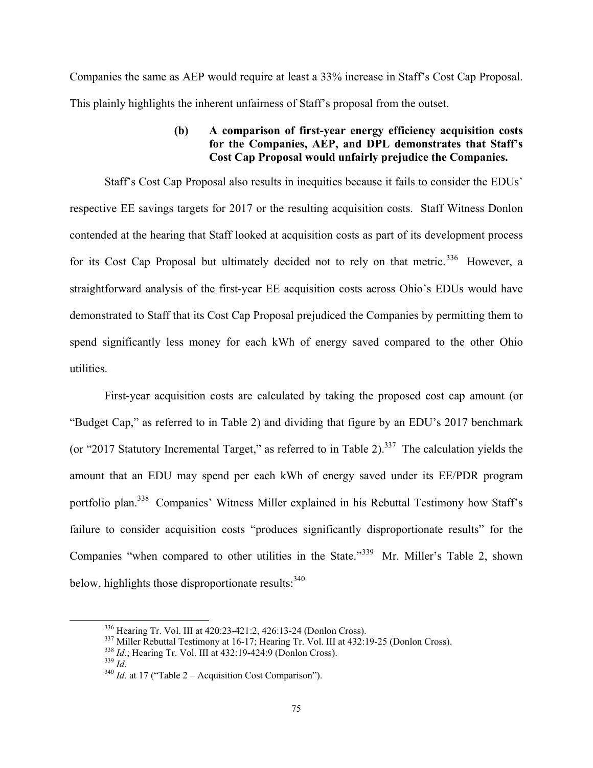Companies the same as AEP would require at least a 33% increase in Staff's Cost Cap Proposal. This plainly highlights the inherent unfairness of Staff's proposal from the outset.

**(b) A comparison of first-year energy efficiency acquisition costs for the Companies, AEP, and DPL demonstrates that Staff's Cost Cap Proposal would unfairly prejudice the Companies.**

Staff's Cost Cap Proposal also results in inequities because it fails to consider the EDUs' respective EE savings targets for 2017 or the resulting acquisition costs. Staff Witness Donlon contended at the hearing that Staff looked at acquisition costs as part of its development process for its Cost Cap Proposal but ultimately decided not to rely on that metric.[336] However, a straightforward analysis of the first-year EE acquisition costs across Ohio's EDUs would have demonstrated to Staff that its Cost Cap Proposal prejudiced the Companies by permitting them to spend significantly less money for each kWh of energy saved compared to the other Ohio utilities.

First-year acquisition costs are calculated by taking the proposed cost cap amount (or "Budget Cap," as referred to in Table 2) and dividing that figure by an EDU's 2017 benchmark (or "2017 Statutory Incremental Target," as referred to in Table 2).[337] The calculation yields the amount that an EDU may spend per each kWh of energy saved under its EE/PDR program portfolio plan.[338] Companies' Witness Miller explained in his Rebuttal Testimony how Staff's failure to consider acquisition costs "produces significantly disproportionate results" for the Companies "when compared to other utilities in the State."[339] Mr. Miller's Table 2, shown below, highlights those disproportionate results:[340]

---

[336] Hearing Tr. Vol. III at 420:23-421:2, 426:13-24 (Donlon Cross).

[337] Miller Rebuttal Testimony at 16-17; Hearing Tr. Vol. III at 432:19-25 (Donlon Cross).

[338] *Id.*; Hearing Tr. Vol. III at 432:19-424:9 (Donlon Cross).

[339] *Id*.

[340] *Id.* at 17 ("Table 2 – Acquisition Cost Comparison").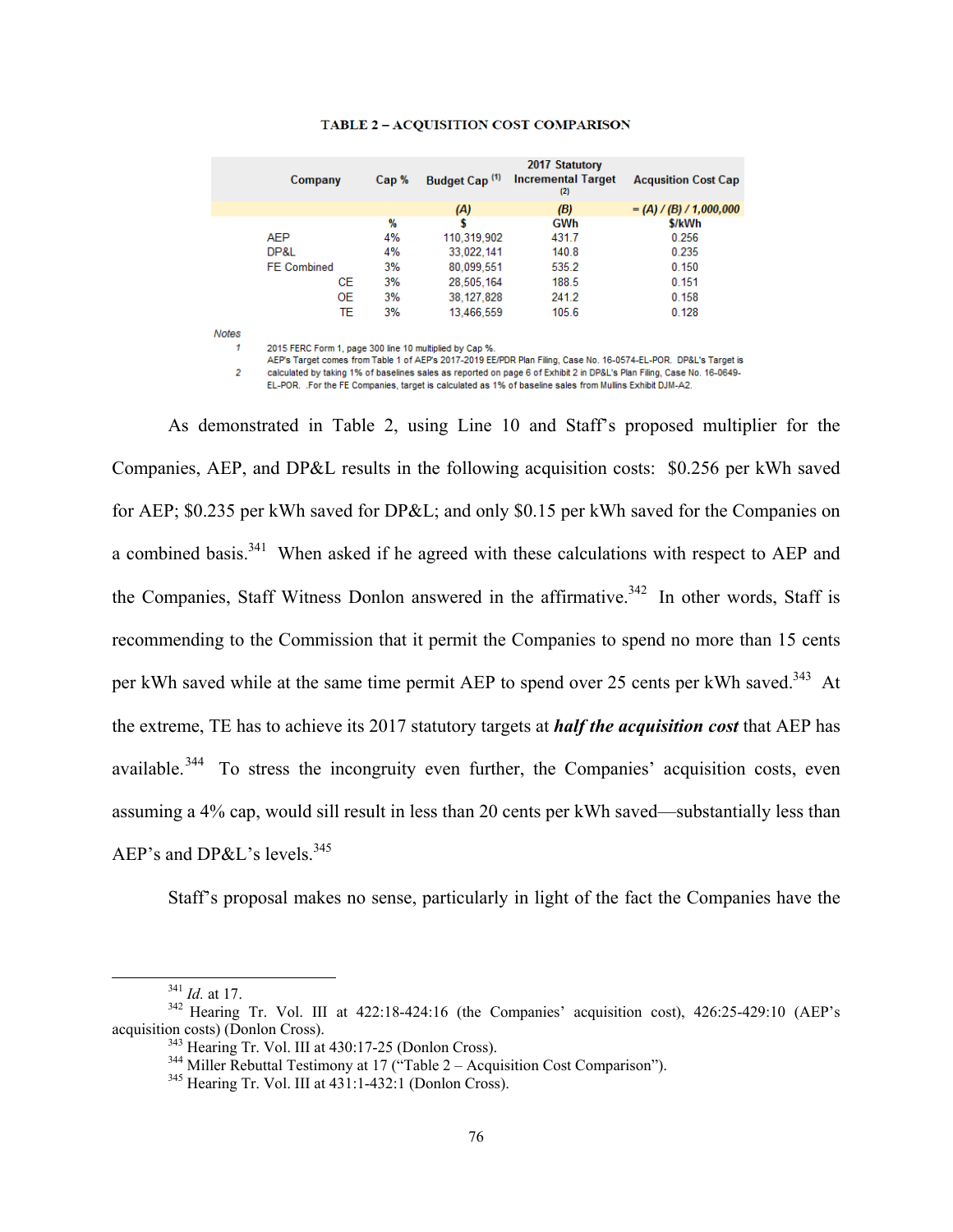**TABLE 2 – ACQUISITION COST COMPARISON**

| Company | Cap % | Budget Cap (1) | 2017 Statutory Incremental Target (2) | Acqusition Cost Cap |
|---|---|---|---|---|
| | | *(A)* | *(B)* | *= (A) / (B) / 1,000,000* |
| | % | $ | GWh | $/kWh |
| AEP | 4% | 110,319,902 | 431.7 | 0.256 |
| DP&L | 4% | 33,022,141 | 140.8 | 0.235 |
| FE Combined | 3% | 80,099,551 | 535.2 | 0.150 |
| CE | 3% | 28,505,164 | 188.5 | 0.151 |
| OE | 3% | 38,127,828 | 241.2 | 0.158 |
| TE | 3% | 13,466,559 | 105.6 | 0.128 |

*Notes*

1 2015 FERC Form 1, page 300 line 10 multiplied by Cap %.

2 AEP's Target comes from Table 1 of AEP's 2017-2019 EE/PDR Plan Filing, Case No. 16-0574-EL-POR. DP&L's Target is calculated by taking 1% of baselines sales as reported on page 6 of Exhibit 2 in DP&L's Plan Filing, Case No. 16-0649-EL-POR. .For the FE Companies, target is calculated as 1% of baseline sales from Mullins Exhibit DJM-A2.

As demonstrated in Table 2, using Line 10 and Staff's proposed multiplier for the Companies, AEP, and DP&L results in the following acquisition costs: $0.256 per kWh saved for AEP; $0.235 per kWh saved for DP&L; and only $0.15 per kWh saved for the Companies on a combined basis.[341] When asked if he agreed with these calculations with respect to AEP and the Companies, Staff Witness Donlon answered in the affirmative.[342] In other words, Staff is recommending to the Commission that it permit the Companies to spend no more than 15 cents per kWh saved while at the same time permit AEP to spend over 25 cents per kWh saved.[343] At the extreme, TE has to achieve its 2017 statutory targets at ***half the acquisition cost*** that AEP has available.[344] To stress the incongruity even further, the Companies' acquisition costs, even assuming a 4% cap, would sill result in less than 20 cents per kWh saved—substantially less than AEP's and DP&L's levels.[345]

Staff's proposal makes no sense, particularly in light of the fact the Companies have the

---

[341] *Id.* at 17.

[342] Hearing Tr. Vol. III at 422:18-424:16 (the Companies' acquisition cost), 426:25-429:10 (AEP's acquisition costs) (Donlon Cross).

[343] Hearing Tr. Vol. III at 430:17-25 (Donlon Cross).

[344] Miller Rebuttal Testimony at 17 ("Table 2 – Acquisition Cost Comparison").

[345] Hearing Tr. Vol. III at 431:1-432:1 (Donlon Cross).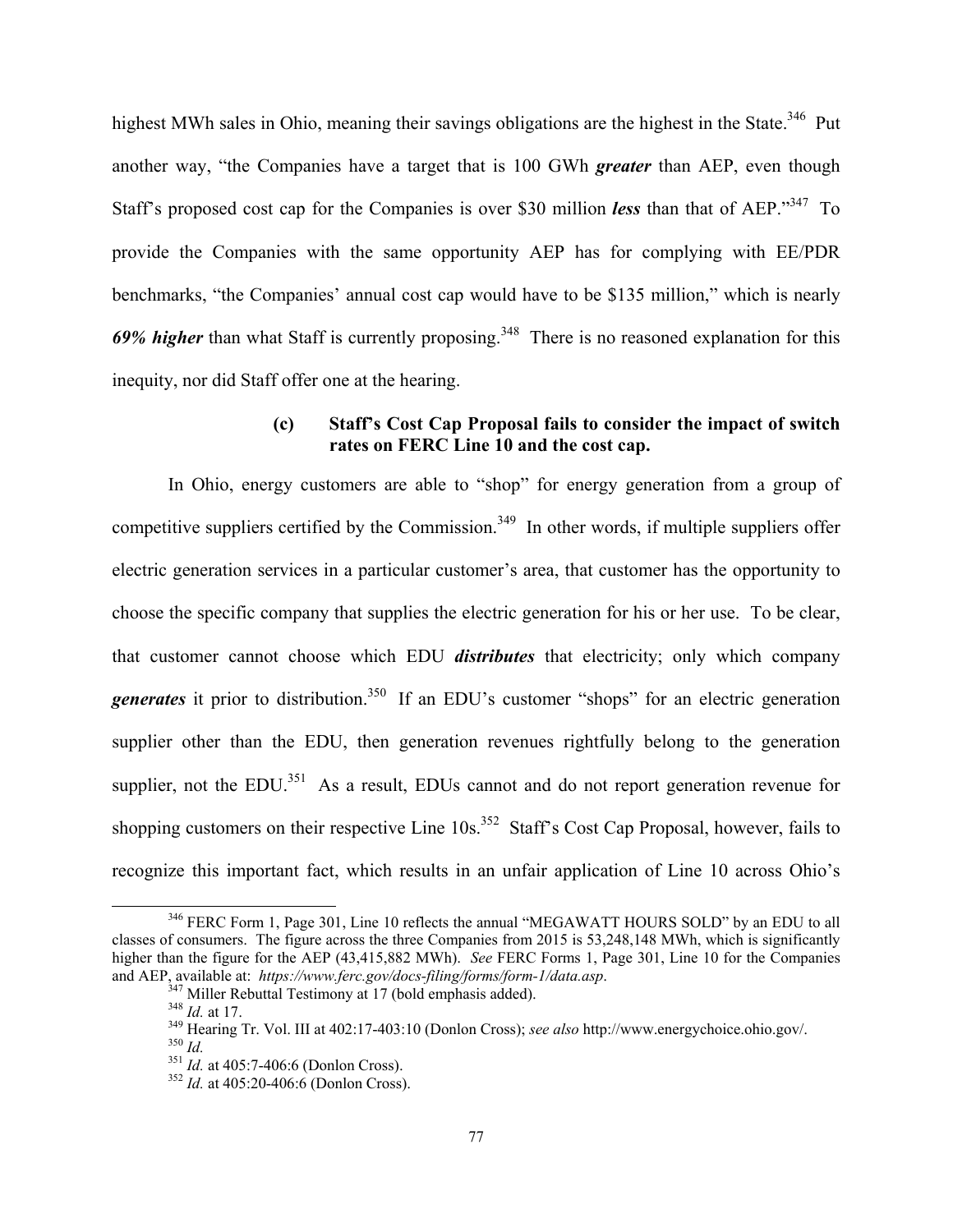highest MWh sales in Ohio, meaning their savings obligations are the highest in the State.[346] Put another way, "the Companies have a target that is 100 GWh ***greater*** than AEP, even though Staff's proposed cost cap for the Companies is over $30 million ***less*** than that of AEP."[347] To provide the Companies with the same opportunity AEP has for complying with EE/PDR benchmarks, "the Companies' annual cost cap would have to be $135 million," which is nearly ***69% higher*** than what Staff is currently proposing.[348] There is no reasoned explanation for this inequity, nor did Staff offer one at the hearing.

**(c) Staff's Cost Cap Proposal fails to consider the impact of switch rates on FERC Line 10 and the cost cap.**

In Ohio, energy customers are able to "shop" for energy generation from a group of competitive suppliers certified by the Commission.[349] In other words, if multiple suppliers offer electric generation services in a particular customer's area, that customer has the opportunity to choose the specific company that supplies the electric generation for his or her use. To be clear, that customer cannot choose which EDU ***distributes*** that electricity; only which company ***generates*** it prior to distribution.[350] If an EDU's customer "shops" for an electric generation supplier other than the EDU, then generation revenues rightfully belong to the generation supplier, not the EDU.[351] As a result, EDUs cannot and do not report generation revenue for shopping customers on their respective Line 10s.[352] Staff's Cost Cap Proposal, however, fails to recognize this important fact, which results in an unfair application of Line 10 across Ohio's

---

[346] FERC Form 1, Page 301, Line 10 reflects the annual "MEGAWATT HOURS SOLD" by an EDU to all classes of consumers. The figure across the three Companies from 2015 is 53,248,148 MWh, which is significantly higher than the figure for the AEP (43,415,882 MWh). *See* FERC Forms 1, Page 301, Line 10 for the Companies and AEP, available at: *https://www.ferc.gov/docs-filing/forms/form-1/data.asp*.

[347] Miller Rebuttal Testimony at 17 (bold emphasis added).

[348] *Id.* at 17.

[349] Hearing Tr. Vol. III at 402:17-403:10 (Donlon Cross); *see also* http://www.energychoice.ohio.gov/.

[350] *Id.*

[351] *Id.* at 405:7-406:6 (Donlon Cross).

[352] *Id.* at 405:20-406:6 (Donlon Cross).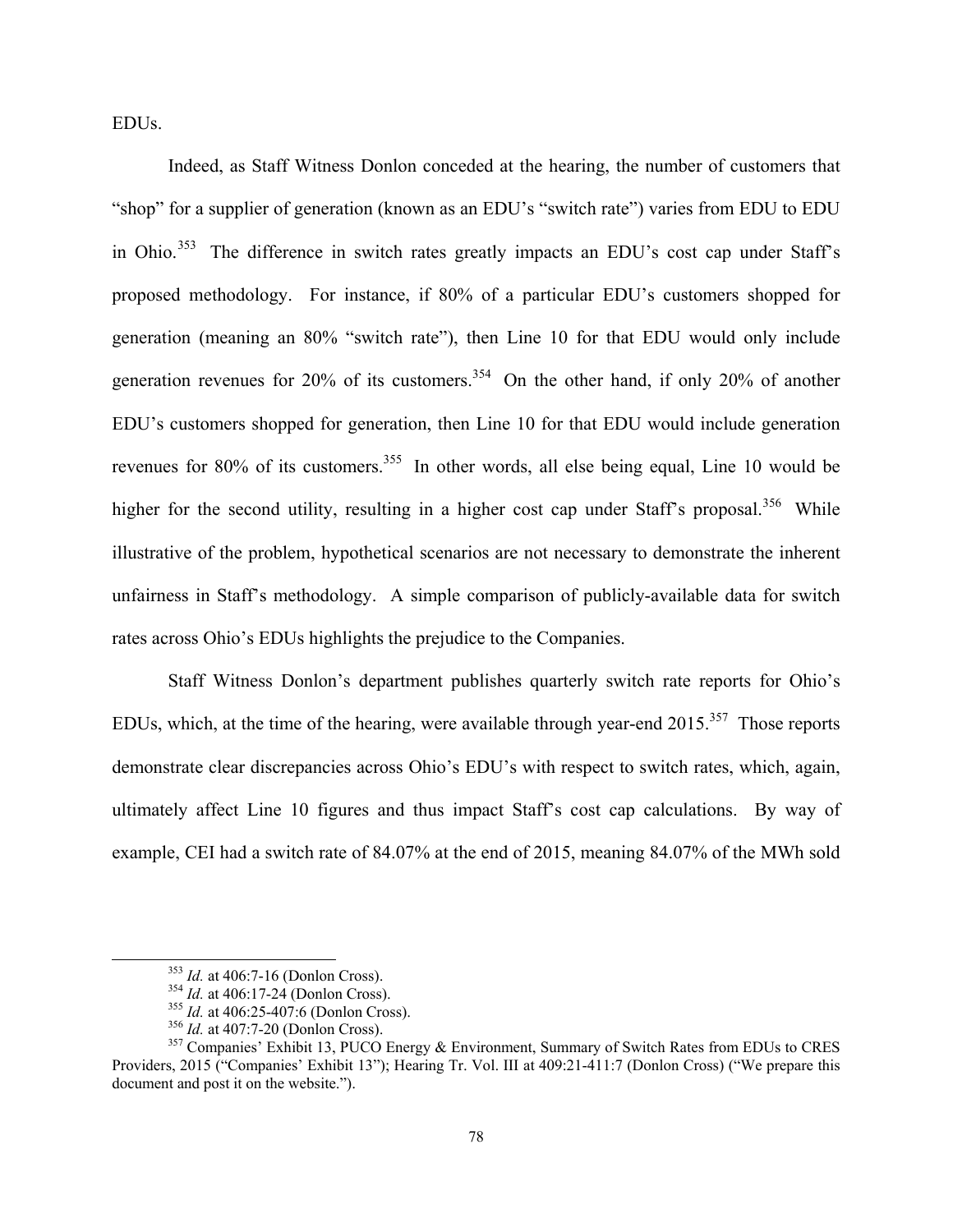EDUs.

Indeed, as Staff Witness Donlon conceded at the hearing, the number of customers that "shop" for a supplier of generation (known as an EDU's "switch rate") varies from EDU to EDU in Ohio.[353] The difference in switch rates greatly impacts an EDU's cost cap under Staff's proposed methodology. For instance, if 80% of a particular EDU's customers shopped for generation (meaning an 80% "switch rate"), then Line 10 for that EDU would only include generation revenues for 20% of its customers.[354] On the other hand, if only 20% of another EDU's customers shopped for generation, then Line 10 for that EDU would include generation revenues for 80% of its customers.[355] In other words, all else being equal, Line 10 would be higher for the second utility, resulting in a higher cost cap under Staff's proposal.[356] While illustrative of the problem, hypothetical scenarios are not necessary to demonstrate the inherent unfairness in Staff's methodology. A simple comparison of publicly-available data for switch rates across Ohio's EDUs highlights the prejudice to the Companies.

Staff Witness Donlon's department publishes quarterly switch rate reports for Ohio's EDUs, which, at the time of the hearing, were available through year-end 2015.[357] Those reports demonstrate clear discrepancies across Ohio's EDU's with respect to switch rates, which, again, ultimately affect Line 10 figures and thus impact Staff's cost cap calculations. By way of example, CEI had a switch rate of 84.07% at the end of 2015, meaning 84.07% of the MWh sold

---

[353] *Id.* at 406:7-16 (Donlon Cross).

[354] *Id.* at 406:17-24 (Donlon Cross).

[355] *Id.* at 406:25-407:6 (Donlon Cross).

[356] *Id.* at 407:7-20 (Donlon Cross).

[357] Companies' Exhibit 13, PUCO Energy & Environment, Summary of Switch Rates from EDUs to CRES Providers, 2015 ("Companies' Exhibit 13"); Hearing Tr. Vol. III at 409:21-411:7 (Donlon Cross) ("We prepare this document and post it on the website.").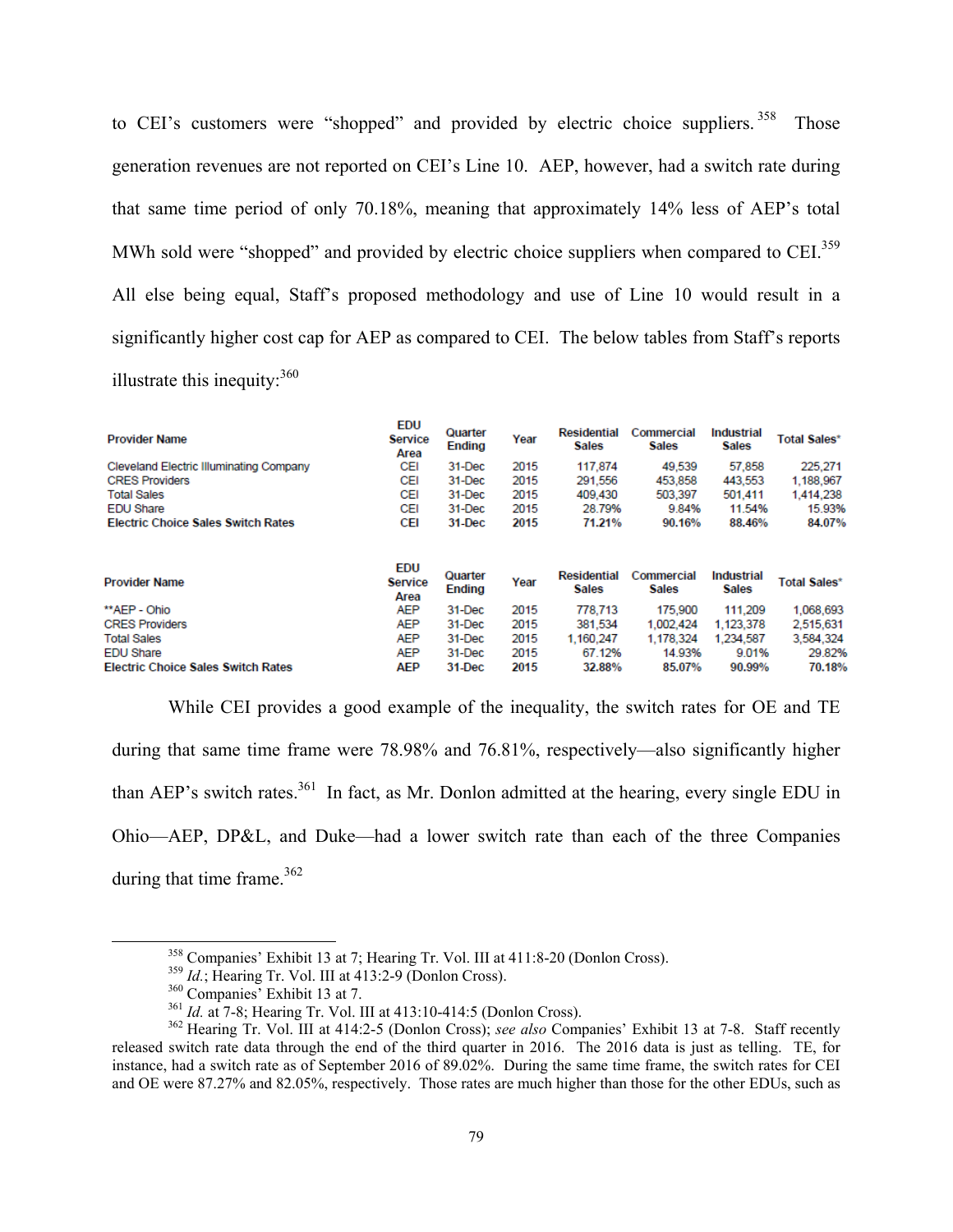to CEI's customers were "shopped" and provided by electric choice suppliers.[358] Those generation revenues are not reported on CEI's Line 10. AEP, however, had a switch rate during that same time period of only 70.18%, meaning that approximately 14% less of AEP's total MWh sold were "shopped" and provided by electric choice suppliers when compared to CEI.[359] All else being equal, Staff's proposed methodology and use of Line 10 would result in a significantly higher cost cap for AEP as compared to CEI. The below tables from Staff's reports illustrate this inequity:[360]

| Provider Name | EDU Service Area | Quarter Ending | Year | Residential Sales | Commercial Sales | Industrial Sales | Total Sales* |
|---|---|---|---|---|---|---|---|
| Cleveland Electric Illuminating Company | CEI | 31-Dec | 2015 | 117,874 | 49,539 | 57,858 | 225,271 |
| CRES Providers | CEI | 31-Dec | 2015 | 291,556 | 453,858 | 443,553 | 1,188,967 |
| Total Sales | CEI | 31-Dec | 2015 | 409,430 | 503,397 | 501,411 | 1,414,238 |
| EDU Share | CEI | 31-Dec | 2015 | 28.79% | 9.84% | 11.54% | 15.93% |
| **Electric Choice Sales Switch Rates** | **CEI** | **31-Dec** | **2015** | **71.21%** | **90.16%** | **88.46%** | **84.07%** |

| Provider Name | EDU Service Area | Quarter Ending | Year | Residential Sales | Commercial Sales | Industrial Sales | Total Sales* |
|---|---|---|---|---|---|---|---|
| **AEP - Ohio | AEP | 31-Dec | 2015 | 778,713 | 175,900 | 111,209 | 1,068,693 |
| CRES Providers | AEP | 31-Dec | 2015 | 381,534 | 1,002,424 | 1,123,378 | 2,515,631 |
| Total Sales | AEP | 31-Dec | 2015 | 1,160,247 | 1,178,324 | 1,234,587 | 3,584,324 |
| EDU Share | AEP | 31-Dec | 2015 | 67.12% | 14.93% | 9.01% | 29.82% |
| **Electric Choice Sales Switch Rates** | **AEP** | **31-Dec** | **2015** | **32.88%** | **85.07%** | **90.99%** | **70.18%** |

While CEI provides a good example of the inequality, the switch rates for OE and TE during that same time frame were 78.98% and 76.81%, respectively—also significantly higher than AEP's switch rates.[361] In fact, as Mr. Donlon admitted at the hearing, every single EDU in Ohio—AEP, DP&L, and Duke—had a lower switch rate than each of the three Companies during that time frame.[362]

---

[358] Companies' Exhibit 13 at 7; Hearing Tr. Vol. III at 411:8-20 (Donlon Cross).

[359] *Id.*; Hearing Tr. Vol. III at 413:2-9 (Donlon Cross).

[360] Companies' Exhibit 13 at 7.

[361] *Id.* at 7-8; Hearing Tr. Vol. III at 413:10-414:5 (Donlon Cross).

[362] Hearing Tr. Vol. III at 414:2-5 (Donlon Cross); *see also* Companies' Exhibit 13 at 7-8. Staff recently released switch rate data through the end of the third quarter in 2016. The 2016 data is just as telling. TE, for instance, had a switch rate as of September 2016 of 89.02%. During the same time frame, the switch rates for CEI and OE were 87.27% and 82.05%, respectively. Those rates are much higher than those for the other EDUs, such as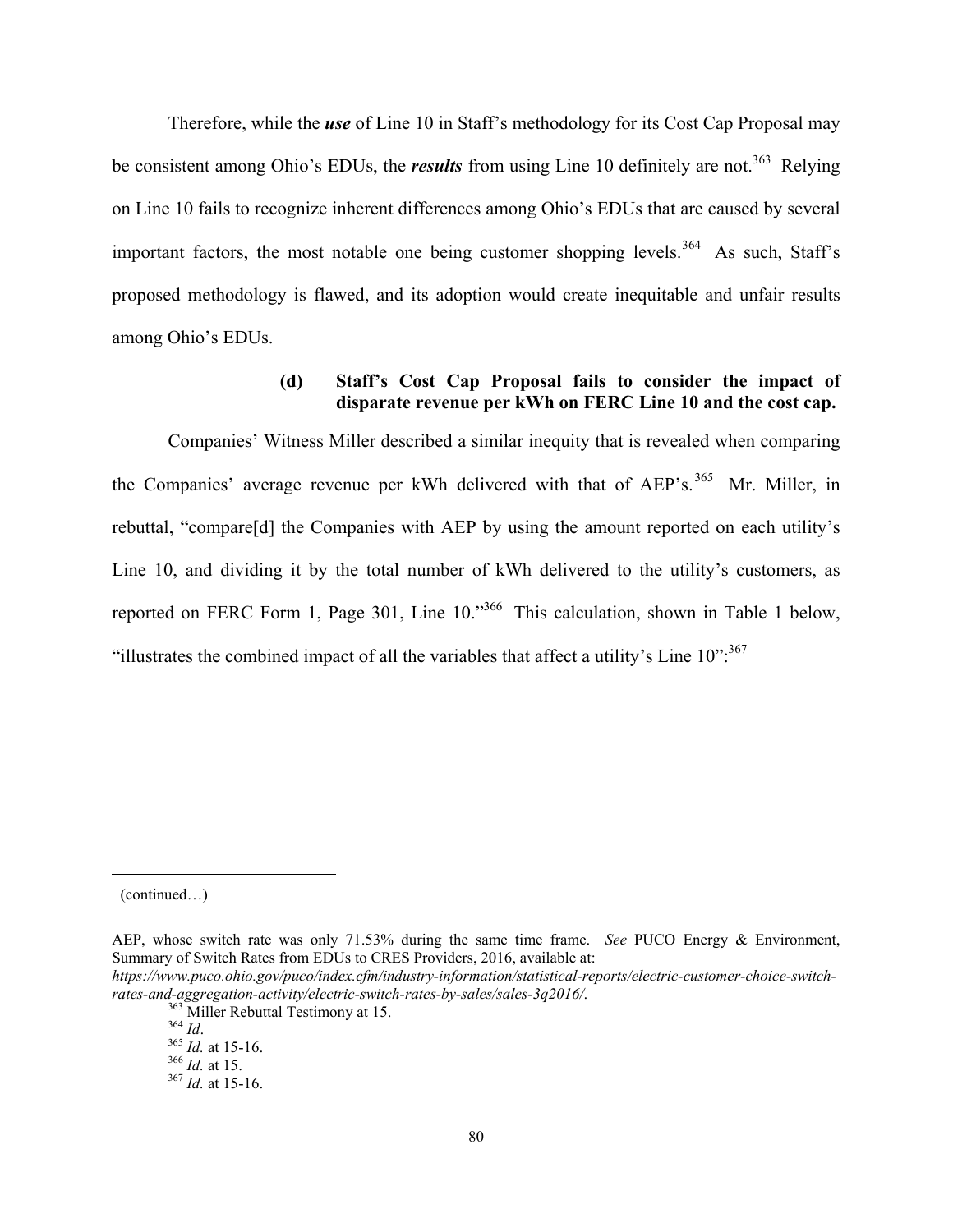Therefore, while the ***use*** of Line 10 in Staff's methodology for its Cost Cap Proposal may be consistent among Ohio's EDUs, the ***results*** from using Line 10 definitely are not.[363] Relying on Line 10 fails to recognize inherent differences among Ohio's EDUs that are caused by several important factors, the most notable one being customer shopping levels.[364] As such, Staff's proposed methodology is flawed, and its adoption would create inequitable and unfair results among Ohio's EDUs.

#### (d) Staff's Cost Cap Proposal fails to consider the impact of disparate revenue per kWh on FERC Line 10 and the cost cap.

Companies' Witness Miller described a similar inequity that is revealed when comparing the Companies' average revenue per kWh delivered with that of AEP's.[365] Mr. Miller, in rebuttal, "compare[d] the Companies with AEP by using the amount reported on each utility's Line 10, and dividing it by the total number of kWh delivered to the utility's customers, as reported on FERC Form 1, Page 301, Line 10."[366] This calculation, shown in Table 1 below, "illustrates the combined impact of all the variables that affect a utility's Line 10":[367]

---

(continued…)

AEP, whose switch rate was only 71.53% during the same time frame. *See* PUCO Energy & Environment, Summary of Switch Rates from EDUs to CRES Providers, 2016, available at: *https://www.puco.ohio.gov/puco/index.cfm/industry-information/statistical-reports/electric-customer-choice-switch-rates-and-aggregation-activity/electric-switch-rates-by-sales/sales-3q2016/*.

[363] Miller Rebuttal Testimony at 15.

[364] *Id*.

[365] *Id.* at 15-16.

[366] *Id.* at 15.

[367] *Id.* at 15-16.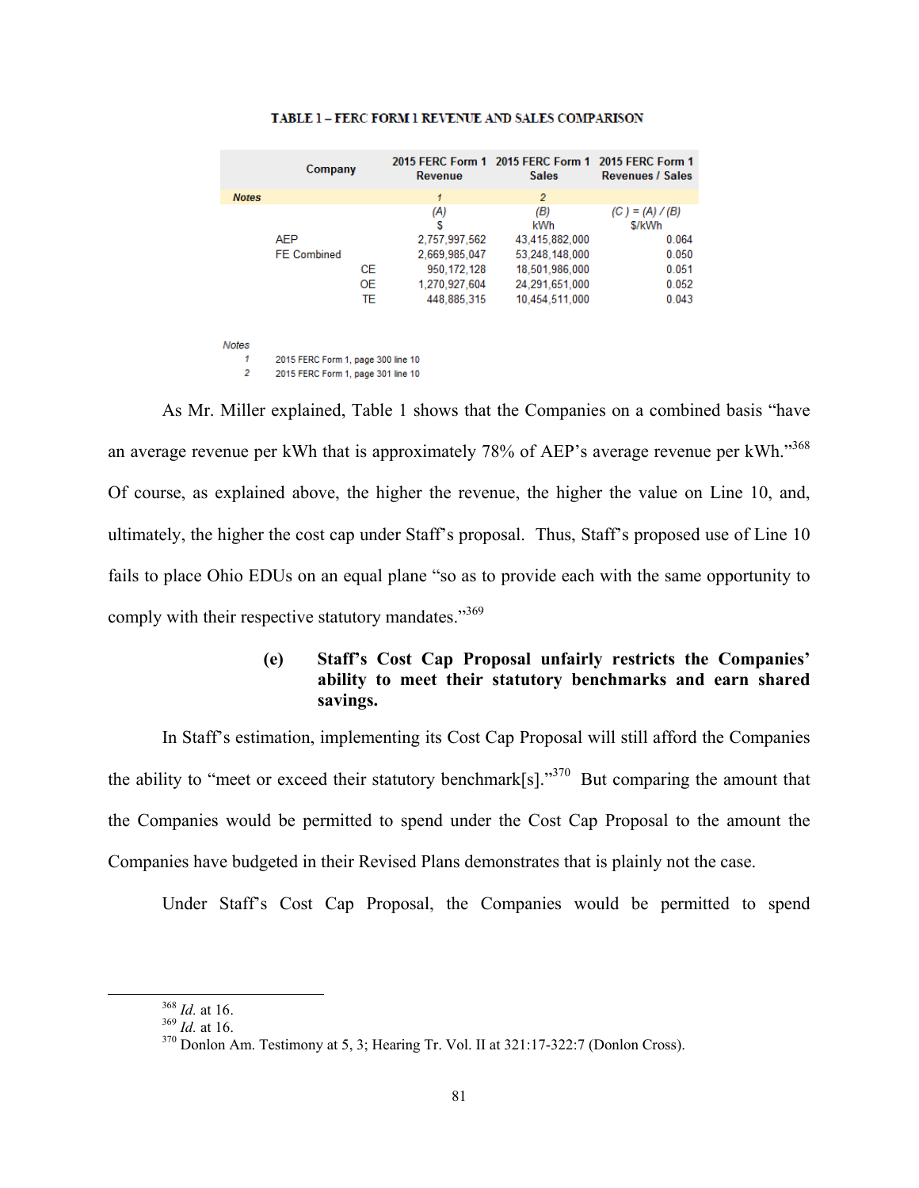**TABLE 1 – FERC FORM 1 REVENUE AND SALES COMPARISON**

| Company | | 2015 FERC Form 1 Revenue | 2015 FERC Form 1 Sales | 2015 FERC Form 1 Revenues / Sales |
|---|---|---|---|---|
| *Notes* | | 1 | 2 | |
| | | (A) | (B) | (C) = (A) / (B) |
| | | $ | kWh | $/kWh |
| AEP | | 2,757,997,562 | 43,415,882,000 | 0.064 |
| FE Combined | | 2,669,985,047 | 53,248,148,000 | 0.050 |
| | CE | 950,172,128 | 18,501,986,000 | 0.051 |
| | OE | 1,270,927,604 | 24,291,651,000 | 0.052 |
| | TE | 448,885,315 | 10,454,511,000 | 0.043 |

*Notes*

1 2015 FERC Form 1, page 300 line 10

2 2015 FERC Form 1, page 301 line 10

As Mr. Miller explained, Table 1 shows that the Companies on a combined basis "have an average revenue per kWh that is approximately 78% of AEP's average revenue per kWh."[368] Of course, as explained above, the higher the revenue, the higher the value on Line 10, and, ultimately, the higher the cost cap under Staff's proposal. Thus, Staff's proposed use of Line 10 fails to place Ohio EDUs on an equal plane "so as to provide each with the same opportunity to comply with their respective statutory mandates."[369]

**(e) Staff's Cost Cap Proposal unfairly restricts the Companies' ability to meet their statutory benchmarks and earn shared savings.**

In Staff's estimation, implementing its Cost Cap Proposal will still afford the Companies the ability to "meet or exceed their statutory benchmark[s]."[370] But comparing the amount that the Companies would be permitted to spend under the Cost Cap Proposal to the amount the Companies have budgeted in their Revised Plans demonstrates that is plainly not the case.

Under Staff's Cost Cap Proposal, the Companies would be permitted to spend

---

[368] *Id.* at 16.

[369] *Id.* at 16.

[370] Donlon Am. Testimony at 5, 3; Hearing Tr. Vol. II at 321:17-322:7 (Donlon Cross).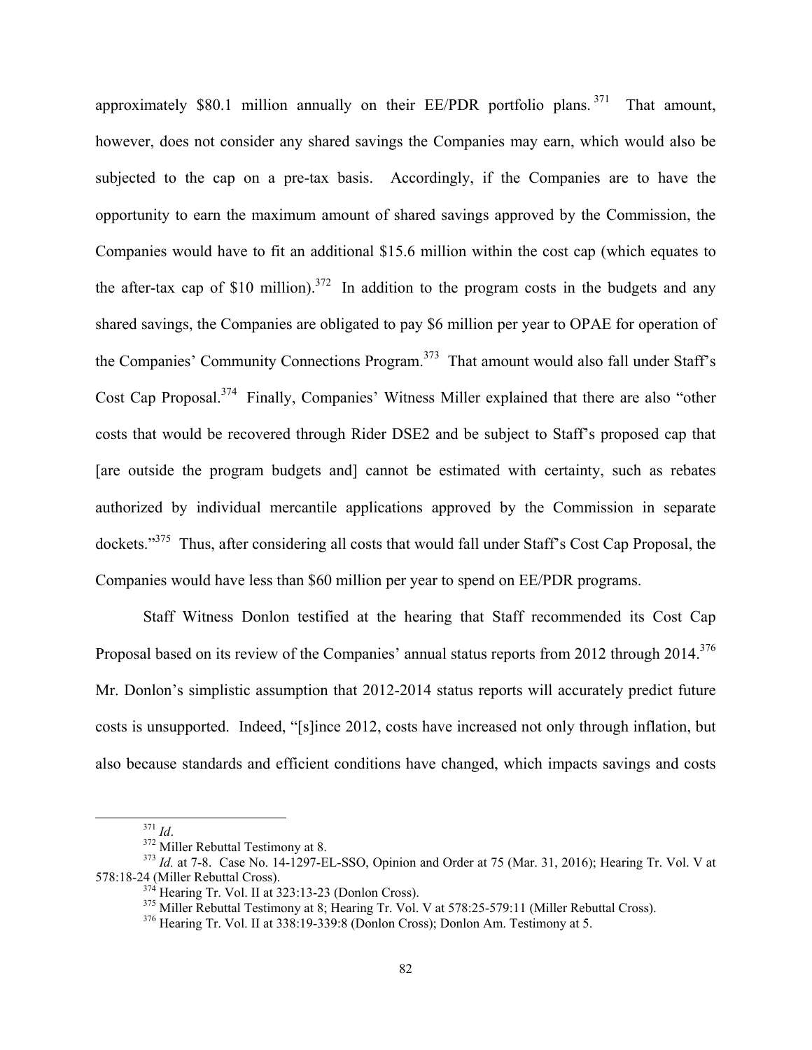approximately \$80.1 million annually on their EE/PDR portfolio plans.[371] That amount, however, does not consider any shared savings the Companies may earn, which would also be subjected to the cap on a pre-tax basis. Accordingly, if the Companies are to have the opportunity to earn the maximum amount of shared savings approved by the Commission, the Companies would have to fit an additional \$15.6 million within the cost cap (which equates to the after-tax cap of \$10 million).[372] In addition to the program costs in the budgets and any shared savings, the Companies are obligated to pay \$6 million per year to OPAE for operation of the Companies' Community Connections Program.[373] That amount would also fall under Staff's Cost Cap Proposal.[374] Finally, Companies' Witness Miller explained that there are also "other costs that would be recovered through Rider DSE2 and be subject to Staff's proposed cap that [are outside the program budgets and] cannot be estimated with certainty, such as rebates authorized by individual mercantile applications approved by the Commission in separate dockets."[375] Thus, after considering all costs that would fall under Staff's Cost Cap Proposal, the Companies would have less than \$60 million per year to spend on EE/PDR programs.

Staff Witness Donlon testified at the hearing that Staff recommended its Cost Cap Proposal based on its review of the Companies' annual status reports from 2012 through 2014.[376] Mr. Donlon's simplistic assumption that 2012-2014 status reports will accurately predict future costs is unsupported. Indeed, "[s]ince 2012, costs have increased not only through inflation, but also because standards and efficient conditions have changed, which impacts savings and costs

---

[371] *Id*.

[372] Miller Rebuttal Testimony at 8.

[373] *Id.* at 7-8. Case No. 14-1297-EL-SSO, Opinion and Order at 75 (Mar. 31, 2016); Hearing Tr. Vol. V at 578:18-24 (Miller Rebuttal Cross).

[374] Hearing Tr. Vol. II at 323:13-23 (Donlon Cross).

[375] Miller Rebuttal Testimony at 8; Hearing Tr. Vol. V at 578:25-579:11 (Miller Rebuttal Cross).

[376] Hearing Tr. Vol. II at 338:19-339:8 (Donlon Cross); Donlon Am. Testimony at 5.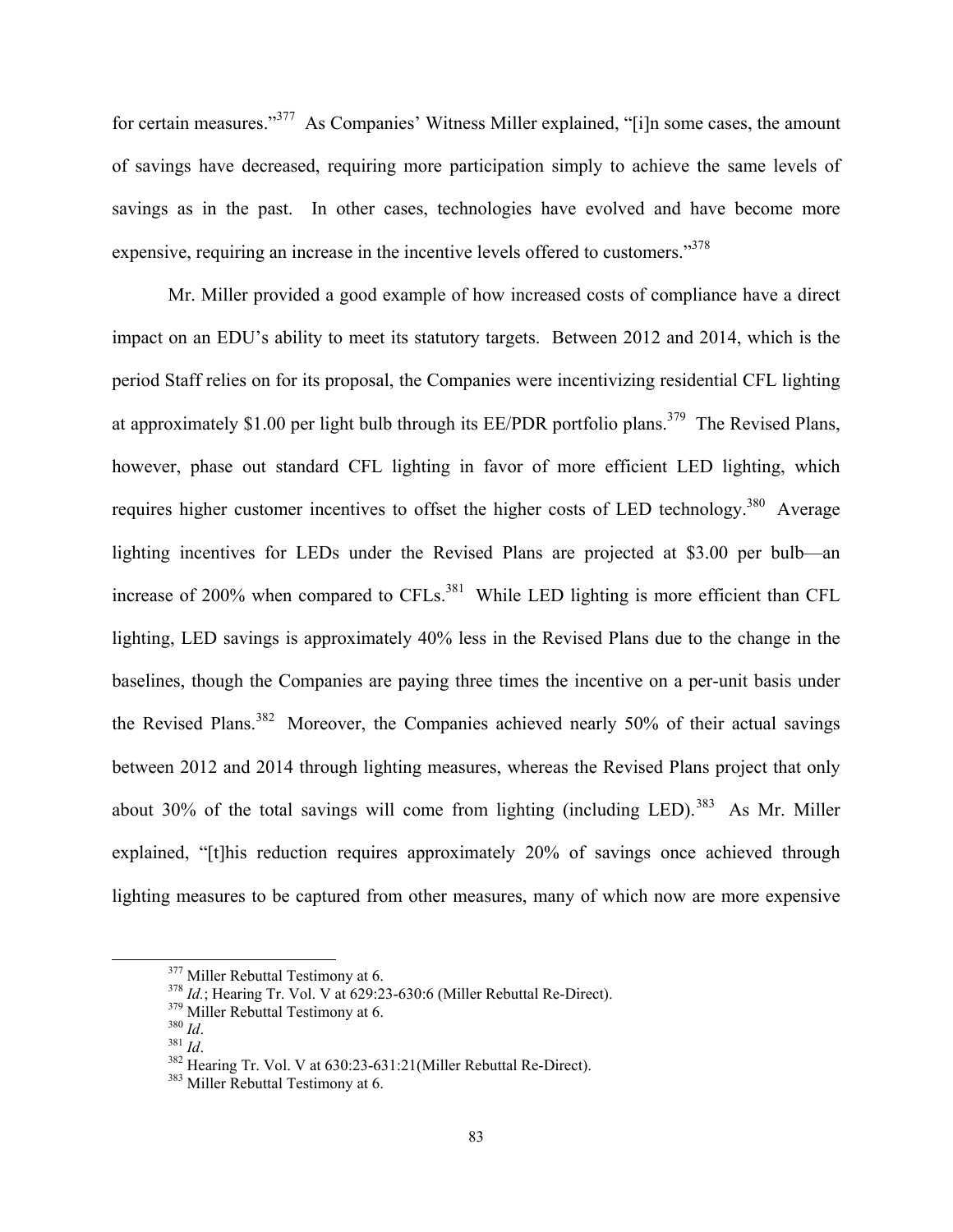for certain measures."[377] As Companies' Witness Miller explained, "[i]n some cases, the amount of savings have decreased, requiring more participation simply to achieve the same levels of savings as in the past. In other cases, technologies have evolved and have become more expensive, requiring an increase in the incentive levels offered to customers."[378]

Mr. Miller provided a good example of how increased costs of compliance have a direct impact on an EDU's ability to meet its statutory targets. Between 2012 and 2014, which is the period Staff relies on for its proposal, the Companies were incentivizing residential CFL lighting at approximately $1.00 per light bulb through its EE/PDR portfolio plans.[379] The Revised Plans, however, phase out standard CFL lighting in favor of more efficient LED lighting, which requires higher customer incentives to offset the higher costs of LED technology.[380] Average lighting incentives for LEDs under the Revised Plans are projected at $3.00 per bulb—an increase of 200% when compared to CFLs.[381] While LED lighting is more efficient than CFL lighting, LED savings is approximately 40% less in the Revised Plans due to the change in the baselines, though the Companies are paying three times the incentive on a per-unit basis under the Revised Plans.[382] Moreover, the Companies achieved nearly 50% of their actual savings between 2012 and 2014 through lighting measures, whereas the Revised Plans project that only about 30% of the total savings will come from lighting (including LED).[383] As Mr. Miller explained, "[t]his reduction requires approximately 20% of savings once achieved through lighting measures to be captured from other measures, many of which now are more expensive

---

[377] Miller Rebuttal Testimony at 6.

[378] *Id.*; Hearing Tr. Vol. V at 629:23-630:6 (Miller Rebuttal Re-Direct).

[379] Miller Rebuttal Testimony at 6.

[380] *Id*.

[381] *Id*.

[382] Hearing Tr. Vol. V at 630:23-631:21(Miller Rebuttal Re-Direct).

[383] Miller Rebuttal Testimony at 6.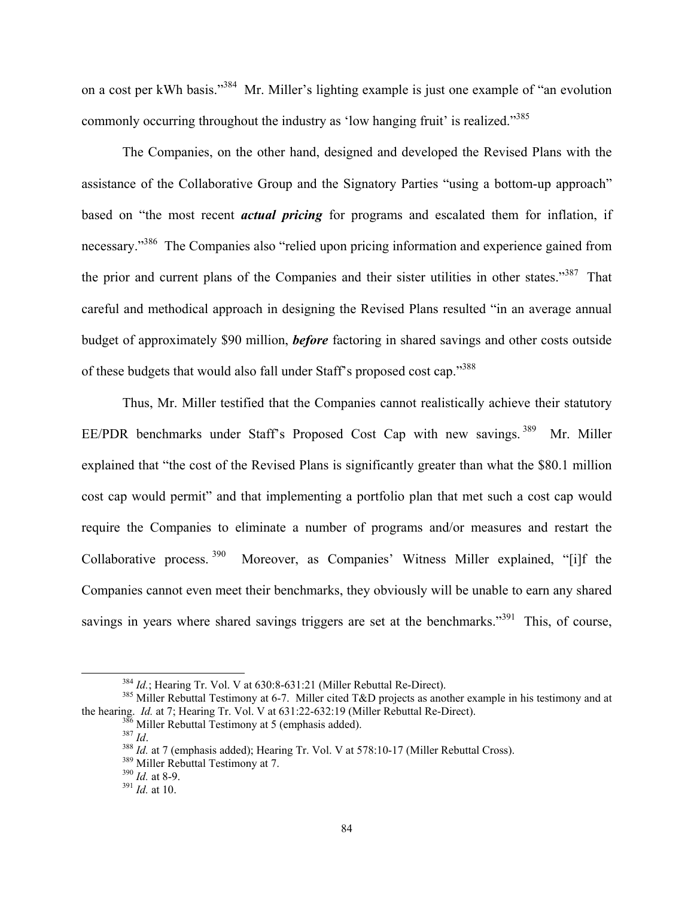on a cost per kWh basis."[384] Mr. Miller's lighting example is just one example of "an evolution commonly occurring throughout the industry as 'low hanging fruit' is realized."[385]

The Companies, on the other hand, designed and developed the Revised Plans with the assistance of the Collaborative Group and the Signatory Parties "using a bottom-up approach" based on "the most recent ***actual pricing*** for programs and escalated them for inflation, if necessary."[386] The Companies also "relied upon pricing information and experience gained from the prior and current plans of the Companies and their sister utilities in other states."[387] That careful and methodical approach in designing the Revised Plans resulted "in an average annual budget of approximately $90 million, ***before*** factoring in shared savings and other costs outside of these budgets that would also fall under Staff's proposed cost cap."[388]

Thus, Mr. Miller testified that the Companies cannot realistically achieve their statutory EE/PDR benchmarks under Staff's Proposed Cost Cap with new savings.[389] Mr. Miller explained that "the cost of the Revised Plans is significantly greater than what the $80.1 million cost cap would permit" and that implementing a portfolio plan that met such a cost cap would require the Companies to eliminate a number of programs and/or measures and restart the Collaborative process.[390] Moreover, as Companies' Witness Miller explained, "[i]f the Companies cannot even meet their benchmarks, they obviously will be unable to earn any shared savings in years where shared savings triggers are set at the benchmarks."[391] This, of course,

---

[384] *Id.*; Hearing Tr. Vol. V at 630:8-631:21 (Miller Rebuttal Re-Direct).

[385] Miller Rebuttal Testimony at 6-7. Miller cited T&D projects as another example in his testimony and at the hearing. *Id.* at 7; Hearing Tr. Vol. V at 631:22-632:19 (Miller Rebuttal Re-Direct).

[386] Miller Rebuttal Testimony at 5 (emphasis added).

[387] *Id*.

[388] *Id.* at 7 (emphasis added); Hearing Tr. Vol. V at 578:10-17 (Miller Rebuttal Cross).

[389] Miller Rebuttal Testimony at 7.

[390] *Id.* at 8-9.

[391] *Id.* at 10.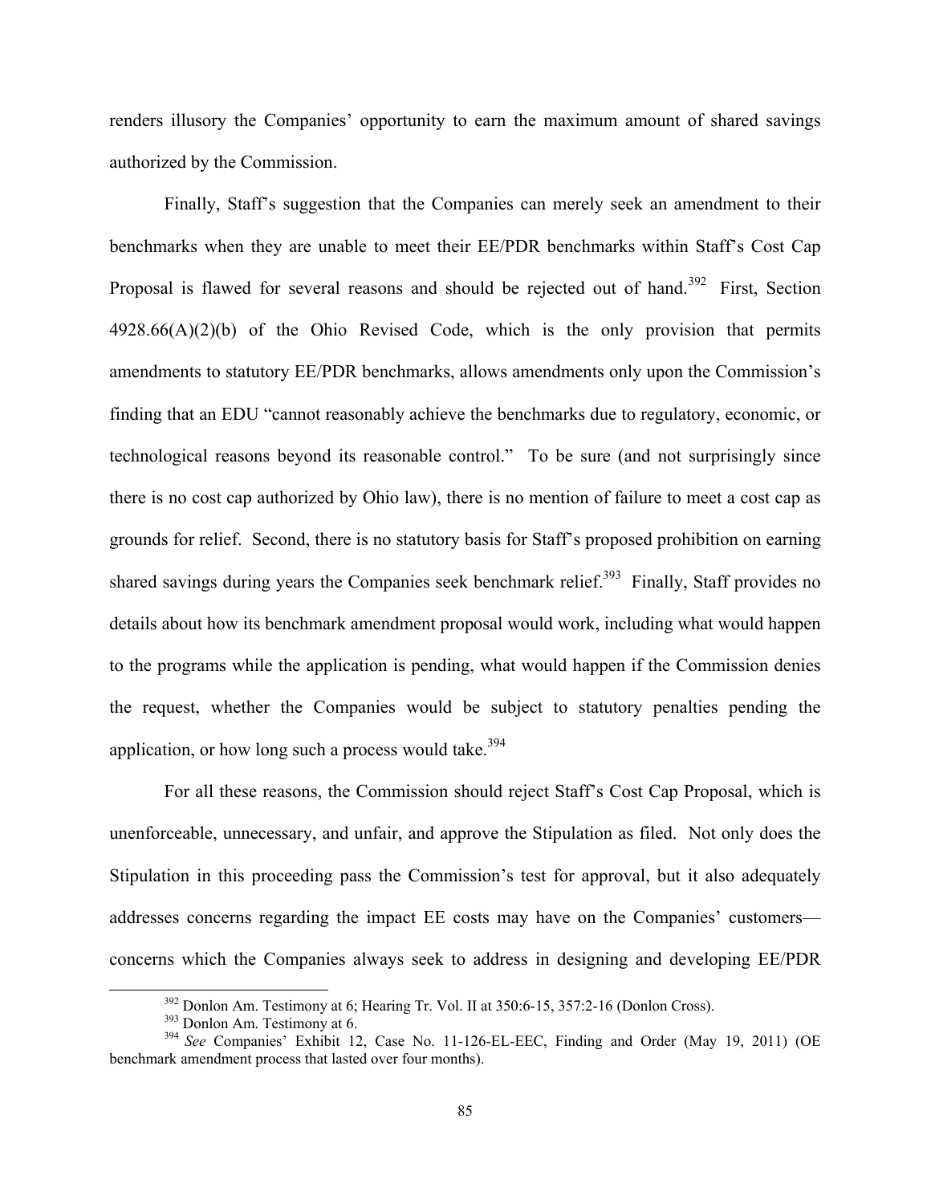renders illusory the Companies' opportunity to earn the maximum amount of shared savings authorized by the Commission.

Finally, Staff's suggestion that the Companies can merely seek an amendment to their benchmarks when they are unable to meet their EE/PDR benchmarks within Staff's Cost Cap Proposal is flawed for several reasons and should be rejected out of hand.[392] First, Section 4928.66(A)(2)(b) of the Ohio Revised Code, which is the only provision that permits amendments to statutory EE/PDR benchmarks, allows amendments only upon the Commission's finding that an EDU "cannot reasonably achieve the benchmarks due to regulatory, economic, or technological reasons beyond its reasonable control." To be sure (and not surprisingly since there is no cost cap authorized by Ohio law), there is no mention of failure to meet a cost cap as grounds for relief. Second, there is no statutory basis for Staff's proposed prohibition on earning shared savings during years the Companies seek benchmark relief.[393] Finally, Staff provides no details about how its benchmark amendment proposal would work, including what would happen to the programs while the application is pending, what would happen if the Commission denies the request, whether the Companies would be subject to statutory penalties pending the application, or how long such a process would take.[394]

For all these reasons, the Commission should reject Staff's Cost Cap Proposal, which is unenforceable, unnecessary, and unfair, and approve the Stipulation as filed. Not only does the Stipulation in this proceeding pass the Commission's test for approval, but it also adequately addresses concerns regarding the impact EE costs may have on the Companies' customers—concerns which the Companies always seek to address in designing and developing EE/PDR

---

[392] Donlon Am. Testimony at 6; Hearing Tr. Vol. II at 350:6-15, 357:2-16 (Donlon Cross).

[393] Donlon Am. Testimony at 6.

[394] *See* Companies' Exhibit 12, Case No. 11-126-EL-EEC, Finding and Order (May 19, 2011) (OE benchmark amendment process that lasted over four months).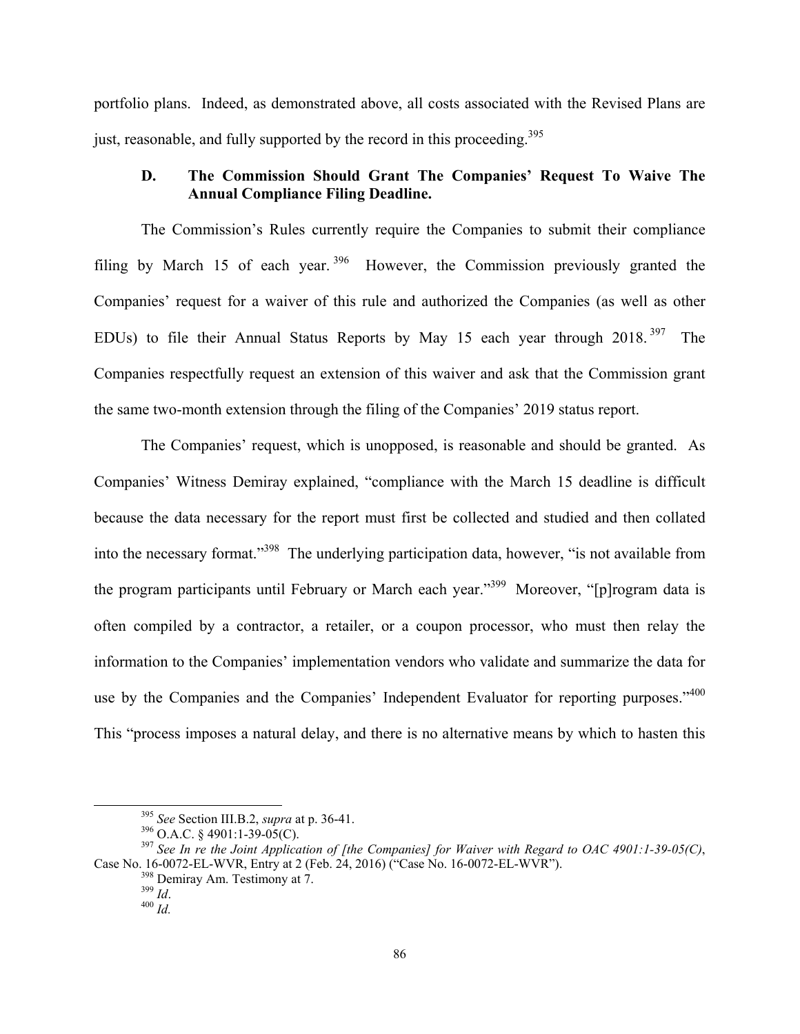portfolio plans. Indeed, as demonstrated above, all costs associated with the Revised Plans are just, reasonable, and fully supported by the record in this proceeding.[395]

### D. The Commission Should Grant The Companies' Request To Waive The Annual Compliance Filing Deadline.

The Commission's Rules currently require the Companies to submit their compliance filing by March 15 of each year.[396] However, the Commission previously granted the Companies' request for a waiver of this rule and authorized the Companies (as well as other EDUs) to file their Annual Status Reports by May 15 each year through 2018.[397] The Companies respectfully request an extension of this waiver and ask that the Commission grant the same two-month extension through the filing of the Companies' 2019 status report.

The Companies' request, which is unopposed, is reasonable and should be granted. As Companies' Witness Demiray explained, "compliance with the March 15 deadline is difficult because the data necessary for the report must first be collected and studied and then collated into the necessary format."[398] The underlying participation data, however, "is not available from the program participants until February or March each year."[399] Moreover, "[p]rogram data is often compiled by a contractor, a retailer, or a coupon processor, who must then relay the information to the Companies' implementation vendors who validate and summarize the data for use by the Companies and the Companies' Independent Evaluator for reporting purposes."[400] This "process imposes a natural delay, and there is no alternative means by which to hasten this

---

[395] *See* Section III.B.2, *supra* at p. 36-41.

[396] O.A.C. § 4901:1-39-05(C).

[397] *See In re the Joint Application of [the Companies] for Waiver with Regard to OAC 4901:1-39-05(C)*, Case No. 16-0072-EL-WVR, Entry at 2 (Feb. 24, 2016) ("Case No. 16-0072-EL-WVR").

[398] Demiray Am. Testimony at 7.

[399] *Id*.

[400] *Id.*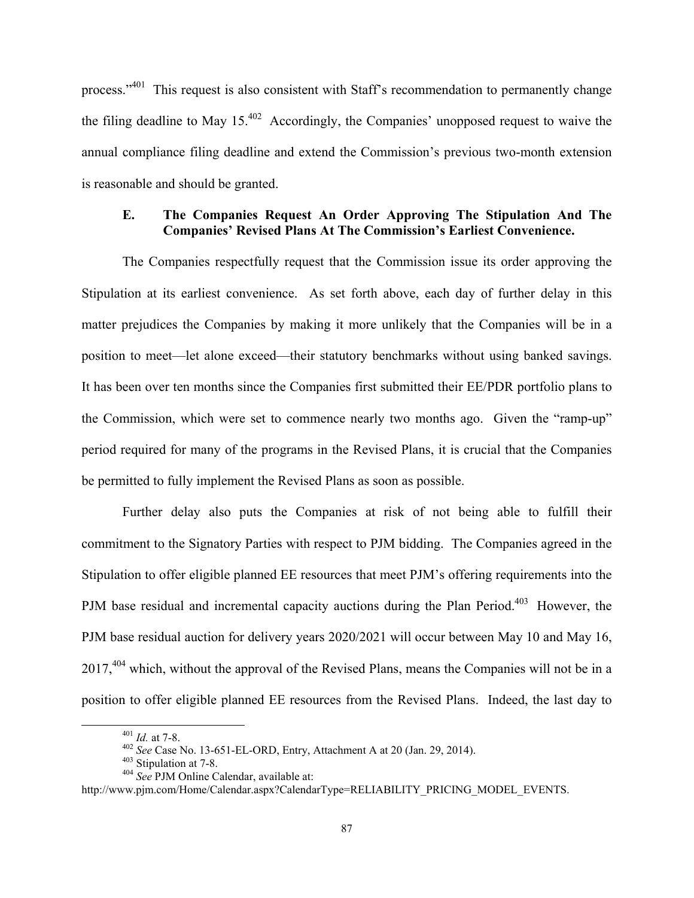process."[401] This request is also consistent with Staff's recommendation to permanently change the filing deadline to May 15.[402] Accordingly, the Companies' unopposed request to waive the annual compliance filing deadline and extend the Commission's previous two-month extension is reasonable and should be granted.

### E. The Companies Request An Order Approving The Stipulation And The Companies' Revised Plans At The Commission's Earliest Convenience.

The Companies respectfully request that the Commission issue its order approving the Stipulation at its earliest convenience. As set forth above, each day of further delay in this matter prejudices the Companies by making it more unlikely that the Companies will be in a position to meet—let alone exceed—their statutory benchmarks without using banked savings. It has been over ten months since the Companies first submitted their EE/PDR portfolio plans to the Commission, which were set to commence nearly two months ago. Given the "ramp-up" period required for many of the programs in the Revised Plans, it is crucial that the Companies be permitted to fully implement the Revised Plans as soon as possible.

Further delay also puts the Companies at risk of not being able to fulfill their commitment to the Signatory Parties with respect to PJM bidding. The Companies agreed in the Stipulation to offer eligible planned EE resources that meet PJM's offering requirements into the PJM base residual and incremental capacity auctions during the Plan Period.[403] However, the PJM base residual auction for delivery years 2020/2021 will occur between May 10 and May 16, 2017,[404] which, without the approval of the Revised Plans, means the Companies will not be in a position to offer eligible planned EE resources from the Revised Plans. Indeed, the last day to

---

[401] *Id.* at 7-8.

[402] *See* Case No. 13-651-EL-ORD, Entry, Attachment A at 20 (Jan. 29, 2014).

[403] Stipulation at 7-8.

[404] *See* PJM Online Calendar, available at: http://www.pjm.com/Home/Calendar.aspx?CalendarType=RELIABILITY_PRICING_MODEL_EVENTS.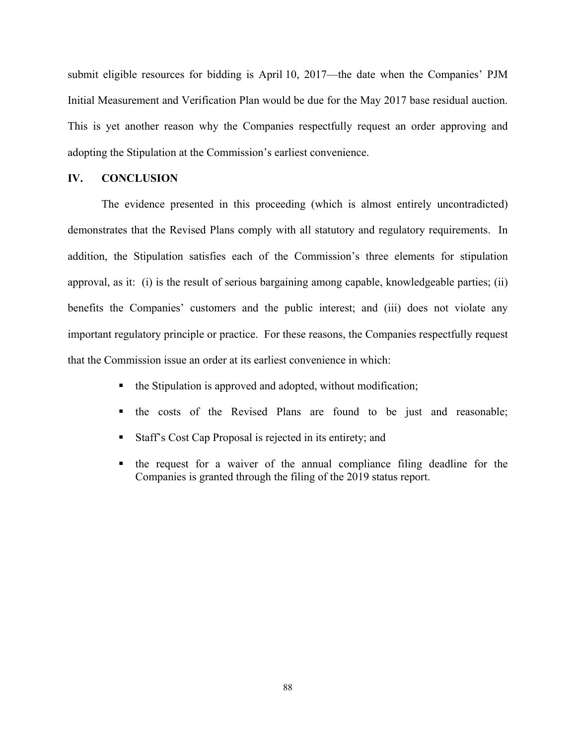submit eligible resources for bidding is April 10, 2017—the date when the Companies' PJM Initial Measurement and Verification Plan would be due for the May 2017 base residual auction. This is yet another reason why the Companies respectfully request an order approving and adopting the Stipulation at the Commission's earliest convenience.

## IV. CONCLUSION

The evidence presented in this proceeding (which is almost entirely uncontradicted) demonstrates that the Revised Plans comply with all statutory and regulatory requirements. In addition, the Stipulation satisfies each of the Commission's three elements for stipulation approval, as it: (i) is the result of serious bargaining among capable, knowledgeable parties; (ii) benefits the Companies' customers and the public interest; and (iii) does not violate any important regulatory principle or practice. For these reasons, the Companies respectfully request that the Commission issue an order at its earliest convenience in which:

- the Stipulation is approved and adopted, without modification;
- the costs of the Revised Plans are found to be just and reasonable;
- Staff's Cost Cap Proposal is rejected in its entirety; and
- the request for a waiver of the annual compliance filing deadline for the Companies is granted through the filing of the 2019 status report.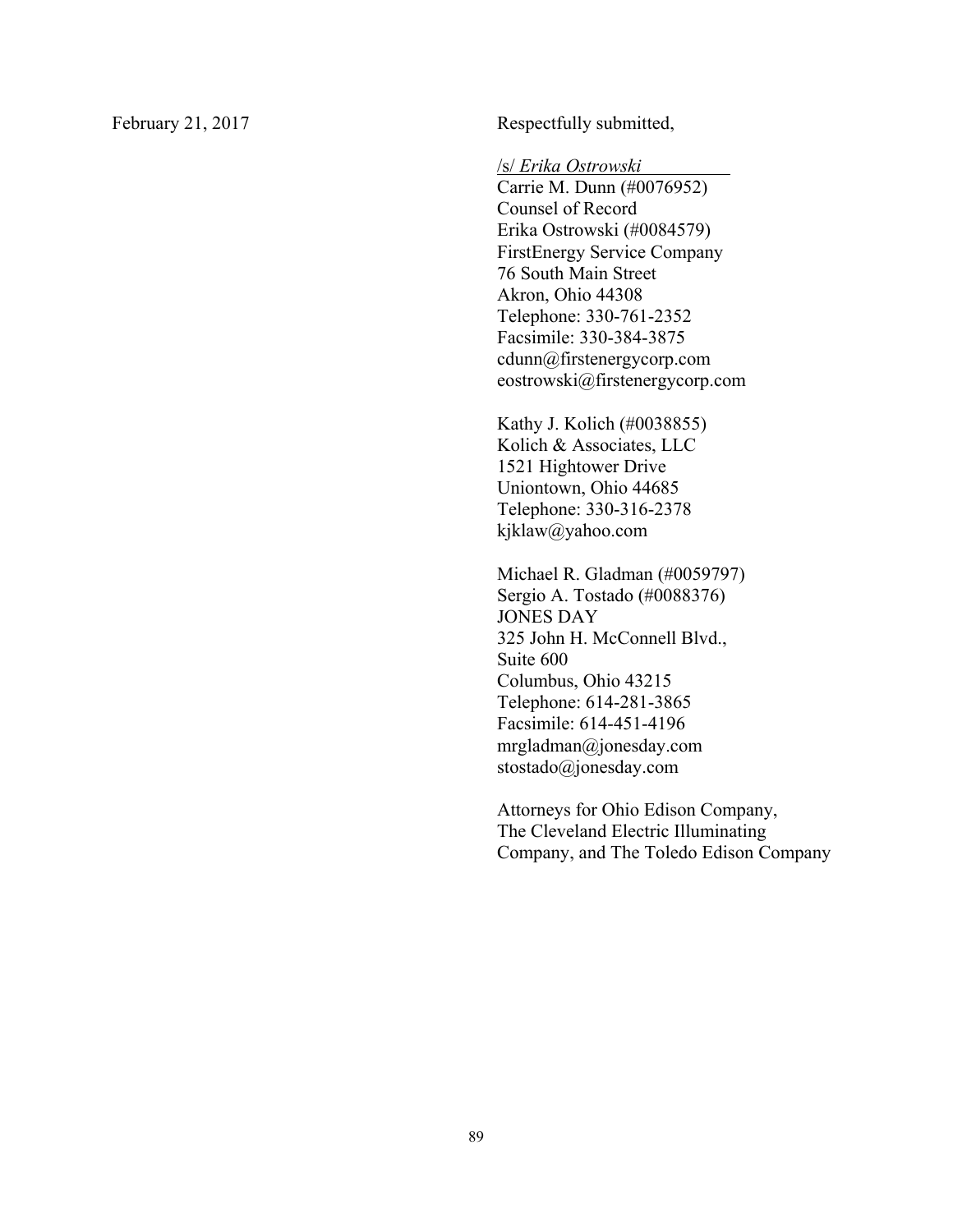February 21, 2017

Respectfully submitted,

/s/ *Erika Ostrowski*

Carrie M. Dunn (#0076952)
Counsel of Record
Erika Ostrowski (#0084579)
FirstEnergy Service Company
76 South Main Street
Akron, Ohio 44308
Telephone: 330-761-2352
Facsimile: 330-384-3875
cdunn@firstenergycorp.com
eostrowski@firstenergycorp.com

Kathy J. Kolich (#0038855)
Kolich & Associates, LLC
1521 Hightower Drive
Uniontown, Ohio 44685
Telephone: 330-316-2378
kjklaw@yahoo.com

Michael R. Gladman (#0059797)
Sergio A. Tostado (#0088376)
JONES DAY
325 John H. McConnell Blvd.,
Suite 600
Columbus, Ohio 43215
Telephone: 614-281-3865
Facsimile: 614-451-4196
mrgladman@jonesday.com
stostado@jonesday.com

Attorneys for Ohio Edison Company, The Cleveland Electric Illuminating Company, and The Toledo Edison Company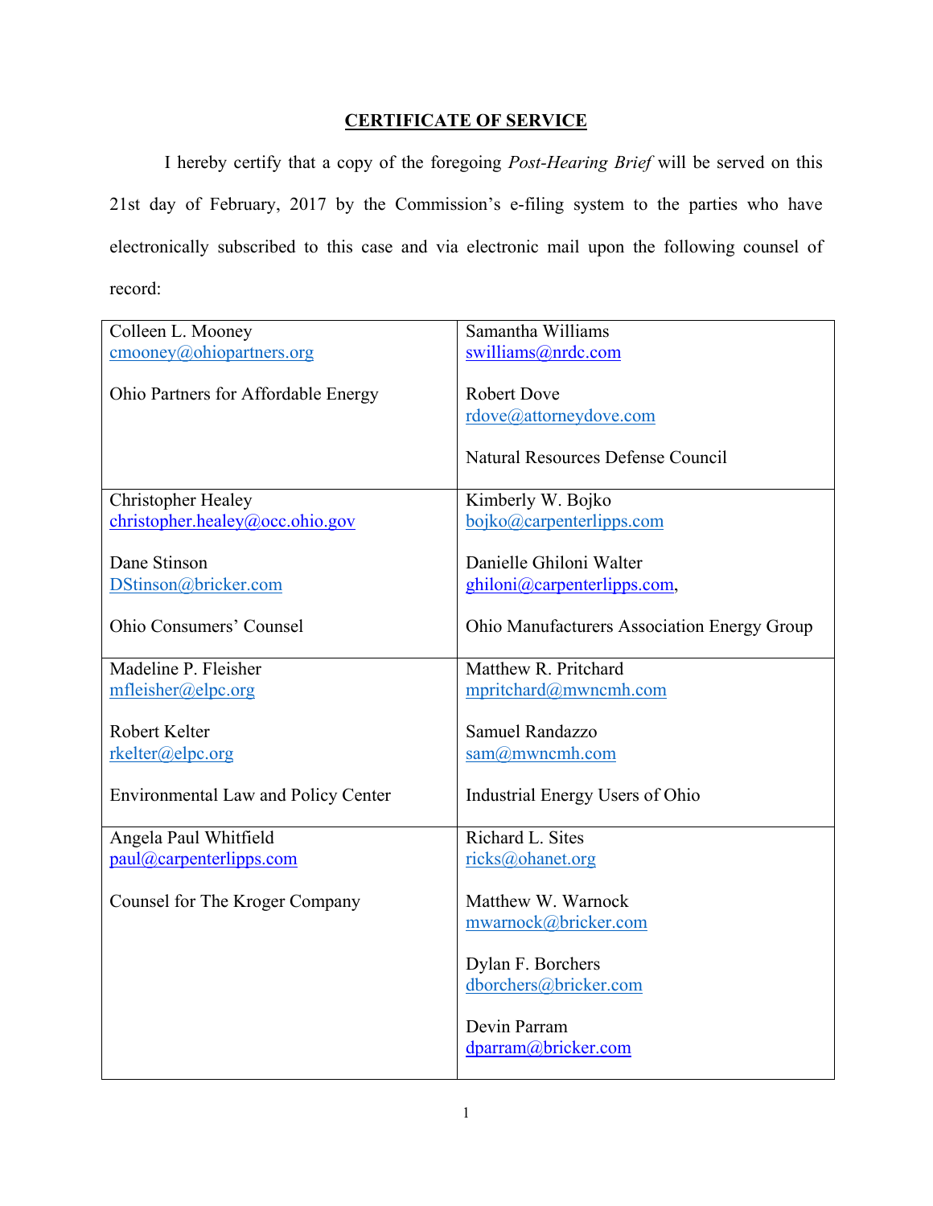## CERTIFICATE OF SERVICE

I hereby certify that a copy of the foregoing *Post-Hearing Brief* will be served on this 21st day of February, 2017 by the Commission's e-filing system to the parties who have electronically subscribed to this case and via electronic mail upon the following counsel of record:

| | |
|---|---|
| Colleen L. Mooney<br>cmooney@ohiopartners.org<br><br>Ohio Partners for Affordable Energy | Samantha Williams<br>swilliams@nrdc.com<br><br>Robert Dove<br>rdove@attorneydove.com<br><br>Natural Resources Defense Council |
| Christopher Healey<br>christopher.healey@occ.ohio.gov<br><br>Dane Stinson<br>DStinson@bricker.com<br><br>Ohio Consumers' Counsel | Kimberly W. Bojko<br>bojko@carpenterlipps.com<br><br>Danielle Ghiloni Walter<br>ghiloni@carpenterlipps.com,<br><br>Ohio Manufacturers Association Energy Group |
| Madeline P. Fleisher<br>mfleisher@elpc.org<br><br>Robert Kelter<br>rkelter@elpc.org<br><br>Environmental Law and Policy Center | Matthew R. Pritchard<br>mpritchard@mwncmh.com<br><br>Samuel Randazzo<br>sam@mwncmh.com<br><br>Industrial Energy Users of Ohio |
| Angela Paul Whitfield<br>paul@carpenterlipps.com<br><br>Counsel for The Kroger Company | Richard L. Sites<br>ricks@ohanet.org<br><br>Matthew W. Warnock<br>mwarnock@bricker.com<br><br>Dylan F. Borchers<br>dborchers@bricker.com<br><br>Devin Parram<br>dparram@bricker.com |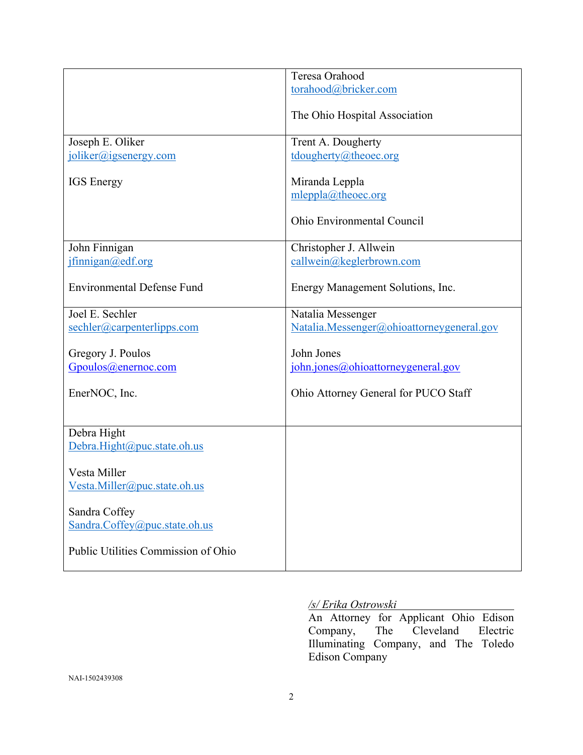| | |
|---|---|
| | Teresa Orahood<br>torahood@bricker.com<br><br>The Ohio Hospital Association |
| Joseph E. Oliker<br>joliker@igsenergy.com<br><br>IGS Energy | Trent A. Dougherty<br>tdougherty@theoec.org<br><br>Miranda Leppla<br>mleppla@theoec.org<br><br>Ohio Environmental Council |
| John Finnigan<br>jfinnigan@edf.org<br><br>Environmental Defense Fund | Christopher J. Allwein<br>callwein@keglerbrown.com<br><br>Energy Management Solutions, Inc. |
| Joel E. Sechler<br>sechler@carpenterlipps.com<br><br>Gregory J. Poulos<br>Gpoulos@enernoc.com<br><br>EnerNOC, Inc. | Natalia Messenger<br>Natalia.Messenger@ohioattorneygeneral.gov<br><br>John Jones<br>john.jones@ohioattorneygeneral.gov<br><br>Ohio Attorney General for PUCO Staff |
| Debra Hight<br>Debra.Hight@puc.state.oh.us<br><br>Vesta Miller<br>Vesta.Miller@puc.state.oh.us<br><br>Sandra Coffey<br>Sandra.Coffey@puc.state.oh.us<br><br>Public Utilities Commission of Ohio | |

*/s/ Erika Ostrowski*
An Attorney for Applicant Ohio Edison Company, The Cleveland Electric Illuminating Company, and The Toledo Edison Company

NAI-1502439308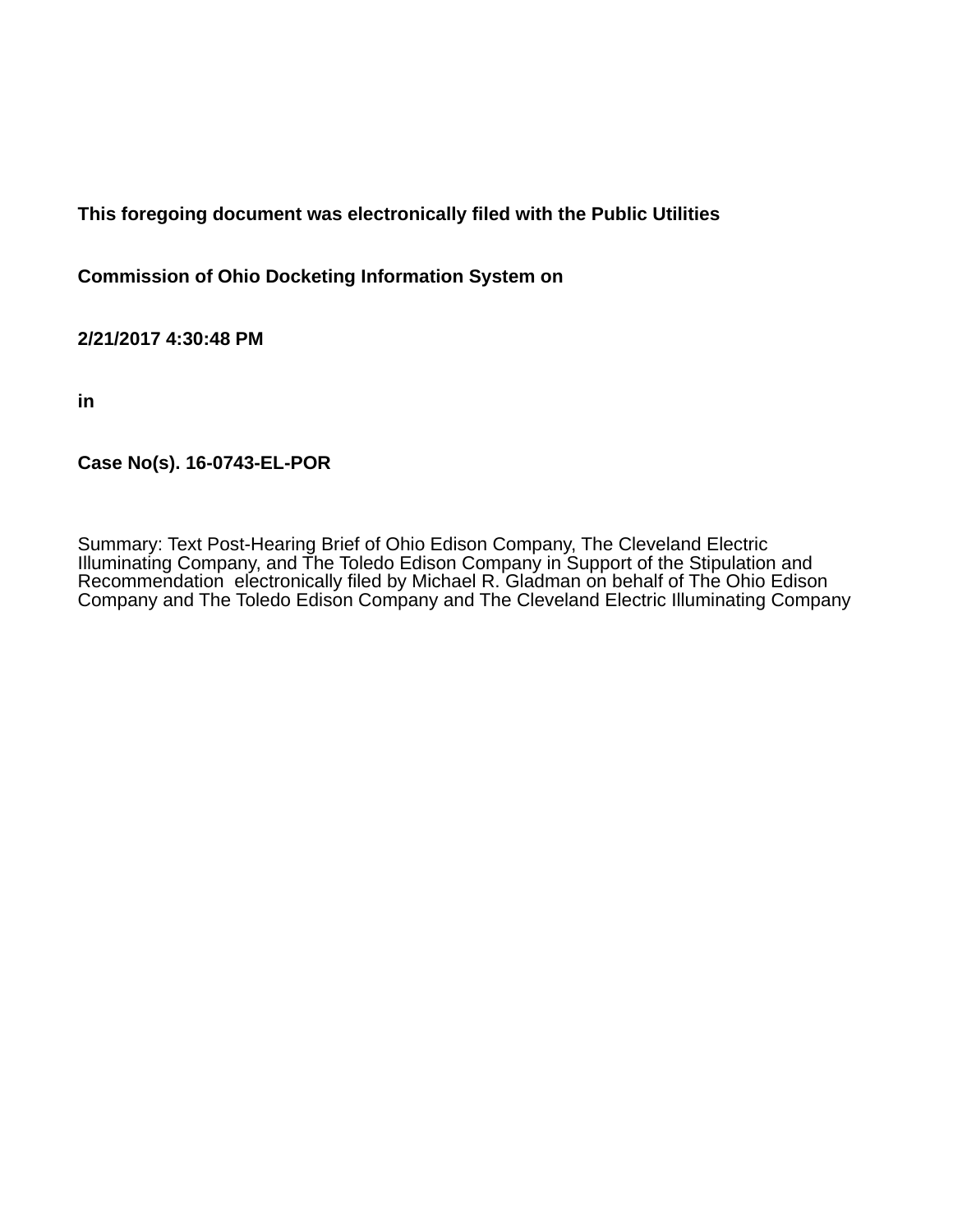**This foregoing document was electronically filed with the Public Utilities**

**Commission of Ohio Docketing Information System on**

**2/21/2017 4:30:48 PM**

**in**

**Case No(s). 16-0743-EL-POR**

Summary: Text Post-Hearing Brief of Ohio Edison Company, The Cleveland Electric Illuminating Company, and The Toledo Edison Company in Support of the Stipulation and Recommendation electronically filed by Michael R. Gladman on behalf of The Ohio Edison Company and The Toledo Edison Company and The Cleveland Electric Illuminating Company